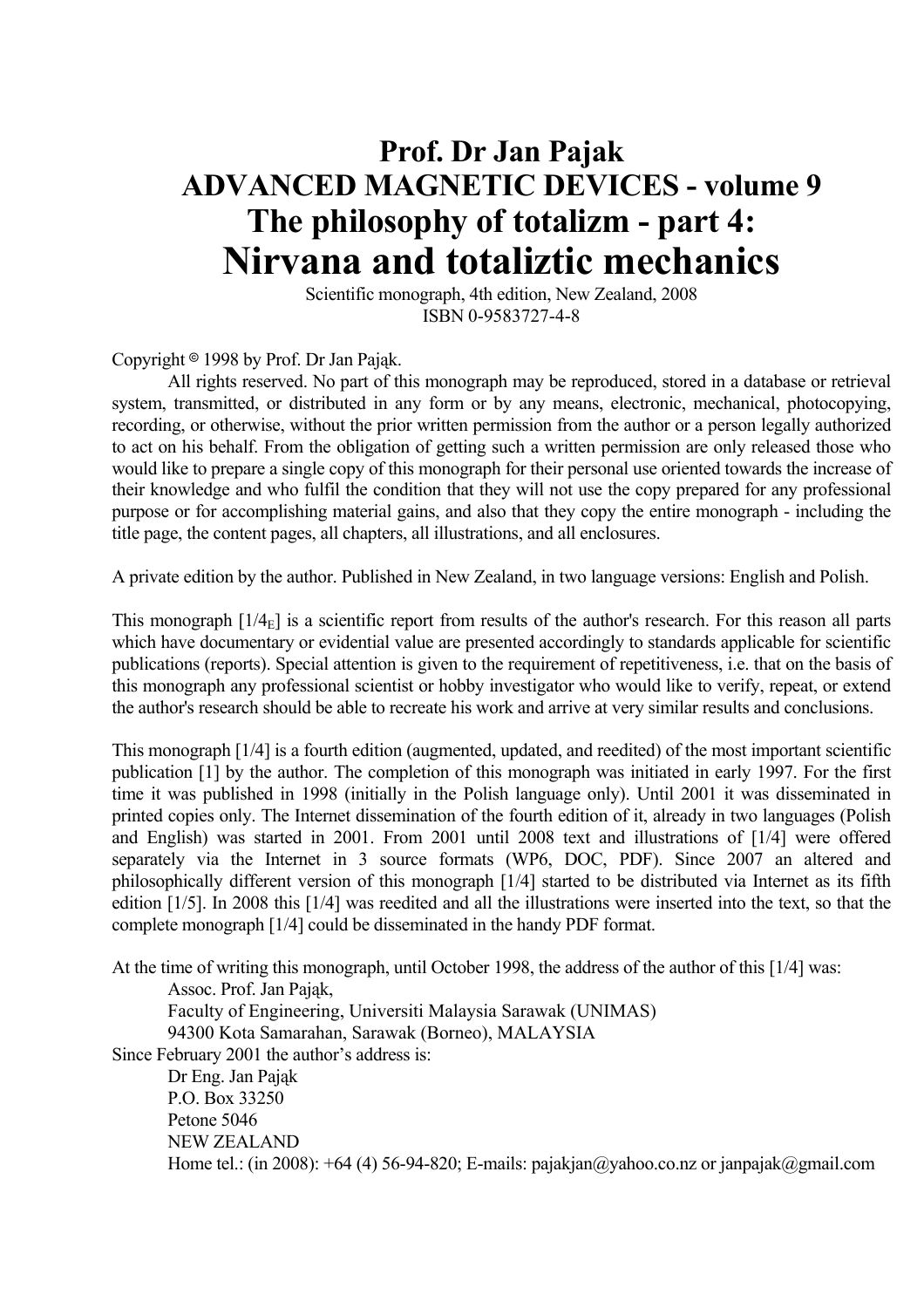# Prof. Dr Jan Pajak
# ADVANCED MAGNETIC DEVICES - volume 9
# The philosophy of totalizm - part 4:
# Nirvana and totaliztic mechanics

Scientific monograph, 4th edition, New Zealand, 2008
ISBN 0-9583727-4-8

Copyright © 1998 by Prof. Dr Jan Pająk.

All rights reserved. No part of this monograph may be reproduced, stored in a database or retrieval system, transmitted, or distributed in any form or by any means, electronic, mechanical, photocopying, recording, or otherwise, without the prior written permission from the author or a person legally authorized to act on his behalf. From the obligation of getting such a written permission are only released those who would like to prepare a single copy of this monograph for their personal use oriented towards the increase of their knowledge and who fulfil the condition that they will not use the copy prepared for any professional purpose or for accomplishing material gains, and also that they copy the entire monograph - including the title page, the content pages, all chapters, all illustrations, and all enclosures.

A private edition by the author. Published in New Zealand, in two language versions: English and Polish.

This monograph [$1/4_E$] is a scientific report from results of the author's research. For this reason all parts which have documentary or evidential value are presented accordingly to standards applicable for scientific publications (reports). Special attention is given to the requirement of repetitiveness, i.e. that on the basis of this monograph any professional scientist or hobby investigator who would like to verify, repeat, or extend the author's research should be able to recreate his work and arrive at very similar results and conclusions.

This monograph [1/4] is a fourth edition (augmented, updated, and reedited) of the most important scientific publication [1] by the author. The completion of this monograph was initiated in early 1997. For the first time it was published in 1998 (initially in the Polish language only). Until 2001 it was disseminated in printed copies only. The Internet dissemination of the fourth edition of it, already in two languages (Polish and English) was started in 2001. From 2001 until 2008 text and illustrations of [1/4] were offered separately via the Internet in 3 source formats (WP6, DOC, PDF). Since 2007 an altered and philosophically different version of this monograph [1/4] started to be distributed via Internet as its fifth edition [1/5]. In 2008 this [1/4] was reedited and all the illustrations were inserted into the text, so that the complete monograph [1/4] could be disseminated in the handy PDF format.

At the time of writing this monograph, until October 1998, the address of the author of this [1/4] was:

Assoc. Prof. Jan Pająk,
Faculty of Engineering, Universiti Malaysia Sarawak (UNIMAS)
94300 Kota Samarahan, Sarawak (Borneo), MALAYSIA

Since February 2001 the author's address is:

Dr Eng. Jan Pająk
P.O. Box 33250
Petone 5046
NEW ZEALAND
Home tel.: (in 2008): +64 (4) 56-94-820; E-mails: pajakjan@yahoo.co.nz or janpajak@gmail.com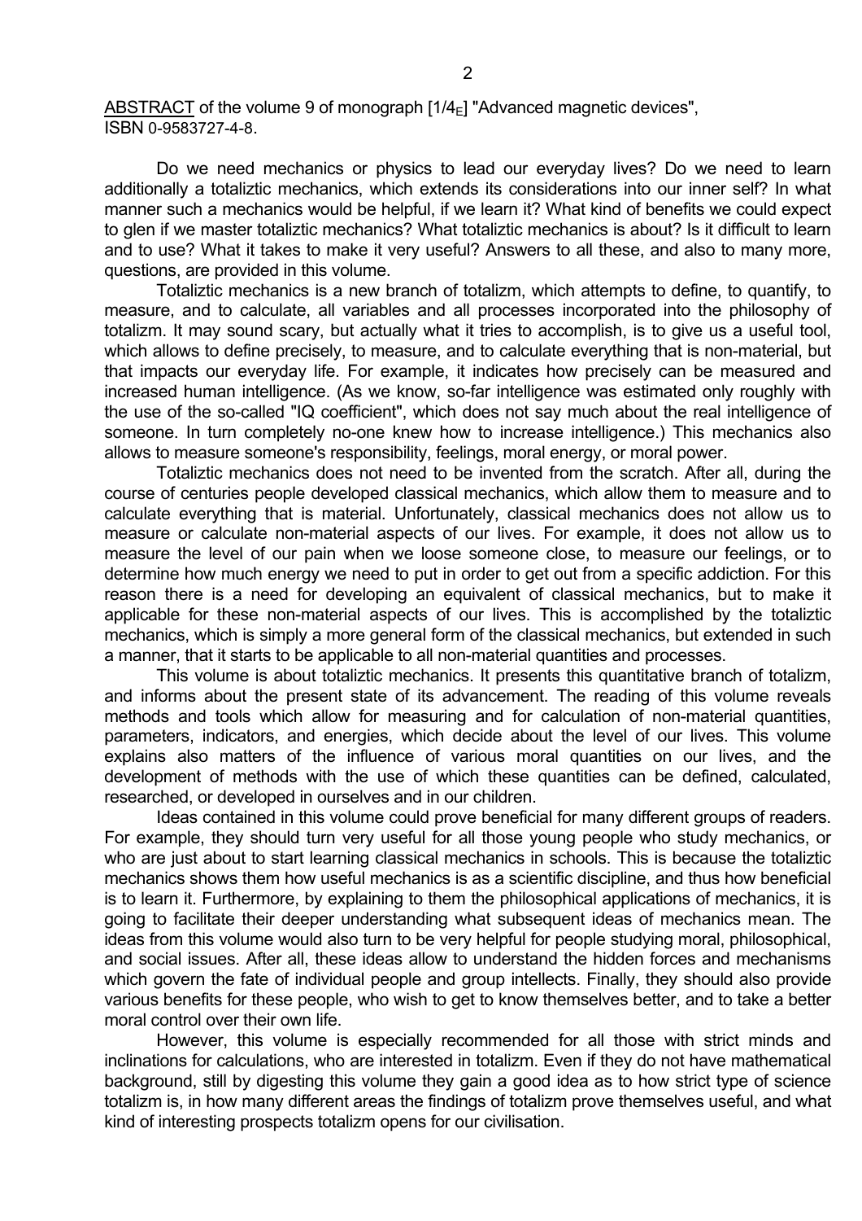ABSTRACT of the volume 9 of monograph [1/4$_E$] "Advanced magnetic devices", ISBN 0-9583727-4-8.

Do we need mechanics or physics to lead our everyday lives? Do we need to learn additionally a totaliztic mechanics, which extends its considerations into our inner self? In what manner such a mechanics would be helpful, if we learn it? What kind of benefits we could expect to glen if we master totaliztic mechanics? What totaliztic mechanics is about? Is it difficult to learn and to use? What it takes to make it very useful? Answers to all these, and also to many more, questions, are provided in this volume.

Totaliztic mechanics is a new branch of totalizm, which attempts to define, to quantify, to measure, and to calculate, all variables and all processes incorporated into the philosophy of totalizm. It may sound scary, but actually what it tries to accomplish, is to give us a useful tool, which allows to define precisely, to measure, and to calculate everything that is non-material, but that impacts our everyday life. For example, it indicates how precisely can be measured and increased human intelligence. (As we know, so-far intelligence was estimated only roughly with the use of the so-called "IQ coefficient", which does not say much about the real intelligence of someone. In turn completely no-one knew how to increase intelligence.) This mechanics also allows to measure someone's responsibility, feelings, moral energy, or moral power.

Totaliztic mechanics does not need to be invented from the scratch. After all, during the course of centuries people developed classical mechanics, which allow them to measure and to calculate everything that is material. Unfortunately, classical mechanics does not allow us to measure or calculate non-material aspects of our lives. For example, it does not allow us to measure the level of our pain when we loose someone close, to measure our feelings, or to determine how much energy we need to put in order to get out from a specific addiction. For this reason there is a need for developing an equivalent of classical mechanics, but to make it applicable for these non-material aspects of our lives. This is accomplished by the totaliztic mechanics, which is simply a more general form of the classical mechanics, but extended in such a manner, that it starts to be applicable to all non-material quantities and processes.

This volume is about totaliztic mechanics. It presents this quantitative branch of totalizm, and informs about the present state of its advancement. The reading of this volume reveals methods and tools which allow for measuring and for calculation of non-material quantities, parameters, indicators, and energies, which decide about the level of our lives. This volume explains also matters of the influence of various moral quantities on our lives, and the development of methods with the use of which these quantities can be defined, calculated, researched, or developed in ourselves and in our children.

Ideas contained in this volume could prove beneficial for many different groups of readers. For example, they should turn very useful for all those young people who study mechanics, or who are just about to start learning classical mechanics in schools. This is because the totaliztic mechanics shows them how useful mechanics is as a scientific discipline, and thus how beneficial is to learn it. Furthermore, by explaining to them the philosophical applications of mechanics, it is going to facilitate their deeper understanding what subsequent ideas of mechanics mean. The ideas from this volume would also turn to be very helpful for people studying moral, philosophical, and social issues. After all, these ideas allow to understand the hidden forces and mechanisms which govern the fate of individual people and group intellects. Finally, they should also provide various benefits for these people, who wish to get to know themselves better, and to take a better moral control over their own life.

However, this volume is especially recommended for all those with strict minds and inclinations for calculations, who are interested in totalizm. Even if they do not have mathematical background, still by digesting this volume they gain a good idea as to how strict type of science totalizm is, in how many different areas the findings of totalizm prove themselves useful, and what kind of interesting prospects totalizm opens for our civilisation.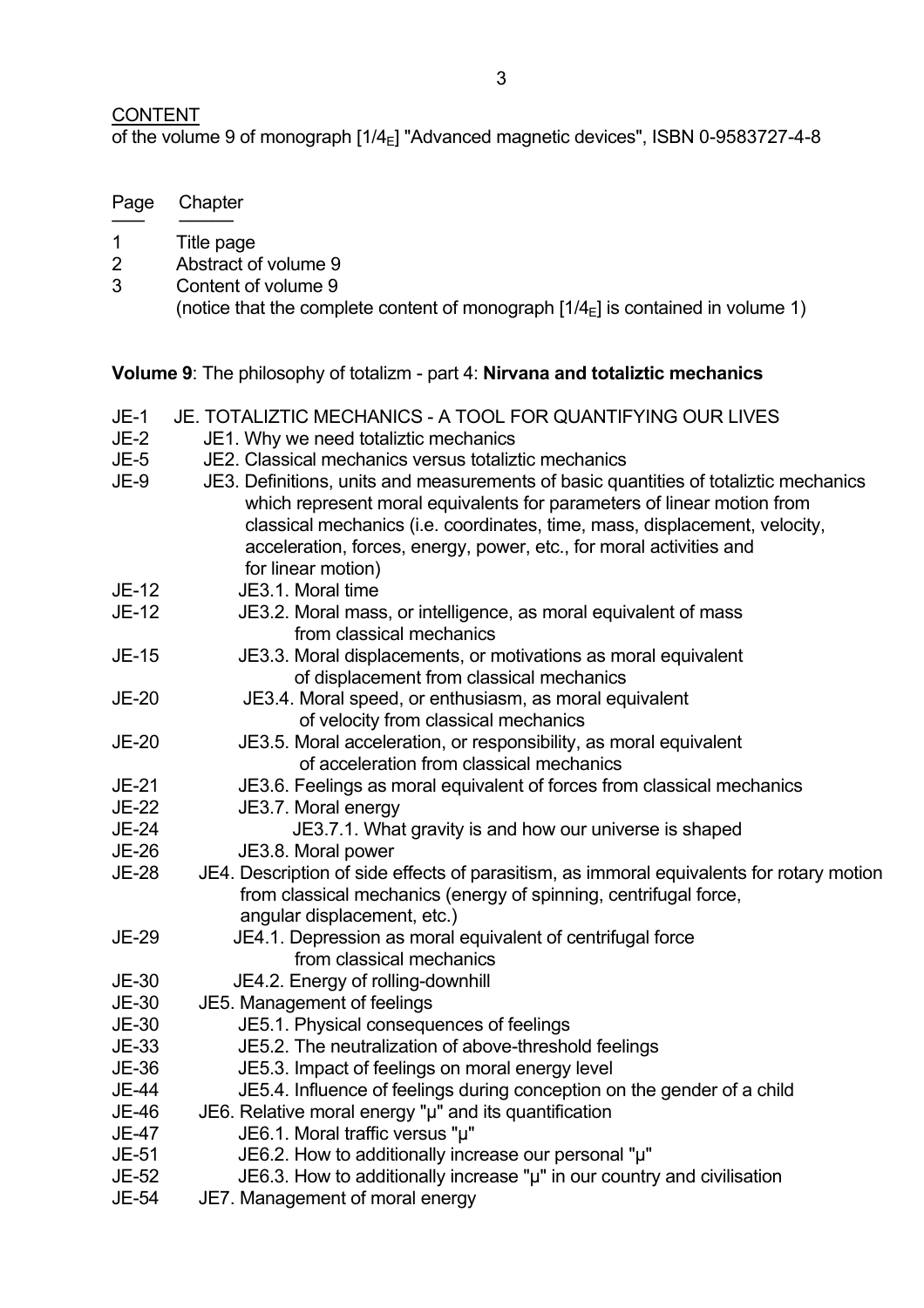CONTENT
of the volume 9 of monograph [1/$4_E$] "Advanced magnetic devices", ISBN 0-9583727-4-8

| Page | Chapter |
|---|---|
| 1 | Title page |
| 2 | Abstract of volume 9 |
| 3 | Content of volume 9 (notice that the complete content of monograph [1/$4_E$] is contained in volume 1) |

**Volume 9**: The philosophy of totalizm - part 4: **Nirvana and totaliztic mechanics**

| Page | Chapter |
|---|---|
| JE-1 | JE. TOTALIZTIC MECHANICS - A TOOL FOR QUANTIFYING OUR LIVES |
| JE-2 | JE1. Why we need totaliztic mechanics |
| JE-5 | JE2. Classical mechanics versus totaliztic mechanics |
| JE-9 | JE3. Definitions, units and measurements of basic quantities of totaliztic mechanics which represent moral equivalents for parameters of linear motion from classical mechanics (i.e. coordinates, time, mass, displacement, velocity, acceleration, forces, energy, power, etc., for moral activities and for linear motion) |
| JE-12 | JE3.1. Moral time |
| JE-12 | JE3.2. Moral mass, or intelligence, as moral equivalent of mass from classical mechanics |
| JE-15 | JE3.3. Moral displacements, or motivations as moral equivalent of displacement from classical mechanics |
| JE-20 | JE3.4. Moral speed, or enthusiasm, as moral equivalent of velocity from classical mechanics |
| JE-20 | JE3.5. Moral acceleration, or responsibility, as moral equivalent of acceleration from classical mechanics |
| JE-21 | JE3.6. Feelings as moral equivalent of forces from classical mechanics |
| JE-22 | JE3.7. Moral energy |
| JE-24 | JE3.7.1. What gravity is and how our universe is shaped |
| JE-26 | JE3.8. Moral power |
| JE-28 | JE4. Description of side effects of parasitism, as immoral equivalents for rotary motion from classical mechanics (energy of spinning, centrifugal force, angular displacement, etc.) |
| JE-29 | JE4.1. Depression as moral equivalent of centrifugal force from classical mechanics |
| JE-30 | JE4.2. Energy of rolling-downhill |
| JE-30 | JE5. Management of feelings |
| JE-30 | JE5.1. Physical consequences of feelings |
| JE-33 | JE5.2. The neutralization of above-threshold feelings |
| JE-36 | JE5.3. Impact of feelings on moral energy level |
| JE-44 | JE5.4. Influence of feelings during conception on the gender of a child |
| JE-46 | JE6. Relative moral energy "μ" and its quantification |
| JE-47 | JE6.1. Moral traffic versus "μ" |
| JE-51 | JE6.2. How to additionally increase our personal "μ" |
| JE-52 | JE6.3. How to additionally increase "μ" in our country and civilisation |
| JE-54 | JE7. Management of moral energy |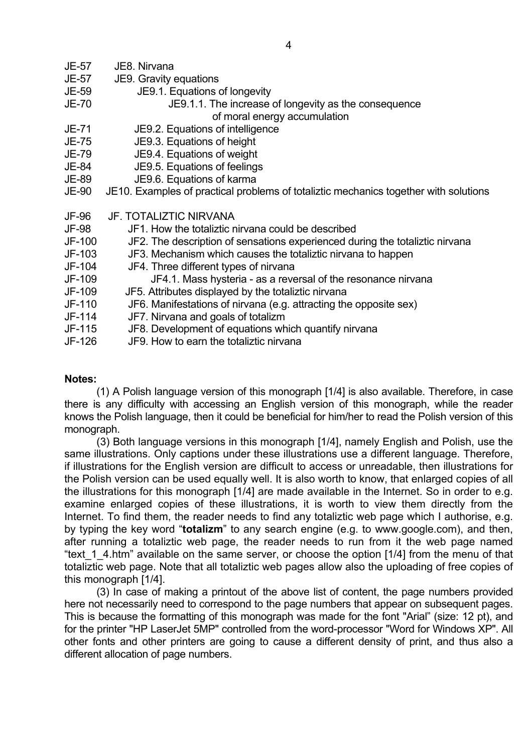JE-57 JE8. Nirvana
JE-57 JE9. Gravity equations
JE-59 JE9.1. Equations of longevity
JE-70 JE9.1.1. The increase of longevity as the consequence of moral energy accumulation
JE-71 JE9.2. Equations of intelligence
JE-75 JE9.3. Equations of height
JE-79 JE9.4. Equations of weight
JE-84 JE9.5. Equations of feelings
JE-89 JE9.6. Equations of karma
JE-90 JE10. Examples of practical problems of totaliztic mechanics together with solutions

JF-96 JF. TOTALIZTIC NIRVANA
JF-98 JF1. How the totaliztic nirvana could be described
JF-100 JF2. The description of sensations experienced during the totaliztic nirvana
JF-103 JF3. Mechanism which causes the totaliztic nirvana to happen
JF-104 JF4. Three different types of nirvana
JF-109 JF4.1. Mass hysteria - as a reversal of the resonance nirvana
JF-109 JF5. Attributes displayed by the totaliztic nirvana
JF-110 JF6. Manifestations of nirvana (e.g. attracting the opposite sex)
JF-114 JF7. Nirvana and goals of totalizm
JF-115 JF8. Development of equations which quantify nirvana
JF-126 JF9. How to earn the totaliztic nirvana

**Notes:**

(1) A Polish language version of this monograph [1/4] is also available. Therefore, in case there is any difficulty with accessing an English version of this monograph, while the reader knows the Polish language, then it could be beneficial for him/her to read the Polish version of this monograph.

(3) Both language versions in this monograph [1/4], namely English and Polish, use the same illustrations. Only captions under these illustrations use a different language. Therefore, if illustrations for the English version are difficult to access or unreadable, then illustrations for the Polish version can be used equally well. It is also worth to know, that enlarged copies of all the illustrations for this monograph [1/4] are made available in the Internet. So in order to e.g. examine enlarged copies of these illustrations, it is worth to view them directly from the Internet. To find them, the reader needs to find any totaliztic web page which I authorise, e.g. by typing the key word "**totalizm**" to any search engine (e.g. to www.google.com), and then, after running a totaliztic web page, the reader needs to run from it the web page named "text_1_4.htm" available on the same server, or choose the option [1/4] from the menu of that totaliztic web page. Note that all totaliztic web pages allow also the uploading of free copies of this monograph [1/4].

(3) In case of making a printout of the above list of content, the page numbers provided here not necessarily need to correspond to the page numbers that appear on subsequent pages. This is because the formatting of this monograph was made for the font "Arial" (size: 12 pt), and for the printer "HP LaserJet 5MP" controlled from the word-processor "Word for Windows XP". All other fonts and other printers are going to cause a different density of print, and thus also a different allocation of page numbers.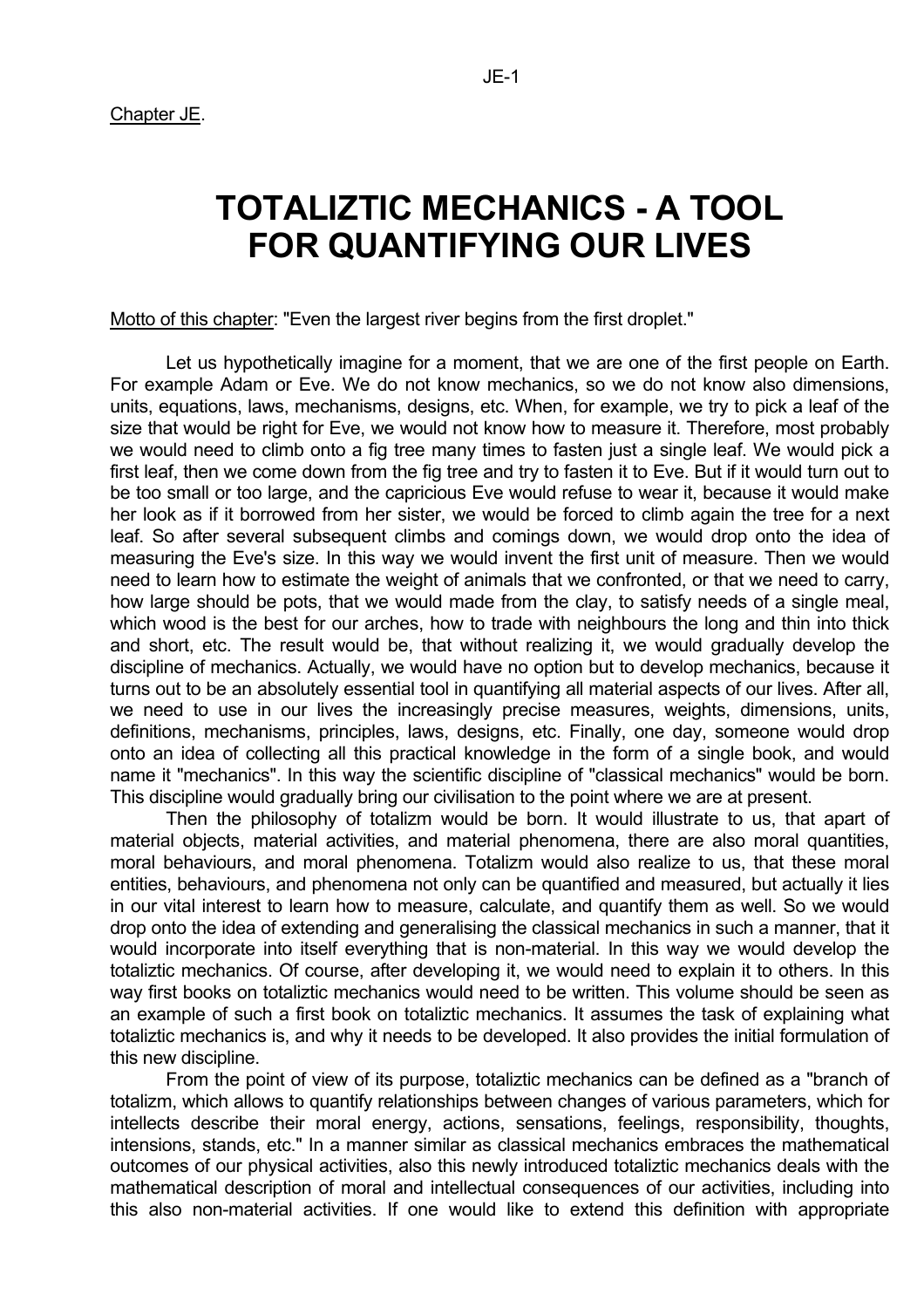Chapter JE.

# TOTALIZTIC MECHANICS - A TOOL FOR QUANTIFYING OUR LIVES

Motto of this chapter: "Even the largest river begins from the first droplet."

Let us hypothetically imagine for a moment, that we are one of the first people on Earth. For example Adam or Eve. We do not know mechanics, so we do not know also dimensions, units, equations, laws, mechanisms, designs, etc. When, for example, we try to pick a leaf of the size that would be right for Eve, we would not know how to measure it. Therefore, most probably we would need to climb onto a fig tree many times to fasten just a single leaf. We would pick a first leaf, then we come down from the fig tree and try to fasten it to Eve. But if it would turn out to be too small or too large, and the capricious Eve would refuse to wear it, because it would make her look as if it borrowed from her sister, we would be forced to climb again the tree for a next leaf. So after several subsequent climbs and comings down, we would drop onto the idea of measuring the Eve's size. In this way we would invent the first unit of measure. Then we would need to learn how to estimate the weight of animals that we confronted, or that we need to carry, how large should be pots, that we would made from the clay, to satisfy needs of a single meal, which wood is the best for our arches, how to trade with neighbours the long and thin into thick and short, etc. The result would be, that without realizing it, we would gradually develop the discipline of mechanics. Actually, we would have no option but to develop mechanics, because it turns out to be an absolutely essential tool in quantifying all material aspects of our lives. After all, we need to use in our lives the increasingly precise measures, weights, dimensions, units, definitions, mechanisms, principles, laws, designs, etc. Finally, one day, someone would drop onto an idea of collecting all this practical knowledge in the form of a single book, and would name it "mechanics". In this way the scientific discipline of "classical mechanics" would be born. This discipline would gradually bring our civilisation to the point where we are at present.

Then the philosophy of totalizm would be born. It would illustrate to us, that apart of material objects, material activities, and material phenomena, there are also moral quantities, moral behaviours, and moral phenomena. Totalizm would also realize to us, that these moral entities, behaviours, and phenomena not only can be quantified and measured, but actually it lies in our vital interest to learn how to measure, calculate, and quantify them as well. So we would drop onto the idea of extending and generalising the classical mechanics in such a manner, that it would incorporate into itself everything that is non-material. In this way we would develop the totaliztic mechanics. Of course, after developing it, we would need to explain it to others. In this way first books on totaliztic mechanics would need to be written. This volume should be seen as an example of such a first book on totaliztic mechanics. It assumes the task of explaining what totaliztic mechanics is, and why it needs to be developed. It also provides the initial formulation of this new discipline.

From the point of view of its purpose, totaliztic mechanics can be defined as a "branch of totalizm, which allows to quantify relationships between changes of various parameters, which for intellects describe their moral energy, actions, sensations, feelings, responsibility, thoughts, intensions, stands, etc." In a manner similar as classical mechanics embraces the mathematical outcomes of our physical activities, also this newly introduced totaliztic mechanics deals with the mathematical description of moral and intellectual consequences of our activities, including into this also non-material activities. If one would like to extend this definition with appropriate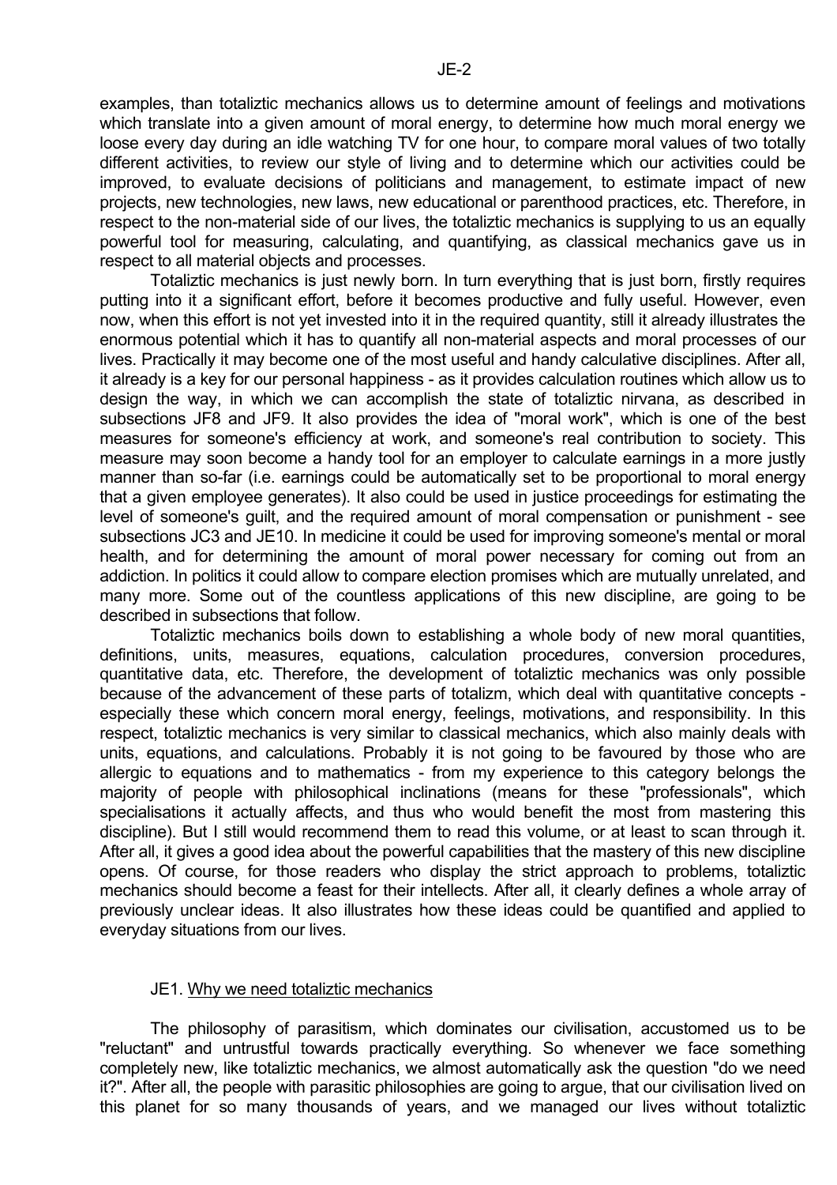examples, than totaliztic mechanics allows us to determine amount of feelings and motivations which translate into a given amount of moral energy, to determine how much moral energy we loose every day during an idle watching TV for one hour, to compare moral values of two totally different activities, to review our style of living and to determine which our activities could be improved, to evaluate decisions of politicians and management, to estimate impact of new projects, new technologies, new laws, new educational or parenthood practices, etc. Therefore, in respect to the non-material side of our lives, the totaliztic mechanics is supplying to us an equally powerful tool for measuring, calculating, and quantifying, as classical mechanics gave us in respect to all material objects and processes.

Totaliztic mechanics is just newly born. In turn everything that is just born, firstly requires putting into it a significant effort, before it becomes productive and fully useful. However, even now, when this effort is not yet invested into it in the required quantity, still it already illustrates the enormous potential which it has to quantify all non-material aspects and moral processes of our lives. Practically it may become one of the most useful and handy calculative disciplines. After all, it already is a key for our personal happiness - as it provides calculation routines which allow us to design the way, in which we can accomplish the state of totaliztic nirvana, as described in subsections JF8 and JF9. It also provides the idea of "moral work", which is one of the best measures for someone's efficiency at work, and someone's real contribution to society. This measure may soon become a handy tool for an employer to calculate earnings in a more justly manner than so-far (i.e. earnings could be automatically set to be proportional to moral energy that a given employee generates). It also could be used in justice proceedings for estimating the level of someone's guilt, and the required amount of moral compensation or punishment - see subsections JC3 and JE10. In medicine it could be used for improving someone's mental or moral health, and for determining the amount of moral power necessary for coming out from an addiction. In politics it could allow to compare election promises which are mutually unrelated, and many more. Some out of the countless applications of this new discipline, are going to be described in subsections that follow.

Totaliztic mechanics boils down to establishing a whole body of new moral quantities, definitions, units, measures, equations, calculation procedures, conversion procedures, quantitative data, etc. Therefore, the development of totaliztic mechanics was only possible because of the advancement of these parts of totalizm, which deal with quantitative concepts - especially these which concern moral energy, feelings, motivations, and responsibility. In this respect, totaliztic mechanics is very similar to classical mechanics, which also mainly deals with units, equations, and calculations. Probably it is not going to be favoured by those who are allergic to equations and to mathematics - from my experience to this category belongs the majority of people with philosophical inclinations (means for these "professionals", which specialisations it actually affects, and thus who would benefit the most from mastering this discipline). But I still would recommend them to read this volume, or at least to scan through it. After all, it gives a good idea about the powerful capabilities that the mastery of this new discipline opens. Of course, for those readers who display the strict approach to problems, totaliztic mechanics should become a feast for their intellects. After all, it clearly defines a whole array of previously unclear ideas. It also illustrates how these ideas could be quantified and applied to everyday situations from our lives.

## JE1. Why we need totaliztic mechanics

The philosophy of parasitism, which dominates our civilisation, accustomed us to be "reluctant" and untrustful towards practically everything. So whenever we face something completely new, like totaliztic mechanics, we almost automatically ask the question "do we need it?". After all, the people with parasitic philosophies are going to argue, that our civilisation lived on this planet for so many thousands of years, and we managed our lives without totaliztic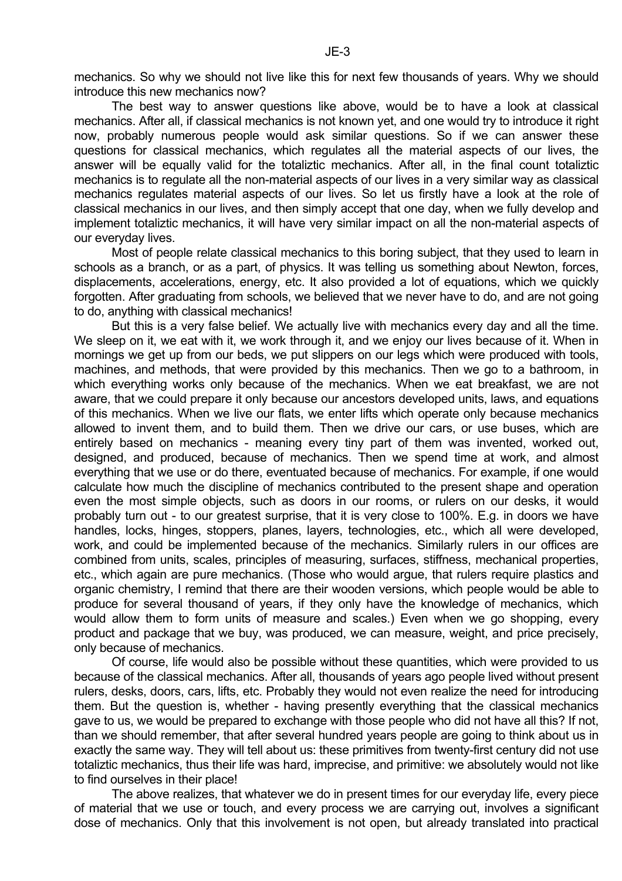mechanics. So why we should not live like this for next few thousands of years. Why we should introduce this new mechanics now?

The best way to answer questions like above, would be to have a look at classical mechanics. After all, if classical mechanics is not known yet, and one would try to introduce it right now, probably numerous people would ask similar questions. So if we can answer these questions for classical mechanics, which regulates all the material aspects of our lives, the answer will be equally valid for the totaliztic mechanics. After all, in the final count totaliztic mechanics is to regulate all the non-material aspects of our lives in a very similar way as classical mechanics regulates material aspects of our lives. So let us firstly have a look at the role of classical mechanics in our lives, and then simply accept that one day, when we fully develop and implement totaliztic mechanics, it will have very similar impact on all the non-material aspects of our everyday lives.

Most of people relate classical mechanics to this boring subject, that they used to learn in schools as a branch, or as a part, of physics. It was telling us something about Newton, forces, displacements, accelerations, energy, etc. It also provided a lot of equations, which we quickly forgotten. After graduating from schools, we believed that we never have to do, and are not going to do, anything with classical mechanics!

But this is a very false belief. We actually live with mechanics every day and all the time. We sleep on it, we eat with it, we work through it, and we enjoy our lives because of it. When in mornings we get up from our beds, we put slippers on our legs which were produced with tools, machines, and methods, that were provided by this mechanics. Then we go to a bathroom, in which everything works only because of the mechanics. When we eat breakfast, we are not aware, that we could prepare it only because our ancestors developed units, laws, and equations of this mechanics. When we live our flats, we enter lifts which operate only because mechanics allowed to invent them, and to build them. Then we drive our cars, or use buses, which are entirely based on mechanics - meaning every tiny part of them was invented, worked out, designed, and produced, because of mechanics. Then we spend time at work, and almost everything that we use or do there, eventuated because of mechanics. For example, if one would calculate how much the discipline of mechanics contributed to the present shape and operation even the most simple objects, such as doors in our rooms, or rulers on our desks, it would probably turn out - to our greatest surprise, that it is very close to 100%. E.g. in doors we have handles, locks, hinges, stoppers, planes, layers, technologies, etc., which all were developed, work, and could be implemented because of the mechanics. Similarly rulers in our offices are combined from units, scales, principles of measuring, surfaces, stiffness, mechanical properties, etc., which again are pure mechanics. (Those who would argue, that rulers require plastics and organic chemistry, I remind that there are their wooden versions, which people would be able to produce for several thousand of years, if they only have the knowledge of mechanics, which would allow them to form units of measure and scales.) Even when we go shopping, every product and package that we buy, was produced, we can measure, weight, and price precisely, only because of mechanics.

Of course, life would also be possible without these quantities, which were provided to us because of the classical mechanics. After all, thousands of years ago people lived without present rulers, desks, doors, cars, lifts, etc. Probably they would not even realize the need for introducing them. But the question is, whether - having presently everything that the classical mechanics gave to us, we would be prepared to exchange with those people who did not have all this? If not, than we should remember, that after several hundred years people are going to think about us in exactly the same way. They will tell about us: these primitives from twenty-first century did not use totaliztic mechanics, thus their life was hard, imprecise, and primitive: we absolutely would not like to find ourselves in their place!

The above realizes, that whatever we do in present times for our everyday life, every piece of material that we use or touch, and every process we are carrying out, involves a significant dose of mechanics. Only that this involvement is not open, but already translated into practical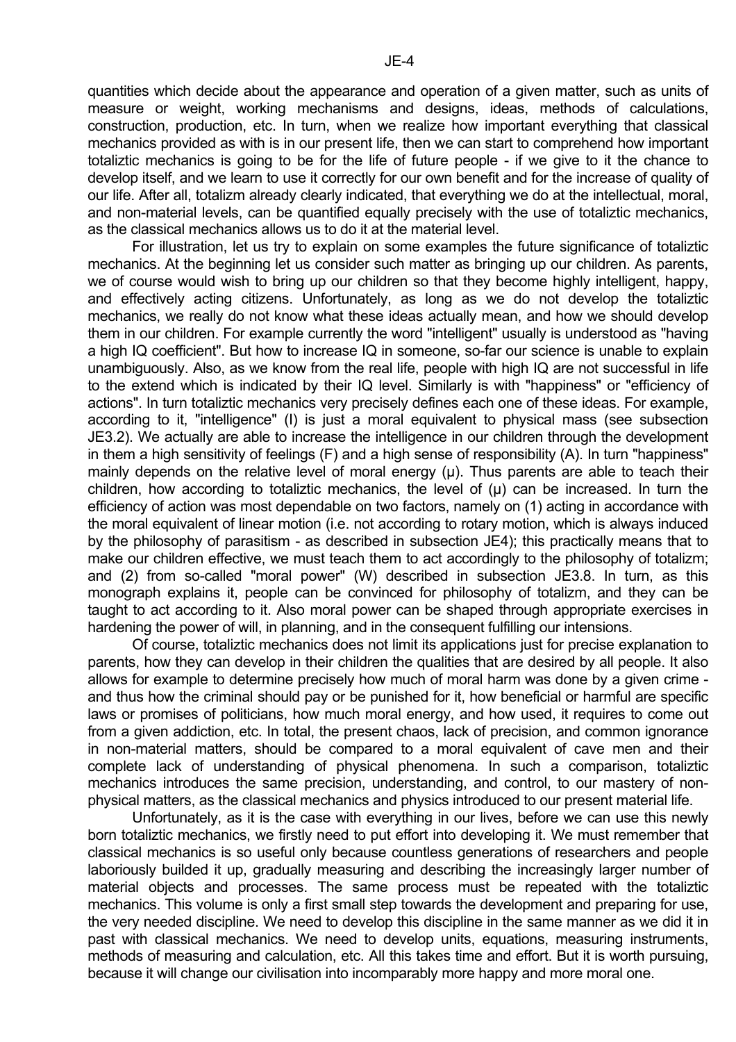quantities which decide about the appearance and operation of a given matter, such as units of measure or weight, working mechanisms and designs, ideas, methods of calculations, construction, production, etc. In turn, when we realize how important everything that classical mechanics provided as with is in our present life, then we can start to comprehend how important totaliztic mechanics is going to be for the life of future people - if we give to it the chance to develop itself, and we learn to use it correctly for our own benefit and for the increase of quality of our life. After all, totalizm already clearly indicated, that everything we do at the intellectual, moral, and non-material levels, can be quantified equally precisely with the use of totaliztic mechanics, as the classical mechanics allows us to do it at the material level.

For illustration, let us try to explain on some examples the future significance of totaliztic mechanics. At the beginning let us consider such matter as bringing up our children. As parents, we of course would wish to bring up our children so that they become highly intelligent, happy, and effectively acting citizens. Unfortunately, as long as we do not develop the totaliztic mechanics, we really do not know what these ideas actually mean, and how we should develop them in our children. For example currently the word "intelligent" usually is understood as "having a high IQ coefficient". But how to increase IQ in someone, so-far our science is unable to explain unambiguously. Also, as we know from the real life, people with high IQ are not successful in life to the extend which is indicated by their IQ level. Similarly is with "happiness" or "efficiency of actions". In turn totaliztic mechanics very precisely defines each one of these ideas. For example, according to it, "intelligence" (I) is just a moral equivalent to physical mass (see subsection JE3.2). We actually are able to increase the intelligence in our children through the development in them a high sensitivity of feelings (F) and a high sense of responsibility (A). In turn "happiness" mainly depends on the relative level of moral energy (μ). Thus parents are able to teach their children, how according to totaliztic mechanics, the level of (μ) can be increased. In turn the efficiency of action was most dependable on two factors, namely on (1) acting in accordance with the moral equivalent of linear motion (i.e. not according to rotary motion, which is always induced by the philosophy of parasitism - as described in subsection JE4); this practically means that to make our children effective, we must teach them to act accordingly to the philosophy of totalizm; and (2) from so-called "moral power" (W) described in subsection JE3.8. In turn, as this monograph explains it, people can be convinced for philosophy of totalizm, and they can be taught to act according to it. Also moral power can be shaped through appropriate exercises in hardening the power of will, in planning, and in the consequent fulfilling our intensions.

Of course, totaliztic mechanics does not limit its applications just for precise explanation to parents, how they can develop in their children the qualities that are desired by all people. It also allows for example to determine precisely how much of moral harm was done by a given crime - and thus how the criminal should pay or be punished for it, how beneficial or harmful are specific laws or promises of politicians, how much moral energy, and how used, it requires to come out from a given addiction, etc. In total, the present chaos, lack of precision, and common ignorance in non-material matters, should be compared to a moral equivalent of cave men and their complete lack of understanding of physical phenomena. In such a comparison, totaliztic mechanics introduces the same precision, understanding, and control, to our mastery of non-physical matters, as the classical mechanics and physics introduced to our present material life.

Unfortunately, as it is the case with everything in our lives, before we can use this newly born totaliztic mechanics, we firstly need to put effort into developing it. We must remember that classical mechanics is so useful only because countless generations of researchers and people laboriously builded it up, gradually measuring and describing the increasingly larger number of material objects and processes. The same process must be repeated with the totaliztic mechanics. This volume is only a first small step towards the development and preparing for use, the very needed discipline. We need to develop this discipline in the same manner as we did it in past with classical mechanics. We need to develop units, equations, measuring instruments, methods of measuring and calculation, etc. All this takes time and effort. But it is worth pursuing, because it will change our civilisation into incomparably more happy and more moral one.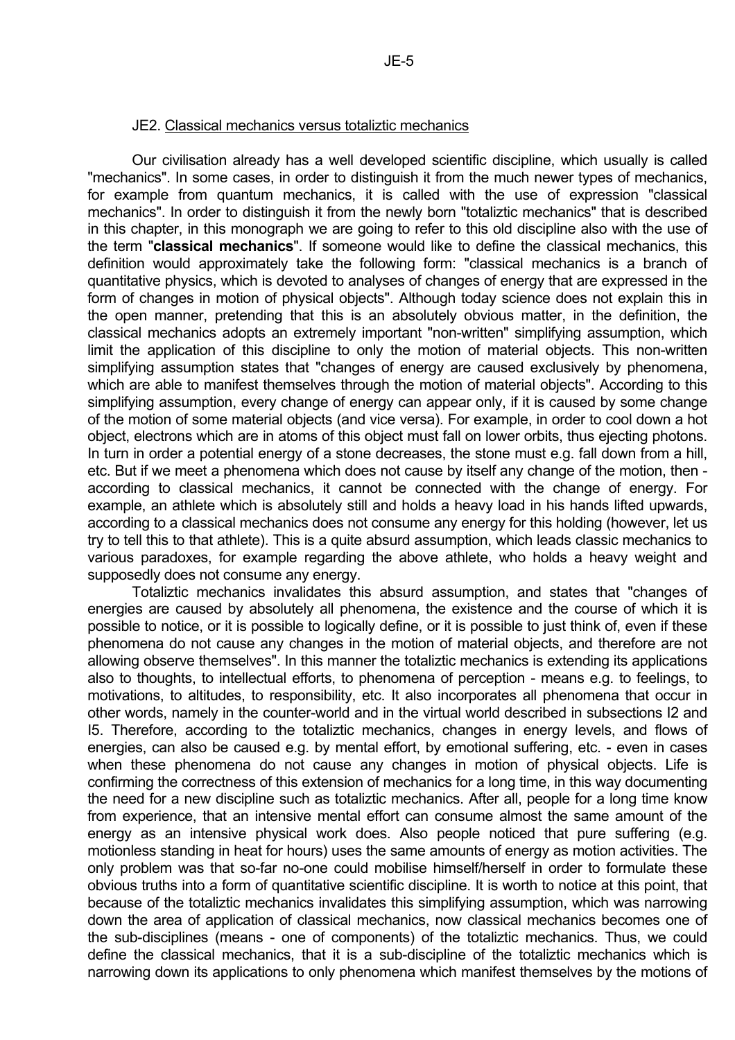## JE2. Classical mechanics versus totaliztic mechanics

Our civilisation already has a well developed scientific discipline, which usually is called "mechanics". In some cases, in order to distinguish it from the much newer types of mechanics, for example from quantum mechanics, it is called with the use of expression "classical mechanics". In order to distinguish it from the newly born "totaliztic mechanics" that is described in this chapter, in this monograph we are going to refer to this old discipline also with the use of the term "**classical mechanics**". If someone would like to define the classical mechanics, this definition would approximately take the following form: "classical mechanics is a branch of quantitative physics, which is devoted to analyses of changes of energy that are expressed in the form of changes in motion of physical objects". Although today science does not explain this in the open manner, pretending that this is an absolutely obvious matter, in the definition, the classical mechanics adopts an extremely important "non-written" simplifying assumption, which limit the application of this discipline to only the motion of material objects. This non-written simplifying assumption states that "changes of energy are caused exclusively by phenomena, which are able to manifest themselves through the motion of material objects". According to this simplifying assumption, every change of energy can appear only, if it is caused by some change of the motion of some material objects (and vice versa). For example, in order to cool down a hot object, electrons which are in atoms of this object must fall on lower orbits, thus ejecting photons. In turn in order a potential energy of a stone decreases, the stone must e.g. fall down from a hill, etc. But if we meet a phenomena which does not cause by itself any change of the motion, then - according to classical mechanics, it cannot be connected with the change of energy. For example, an athlete which is absolutely still and holds a heavy load in his hands lifted upwards, according to a classical mechanics does not consume any energy for this holding (however, let us try to tell this to that athlete). This is a quite absurd assumption, which leads classic mechanics to various paradoxes, for example regarding the above athlete, who holds a heavy weight and supposedly does not consume any energy.

Totaliztic mechanics invalidates this absurd assumption, and states that "changes of energies are caused by absolutely all phenomena, the existence and the course of which it is possible to notice, or it is possible to logically define, or it is possible to just think of, even if these phenomena do not cause any changes in the motion of material objects, and therefore are not allowing observe themselves". In this manner the totaliztic mechanics is extending its applications also to thoughts, to intellectual efforts, to phenomena of perception - means e.g. to feelings, to motivations, to altitudes, to responsibility, etc. It also incorporates all phenomena that occur in other words, namely in the counter-world and in the virtual world described in subsections I2 and I5. Therefore, according to the totaliztic mechanics, changes in energy levels, and flows of energies, can also be caused e.g. by mental effort, by emotional suffering, etc. - even in cases when these phenomena do not cause any changes in motion of physical objects. Life is confirming the correctness of this extension of mechanics for a long time, in this way documenting the need for a new discipline such as totaliztic mechanics. After all, people for a long time know from experience, that an intensive mental effort can consume almost the same amount of the energy as an intensive physical work does. Also people noticed that pure suffering (e.g. motionless standing in heat for hours) uses the same amounts of energy as motion activities. The only problem was that so-far no-one could mobilise himself/herself in order to formulate these obvious truths into a form of quantitative scientific discipline. It is worth to notice at this point, that because of the totaliztic mechanics invalidates this simplifying assumption, which was narrowing down the area of application of classical mechanics, now classical mechanics becomes one of the sub-disciplines (means - one of components) of the totaliztic mechanics. Thus, we could define the classical mechanics, that it is a sub-discipline of the totaliztic mechanics which is narrowing down its applications to only phenomena which manifest themselves by the motions of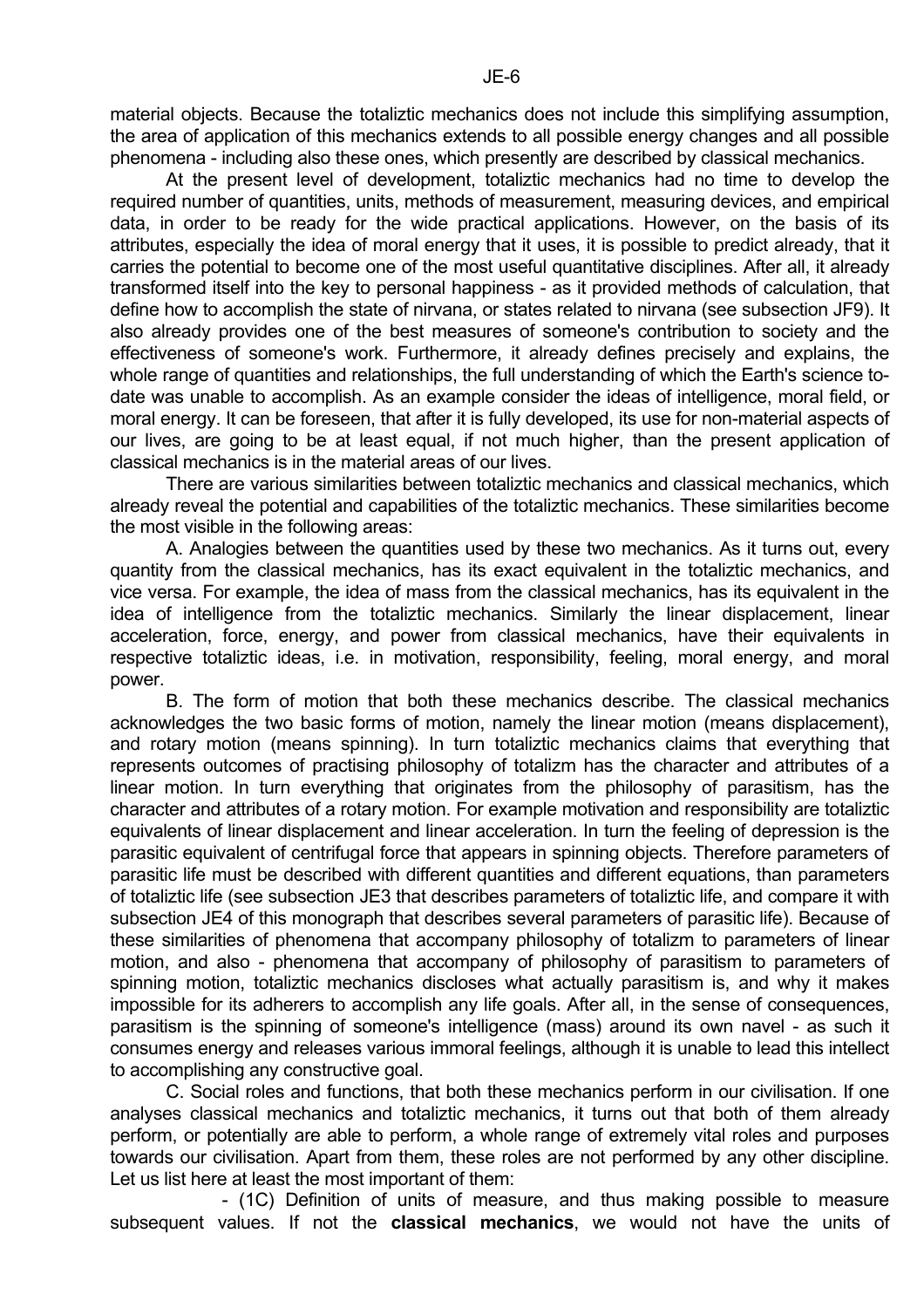material objects. Because the totaliztic mechanics does not include this simplifying assumption, the area of application of this mechanics extends to all possible energy changes and all possible phenomena - including also these ones, which presently are described by classical mechanics.

At the present level of development, totaliztic mechanics had no time to develop the required number of quantities, units, methods of measurement, measuring devices, and empirical data, in order to be ready for the wide practical applications. However, on the basis of its attributes, especially the idea of moral energy that it uses, it is possible to predict already, that it carries the potential to become one of the most useful quantitative disciplines. After all, it already transformed itself into the key to personal happiness - as it provided methods of calculation, that define how to accomplish the state of nirvana, or states related to nirvana (see subsection JF9). It also already provides one of the best measures of someone's contribution to society and the effectiveness of someone's work. Furthermore, it already defines precisely and explains, the whole range of quantities and relationships, the full understanding of which the Earth's science to-date was unable to accomplish. As an example consider the ideas of intelligence, moral field, or moral energy. It can be foreseen, that after it is fully developed, its use for non-material aspects of our lives, are going to be at least equal, if not much higher, than the present application of classical mechanics is in the material areas of our lives.

There are various similarities between totaliztic mechanics and classical mechanics, which already reveal the potential and capabilities of the totaliztic mechanics. These similarities become the most visible in the following areas:

A. Analogies between the quantities used by these two mechanics. As it turns out, every quantity from the classical mechanics, has its exact equivalent in the totaliztic mechanics, and vice versa. For example, the idea of mass from the classical mechanics, has its equivalent in the idea of intelligence from the totaliztic mechanics. Similarly the linear displacement, linear acceleration, force, energy, and power from classical mechanics, have their equivalents in respective totaliztic ideas, i.e. in motivation, responsibility, feeling, moral energy, and moral power.

B. The form of motion that both these mechanics describe. The classical mechanics acknowledges the two basic forms of motion, namely the linear motion (means displacement), and rotary motion (means spinning). In turn totaliztic mechanics claims that everything that represents outcomes of practising philosophy of totalizm has the character and attributes of a linear motion. In turn everything that originates from the philosophy of parasitism, has the character and attributes of a rotary motion. For example motivation and responsibility are totaliztic equivalents of linear displacement and linear acceleration. In turn the feeling of depression is the parasitic equivalent of centrifugal force that appears in spinning objects. Therefore parameters of parasitic life must be described with different quantities and different equations, than parameters of totaliztic life (see subsection JE3 that describes parameters of totaliztic life, and compare it with subsection JE4 of this monograph that describes several parameters of parasitic life). Because of these similarities of phenomena that accompany philosophy of totalizm to parameters of linear motion, and also - phenomena that accompany of philosophy of parasitism to parameters of spinning motion, totaliztic mechanics discloses what actually parasitism is, and why it makes impossible for its adherers to accomplish any life goals. After all, in the sense of consequences, parasitism is the spinning of someone's intelligence (mass) around its own navel - as such it consumes energy and releases various immoral feelings, although it is unable to lead this intellect to accomplishing any constructive goal.

C. Social roles and functions, that both these mechanics perform in our civilisation. If one analyses classical mechanics and totaliztic mechanics, it turns out that both of them already perform, or potentially are able to perform, a whole range of extremely vital roles and purposes towards our civilisation. Apart from them, these roles are not performed by any other discipline. Let us list here at least the most important of them:

- (1C) Definition of units of measure, and thus making possible to measure subsequent values. If not the **classical mechanics**, we would not have the units of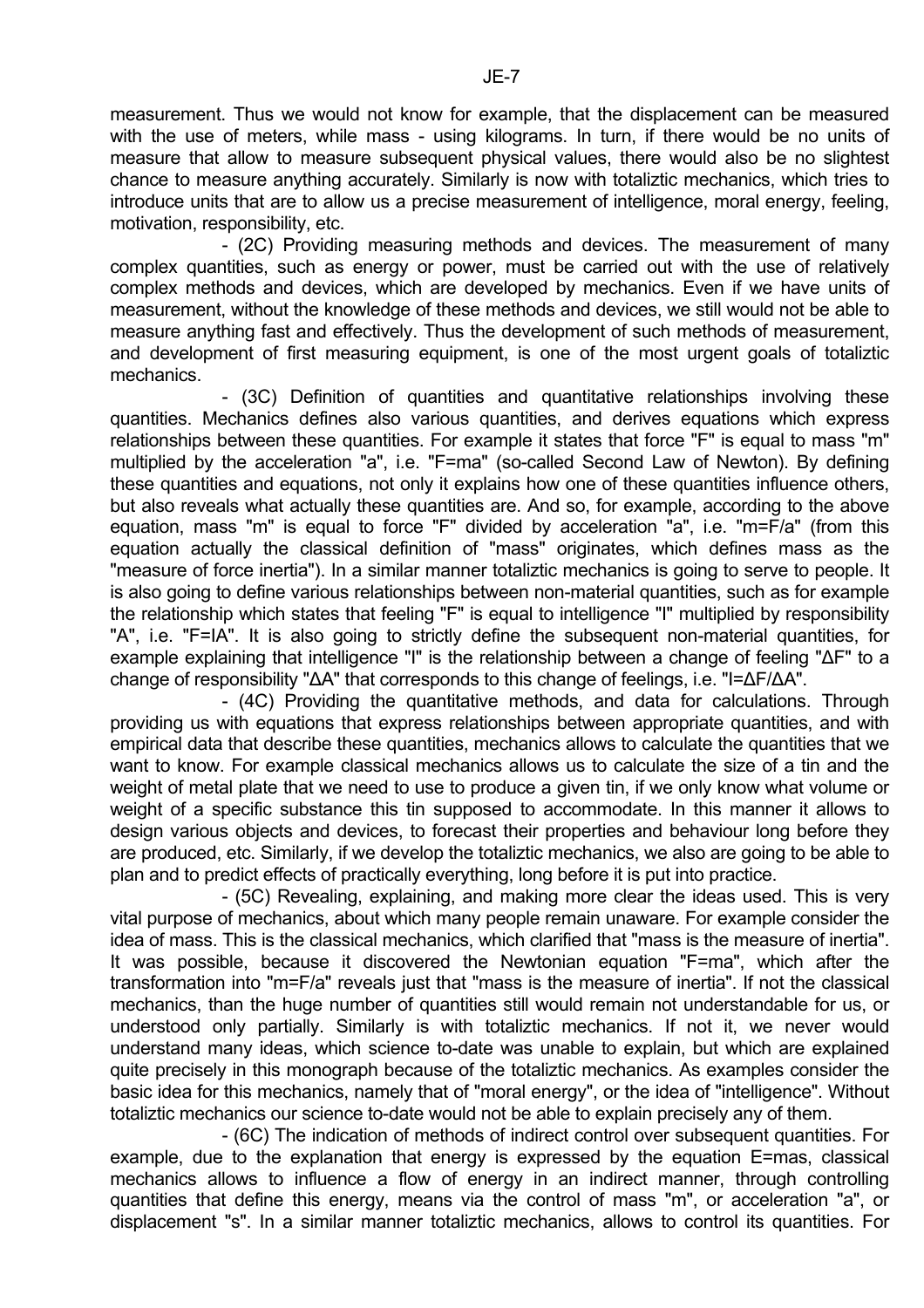measurement. Thus we would not know for example, that the displacement can be measured with the use of meters, while mass - using kilograms. In turn, if there would be no units of measure that allow to measure subsequent physical values, there would also be no slightest chance to measure anything accurately. Similarly is now with totaliztic mechanics, which tries to introduce units that are to allow us a precise measurement of intelligence, moral energy, feeling, motivation, responsibility, etc.

- (2C) Providing measuring methods and devices. The measurement of many complex quantities, such as energy or power, must be carried out with the use of relatively complex methods and devices, which are developed by mechanics. Even if we have units of measurement, without the knowledge of these methods and devices, we still would not be able to measure anything fast and effectively. Thus the development of such methods of measurement, and development of first measuring equipment, is one of the most urgent goals of totaliztic mechanics.

- (3C) Definition of quantities and quantitative relationships involving these quantities. Mechanics defines also various quantities, and derives equations which express relationships between these quantities. For example it states that force "F" is equal to mass "m" multiplied by the acceleration "a", i.e. "$F=ma$" (so-called Second Law of Newton). By defining these quantities and equations, not only it explains how one of these quantities influence others, but also reveals what actually these quantities are. And so, for example, according to the above equation, mass "m" is equal to force "F" divided by acceleration "a", i.e. "$m=F/a$" (from this equation actually the classical definition of "mass" originates, which defines mass as the "measure of force inertia"). In a similar manner totaliztic mechanics is going to serve to people. It is also going to define various relationships between non-material quantities, such as for example the relationship which states that feeling "F" is equal to intelligence "I" multiplied by responsibility "A", i.e. "$F=IA$". It is also going to strictly define the subsequent non-material quantities, for example explaining that intelligence "I" is the relationship between a change of feeling "$\Delta F$" to a change of responsibility "$\Delta A$" that corresponds to this change of feelings, i.e. "$I=\Delta F/\Delta A$".

- (4C) Providing the quantitative methods, and data for calculations. Through providing us with equations that express relationships between appropriate quantities, and with empirical data that describe these quantities, mechanics allows to calculate the quantities that we want to know. For example classical mechanics allows us to calculate the size of a tin and the weight of metal plate that we need to use to produce a given tin, if we only know what volume or weight of a specific substance this tin supposed to accommodate. In this manner it allows to design various objects and devices, to forecast their properties and behaviour long before they are produced, etc. Similarly, if we develop the totaliztic mechanics, we also are going to be able to plan and to predict effects of practically everything, long before it is put into practice.

- (5C) Revealing, explaining, and making more clear the ideas used. This is very vital purpose of mechanics, about which many people remain unaware. For example consider the idea of mass. This is the classical mechanics, which clarified that "mass is the measure of inertia". It was possible, because it discovered the Newtonian equation "$F=ma$", which after the transformation into "$m=F/a$" reveals just that "mass is the measure of inertia". If not the classical mechanics, than the huge number of quantities still would remain not understandable for us, or understood only partially. Similarly is with totaliztic mechanics. If not it, we never would understand many ideas, which science to-date was unable to explain, but which are explained quite precisely in this monograph because of the totaliztic mechanics. As examples consider the basic idea for this mechanics, namely that of "moral energy", or the idea of "intelligence". Without totaliztic mechanics our science to-date would not be able to explain precisely any of them.

- (6C) The indication of methods of indirect control over subsequent quantities. For example, due to the explanation that energy is expressed by the equation $E=mas$, classical mechanics allows to influence a flow of energy in an indirect manner, through controlling quantities that define this energy, means via the control of mass "m", or acceleration "a", or displacement "s". In a similar manner totaliztic mechanics, allows to control its quantities. For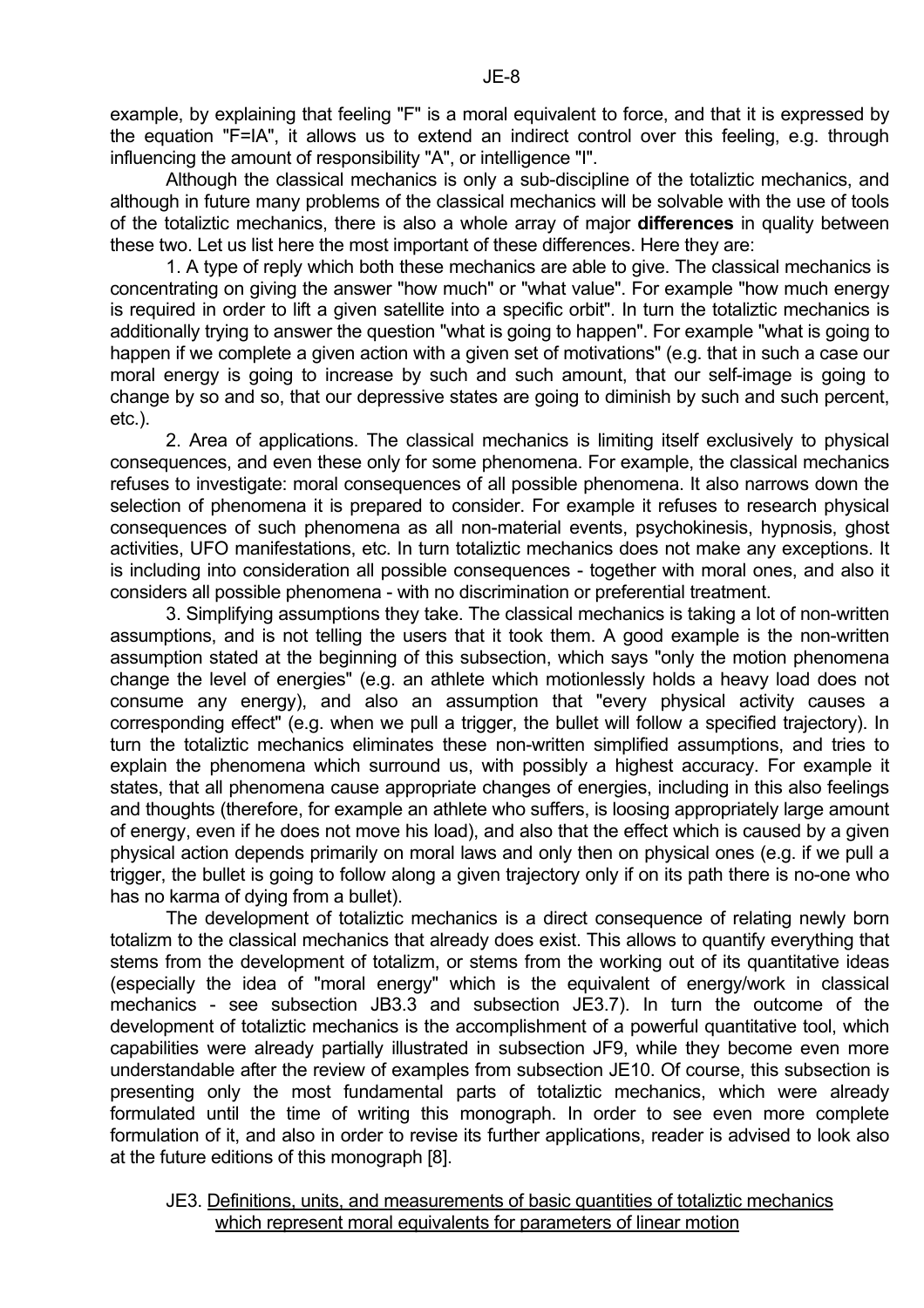example, by explaining that feeling "F" is a moral equivalent to force, and that it is expressed by the equation "F=IA", it allows us to extend an indirect control over this feeling, e.g. through influencing the amount of responsibility "A", or intelligence "I".

Although the classical mechanics is only a sub-discipline of the totaliztic mechanics, and although in future many problems of the classical mechanics will be solvable with the use of tools of the totaliztic mechanics, there is also a whole array of major **differences** in quality between these two. Let us list here the most important of these differences. Here they are:

1. A type of reply which both these mechanics are able to give. The classical mechanics is concentrating on giving the answer "how much" or "what value". For example "how much energy is required in order to lift a given satellite into a specific orbit". In turn the totaliztic mechanics is additionally trying to answer the question "what is going to happen". For example "what is going to happen if we complete a given action with a given set of motivations" (e.g. that in such a case our moral energy is going to increase by such and such amount, that our self-image is going to change by so and so, that our depressive states are going to diminish by such and such percent, etc.).

2. Area of applications. The classical mechanics is limiting itself exclusively to physical consequences, and even these only for some phenomena. For example, the classical mechanics refuses to investigate: moral consequences of all possible phenomena. It also narrows down the selection of phenomena it is prepared to consider. For example it refuses to research physical consequences of such phenomena as all non-material events, psychokinesis, hypnosis, ghost activities, UFO manifestations, etc. In turn totaliztic mechanics does not make any exceptions. It is including into consideration all possible consequences - together with moral ones, and also it considers all possible phenomena - with no discrimination or preferential treatment.

3. Simplifying assumptions they take. The classical mechanics is taking a lot of non-written assumptions, and is not telling the users that it took them. A good example is the non-written assumption stated at the beginning of this subsection, which says "only the motion phenomena change the level of energies" (e.g. an athlete which motionlessly holds a heavy load does not consume any energy), and also an assumption that "every physical activity causes a corresponding effect" (e.g. when we pull a trigger, the bullet will follow a specified trajectory). In turn the totaliztic mechanics eliminates these non-written simplified assumptions, and tries to explain the phenomena which surround us, with possibly a highest accuracy. For example it states, that all phenomena cause appropriate changes of energies, including in this also feelings and thoughts (therefore, for example an athlete who suffers, is loosing appropriately large amount of energy, even if he does not move his load), and also that the effect which is caused by a given physical action depends primarily on moral laws and only then on physical ones (e.g. if we pull a trigger, the bullet is going to follow along a given trajectory only if on its path there is no-one who has no karma of dying from a bullet).

The development of totaliztic mechanics is a direct consequence of relating newly born totalizm to the classical mechanics that already does exist. This allows to quantify everything that stems from the development of totalizm, or stems from the working out of its quantitative ideas (especially the idea of "moral energy" which is the equivalent of energy/work in classical mechanics - see subsection JB3.3 and subsection JE3.7). In turn the outcome of the development of totaliztic mechanics is the accomplishment of a powerful quantitative tool, which capabilities were already partially illustrated in subsection JF9, while they become even more understandable after the review of examples from subsection JE10. Of course, this subsection is presenting only the most fundamental parts of totaliztic mechanics, which were already formulated until the time of writing this monograph. In order to see even more complete formulation of it, and also in order to revise its further applications, reader is advised to look also at the future editions of this monograph [8].

## JE3. Definitions, units, and measurements of basic quantities of totaliztic mechanics which represent moral equivalents for parameters of linear motion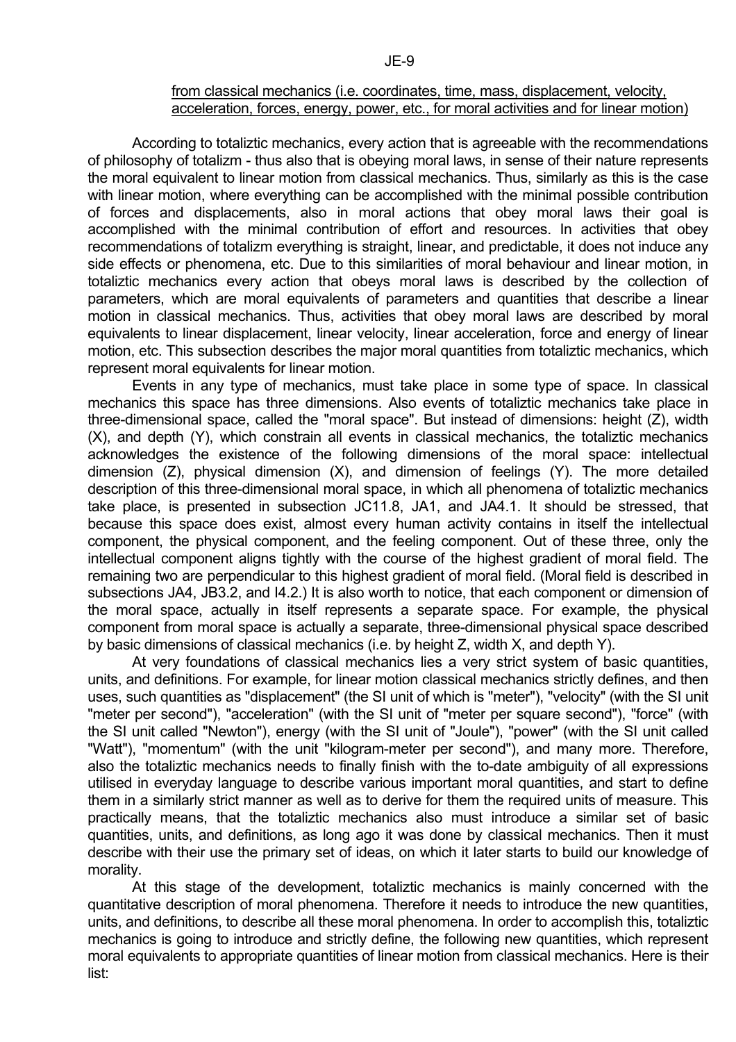from classical mechanics (i.e. coordinates, time, mass, displacement, velocity, acceleration, forces, energy, power, etc., for moral activities and for linear motion)

According to totaliztic mechanics, every action that is agreeable with the recommendations of philosophy of totalizm - thus also that is obeying moral laws, in sense of their nature represents the moral equivalent to linear motion from classical mechanics. Thus, similarly as this is the case with linear motion, where everything can be accomplished with the minimal possible contribution of forces and displacements, also in moral actions that obey moral laws their goal is accomplished with the minimal contribution of effort and resources. In activities that obey recommendations of totalizm everything is straight, linear, and predictable, it does not induce any side effects or phenomena, etc. Due to this similarities of moral behaviour and linear motion, in totaliztic mechanics every action that obeys moral laws is described by the collection of parameters, which are moral equivalents of parameters and quantities that describe a linear motion in classical mechanics. Thus, activities that obey moral laws are described by moral equivalents to linear displacement, linear velocity, linear acceleration, force and energy of linear motion, etc. This subsection describes the major moral quantities from totaliztic mechanics, which represent moral equivalents for linear motion.

Events in any type of mechanics, must take place in some type of space. In classical mechanics this space has three dimensions. Also events of totaliztic mechanics take place in three-dimensional space, called the "moral space". But instead of dimensions: height (Z), width (X), and depth (Y), which constrain all events in classical mechanics, the totaliztic mechanics acknowledges the existence of the following dimensions of the moral space: intellectual dimension (Z), physical dimension (X), and dimension of feelings (Y). The more detailed description of this three-dimensional moral space, in which all phenomena of totaliztic mechanics take place, is presented in subsection JC11.8, JA1, and JA4.1. It should be stressed, that because this space does exist, almost every human activity contains in itself the intellectual component, the physical component, and the feeling component. Out of these three, only the intellectual component aligns tightly with the course of the highest gradient of moral field. The remaining two are perpendicular to this highest gradient of moral field. (Moral field is described in subsections JA4, JB3.2, and I4.2.) It is also worth to notice, that each component or dimension of the moral space, actually in itself represents a separate space. For example, the physical component from moral space is actually a separate, three-dimensional physical space described by basic dimensions of classical mechanics (i.e. by height Z, width X, and depth Y).

At very foundations of classical mechanics lies a very strict system of basic quantities, units, and definitions. For example, for linear motion classical mechanics strictly defines, and then uses, such quantities as "displacement" (the SI unit of which is "meter"), "velocity" (with the SI unit "meter per second"), "acceleration" (with the SI unit of "meter per square second"), "force" (with the SI unit called "Newton"), energy (with the SI unit of "Joule"), "power" (with the SI unit called "Watt"), "momentum" (with the unit "kilogram-meter per second"), and many more. Therefore, also the totaliztic mechanics needs to finally finish with the to-date ambiguity of all expressions utilised in everyday language to describe various important moral quantities, and start to define them in a similarly strict manner as well as to derive for them the required units of measure. This practically means, that the totaliztic mechanics also must introduce a similar set of basic quantities, units, and definitions, as long ago it was done by classical mechanics. Then it must describe with their use the primary set of ideas, on which it later starts to build our knowledge of morality.

At this stage of the development, totaliztic mechanics is mainly concerned with the quantitative description of moral phenomena. Therefore it needs to introduce the new quantities, units, and definitions, to describe all these moral phenomena. In order to accomplish this, totaliztic mechanics is going to introduce and strictly define, the following new quantities, which represent moral equivalents to appropriate quantities of linear motion from classical mechanics. Here is their list: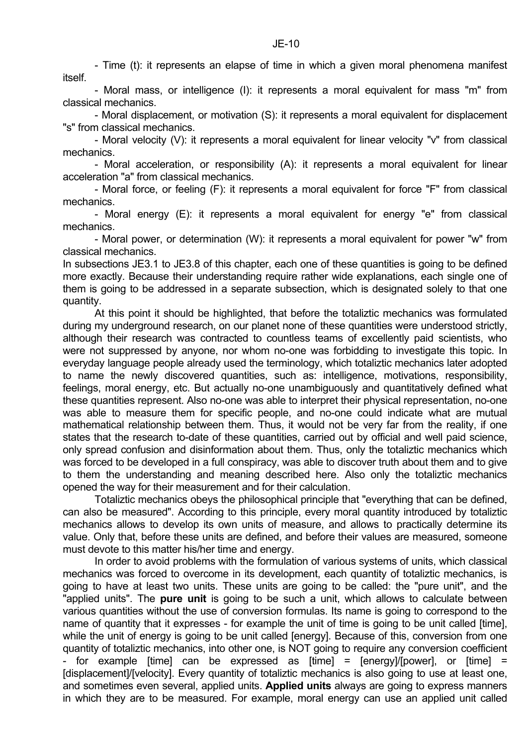- Time (t): it represents an elapse of time in which a given moral phenomena manifest itself.

- Moral mass, or intelligence (I): it represents a moral equivalent for mass "m" from classical mechanics.

- Moral displacement, or motivation (S): it represents a moral equivalent for displacement "s" from classical mechanics.

- Moral velocity (V): it represents a moral equivalent for linear velocity "v" from classical mechanics.

- Moral acceleration, or responsibility (A): it represents a moral equivalent for linear acceleration "a" from classical mechanics.

- Moral force, or feeling (F): it represents a moral equivalent for force "F" from classical mechanics.

- Moral energy (E): it represents a moral equivalent for energy "e" from classical mechanics.

- Moral power, or determination (W): it represents a moral equivalent for power "w" from classical mechanics.

In subsections JE3.1 to JE3.8 of this chapter, each one of these quantities is going to be defined more exactly. Because their understanding require rather wide explanations, each single one of them is going to be addressed in a separate subsection, which is designated solely to that one quantity.

At this point it should be highlighted, that before the totaliztic mechanics was formulated during my underground research, on our planet none of these quantities were understood strictly, although their research was contracted to countless teams of excellently paid scientists, who were not suppressed by anyone, nor whom no-one was forbidding to investigate this topic. In everyday language people already used the terminology, which totaliztic mechanics later adopted to name the newly discovered quantities, such as: intelligence, motivations, responsibility, feelings, moral energy, etc. But actually no-one unambiguously and quantitatively defined what these quantities represent. Also no-one was able to interpret their physical representation, no-one was able to measure them for specific people, and no-one could indicate what are mutual mathematical relationship between them. Thus, it would not be very far from the reality, if one states that the research to-date of these quantities, carried out by official and well paid science, only spread confusion and disinformation about them. Thus, only the totaliztic mechanics which was forced to be developed in a full conspiracy, was able to discover truth about them and to give to them the understanding and meaning described here. Also only the totaliztic mechanics opened the way for their measurement and for their calculation.

Totaliztic mechanics obeys the philosophical principle that "everything that can be defined, can also be measured". According to this principle, every moral quantity introduced by totaliztic mechanics allows to develop its own units of measure, and allows to practically determine its value. Only that, before these units are defined, and before their values are measured, someone must devote to this matter his/her time and energy.

In order to avoid problems with the formulation of various systems of units, which classical mechanics was forced to overcome in its development, each quantity of totaliztic mechanics, is going to have at least two units. These units are going to be called: the "pure unit", and the "applied units". The **pure unit** is going to be such a unit, which allows to calculate between various quantities without the use of conversion formulas. Its name is going to correspond to the name of quantity that it expresses - for example the unit of time is going to be unit called [time], while the unit of energy is going to be unit called [energy]. Because of this, conversion from one quantity of totaliztic mechanics, into other one, is NOT going to require any conversion coefficient - for example [time] can be expressed as [time] = [energy]/[power], or [time] = [displacement]/[velocity]. Every quantity of totaliztic mechanics is also going to use at least one, and sometimes even several, applied units. **Applied units** always are going to express manners in which they are to be measured. For example, moral energy can use an applied unit called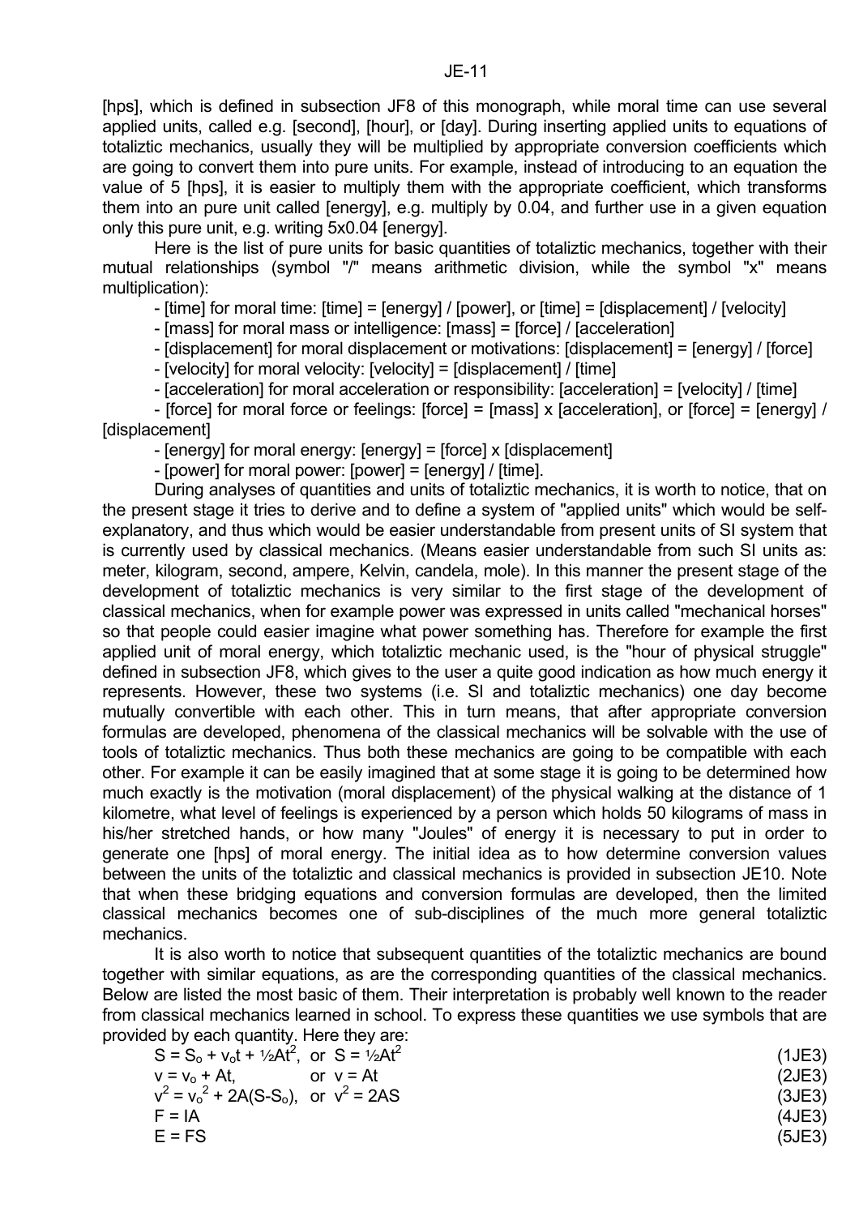[hps], which is defined in subsection JF8 of this monograph, while moral time can use several applied units, called e.g. [second], [hour], or [day]. During inserting applied units to equations of totaliztic mechanics, usually they will be multiplied by appropriate conversion coefficients which are going to convert them into pure units. For example, instead of introducing to an equation the value of 5 [hps], it is easier to multiply them with the appropriate coefficient, which transforms them into an pure unit called [energy], e.g. multiply by 0.04, and further use in a given equation only this pure unit, e.g. writing 5x0.04 [energy].

Here is the list of pure units for basic quantities of totaliztic mechanics, together with their mutual relationships (symbol "/" means arithmetic division, while the symbol "x" means multiplication):

- [time] for moral time: [time] = [energy] / [power], or [time] = [displacement] / [velocity]
- [mass] for moral mass or intelligence: [mass] = [force] / [acceleration]
- [displacement] for moral displacement or motivations: [displacement] = [energy] / [force]
- [velocity] for moral velocity: [velocity] = [displacement] / [time]
- [acceleration] for moral acceleration or responsibility: [acceleration] = [velocity] / [time]
- [force] for moral force or feelings: [force] = [mass] x [acceleration], or [force] = [energy] / [displacement]
- [energy] for moral energy: [energy] = [force] x [displacement]
- [power] for moral power: [power] = [energy] / [time].

During analyses of quantities and units of totaliztic mechanics, it is worth to notice, that on the present stage it tries to derive and to define a system of "applied units" which would be self-explanatory, and thus which would be easier understandable from present units of SI system that is currently used by classical mechanics. (Means easier understandable from such SI units as: meter, kilogram, second, ampere, Kelvin, candela, mole). In this manner the present stage of the development of totaliztic mechanics is very similar to the first stage of the development of classical mechanics, when for example power was expressed in units called "mechanical horses" so that people could easier imagine what power something has. Therefore for example the first applied unit of moral energy, which totaliztic mechanic used, is the "hour of physical struggle" defined in subsection JF8, which gives to the user a quite good indication as how much energy it represents. However, these two systems (i.e. SI and totaliztic mechanics) one day become mutually convertible with each other. This in turn means, that after appropriate conversion formulas are developed, phenomena of the classical mechanics will be solvable with the use of tools of totaliztic mechanics. Thus both these mechanics are going to be compatible with each other. For example it can be easily imagined that at some stage it is going to be determined how much exactly is the motivation (moral displacement) of the physical walking at the distance of 1 kilometre, what level of feelings is experienced by a person which holds 50 kilograms of mass in his/her stretched hands, or how many "Joules" of energy it is necessary to put in order to generate one [hps] of moral energy. The initial idea as to how determine conversion values between the units of the totaliztic and classical mechanics is provided in subsection JE10. Note that when these bridging equations and conversion formulas are developed, then the limited classical mechanics becomes one of sub-disciplines of the much more general totaliztic mechanics.

It is also worth to notice that subsequent quantities of the totaliztic mechanics are bound together with similar equations, as are the corresponding quantities of the classical mechanics. Below are listed the most basic of them. Their interpretation is probably well known to the reader from classical mechanics learned in school. To express these quantities we use symbols that are provided by each quantity. Here they are:

$$S = S_o + v_o t + \tfrac{1}{2}At^2, \text{ or } S = \tfrac{1}{2}At^2 \qquad (1JE3)$$

$$v = v_o + At, \quad \text{or } v = At \qquad (2JE3)$$

$$v^2 = v_o^2 + 2A(S-S_o), \text{ or } v^2 = 2AS \qquad (3JE3)$$

$$F = IA \qquad (4JE3)$$

$$E = FS \qquad (5JE3)$$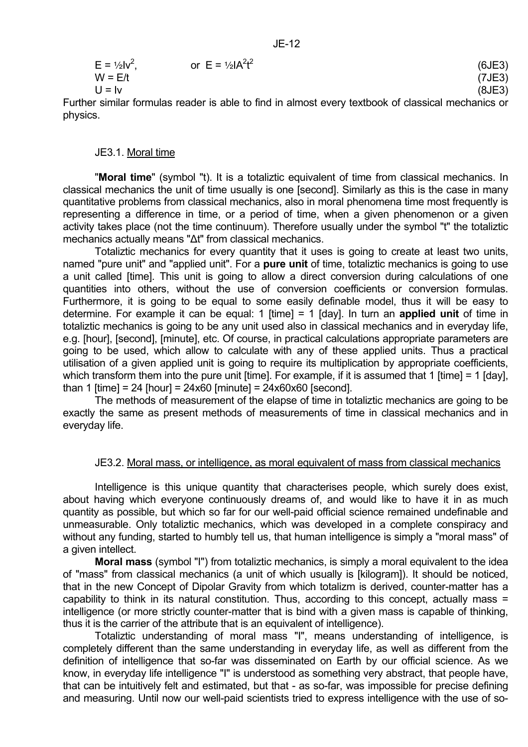$$E = \tfrac{1}{2}Iv^2, \qquad \text{or} \quad E = \tfrac{1}{2}IA^2t^2 \tag{6JE3}$$

$$W = E/t \tag{7JE3}$$

$$U = Iv \tag{8JE3}$$

Further similar formulas reader is able to find in almost every textbook of classical mechanics or physics.

### JE3.1. Moral time

"**Moral time**" (symbol "t). It is a totaliztic equivalent of time from classical mechanics. In classical mechanics the unit of time usually is one [second]. Similarly as this is the case in many quantitative problems from classical mechanics, also in moral phenomena time most frequently is representing a difference in time, or a period of time, when a given phenomenon or a given activity takes place (not the time continuum). Therefore usually under the symbol "t" the totaliztic mechanics actually means "Δt" from classical mechanics.

Totaliztic mechanics for every quantity that it uses is going to create at least two units, named "pure unit" and "applied unit". For a **pure unit** of time, totaliztic mechanics is going to use a unit called [time]. This unit is going to allow a direct conversion during calculations of one quantities into others, without the use of conversion coefficients or conversion formulas. Furthermore, it is going to be equal to some easily definable model, thus it will be easy to determine. For example it can be equal: 1 [time] = 1 [day]. In turn an **applied unit** of time in totaliztic mechanics is going to be any unit used also in classical mechanics and in everyday life, e.g. [hour], [second], [minute], etc. Of course, in practical calculations appropriate parameters are going to be used, which allow to calculate with any of these applied units. Thus a practical utilisation of a given applied unit is going to require its multiplication by appropriate coefficients, which transform them into the pure unit [time]. For example, if it is assumed that 1 [time] = 1 [day], than 1 [time] = 24 [hour] = 24x60 [minute] = 24x60x60 [second].

The methods of measurement of the elapse of time in totaliztic mechanics are going to be exactly the same as present methods of measurements of time in classical mechanics and in everyday life.

### JE3.2. Moral mass, or intelligence, as moral equivalent of mass from classical mechanics

Intelligence is this unique quantity that characterises people, which surely does exist, about having which everyone continuously dreams of, and would like to have it in as much quantity as possible, but which so far for our well-paid official science remained undefinable and unmeasurable. Only totaliztic mechanics, which was developed in a complete conspiracy and without any funding, started to humbly tell us, that human intelligence is simply a "moral mass" of a given intellect.

**Moral mass** (symbol "I") from totaliztic mechanics, is simply a moral equivalent to the idea of "mass" from classical mechanics (a unit of which usually is [kilogram]). It should be noticed, that in the new Concept of Dipolar Gravity from which totalizm is derived, counter-matter has a capability to think in its natural constitution. Thus, according to this concept, actually mass = intelligence (or more strictly counter-matter that is bind with a given mass is capable of thinking, thus it is the carrier of the attribute that is an equivalent of intelligence).

Totaliztic understanding of moral mass "I", means understanding of intelligence, is completely different than the same understanding in everyday life, as well as different from the definition of intelligence that so-far was disseminated on Earth by our official science. As we know, in everyday life intelligence "I" is understood as something very abstract, that people have, that can be intuitively felt and estimated, but that - as so-far, was impossible for precise defining and measuring. Until now our well-paid scientists tried to express intelligence with the use of so-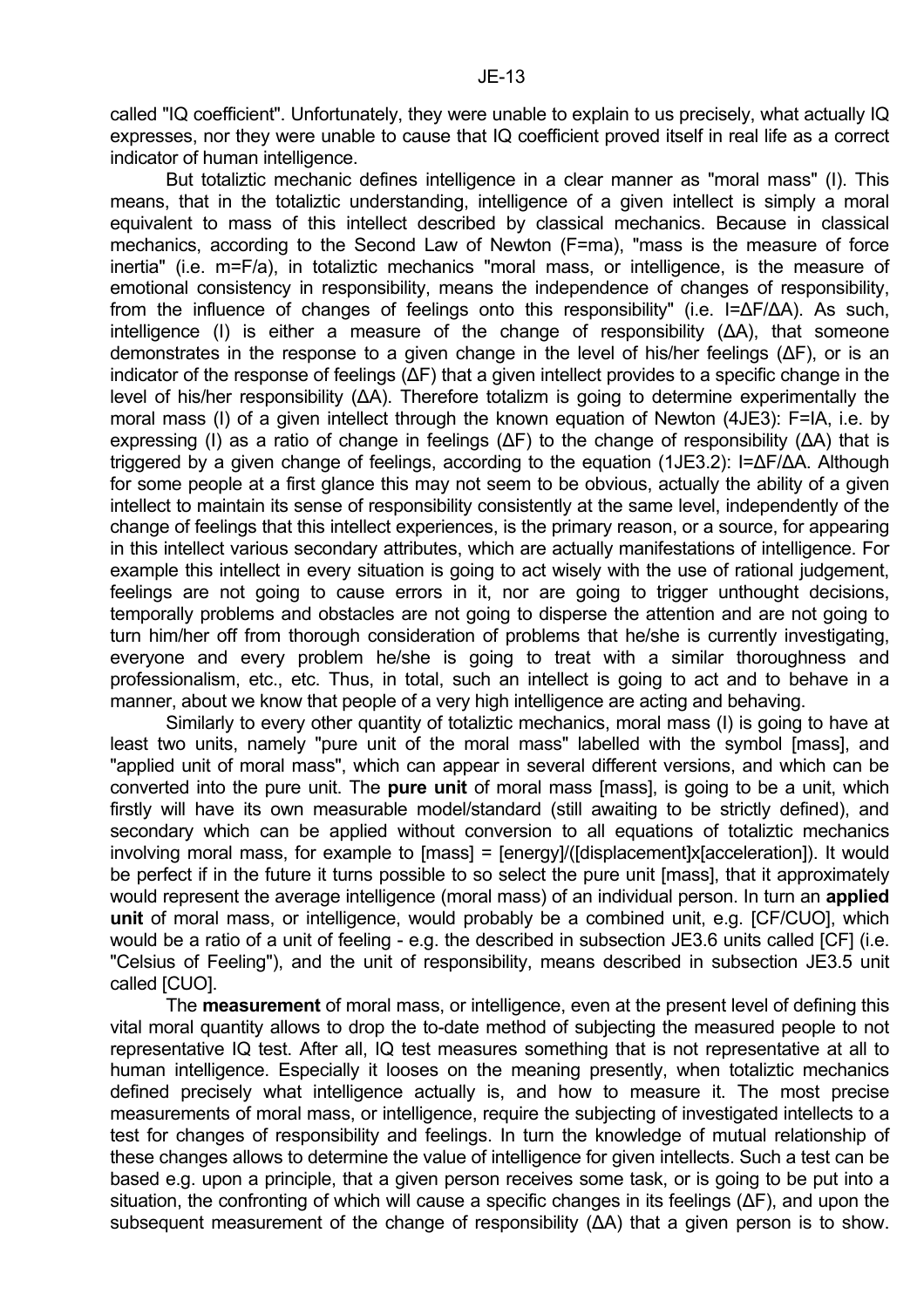called "IQ coefficient". Unfortunately, they were unable to explain to us precisely, what actually IQ expresses, nor they were unable to cause that IQ coefficient proved itself in real life as a correct indicator of human intelligence.

But totaliztic mechanic defines intelligence in a clear manner as "moral mass" (I). This means, that in the totaliztic understanding, intelligence of a given intellect is simply a moral equivalent to mass of this intellect described by classical mechanics. Because in classical mechanics, according to the Second Law of Newton ($F=ma$), "mass is the measure of force inertia" (i.e. $m=F/a$), in totaliztic mechanics "moral mass, or intelligence, is the measure of emotional consistency in responsibility, means the independence of changes of responsibility, from the influence of changes of feelings onto this responsibility" (i.e. $I=\Delta F/\Delta A$). As such, intelligence (I) is either a measure of the change of responsibility ($\Delta A$), that someone demonstrates in the response to a given change in the level of his/her feelings ($\Delta F$), or is an indicator of the response of feelings ($\Delta F$) that a given intellect provides to a specific change in the level of his/her responsibility ($\Delta A$). Therefore totalizm is going to determine experimentally the moral mass (I) of a given intellect through the known equation of Newton (4JE3): $F=IA$, i.e. by expressing (I) as a ratio of change in feelings ($\Delta F$) to the change of responsibility ($\Delta A$) that is triggered by a given change of feelings, according to the equation (1JE3.2): $I=\Delta F/\Delta A$. Although for some people at a first glance this may not seem to be obvious, actually the ability of a given intellect to maintain its sense of responsibility consistently at the same level, independently of the change of feelings that this intellect experiences, is the primary reason, or a source, for appearing in this intellect various secondary attributes, which are actually manifestations of intelligence. For example this intellect in every situation is going to act wisely with the use of rational judgement, feelings are not going to cause errors in it, nor are going to trigger unthought decisions, temporally problems and obstacles are not going to disperse the attention and are not going to turn him/her off from thorough consideration of problems that he/she is currently investigating, everyone and every problem he/she is going to treat with a similar thoroughness and professionalism, etc., etc. Thus, in total, such an intellect is going to act and to behave in a manner, about we know that people of a very high intelligence are acting and behaving.

Similarly to every other quantity of totaliztic mechanics, moral mass (I) is going to have at least two units, namely "pure unit of the moral mass" labelled with the symbol [mass], and "applied unit of moral mass", which can appear in several different versions, and which can be converted into the pure unit. The **pure unit** of moral mass [mass], is going to be a unit, which firstly will have its own measurable model/standard (still awaiting to be strictly defined), and secondary which can be applied without conversion to all equations of totaliztic mechanics involving moral mass, for example to [mass] = [energy]/([displacement]x[acceleration]). It would be perfect if in the future it turns possible to so select the pure unit [mass], that it approximately would represent the average intelligence (moral mass) of an individual person. In turn an **applied unit** of moral mass, or intelligence, would probably be a combined unit, e.g. [CF/CUO], which would be a ratio of a unit of feeling - e.g. the described in subsection JE3.6 units called [CF] (i.e. "Celsius of Feeling"), and the unit of responsibility, means described in subsection JE3.5 unit called [CUO].

The **measurement** of moral mass, or intelligence, even at the present level of defining this vital moral quantity allows to drop the to-date method of subjecting the measured people to not representative IQ test. After all, IQ test measures something that is not representative at all to human intelligence. Especially it looses on the meaning presently, when totaliztic mechanics defined precisely what intelligence actually is, and how to measure it. The most precise measurements of moral mass, or intelligence, require the subjecting of investigated intellects to a test for changes of responsibility and feelings. In turn the knowledge of mutual relationship of these changes allows to determine the value of intelligence for given intellects. Such a test can be based e.g. upon a principle, that a given person receives some task, or is going to be put into a situation, the confronting of which will cause a specific changes in its feelings ($\Delta F$), and upon the subsequent measurement of the change of responsibility ($\Delta A$) that a given person is to show.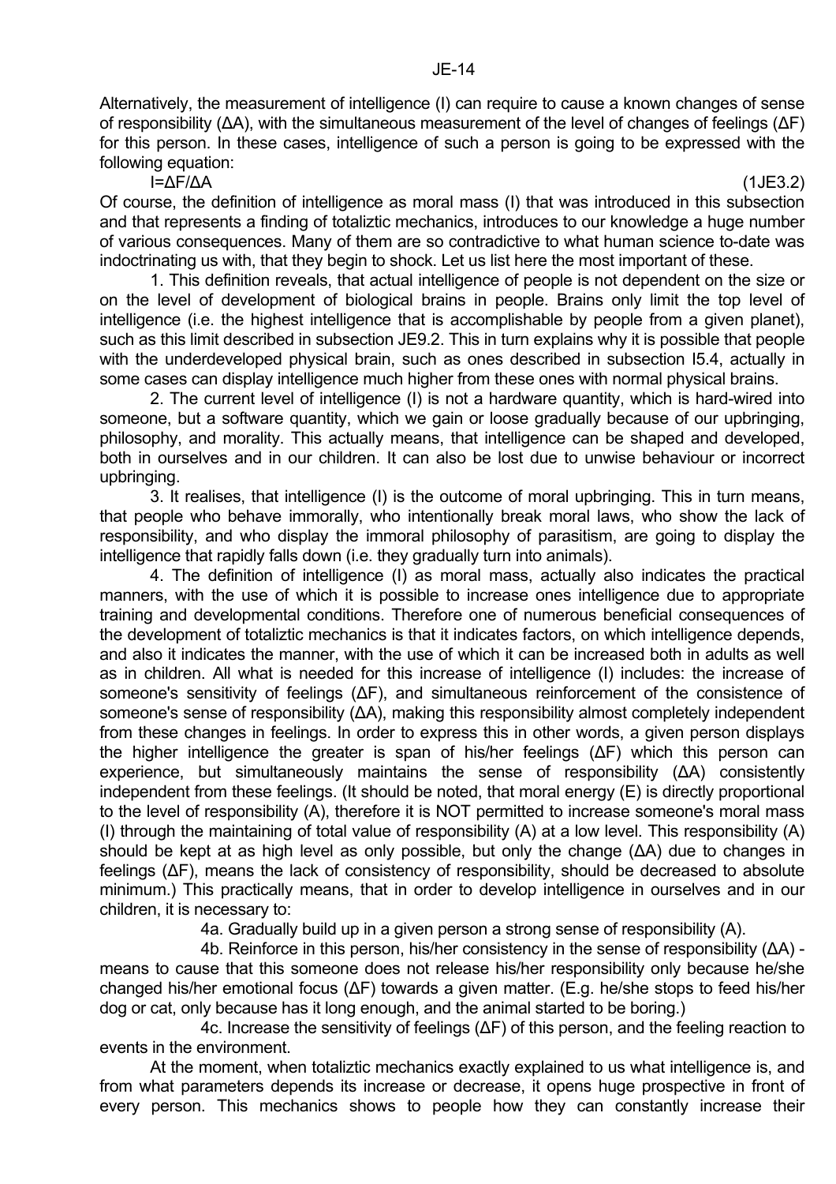Alternatively, the measurement of intelligence (I) can require to cause a known changes of sense of responsibility ($\Delta A$), with the simultaneous measurement of the level of changes of feelings ($\Delta F$) for this person. In these cases, intelligence of such a person is going to be expressed with the following equation:

$$I=\Delta F/\Delta A \qquad (1JE3.2)$$

Of course, the definition of intelligence as moral mass (I) that was introduced in this subsection and that represents a finding of totaliztic mechanics, introduces to our knowledge a huge number of various consequences. Many of them are so contradictive to what human science to-date was indoctrinating us with, that they begin to shock. Let us list here the most important of these.

1. This definition reveals, that actual intelligence of people is not dependent on the size or on the level of development of biological brains in people. Brains only limit the top level of intelligence (i.e. the highest intelligence that is accomplishable by people from a given planet), such as this limit described in subsection JE9.2. This in turn explains why it is possible that people with the underdeveloped physical brain, such as ones described in subsection I5.4, actually in some cases can display intelligence much higher from these ones with normal physical brains.

2. The current level of intelligence (I) is not a hardware quantity, which is hard-wired into someone, but a software quantity, which we gain or loose gradually because of our upbringing, philosophy, and morality. This actually means, that intelligence can be shaped and developed, both in ourselves and in our children. It can also be lost due to unwise behaviour or incorrect upbringing.

3. It realises, that intelligence (I) is the outcome of moral upbringing. This in turn means, that people who behave immorally, who intentionally break moral laws, who show the lack of responsibility, and who display the immoral philosophy of parasitism, are going to display the intelligence that rapidly falls down (i.e. they gradually turn into animals).

4. The definition of intelligence (I) as moral mass, actually also indicates the practical manners, with the use of which it is possible to increase ones intelligence due to appropriate training and developmental conditions. Therefore one of numerous beneficial consequences of the development of totaliztic mechanics is that it indicates factors, on which intelligence depends, and also it indicates the manner, with the use of which it can be increased both in adults as well as in children. All what is needed for this increase of intelligence (I) includes: the increase of someone's sensitivity of feelings ($\Delta F$), and simultaneous reinforcement of the consistence of someone's sense of responsibility ($\Delta A$), making this responsibility almost completely independent from these changes in feelings. In order to express this in other words, a given person displays the higher intelligence the greater is span of his/her feelings ($\Delta F$) which this person can experience, but simultaneously maintains the sense of responsibility ($\Delta A$) consistently independent from these feelings. (It should be noted, that moral energy (E) is directly proportional to the level of responsibility (A), therefore it is NOT permitted to increase someone's moral mass (I) through the maintaining of total value of responsibility (A) at a low level. This responsibility (A) should be kept at as high level as only possible, but only the change ($\Delta A$) due to changes in feelings ($\Delta F$), means the lack of consistency of responsibility, should be decreased to absolute minimum.) This practically means, that in order to develop intelligence in ourselves and in our children, it is necessary to:

4a. Gradually build up in a given person a strong sense of responsibility (A).

4b. Reinforce in this person, his/her consistency in the sense of responsibility ($\Delta A$) - means to cause that this someone does not release his/her responsibility only because he/she changed his/her emotional focus ($\Delta F$) towards a given matter. (E.g. he/she stops to feed his/her dog or cat, only because has it long enough, and the animal started to be boring.)

4c. Increase the sensitivity of feelings ($\Delta F$) of this person, and the feeling reaction to events in the environment.

At the moment, when totaliztic mechanics exactly explained to us what intelligence is, and from what parameters depends its increase or decrease, it opens huge prospective in front of every person. This mechanics shows to people how they can constantly increase their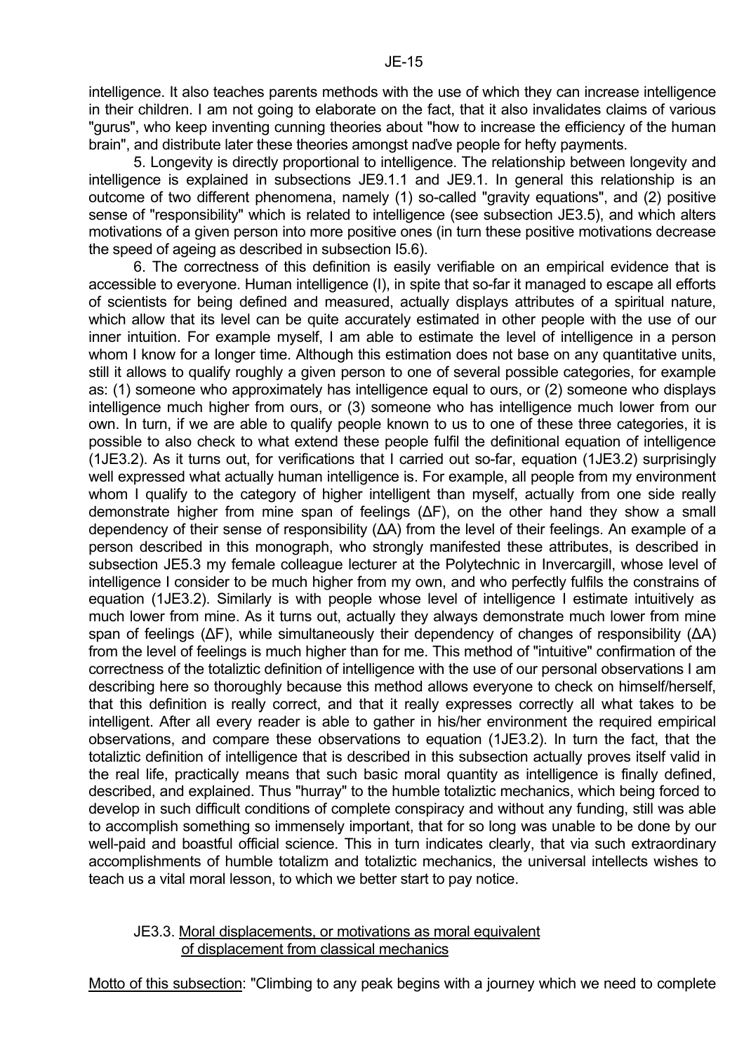intelligence. It also teaches parents methods with the use of which they can increase intelligence in their children. I am not going to elaborate on the fact, that it also invalidates claims of various "gurus", who keep inventing cunning theories about "how to increase the efficiency of the human brain", and distribute later these theories amongst naďve people for hefty payments.

5. Longevity is directly proportional to intelligence. The relationship between longevity and intelligence is explained in subsections JE9.1.1 and JE9.1. In general this relationship is an outcome of two different phenomena, namely (1) so-called "gravity equations", and (2) positive sense of "responsibility" which is related to intelligence (see subsection JE3.5), and which alters motivations of a given person into more positive ones (in turn these positive motivations decrease the speed of ageing as described in subsection I5.6).

6. The correctness of this definition is easily verifiable on an empirical evidence that is accessible to everyone. Human intelligence (I), in spite that so-far it managed to escape all efforts of scientists for being defined and measured, actually displays attributes of a spiritual nature, which allow that its level can be quite accurately estimated in other people with the use of our inner intuition. For example myself, I am able to estimate the level of intelligence in a person whom I know for a longer time. Although this estimation does not base on any quantitative units, still it allows to qualify roughly a given person to one of several possible categories, for example as: (1) someone who approximately has intelligence equal to ours, or (2) someone who displays intelligence much higher from ours, or (3) someone who has intelligence much lower from our own. In turn, if we are able to qualify people known to us to one of these three categories, it is possible to also check to what extend these people fulfil the definitional equation of intelligence (1JE3.2). As it turns out, for verifications that I carried out so-far, equation (1JE3.2) surprisingly well expressed what actually human intelligence is. For example, all people from my environment whom I qualify to the category of higher intelligent than myself, actually from one side really demonstrate higher from mine span of feelings ($\Delta F$), on the other hand they show a small dependency of their sense of responsibility ($\Delta A$) from the level of their feelings. An example of a person described in this monograph, who strongly manifested these attributes, is described in subsection JE5.3 my female colleague lecturer at the Polytechnic in Invercargill, whose level of intelligence I consider to be much higher from my own, and who perfectly fulfils the constrains of equation (1JE3.2). Similarly is with people whose level of intelligence I estimate intuitively as much lower from mine. As it turns out, actually they always demonstrate much lower from mine span of feelings ($\Delta F$), while simultaneously their dependency of changes of responsibility ($\Delta A$) from the level of feelings is much higher than for me. This method of "intuitive" confirmation of the correctness of the totaliztic definition of intelligence with the use of our personal observations I am describing here so thoroughly because this method allows everyone to check on himself/herself, that this definition is really correct, and that it really expresses correctly all what takes to be intelligent. After all every reader is able to gather in his/her environment the required empirical observations, and compare these observations to equation (1JE3.2). In turn the fact, that the totaliztic definition of intelligence that is described in this subsection actually proves itself valid in the real life, practically means that such basic moral quantity as intelligence is finally defined, described, and explained. Thus "hurray" to the humble totaliztic mechanics, which being forced to develop in such difficult conditions of complete conspiracy and without any funding, still was able to accomplish something so immensely important, that for so long was unable to be done by our well-paid and boastful official science. This in turn indicates clearly, that via such extraordinary accomplishments of humble totalizm and totaliztic mechanics, the universal intellects wishes to teach us a vital moral lesson, to which we better start to pay notice.

### JE3.3. Moral displacements, or motivations as moral equivalent of displacement from classical mechanics

Motto of this subsection: "Climbing to any peak begins with a journey which we need to complete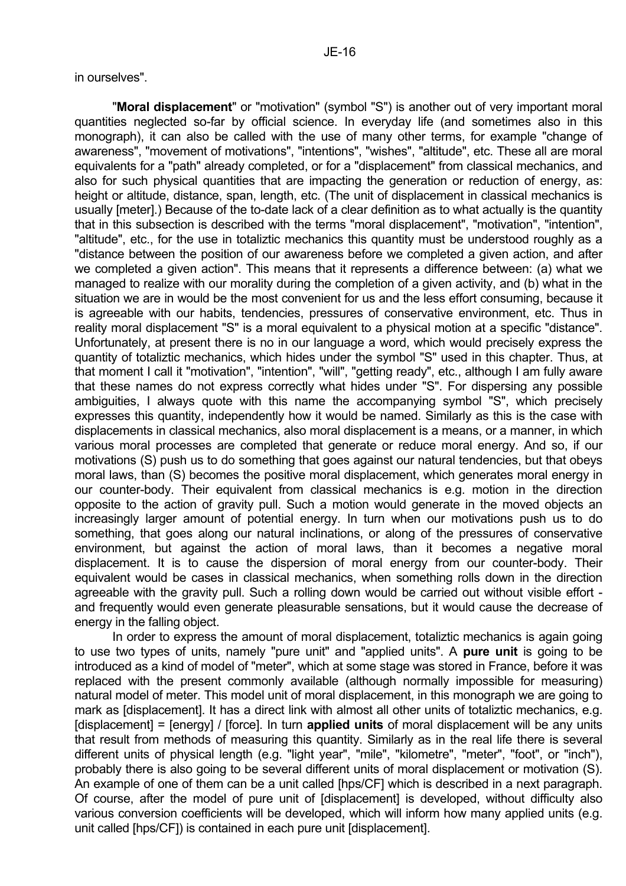in ourselves".

"**Moral displacement**" or "motivation" (symbol "S") is another out of very important moral quantities neglected so-far by official science. In everyday life (and sometimes also in this monograph), it can also be called with the use of many other terms, for example "change of awareness", "movement of motivations", "intentions", "wishes", "altitude", etc. These all are moral equivalents for a "path" already completed, or for a "displacement" from classical mechanics, and also for such physical quantities that are impacting the generation or reduction of energy, as: height or altitude, distance, span, length, etc. (The unit of displacement in classical mechanics is usually [meter].) Because of the to-date lack of a clear definition as to what actually is the quantity that in this subsection is described with the terms "moral displacement", "motivation", "intention", "altitude", etc., for the use in totaliztic mechanics this quantity must be understood roughly as a "distance between the position of our awareness before we completed a given action, and after we completed a given action". This means that it represents a difference between: (a) what we managed to realize with our morality during the completion of a given activity, and (b) what in the situation we are in would be the most convenient for us and the less effort consuming, because it is agreeable with our habits, tendencies, pressures of conservative environment, etc. Thus in reality moral displacement "S" is a moral equivalent to a physical motion at a specific "distance". Unfortunately, at present there is no in our language a word, which would precisely express the quantity of totaliztic mechanics, which hides under the symbol "S" used in this chapter. Thus, at that moment I call it "motivation", "intention", "will", "getting ready", etc., although I am fully aware that these names do not express correctly what hides under "S". For dispersing any possible ambiguities, I always quote with this name the accompanying symbol "S", which precisely expresses this quantity, independently how it would be named. Similarly as this is the case with displacements in classical mechanics, also moral displacement is a means, or a manner, in which various moral processes are completed that generate or reduce moral energy. And so, if our motivations (S) push us to do something that goes against our natural tendencies, but that obeys moral laws, than (S) becomes the positive moral displacement, which generates moral energy in our counter-body. Their equivalent from classical mechanics is e.g. motion in the direction opposite to the action of gravity pull. Such a motion would generate in the moved objects an increasingly larger amount of potential energy. In turn when our motivations push us to do something, that goes along our natural inclinations, or along of the pressures of conservative environment, but against the action of moral laws, than it becomes a negative moral displacement. It is to cause the dispersion of moral energy from our counter-body. Their equivalent would be cases in classical mechanics, when something rolls down in the direction agreeable with the gravity pull. Such a rolling down would be carried out without visible effort - and frequently would even generate pleasurable sensations, but it would cause the decrease of energy in the falling object.

In order to express the amount of moral displacement, totaliztic mechanics is again going to use two types of units, namely "pure unit" and "applied units". A **pure unit** is going to be introduced as a kind of model of "meter", which at some stage was stored in France, before it was replaced with the present commonly available (although normally impossible for measuring) natural model of meter. This model unit of moral displacement, in this monograph we are going to mark as [displacement]. It has a direct link with almost all other units of totaliztic mechanics, e.g. [displacement] = [energy] / [force]. In turn **applied units** of moral displacement will be any units that result from methods of measuring this quantity. Similarly as in the real life there is several different units of physical length (e.g. "light year", "mile", "kilometre", "meter", "foot", or "inch"), probably there is also going to be several different units of moral displacement or motivation (S). An example of one of them can be a unit called [hps/CF] which is described in a next paragraph. Of course, after the model of pure unit of [displacement] is developed, without difficulty also various conversion coefficients will be developed, which will inform how many applied units (e.g. unit called [hps/CF]) is contained in each pure unit [displacement].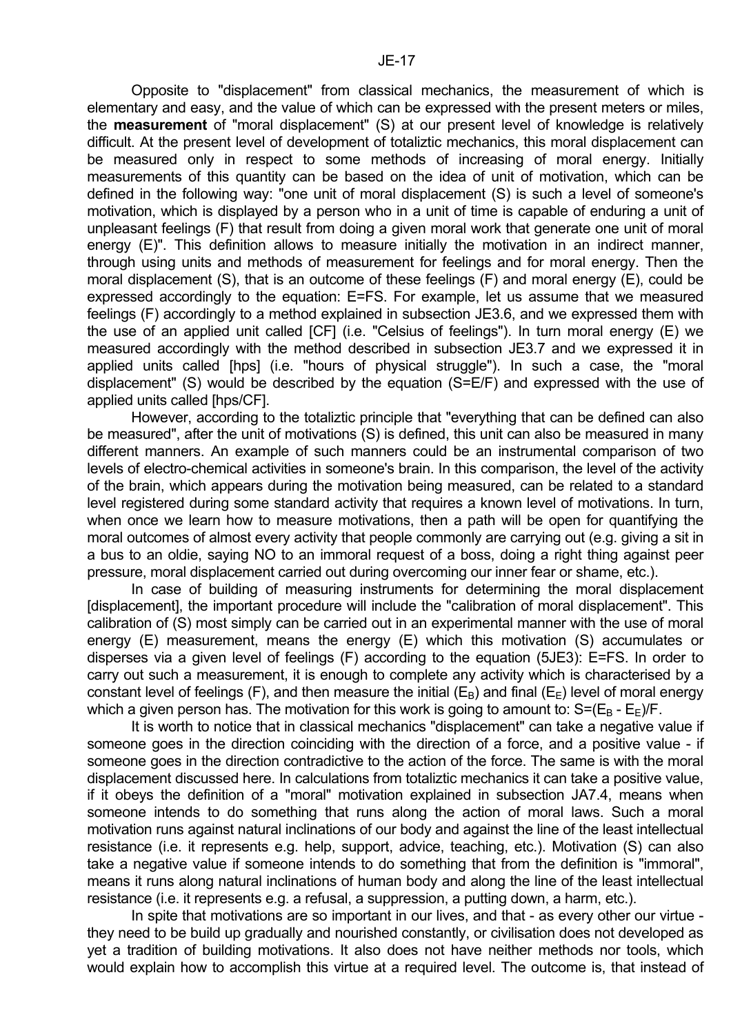Opposite to "displacement" from classical mechanics, the measurement of which is elementary and easy, and the value of which can be expressed with the present meters or miles, the **measurement** of "moral displacement" (S) at our present level of knowledge is relatively difficult. At the present level of development of totaliztic mechanics, this moral displacement can be measured only in respect to some methods of increasing of moral energy. Initially measurements of this quantity can be based on the idea of unit of motivation, which can be defined in the following way: "one unit of moral displacement (S) is such a level of someone's motivation, which is displayed by a person who in a unit of time is capable of enduring a unit of unpleasant feelings (F) that result from doing a given moral work that generate one unit of moral energy (E)". This definition allows to measure initially the motivation in an indirect manner, through using units and methods of measurement for feelings and for moral energy. Then the moral displacement (S), that is an outcome of these feelings (F) and moral energy (E), could be expressed accordingly to the equation: E=FS. For example, let us assume that we measured feelings (F) accordingly to a method explained in subsection JE3.6, and we expressed them with the use of an applied unit called [CF] (i.e. "Celsius of feelings"). In turn moral energy (E) we measured accordingly with the method described in subsection JE3.7 and we expressed it in applied units called [hps] (i.e. "hours of physical struggle"). In such a case, the "moral displacement" (S) would be described by the equation (S=E/F) and expressed with the use of applied units called [hps/CF].

However, according to the totaliztic principle that "everything that can be defined can also be measured", after the unit of motivations (S) is defined, this unit can also be measured in many different manners. An example of such manners could be an instrumental comparison of two levels of electro-chemical activities in someone's brain. In this comparison, the level of the activity of the brain, which appears during the motivation being measured, can be related to a standard level registered during some standard activity that requires a known level of motivations. In turn, when once we learn how to measure motivations, then a path will be open for quantifying the moral outcomes of almost every activity that people commonly are carrying out (e.g. giving a sit in a bus to an oldie, saying NO to an immoral request of a boss, doing a right thing against peer pressure, moral displacement carried out during overcoming our inner fear or shame, etc.).

In case of building of measuring instruments for determining the moral displacement [displacement], the important procedure will include the "calibration of moral displacement". This calibration of (S) most simply can be carried out in an experimental manner with the use of moral energy (E) measurement, means the energy (E) which this motivation (S) accumulates or disperses via a given level of feelings (F) according to the equation (5JE3): E=FS. In order to carry out such a measurement, it is enough to complete any activity which is characterised by a constant level of feelings (F), and then measure the initial ($E_B$) and final ($E_E$) level of moral energy which a given person has. The motivation for this work is going to amount to: $S=(E_B - E_E)/F$.

It is worth to notice that in classical mechanics "displacement" can take a negative value if someone goes in the direction coinciding with the direction of a force, and a positive value - if someone goes in the direction contradictive to the action of the force. The same is with the moral displacement discussed here. In calculations from totaliztic mechanics it can take a positive value, if it obeys the definition of a "moral" motivation explained in subsection JA7.4, means when someone intends to do something that runs along the action of moral laws. Such a moral motivation runs against natural inclinations of our body and against the line of the least intellectual resistance (i.e. it represents e.g. help, support, advice, teaching, etc.). Motivation (S) can also take a negative value if someone intends to do something that from the definition is "immoral", means it runs along natural inclinations of human body and along the line of the least intellectual resistance (i.e. it represents e.g. a refusal, a suppression, a putting down, a harm, etc.).

In spite that motivations are so important in our lives, and that - as every other our virtue - they need to be build up gradually and nourished constantly, or civilisation does not developed as yet a tradition of building motivations. It also does not have neither methods nor tools, which would explain how to accomplish this virtue at a required level. The outcome is, that instead of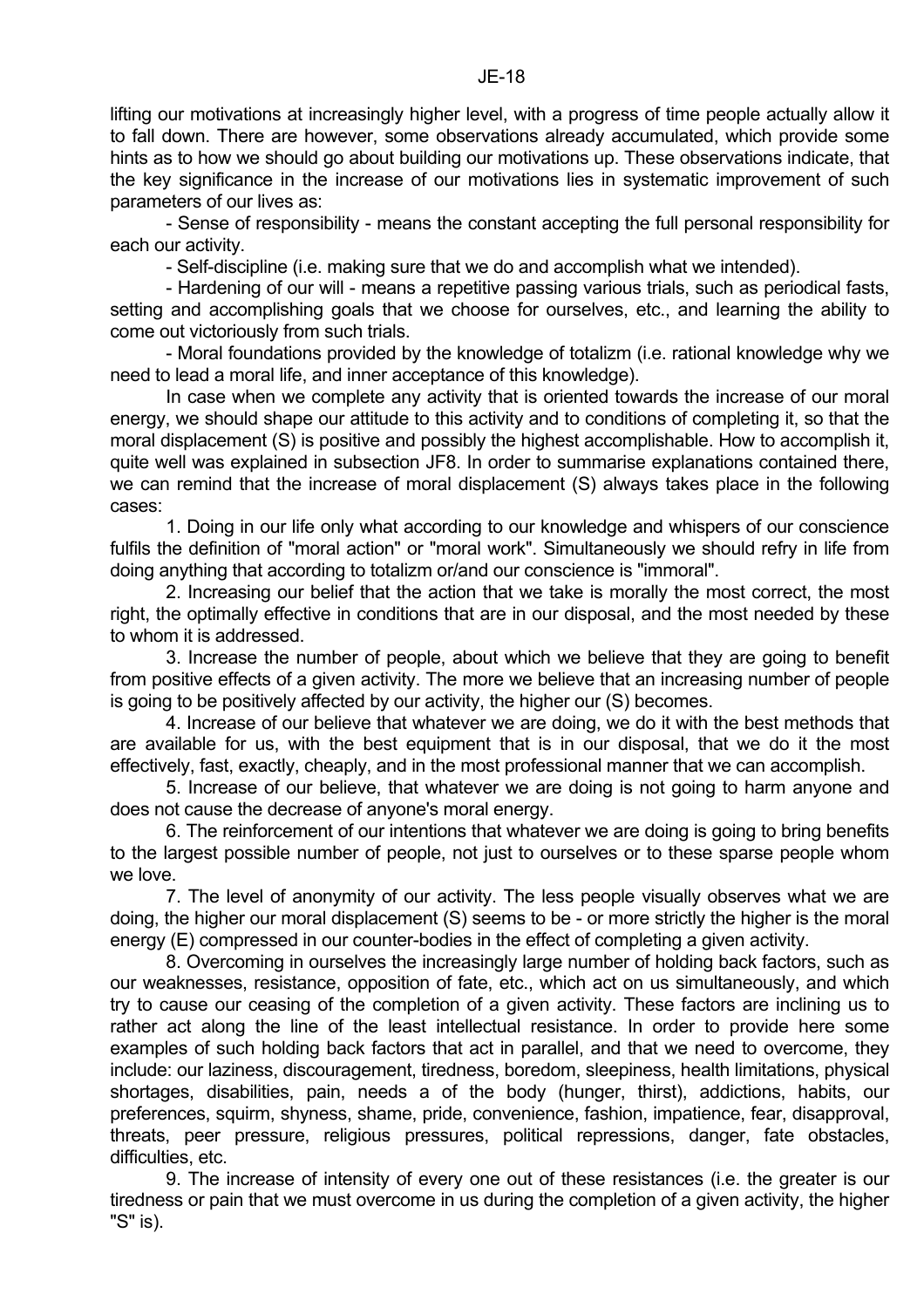lifting our motivations at increasingly higher level, with a progress of time people actually allow it to fall down. There are however, some observations already accumulated, which provide some hints as to how we should go about building our motivations up. These observations indicate, that the key significance in the increase of our motivations lies in systematic improvement of such parameters of our lives as:

- Sense of responsibility - means the constant accepting the full personal responsibility for each our activity.
- Self-discipline (i.e. making sure that we do and accomplish what we intended).
- Hardening of our will - means a repetitive passing various trials, such as periodical fasts, setting and accomplishing goals that we choose for ourselves, etc., and learning the ability to come out victoriously from such trials.
- Moral foundations provided by the knowledge of totalizm (i.e. rational knowledge why we need to lead a moral life, and inner acceptance of this knowledge).

In case when we complete any activity that is oriented towards the increase of our moral energy, we should shape our attitude to this activity and to conditions of completing it, so that the moral displacement (S) is positive and possibly the highest accomplishable. How to accomplish it, quite well was explained in subsection JF8. In order to summarise explanations contained there, we can remind that the increase of moral displacement (S) always takes place in the following cases:

1. Doing in our life only what according to our knowledge and whispers of our conscience fulfils the definition of "moral action" or "moral work". Simultaneously we should refry in life from doing anything that according to totalizm or/and our conscience is "immoral".

2. Increasing our belief that the action that we take is morally the most correct, the most right, the optimally effective in conditions that are in our disposal, and the most needed by these to whom it is addressed.

3. Increase the number of people, about which we believe that they are going to benefit from positive effects of a given activity. The more we believe that an increasing number of people is going to be positively affected by our activity, the higher our (S) becomes.

4. Increase of our believe that whatever we are doing, we do it with the best methods that are available for us, with the best equipment that is in our disposal, that we do it the most effectively, fast, exactly, cheaply, and in the most professional manner that we can accomplish.

5. Increase of our believe, that whatever we are doing is not going to harm anyone and does not cause the decrease of anyone's moral energy.

6. The reinforcement of our intentions that whatever we are doing is going to bring benefits to the largest possible number of people, not just to ourselves or to these sparse people whom we love.

7. The level of anonymity of our activity. The less people visually observes what we are doing, the higher our moral displacement (S) seems to be - or more strictly the higher is the moral energy (E) compressed in our counter-bodies in the effect of completing a given activity.

8. Overcoming in ourselves the increasingly large number of holding back factors, such as our weaknesses, resistance, opposition of fate, etc., which act on us simultaneously, and which try to cause our ceasing of the completion of a given activity. These factors are inclining us to rather act along the line of the least intellectual resistance. In order to provide here some examples of such holding back factors that act in parallel, and that we need to overcome, they include: our laziness, discouragement, tiredness, boredom, sleepiness, health limitations, physical shortages, disabilities, pain, needs a of the body (hunger, thirst), addictions, habits, our preferences, squirm, shyness, shame, pride, convenience, fashion, impatience, fear, disapproval, threats, peer pressure, religious pressures, political repressions, danger, fate obstacles, difficulties, etc.

9. The increase of intensity of every one out of these resistances (i.e. the greater is our tiredness or pain that we must overcome in us during the completion of a given activity, the higher "S" is).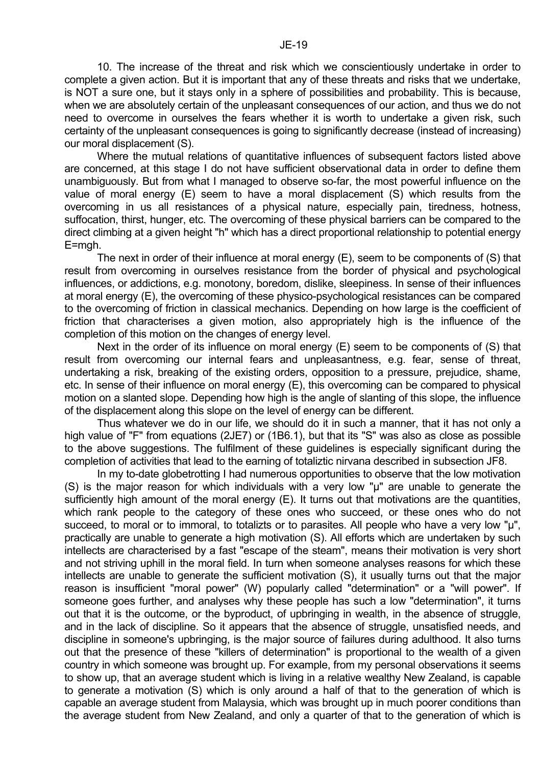10. The increase of the threat and risk which we conscientiously undertake in order to complete a given action. But it is important that any of these threats and risks that we undertake, is NOT a sure one, but it stays only in a sphere of possibilities and probability. This is because, when we are absolutely certain of the unpleasant consequences of our action, and thus we do not need to overcome in ourselves the fears whether it is worth to undertake a given risk, such certainty of the unpleasant consequences is going to significantly decrease (instead of increasing) our moral displacement (S).

Where the mutual relations of quantitative influences of subsequent factors listed above are concerned, at this stage I do not have sufficient observational data in order to define them unambiguously. But from what I managed to observe so-far, the most powerful influence on the value of moral energy (E) seem to have a moral displacement (S) which results from the overcoming in us all resistances of a physical nature, especially pain, tiredness, hotness, suffocation, thirst, hunger, etc. The overcoming of these physical barriers can be compared to the direct climbing at a given height "h" which has a direct proportional relationship to potential energy $E=mgh$.

The next in order of their influence at moral energy (E), seem to be components of (S) that result from overcoming in ourselves resistance from the border of physical and psychological influences, or addictions, e.g. monotony, boredom, dislike, sleepiness. In sense of their influences at moral energy (E), the overcoming of these physico-psychological resistances can be compared to the overcoming of friction in classical mechanics. Depending on how large is the coefficient of friction that characterises a given motion, also appropriately high is the influence of the completion of this motion on the changes of energy level.

Next in the order of its influence on moral energy (E) seem to be components of (S) that result from overcoming our internal fears and unpleasantness, e.g. fear, sense of threat, undertaking a risk, breaking of the existing orders, opposition to a pressure, prejudice, shame, etc. In sense of their influence on moral energy (E), this overcoming can be compared to physical motion on a slanted slope. Depending how high is the angle of slanting of this slope, the influence of the displacement along this slope on the level of energy can be different.

Thus whatever we do in our life, we should do it in such a manner, that it has not only a high value of "F" from equations (2JE7) or (1B6.1), but that its "S" was also as close as possible to the above suggestions. The fulfilment of these guidelines is especially significant during the completion of activities that lead to the earning of totaliztic nirvana described in subsection JF8.

In my to-date globetrotting I had numerous opportunities to observe that the low motivation (S) is the major reason for which individuals with a very low "μ" are unable to generate the sufficiently high amount of the moral energy (E). It turns out that motivations are the quantities, which rank people to the category of these ones who succeed, or these ones who do not succeed, to moral or to immoral, to totalizts or to parasites. All people who have a very low "μ", practically are unable to generate a high motivation (S). All efforts which are undertaken by such intellects are characterised by a fast "escape of the steam", means their motivation is very short and not striving uphill in the moral field. In turn when someone analyses reasons for which these intellects are unable to generate the sufficient motivation (S), it usually turns out that the major reason is insufficient "moral power" (W) popularly called "determination" or a "will power". If someone goes further, and analyses why these people has such a low "determination", it turns out that it is the outcome, or the byproduct, of upbringing in wealth, in the absence of struggle, and in the lack of discipline. So it appears that the absence of struggle, unsatisfied needs, and discipline in someone's upbringing, is the major source of failures during adulthood. It also turns out that the presence of these "killers of determination" is proportional to the wealth of a given country in which someone was brought up. For example, from my personal observations it seems to show up, that an average student which is living in a relative wealthy New Zealand, is capable to generate a motivation (S) which is only around a half of that to the generation of which is capable an average student from Malaysia, which was brought up in much poorer conditions than the average student from New Zealand, and only a quarter of that to the generation of which is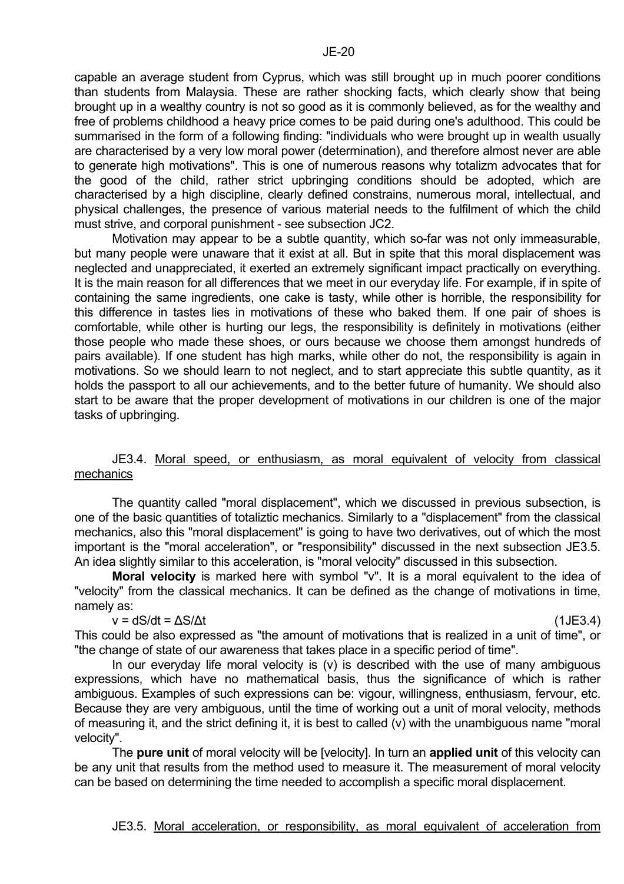capable an average student from Cyprus, which was still brought up in much poorer conditions than students from Malaysia. These are rather shocking facts, which clearly show that being brought up in a wealthy country is not so good as it is commonly believed, as for the wealthy and free of problems childhood a heavy price comes to be paid during one's adulthood. This could be summarised in the form of a following finding: "individuals who were brought up in wealth usually are characterised by a very low moral power (determination), and therefore almost never are able to generate high motivations". This is one of numerous reasons why totalizm advocates that for the good of the child, rather strict upbringing conditions should be adopted, which are characterised by a high discipline, clearly defined constrains, numerous moral, intellectual, and physical challenges, the presence of various material needs to the fulfilment of which the child must strive, and corporal punishment - see subsection JC2.

Motivation may appear to be a subtle quantity, which so-far was not only immeasurable, but many people were unaware that it exist at all. But in spite that this moral displacement was neglected and unappreciated, it exerted an extremely significant impact practically on everything. It is the main reason for all differences that we meet in our everyday life. For example, if in spite of containing the same ingredients, one cake is tasty, while other is horrible, the responsibility for this difference in tastes lies in motivations of these who baked them. If one pair of shoes is comfortable, while other is hurting our legs, the responsibility is definitely in motivations (either those people who made these shoes, or ours because we choose them amongst hundreds of pairs available). If one student has high marks, while other do not, the responsibility is again in motivations. So we should learn to not neglect, and to start appreciate this subtle quantity, as it holds the passport to all our achievements, and to the better future of humanity. We should also start to be aware that the proper development of motivations in our children is one of the major tasks of upbringing.

### JE3.4. Moral speed, or enthusiasm, as moral equivalent of velocity from classical mechanics

The quantity called "moral displacement", which we discussed in previous subsection, is one of the basic quantities of totaliztic mechanics. Similarly to a "displacement" from the classical mechanics, also this "moral displacement" is going to have two derivatives, out of which the most important is the "moral acceleration", or "responsibility" discussed in the next subsection JE3.5. An idea slightly similar to this acceleration, is "moral velocity" discussed in this subsection.

**Moral velocity** is marked here with symbol "v". It is a moral equivalent to the idea of "velocity" from the classical mechanics. It can be defined as the change of motivations in time, namely as:

$$v = dS/dt = \Delta S/\Delta t \qquad (1JE3.4)$$

This could be also expressed as "the amount of motivations that is realized in a unit of time", or "the change of state of our awareness that takes place in a specific period of time".

In our everyday life moral velocity is (v) is described with the use of many ambiguous expressions, which have no mathematical basis, thus the significance of which is rather ambiguous. Examples of such expressions can be: vigour, willingness, enthusiasm, fervour, etc. Because they are very ambiguous, until the time of working out a unit of moral velocity, methods of measuring it, and the strict defining it, it is best to called (v) with the unambiguous name "moral velocity".

The **pure unit** of moral velocity will be [velocity]. In turn an **applied unit** of this velocity can be any unit that results from the method used to measure it. The measurement of moral velocity can be based on determining the time needed to accomplish a specific moral displacement.

### JE3.5. Moral acceleration, or responsibility, as moral equivalent of acceleration from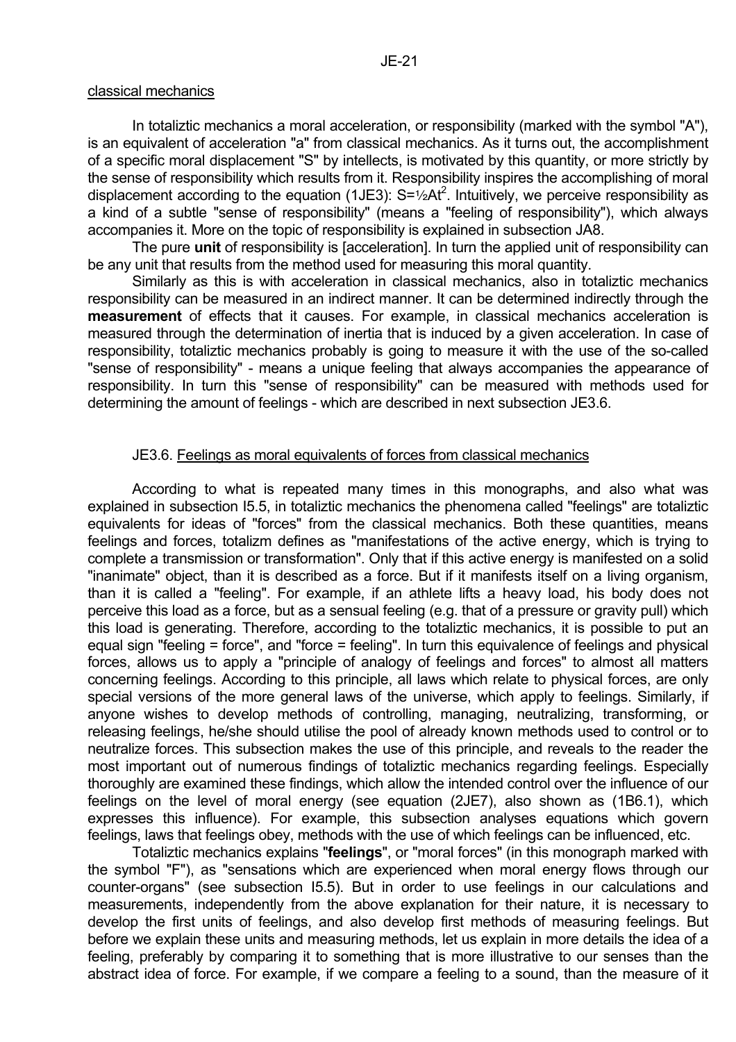classical mechanics

In totaliztic mechanics a moral acceleration, or responsibility (marked with the symbol "A"), is an equivalent of acceleration "a" from classical mechanics. As it turns out, the accomplishment of a specific moral displacement "S" by intellects, is motivated by this quantity, or more strictly by the sense of responsibility which results from it. Responsibility inspires the accomplishing of moral displacement according to the equation (1JE3): $S=\frac{1}{2}At^2$. Intuitively, we perceive responsibility as a kind of a subtle "sense of responsibility" (means a "feeling of responsibility"), which always accompanies it. More on the topic of responsibility is explained in subsection JA8.

The pure **unit** of responsibility is [acceleration]. In turn the applied unit of responsibility can be any unit that results from the method used for measuring this moral quantity.

Similarly as this is with acceleration in classical mechanics, also in totaliztic mechanics responsibility can be measured in an indirect manner. It can be determined indirectly through the **measurement** of effects that it causes. For example, in classical mechanics acceleration is measured through the determination of inertia that is induced by a given acceleration. In case of responsibility, totaliztic mechanics probably is going to measure it with the use of the so-called "sense of responsibility" - means a unique feeling that always accompanies the appearance of responsibility. In turn this "sense of responsibility" can be measured with methods used for determining the amount of feelings - which are described in next subsection JE3.6.

## JE3.6. Feelings as moral equivalents of forces from classical mechanics

According to what is repeated many times in this monographs, and also what was explained in subsection I5.5, in totaliztic mechanics the phenomena called "feelings" are totaliztic equivalents for ideas of "forces" from the classical mechanics. Both these quantities, means feelings and forces, totalizm defines as "manifestations of the active energy, which is trying to complete a transmission or transformation". Only that if this active energy is manifested on a solid "inanimate" object, than it is described as a force. But if it manifests itself on a living organism, than it is called a "feeling". For example, if an athlete lifts a heavy load, his body does not perceive this load as a force, but as a sensual feeling (e.g. that of a pressure or gravity pull) which this load is generating. Therefore, according to the totaliztic mechanics, it is possible to put an equal sign "feeling = force", and "force = feeling". In turn this equivalence of feelings and physical forces, allows us to apply a "principle of analogy of feelings and forces" to almost all matters concerning feelings. According to this principle, all laws which relate to physical forces, are only special versions of the more general laws of the universe, which apply to feelings. Similarly, if anyone wishes to develop methods of controlling, managing, neutralizing, transforming, or releasing feelings, he/she should utilise the pool of already known methods used to control or to neutralize forces. This subsection makes the use of this principle, and reveals to the reader the most important out of numerous findings of totaliztic mechanics regarding feelings. Especially thoroughly are examined these findings, which allow the intended control over the influence of our feelings on the level of moral energy (see equation (2JE7), also shown as (1B6.1), which expresses this influence). For example, this subsection analyses equations which govern feelings, laws that feelings obey, methods with the use of which feelings can be influenced, etc.

Totaliztic mechanics explains "**feelings**", or "moral forces" (in this monograph marked with the symbol "F"), as "sensations which are experienced when moral energy flows through our counter-organs" (see subsection I5.5). But in order to use feelings in our calculations and measurements, independently from the above explanation for their nature, it is necessary to develop the first units of feelings, and also develop first methods of measuring feelings. But before we explain these units and measuring methods, let us explain in more details the idea of a feeling, preferably by comparing it to something that is more illustrative to our senses than the abstract idea of force. For example, if we compare a feeling to a sound, than the measure of it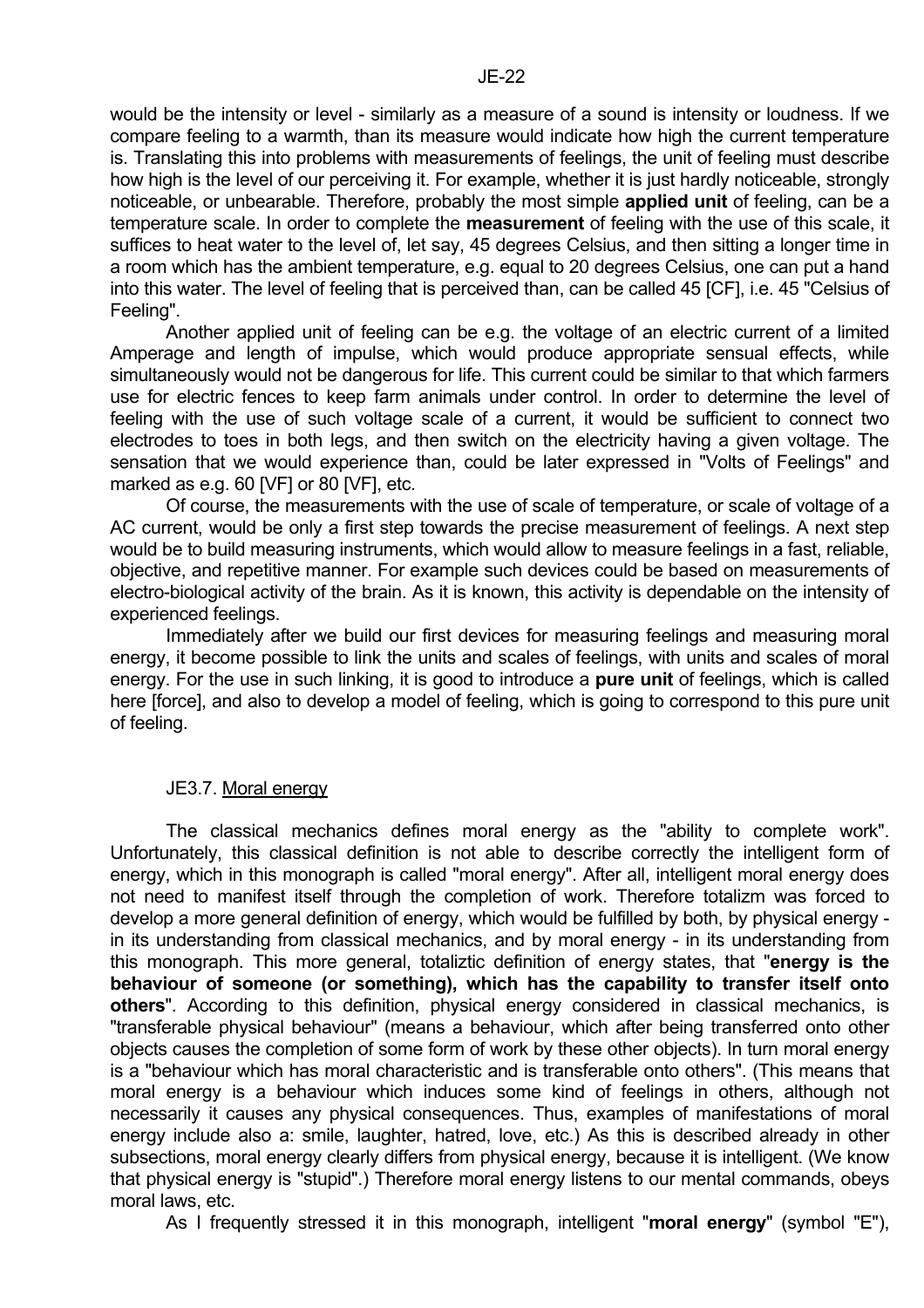would be the intensity or level - similarly as a measure of a sound is intensity or loudness. If we compare feeling to a warmth, than its measure would indicate how high the current temperature is. Translating this into problems with measurements of feelings, the unit of feeling must describe how high is the level of our perceiving it. For example, whether it is just hardly noticeable, strongly noticeable, or unbearable. Therefore, probably the most simple **applied unit** of feeling, can be a temperature scale. In order to complete the **measurement** of feeling with the use of this scale, it suffices to heat water to the level of, let say, 45 degrees Celsius, and then sitting a longer time in a room which has the ambient temperature, e.g. equal to 20 degrees Celsius, one can put a hand into this water. The level of feeling that is perceived than, can be called 45 [CF], i.e. 45 "Celsius of Feeling".

Another applied unit of feeling can be e.g. the voltage of an electric current of a limited Amperage and length of impulse, which would produce appropriate sensual effects, while simultaneously would not be dangerous for life. This current could be similar to that which farmers use for electric fences to keep farm animals under control. In order to determine the level of feeling with the use of such voltage scale of a current, it would be sufficient to connect two electrodes to toes in both legs, and then switch on the electricity having a given voltage. The sensation that we would experience than, could be later expressed in "Volts of Feelings" and marked as e.g. 60 [VF] or 80 [VF], etc.

Of course, the measurements with the use of scale of temperature, or scale of voltage of a AC current, would be only a first step towards the precise measurement of feelings. A next step would be to build measuring instruments, which would allow to measure feelings in a fast, reliable, objective, and repetitive manner. For example such devices could be based on measurements of electro-biological activity of the brain. As it is known, this activity is dependable on the intensity of experienced feelings.

Immediately after we build our first devices for measuring feelings and measuring moral energy, it become possible to link the units and scales of feelings, with units and scales of moral energy. For the use in such linking, it is good to introduce a **pure unit** of feelings, which is called here [force], and also to develop a model of feeling, which is going to correspond to this pure unit of feeling.

### JE3.7. Moral energy

The classical mechanics defines moral energy as the "ability to complete work". Unfortunately, this classical definition is not able to describe correctly the intelligent form of energy, which in this monograph is called "moral energy". After all, intelligent moral energy does not need to manifest itself through the completion of work. Therefore totalizm was forced to develop a more general definition of energy, which would be fulfilled by both, by physical energy - in its understanding from classical mechanics, and by moral energy - in its understanding from this monograph. This more general, totaliztic definition of energy states, that "**energy is the behaviour of someone (or something), which has the capability to transfer itself onto others**". According to this definition, physical energy considered in classical mechanics, is "transferable physical behaviour" (means a behaviour, which after being transferred onto other objects causes the completion of some form of work by these other objects). In turn moral energy is a "behaviour which has moral characteristic and is transferable onto others". (This means that moral energy is a behaviour which induces some kind of feelings in others, although not necessarily it causes any physical consequences. Thus, examples of manifestations of moral energy include also a: smile, laughter, hatred, love, etc.) As this is described already in other subsections, moral energy clearly differs from physical energy, because it is intelligent. (We know that physical energy is "stupid".) Therefore moral energy listens to our mental commands, obeys moral laws, etc.

As I frequently stressed it in this monograph, intelligent "**moral energy**" (symbol "E"),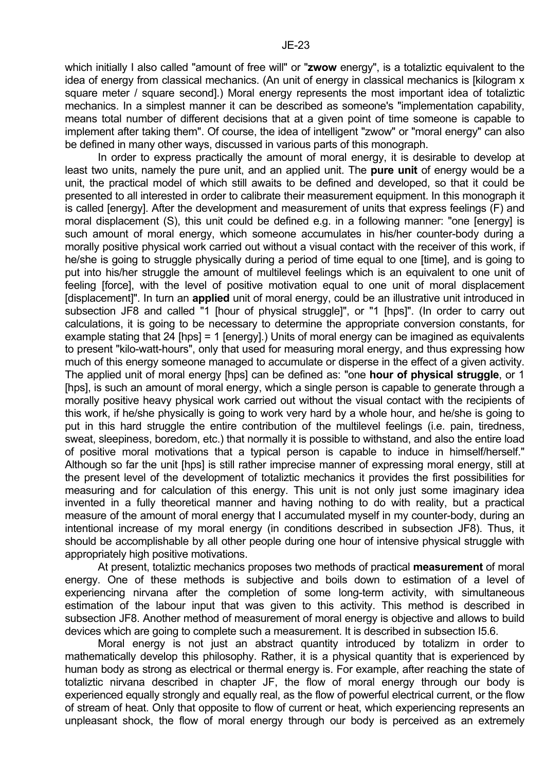which initially I also called "amount of free will" or "**zwow** energy", is a totaliztic equivalent to the idea of energy from classical mechanics. (An unit of energy in classical mechanics is [kilogram x square meter / square second].) Moral energy represents the most important idea of totaliztic mechanics. In a simplest manner it can be described as someone's "implementation capability, means total number of different decisions that at a given point of time someone is capable to implement after taking them". Of course, the idea of intelligent "zwow" or "moral energy" can also be defined in many other ways, discussed in various parts of this monograph.

In order to express practically the amount of moral energy, it is desirable to develop at least two units, namely the pure unit, and an applied unit. The **pure unit** of energy would be a unit, the practical model of which still awaits to be defined and developed, so that it could be presented to all interested in order to calibrate their measurement equipment. In this monograph it is called [energy]. After the development and measurement of units that express feelings (F) and moral displacement (S), this unit could be defined e.g. in a following manner: "one [energy] is such amount of moral energy, which someone accumulates in his/her counter-body during a morally positive physical work carried out without a visual contact with the receiver of this work, if he/she is going to struggle physically during a period of time equal to one [time], and is going to put into his/her struggle the amount of multilevel feelings which is an equivalent to one unit of feeling [force], with the level of positive motivation equal to one unit of moral displacement [displacement]". In turn an **applied** unit of moral energy, could be an illustrative unit introduced in subsection JF8 and called "1 [hour of physical struggle]", or "1 [hps]". (In order to carry out calculations, it is going to be necessary to determine the appropriate conversion constants, for example stating that 24 [hps] = 1 [energy].) Units of moral energy can be imagined as equivalents to present "kilo-watt-hours", only that used for measuring moral energy, and thus expressing how much of this energy someone managed to accumulate or disperse in the effect of a given activity. The applied unit of moral energy [hps] can be defined as: "one **hour of physical struggle**, or 1 [hps], is such an amount of moral energy, which a single person is capable to generate through a morally positive heavy physical work carried out without the visual contact with the recipients of this work, if he/she physically is going to work very hard by a whole hour, and he/she is going to put in this hard struggle the entire contribution of the multilevel feelings (i.e. pain, tiredness, sweat, sleepiness, boredom, etc.) that normally it is possible to withstand, and also the entire load of positive moral motivations that a typical person is capable to induce in himself/herself." Although so far the unit [hps] is still rather imprecise manner of expressing moral energy, still at the present level of the development of totaliztic mechanics it provides the first possibilities for measuring and for calculation of this energy. This unit is not only just some imaginary idea invented in a fully theoretical manner and having nothing to do with reality, but a practical measure of the amount of moral energy that I accumulated myself in my counter-body, during an intentional increase of my moral energy (in conditions described in subsection JF8). Thus, it should be accomplishable by all other people during one hour of intensive physical struggle with appropriately high positive motivations.

At present, totaliztic mechanics proposes two methods of practical **measurement** of moral energy. One of these methods is subjective and boils down to estimation of a level of experiencing nirvana after the completion of some long-term activity, with simultaneous estimation of the labour input that was given to this activity. This method is described in subsection JF8. Another method of measurement of moral energy is objective and allows to build devices which are going to complete such a measurement. It is described in subsection I5.6.

Moral energy is not just an abstract quantity introduced by totalizm in order to mathematically develop this philosophy. Rather, it is a physical quantity that is experienced by human body as strong as electrical or thermal energy is. For example, after reaching the state of totaliztic nirvana described in chapter JF, the flow of moral energy through our body is experienced equally strongly and equally real, as the flow of powerful electrical current, or the flow of stream of heat. Only that opposite to flow of current or heat, which experiencing represents an unpleasant shock, the flow of moral energy through our body is perceived as an extremely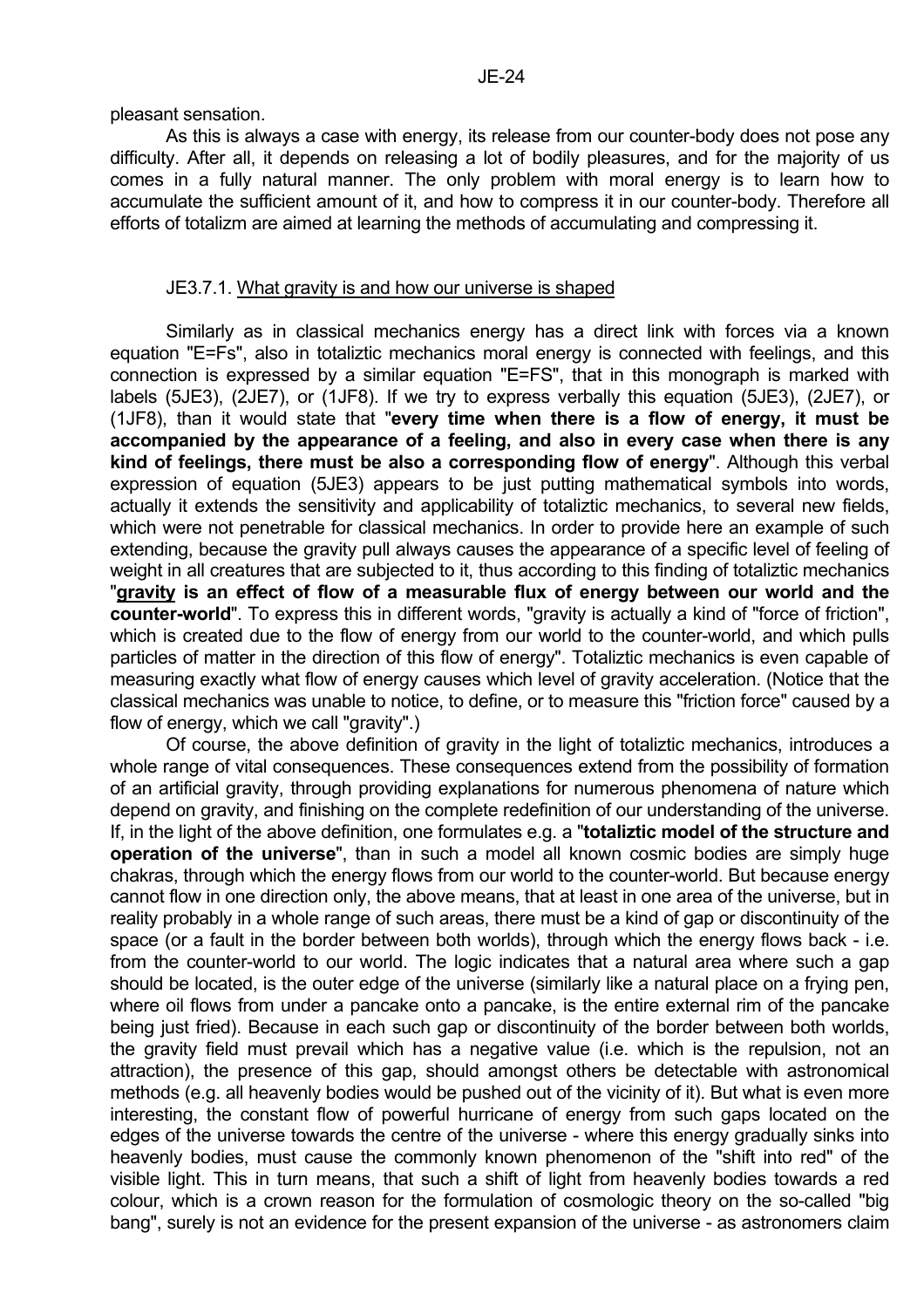pleasant sensation.

As this is always a case with energy, its release from our counter-body does not pose any difficulty. After all, it depends on releasing a lot of bodily pleasures, and for the majority of us comes in a fully natural manner. The only problem with moral energy is to learn how to accumulate the sufficient amount of it, and how to compress it in our counter-body. Therefore all efforts of totalizm are aimed at learning the methods of accumulating and compressing it.

### JE3.7.1. What gravity is and how our universe is shaped

Similarly as in classical mechanics energy has a direct link with forces via a known equation "E=Fs", also in totaliztic mechanics moral energy is connected with feelings, and this connection is expressed by a similar equation "E=FS", that in this monograph is marked with labels (5JE3), (2JE7), or (1JF8). If we try to express verbally this equation (5JE3), (2JE7), or (1JF8), than it would state that "**every time when there is a flow of energy, it must be accompanied by the appearance of a feeling, and also in every case when there is any kind of feelings, there must be also a corresponding flow of energy**". Although this verbal expression of equation (5JE3) appears to be just putting mathematical symbols into words, actually it extends the sensitivity and applicability of totaliztic mechanics, to several new fields, which were not penetrable for classical mechanics. In order to provide here an example of such extending, because the gravity pull always causes the appearance of a specific level of feeling of weight in all creatures that are subjected to it, thus according to this finding of totaliztic mechanics "**gravity is an effect of flow of a measurable flux of energy between our world and the counter-world**". To express this in different words, "gravity is actually a kind of "force of friction", which is created due to the flow of energy from our world to the counter-world, and which pulls particles of matter in the direction of this flow of energy". Totaliztic mechanics is even capable of measuring exactly what flow of energy causes which level of gravity acceleration. (Notice that the classical mechanics was unable to notice, to define, or to measure this "friction force" caused by a flow of energy, which we call "gravity".)

Of course, the above definition of gravity in the light of totaliztic mechanics, introduces a whole range of vital consequences. These consequences extend from the possibility of formation of an artificial gravity, through providing explanations for numerous phenomena of nature which depend on gravity, and finishing on the complete redefinition of our understanding of the universe. If, in the light of the above definition, one formulates e.g. a "**totaliztic model of the structure and operation of the universe**", than in such a model all known cosmic bodies are simply huge chakras, through which the energy flows from our world to the counter-world. But because energy cannot flow in one direction only, the above means, that at least in one area of the universe, but in reality probably in a whole range of such areas, there must be a kind of gap or discontinuity of the space (or a fault in the border between both worlds), through which the energy flows back - i.e. from the counter-world to our world. The logic indicates that a natural area where such a gap should be located, is the outer edge of the universe (similarly like a natural place on a frying pen, where oil flows from under a pancake onto a pancake, is the entire external rim of the pancake being just fried). Because in each such gap or discontinuity of the border between both worlds, the gravity field must prevail which has a negative value (i.e. which is the repulsion, not an attraction), the presence of this gap, should amongst others be detectable with astronomical methods (e.g. all heavenly bodies would be pushed out of the vicinity of it). But what is even more interesting, the constant flow of powerful hurricane of energy from such gaps located on the edges of the universe towards the centre of the universe - where this energy gradually sinks into heavenly bodies, must cause the commonly known phenomenon of the "shift into red" of the visible light. This in turn means, that such a shift of light from heavenly bodies towards a red colour, which is a crown reason for the formulation of cosmologic theory on the so-called "big bang", surely is not an evidence for the present expansion of the universe - as astronomers claim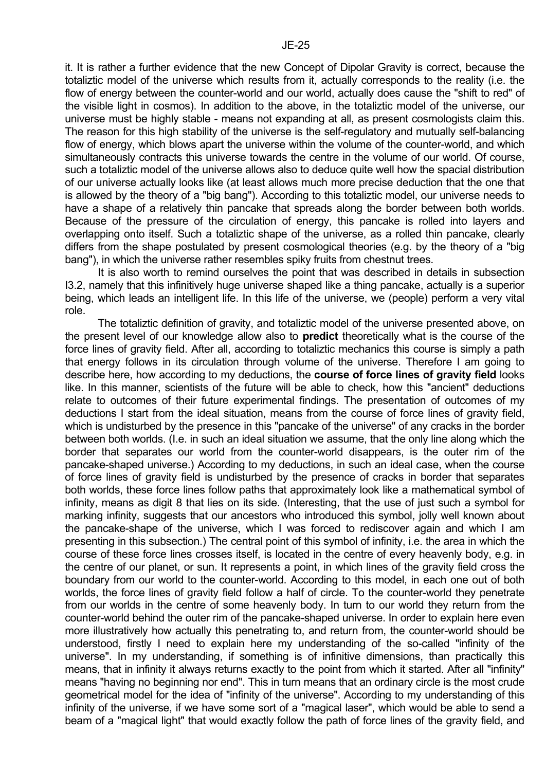it. It is rather a further evidence that the new Concept of Dipolar Gravity is correct, because the totaliztic model of the universe which results from it, actually corresponds to the reality (i.e. the flow of energy between the counter-world and our world, actually does cause the "shift to red" of the visible light in cosmos). In addition to the above, in the totaliztic model of the universe, our universe must be highly stable - means not expanding at all, as present cosmologists claim this. The reason for this high stability of the universe is the self-regulatory and mutually self-balancing flow of energy, which blows apart the universe within the volume of the counter-world, and which simultaneously contracts this universe towards the centre in the volume of our world. Of course, such a totaliztic model of the universe allows also to deduce quite well how the spacial distribution of our universe actually looks like (at least allows much more precise deduction that the one that is allowed by the theory of a "big bang"). According to this totaliztic model, our universe needs to have a shape of a relatively thin pancake that spreads along the border between both worlds. Because of the pressure of the circulation of energy, this pancake is rolled into layers and overlapping onto itself. Such a totaliztic shape of the universe, as a rolled thin pancake, clearly differs from the shape postulated by present cosmological theories (e.g. by the theory of a "big bang"), in which the universe rather resembles spiky fruits from chestnut trees.

It is also worth to remind ourselves the point that was described in details in subsection I3.2, namely that this infinitively huge universe shaped like a thing pancake, actually is a superior being, which leads an intelligent life. In this life of the universe, we (people) perform a very vital role.

The totaliztic definition of gravity, and totaliztic model of the universe presented above, on the present level of our knowledge allow also to **predict** theoretically what is the course of the force lines of gravity field. After all, according to totaliztic mechanics this course is simply a path that energy follows in its circulation through volume of the universe. Therefore I am going to describe here, how according to my deductions, the **course of force lines of gravity field** looks like. In this manner, scientists of the future will be able to check, how this "ancient" deductions relate to outcomes of their future experimental findings. The presentation of outcomes of my deductions I start from the ideal situation, means from the course of force lines of gravity field, which is undisturbed by the presence in this "pancake of the universe" of any cracks in the border between both worlds. (I.e. in such an ideal situation we assume, that the only line along which the border that separates our world from the counter-world disappears, is the outer rim of the pancake-shaped universe.) According to my deductions, in such an ideal case, when the course of force lines of gravity field is undisturbed by the presence of cracks in border that separates both worlds, these force lines follow paths that approximately look like a mathematical symbol of infinity, means as digit 8 that lies on its side. (Interesting, that the use of just such a symbol for marking infinity, suggests that our ancestors who introduced this symbol, jolly well known about the pancake-shape of the universe, which I was forced to rediscover again and which I am presenting in this subsection.) The central point of this symbol of infinity, i.e. the area in which the course of these force lines crosses itself, is located in the centre of every heavenly body, e.g. in the centre of our planet, or sun. It represents a point, in which lines of the gravity field cross the boundary from our world to the counter-world. According to this model, in each one out of both worlds, the force lines of gravity field follow a half of circle. To the counter-world they penetrate from our worlds in the centre of some heavenly body. In turn to our world they return from the counter-world behind the outer rim of the pancake-shaped universe. In order to explain here even more illustratively how actually this penetrating to, and return from, the counter-world should be understood, firstly I need to explain here my understanding of the so-called "infinity of the universe". In my understanding, if something is of infinitive dimensions, than practically this means, that in infinity it always returns exactly to the point from which it started. After all "infinity" means "having no beginning nor end". This in turn means that an ordinary circle is the most crude geometrical model for the idea of "infinity of the universe". According to my understanding of this infinity of the universe, if we have some sort of a "magical laser", which would be able to send a beam of a "magical light" that would exactly follow the path of force lines of the gravity field, and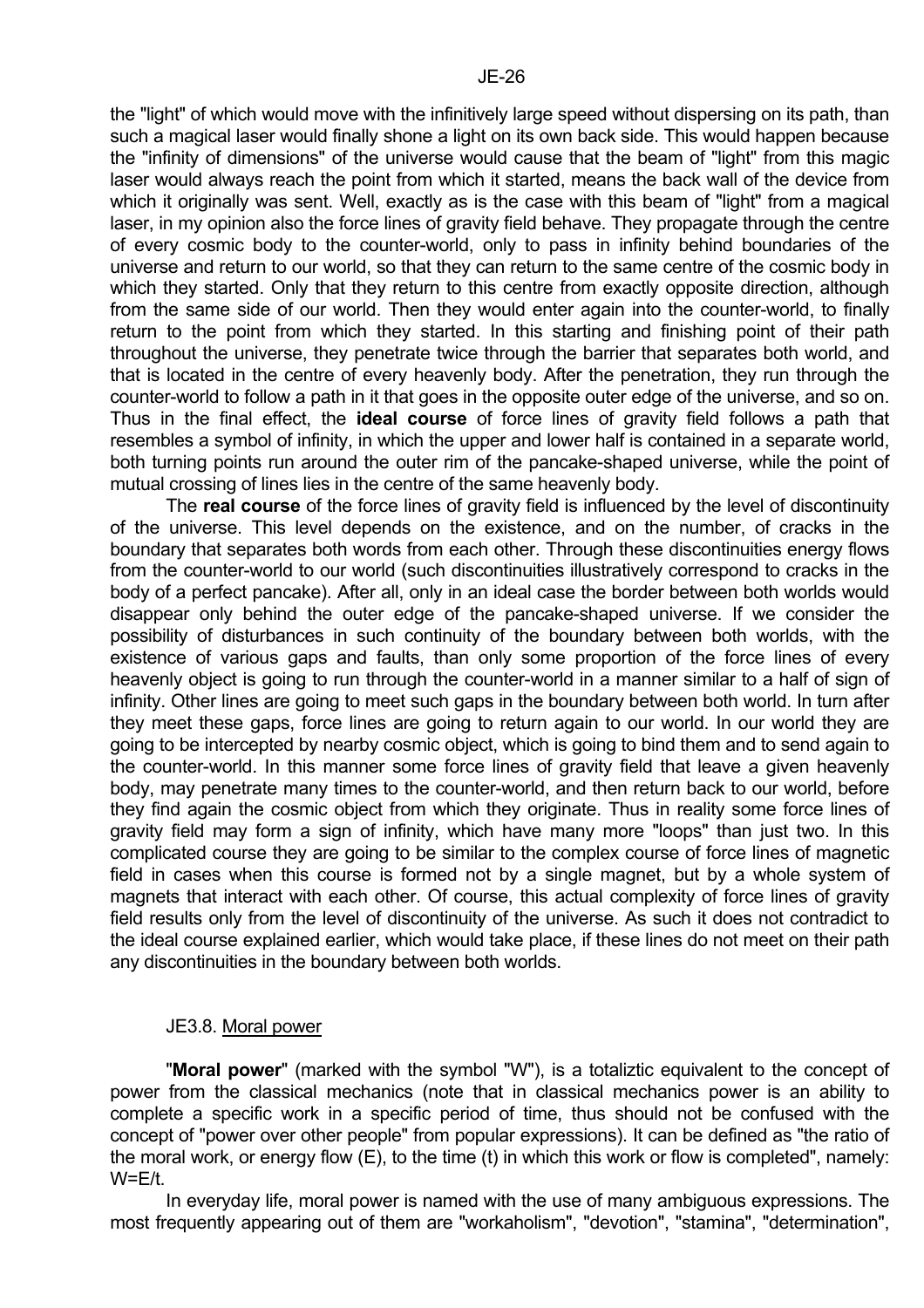the "light" of which would move with the infinitively large speed without dispersing on its path, than such a magical laser would finally shone a light on its own back side. This would happen because the "infinity of dimensions" of the universe would cause that the beam of "light" from this magic laser would always reach the point from which it started, means the back wall of the device from which it originally was sent. Well, exactly as is the case with this beam of "light" from a magical laser, in my opinion also the force lines of gravity field behave. They propagate through the centre of every cosmic body to the counter-world, only to pass in infinity behind boundaries of the universe and return to our world, so that they can return to the same centre of the cosmic body in which they started. Only that they return to this centre from exactly opposite direction, although from the same side of our world. Then they would enter again into the counter-world, to finally return to the point from which they started. In this starting and finishing point of their path throughout the universe, they penetrate twice through the barrier that separates both world, and that is located in the centre of every heavenly body. After the penetration, they run through the counter-world to follow a path in it that goes in the opposite outer edge of the universe, and so on. Thus in the final effect, the **ideal course** of force lines of gravity field follows a path that resembles a symbol of infinity, in which the upper and lower half is contained in a separate world, both turning points run around the outer rim of the pancake-shaped universe, while the point of mutual crossing of lines lies in the centre of the same heavenly body.

The **real course** of the force lines of gravity field is influenced by the level of discontinuity of the universe. This level depends on the existence, and on the number, of cracks in the boundary that separates both words from each other. Through these discontinuities energy flows from the counter-world to our world (such discontinuities illustratively correspond to cracks in the body of a perfect pancake). After all, only in an ideal case the border between both worlds would disappear only behind the outer edge of the pancake-shaped universe. If we consider the possibility of disturbances in such continuity of the boundary between both worlds, with the existence of various gaps and faults, than only some proportion of the force lines of every heavenly object is going to run through the counter-world in a manner similar to a half of sign of infinity. Other lines are going to meet such gaps in the boundary between both world. In turn after they meet these gaps, force lines are going to return again to our world. In our world they are going to be intercepted by nearby cosmic object, which is going to bind them and to send again to the counter-world. In this manner some force lines of gravity field that leave a given heavenly body, may penetrate many times to the counter-world, and then return back to our world, before they find again the cosmic object from which they originate. Thus in reality some force lines of gravity field may form a sign of infinity, which have many more "loops" than just two. In this complicated course they are going to be similar to the complex course of force lines of magnetic field in cases when this course is formed not by a single magnet, but by a whole system of magnets that interact with each other. Of course, this actual complexity of force lines of gravity field results only from the level of discontinuity of the universe. As such it does not contradict to the ideal course explained earlier, which would take place, if these lines do not meet on their path any discontinuities in the boundary between both worlds.

### JE3.8. Moral power

"**Moral power**" (marked with the symbol "W"), is a totaliztic equivalent to the concept of power from the classical mechanics (note that in classical mechanics power is an ability to complete a specific work in a specific period of time, thus should not be confused with the concept of "power over other people" from popular expressions). It can be defined as "the ratio of the moral work, or energy flow (E), to the time (t) in which this work or flow is completed", namely: $W=E/t$.

In everyday life, moral power is named with the use of many ambiguous expressions. The most frequently appearing out of them are "workaholism", "devotion", "stamina", "determination",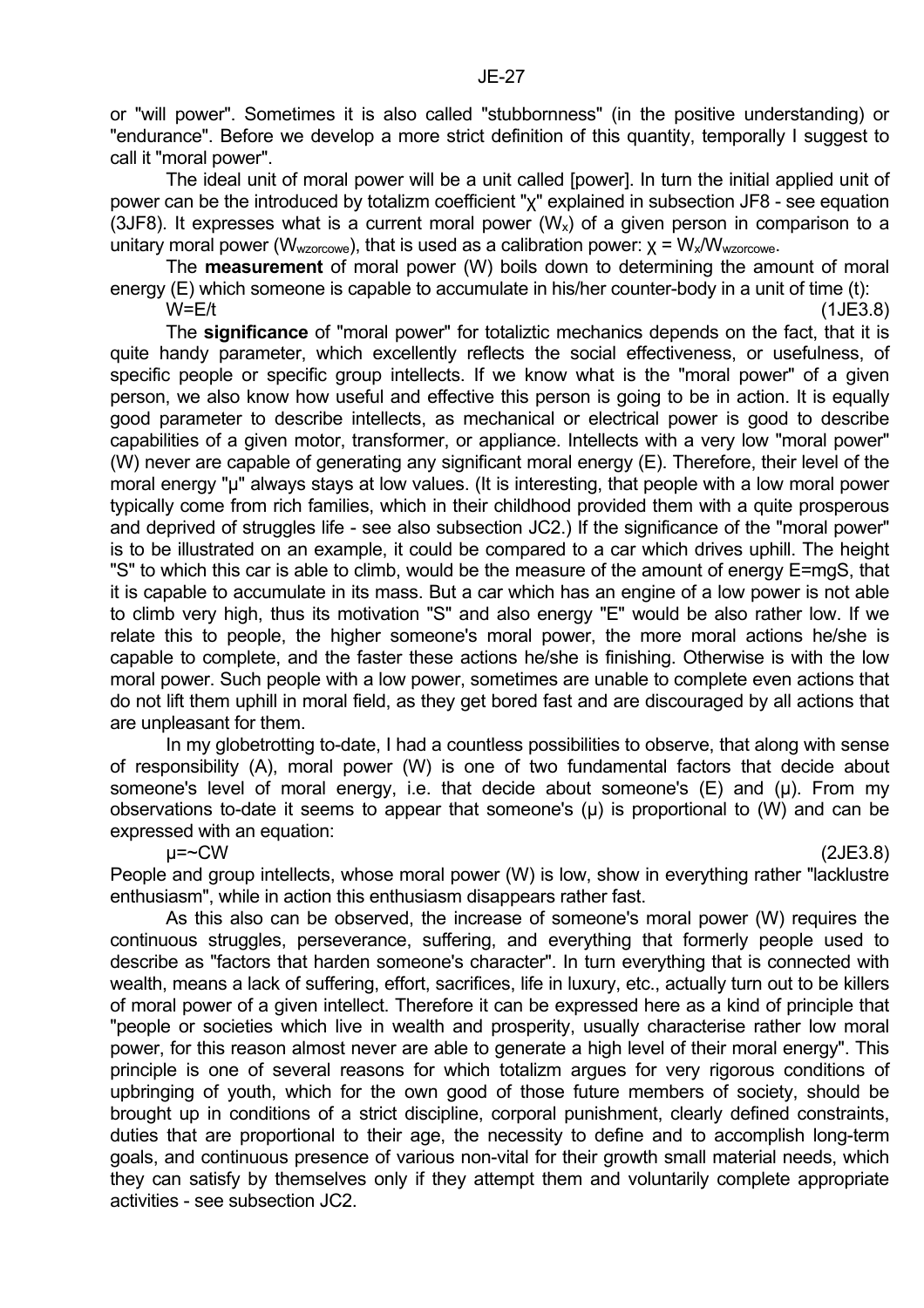or "will power". Sometimes it is also called "stubbornness" (in the positive understanding) or "endurance". Before we develop a more strict definition of this quantity, temporally I suggest to call it "moral power".

The ideal unit of moral power will be a unit called [power]. In turn the initial applied unit of power can be the introduced by totalizm coefficient "χ" explained in subsection JF8 - see equation (3JF8). It expresses what is a current moral power ($W_x$) of a given person in comparison to a unitary moral power ($W_{wzorcowe}$), that is used as a calibration power: $\chi = W_x/W_{wzorcowe}$.

The **measurement** of moral power (W) boils down to determining the amount of moral energy (E) which someone is capable to accumulate in his/her counter-body in a unit of time (t):

$$W=E/t \qquad (1JE3.8)$$

The **significance** of "moral power" for totaliztic mechanics depends on the fact, that it is quite handy parameter, which excellently reflects the social effectiveness, or usefulness, of specific people or specific group intellects. If we know what is the "moral power" of a given person, we also know how useful and effective this person is going to be in action. It is equally good parameter to describe intellects, as mechanical or electrical power is good to describe capabilities of a given motor, transformer, or appliance. Intellects with a very low "moral power" (W) never are capable of generating any significant moral energy (E). Therefore, their level of the moral energy "μ" always stays at low values. (It is interesting, that people with a low moral power typically come from rich families, which in their childhood provided them with a quite prosperous and deprived of struggles life - see also subsection JC2.) If the significance of the "moral power" is to be illustrated on an example, it could be compared to a car which drives uphill. The height "S" to which this car is able to climb, would be the measure of the amount of energy E=mgS, that it is capable to accumulate in its mass. But a car which has an engine of a low power is not able to climb very high, thus its motivation "S" and also energy "E" would be also rather low. If we relate this to people, the higher someone's moral power, the more moral actions he/she is capable to complete, and the faster these actions he/she is finishing. Otherwise is with the low moral power. Such people with a low power, sometimes are unable to complete even actions that do not lift them uphill in moral field, as they get bored fast and are discouraged by all actions that are unpleasant for them.

In my globetrotting to-date, I had a countless possibilities to observe, that along with sense of responsibility (A), moral power (W) is one of two fundamental factors that decide about someone's level of moral energy, i.e. that decide about someone's (E) and (μ). From my observations to-date it seems to appear that someone's (μ) is proportional to (W) and can be expressed with an equation:

$$\mu=\sim CW \qquad (2JE3.8)$$

People and group intellects, whose moral power (W) is low, show in everything rather "lacklustre enthusiasm", while in action this enthusiasm disappears rather fast.

As this also can be observed, the increase of someone's moral power (W) requires the continuous struggles, perseverance, suffering, and everything that formerly people used to describe as "factors that harden someone's character". In turn everything that is connected with wealth, means a lack of suffering, effort, sacrifices, life in luxury, etc., actually turn out to be killers of moral power of a given intellect. Therefore it can be expressed here as a kind of principle that "people or societies which live in wealth and prosperity, usually characterise rather low moral power, for this reason almost never are able to generate a high level of their moral energy". This principle is one of several reasons for which totalizm argues for very rigorous conditions of upbringing of youth, which for the own good of those future members of society, should be brought up in conditions of a strict discipline, corporal punishment, clearly defined constraints, duties that are proportional to their age, the necessity to define and to accomplish long-term goals, and continuous presence of various non-vital for their growth small material needs, which they can satisfy by themselves only if they attempt them and voluntarily complete appropriate activities - see subsection JC2.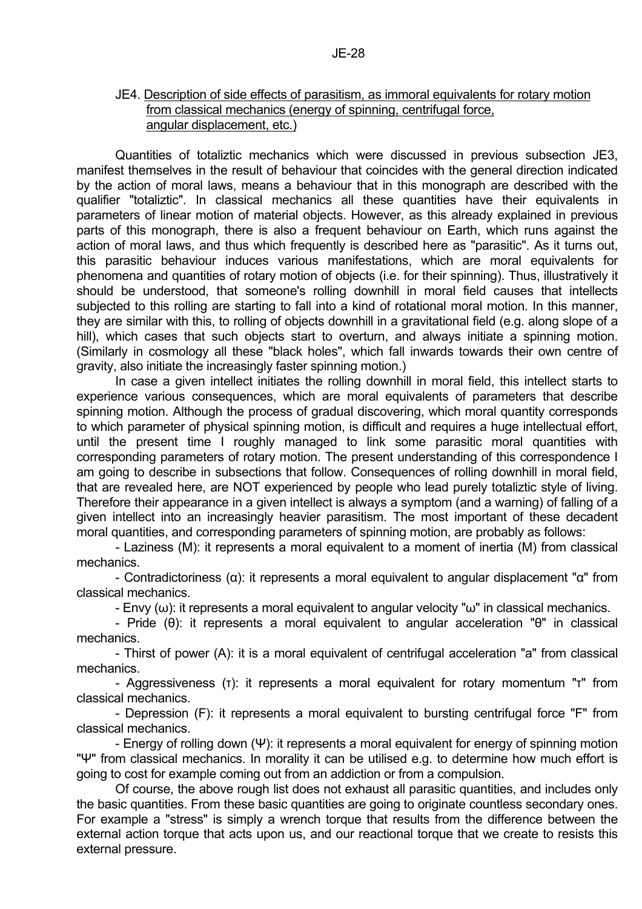## JE4. Description of side effects of parasitism, as immoral equivalents for rotary motion from classical mechanics (energy of spinning, centrifugal force, angular displacement, etc.)

Quantities of totaliztic mechanics which were discussed in previous subsection JE3, manifest themselves in the result of behaviour that coincides with the general direction indicated by the action of moral laws, means a behaviour that in this monograph are described with the qualifier "totaliztic". In classical mechanics all these quantities have their equivalents in parameters of linear motion of material objects. However, as this already explained in previous parts of this monograph, there is also a frequent behaviour on Earth, which runs against the action of moral laws, and thus which frequently is described here as "parasitic". As it turns out, this parasitic behaviour induces various manifestations, which are moral equivalents for phenomena and quantities of rotary motion of objects (i.e. for their spinning). Thus, illustratively it should be understood, that someone's rolling downhill in moral field causes that intellects subjected to this rolling are starting to fall into a kind of rotational moral motion. In this manner, they are similar with this, to rolling of objects downhill in a gravitational field (e.g. along slope of a hill), which cases that such objects start to overturn, and always initiate a spinning motion. (Similarly in cosmology all these "black holes", which fall inwards towards their own centre of gravity, also initiate the increasingly faster spinning motion.)

In case a given intellect initiates the rolling downhill in moral field, this intellect starts to experience various consequences, which are moral equivalents of parameters that describe spinning motion. Although the process of gradual discovering, which moral quantity corresponds to which parameter of physical spinning motion, is difficult and requires a huge intellectual effort, until the present time I roughly managed to link some parasitic moral quantities with corresponding parameters of rotary motion. The present understanding of this correspondence I am going to describe in subsections that follow. Consequences of rolling downhill in moral field, that are revealed here, are NOT experienced by people who lead purely totaliztic style of living. Therefore their appearance in a given intellect is always a symptom (and a warning) of falling of a given intellect into an increasingly heavier parasitism. The most important of these decadent moral quantities, and corresponding parameters of spinning motion, are probably as follows:

- Laziness (M): it represents a moral equivalent to a moment of inertia (M) from classical mechanics.
- Contradictoriness (α): it represents a moral equivalent to angular displacement "α" from classical mechanics.
- Envy (ω): it represents a moral equivalent to angular velocity "ω" in classical mechanics.
- Pride (θ): it represents a moral equivalent to angular acceleration "θ" in classical mechanics.
- Thirst of power (A): it is a moral equivalent of centrifugal acceleration "a" from classical mechanics.
- Aggressiveness (τ): it represents a moral equivalent for rotary momentum "τ" from classical mechanics.
- Depression (F): it represents a moral equivalent to bursting centrifugal force "F" from classical mechanics.
- Energy of rolling down (Ψ): it represents a moral equivalent for energy of spinning motion "Ψ" from classical mechanics. In morality it can be utilised e.g. to determine how much effort is going to cost for example coming out from an addiction or from a compulsion.

Of course, the above rough list does not exhaust all parasitic quantities, and includes only the basic quantities. From these basic quantities are going to originate countless secondary ones. For example a "stress" is simply a wrench torque that results from the difference between the external action torque that acts upon us, and our reactional torque that we create to resists this external pressure.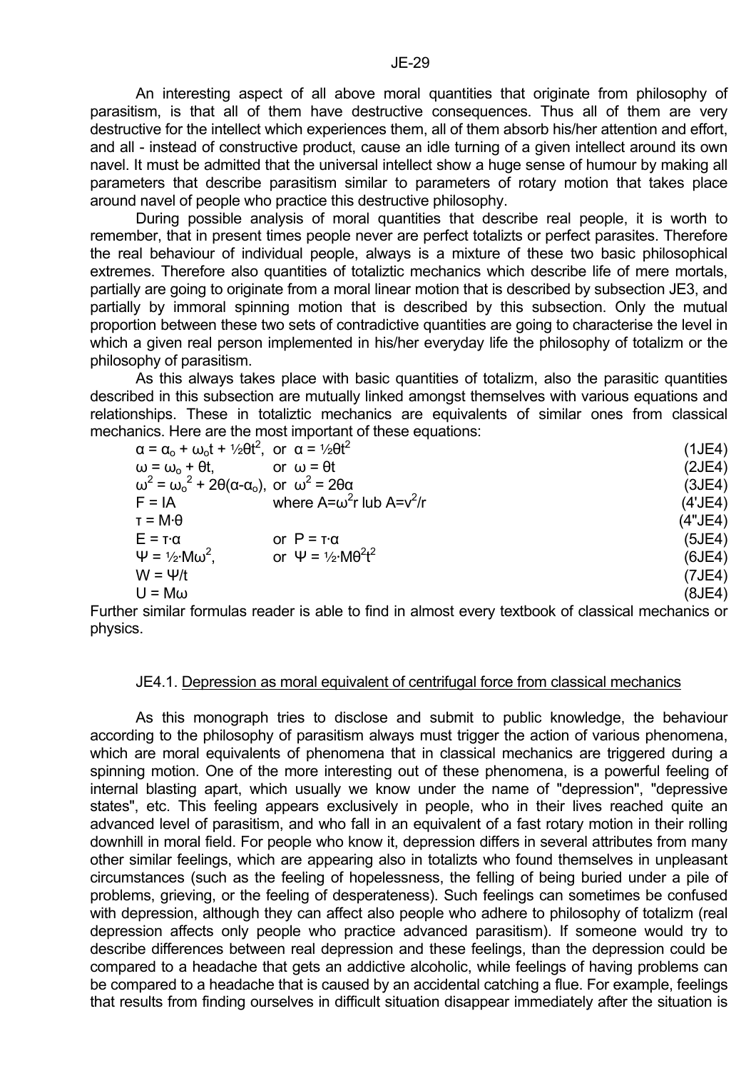An interesting aspect of all above moral quantities that originate from philosophy of parasitism, is that all of them have destructive consequences. Thus all of them are very destructive for the intellect which experiences them, all of them absorb his/her attention and effort, and all - instead of constructive product, cause an idle turning of a given intellect around its own navel. It must be admitted that the universal intellect show a huge sense of humour by making all parameters that describe parasitism similar to parameters of rotary motion that takes place around navel of people who practice this destructive philosophy.

During possible analysis of moral quantities that describe real people, it is worth to remember, that in present times people never are perfect totalizts or perfect parasites. Therefore the real behaviour of individual people, always is a mixture of these two basic philosophical extremes. Therefore also quantities of totaliztic mechanics which describe life of mere mortals, partially are going to originate from a moral linear motion that is described by subsection JE3, and partially by immoral spinning motion that is described by this subsection. Only the mutual proportion between these two sets of contradictive quantities are going to characterise the level in which a given real person implemented in his/her everyday life the philosophy of totalizm or the philosophy of parasitism.

As this always takes place with basic quantities of totalizm, also the parasitic quantities described in this subsection are mutually linked amongst themselves with various equations and relationships. These in totaliztic mechanics are equivalents of similar ones from classical mechanics. Here are the most important of these equations:

$$\alpha = \alpha_o + \omega_o t + \tfrac{1}{2}\theta t^2, \quad \text{or} \quad \alpha = \tfrac{1}{2}\theta t^2 \qquad (1JE4)$$

$$\omega = \omega_o + \theta t, \quad \text{or} \quad \omega = \theta t \qquad (2JE4)$$

$$\omega^2 = \omega_o^2 + 2\theta(\alpha-\alpha_o), \quad \text{or} \quad \omega^2 = 2\theta\alpha \qquad (3JE4)$$

$$F = IA \quad \text{where } A=\omega^2 r \text{ lub } A=v^2/r \qquad (4'JE4)$$

$$\tau = M\cdot\theta \qquad (4''JE4)$$

$$E = \tau\cdot\alpha \quad \text{or} \quad P = \tau\cdot\alpha \qquad (5JE4)$$

$$\Psi = \tfrac{1}{2}\cdot M\omega^2, \quad \text{or} \quad \Psi = \tfrac{1}{2}\cdot M\theta^2 t^2 \qquad (6JE4)$$

$$W = \Psi/t \qquad (7JE4)$$

$$U = M\omega \qquad (8JE4)$$

Further similar formulas reader is able to find in almost every textbook of classical mechanics or physics.

### JE4.1. Depression as moral equivalent of centrifugal force from classical mechanics

As this monograph tries to disclose and submit to public knowledge, the behaviour according to the philosophy of parasitism always must trigger the action of various phenomena, which are moral equivalents of phenomena that in classical mechanics are triggered during a spinning motion. One of the more interesting out of these phenomena, is a powerful feeling of internal blasting apart, which usually we know under the name of "depression", "depressive states", etc. This feeling appears exclusively in people, who in their lives reached quite an advanced level of parasitism, and who fall in an equivalent of a fast rotary motion in their rolling downhill in moral field. For people who know it, depression differs in several attributes from many other similar feelings, which are appearing also in totalizts who found themselves in unpleasant circumstances (such as the feeling of hopelessness, the felling of being buried under a pile of problems, grieving, or the feeling of desperateness). Such feelings can sometimes be confused with depression, although they can affect also people who adhere to philosophy of totalizm (real depression affects only people who practice advanced parasitism). If someone would try to describe differences between real depression and these feelings, than the depression could be compared to a headache that gets an addictive alcoholic, while feelings of having problems can be compared to a headache that is caused by an accidental catching a flue. For example, feelings that results from finding ourselves in difficult situation disappear immediately after the situation is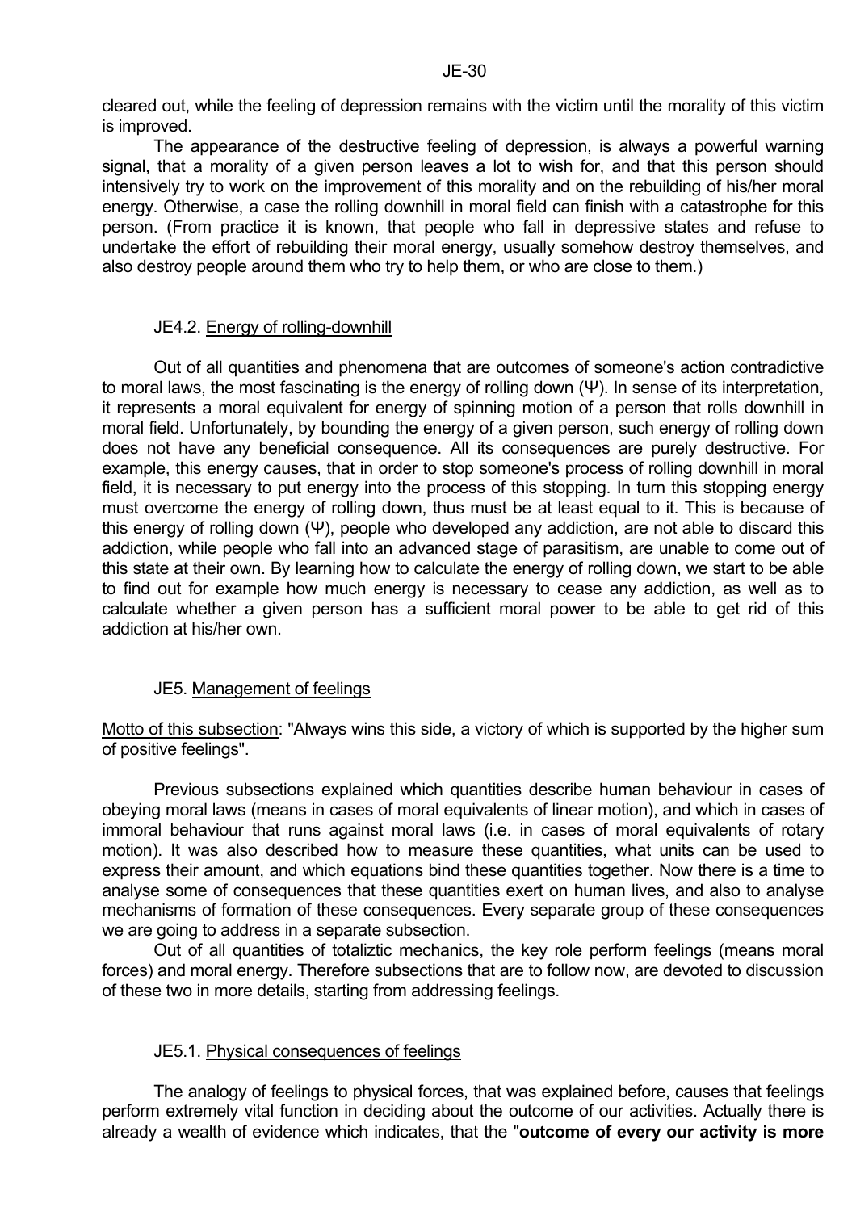cleared out, while the feeling of depression remains with the victim until the morality of this victim is improved.

The appearance of the destructive feeling of depression, is always a powerful warning signal, that a morality of a given person leaves a lot to wish for, and that this person should intensively try to work on the improvement of this morality and on the rebuilding of his/her moral energy. Otherwise, a case the rolling downhill in moral field can finish with a catastrophe for this person. (From practice it is known, that people who fall in depressive states and refuse to undertake the effort of rebuilding their moral energy, usually somehow destroy themselves, and also destroy people around them who try to help them, or who are close to them.)

### JE4.2. Energy of rolling-downhill

Out of all quantities and phenomena that are outcomes of someone's action contradictive to moral laws, the most fascinating is the energy of rolling down ($\Psi$). In sense of its interpretation, it represents a moral equivalent for energy of spinning motion of a person that rolls downhill in moral field. Unfortunately, by bounding the energy of a given person, such energy of rolling down does not have any beneficial consequence. All its consequences are purely destructive. For example, this energy causes, that in order to stop someone's process of rolling downhill in moral field, it is necessary to put energy into the process of this stopping. In turn this stopping energy must overcome the energy of rolling down, thus must be at least equal to it. This is because of this energy of rolling down ($\Psi$), people who developed any addiction, are not able to discard this addiction, while people who fall into an advanced stage of parasitism, are unable to come out of this state at their own. By learning how to calculate the energy of rolling down, we start to be able to find out for example how much energy is necessary to cease any addiction, as well as to calculate whether a given person has a sufficient moral power to be able to get rid of this addiction at his/her own.

## JE5. Management of feelings

Motto of this subsection: "Always wins this side, a victory of which is supported by the higher sum of positive feelings".

Previous subsections explained which quantities describe human behaviour in cases of obeying moral laws (means in cases of moral equivalents of linear motion), and which in cases of immoral behaviour that runs against moral laws (i.e. in cases of moral equivalents of rotary motion). It was also described how to measure these quantities, what units can be used to express their amount, and which equations bind these quantities together. Now there is a time to analyse some of consequences that these quantities exert on human lives, and also to analyse mechanisms of formation of these consequences. Every separate group of these consequences we are going to address in a separate subsection.

Out of all quantities of totaliztic mechanics, the key role perform feelings (means moral forces) and moral energy. Therefore subsections that are to follow now, are devoted to discussion of these two in more details, starting from addressing feelings.

### JE5.1. Physical consequences of feelings

The analogy of feelings to physical forces, that was explained before, causes that feelings perform extremely vital function in deciding about the outcome of our activities. Actually there is already a wealth of evidence which indicates, that the "**outcome of every our activity is more**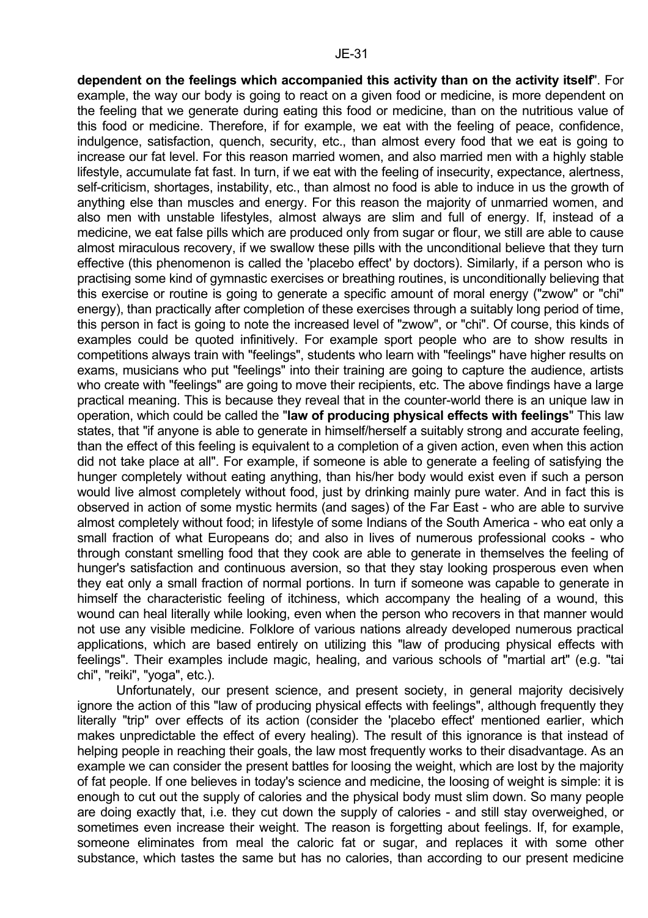**dependent on the feelings which accompanied this activity than on the activity itself**". For example, the way our body is going to react on a given food or medicine, is more dependent on the feeling that we generate during eating this food or medicine, than on the nutritious value of this food or medicine. Therefore, if for example, we eat with the feeling of peace, confidence, indulgence, satisfaction, quench, security, etc., than almost every food that we eat is going to increase our fat level. For this reason married women, and also married men with a highly stable lifestyle, accumulate fat fast. In turn, if we eat with the feeling of insecurity, expectance, alertness, self-criticism, shortages, instability, etc., than almost no food is able to induce in us the growth of anything else than muscles and energy. For this reason the majority of unmarried women, and also men with unstable lifestyles, almost always are slim and full of energy. If, instead of a medicine, we eat false pills which are produced only from sugar or flour, we still are able to cause almost miraculous recovery, if we swallow these pills with the unconditional believe that they turn effective (this phenomenon is called the 'placebo effect' by doctors). Similarly, if a person who is practising some kind of gymnastic exercises or breathing routines, is unconditionally believing that this exercise or routine is going to generate a specific amount of moral energy ("zwow" or "chi" energy), than practically after completion of these exercises through a suitably long period of time, this person in fact is going to note the increased level of "zwow", or "chi". Of course, this kinds of examples could be quoted infinitively. For example sport people who are to show results in competitions always train with "feelings", students who learn with "feelings" have higher results on exams, musicians who put "feelings" into their training are going to capture the audience, artists who create with "feelings" are going to move their recipients, etc. The above findings have a large practical meaning. This is because they reveal that in the counter-world there is an unique law in operation, which could be called the "**law of producing physical effects with feelings**" This law states, that "if anyone is able to generate in himself/herself a suitably strong and accurate feeling, than the effect of this feeling is equivalent to a completion of a given action, even when this action did not take place at all". For example, if someone is able to generate a feeling of satisfying the hunger completely without eating anything, than his/her body would exist even if such a person would live almost completely without food, just by drinking mainly pure water. And in fact this is observed in action of some mystic hermits (and sages) of the Far East - who are able to survive almost completely without food; in lifestyle of some Indians of the South America - who eat only a small fraction of what Europeans do; and also in lives of numerous professional cooks - who through constant smelling food that they cook are able to generate in themselves the feeling of hunger's satisfaction and continuous aversion, so that they stay looking prosperous even when they eat only a small fraction of normal portions. In turn if someone was capable to generate in himself the characteristic feeling of itchiness, which accompany the healing of a wound, this wound can heal literally while looking, even when the person who recovers in that manner would not use any visible medicine. Folklore of various nations already developed numerous practical applications, which are based entirely on utilizing this "law of producing physical effects with feelings". Their examples include magic, healing, and various schools of "martial art" (e.g. "tai chi", "reiki", "yoga", etc.).

Unfortunately, our present science, and present society, in general majority decisively ignore the action of this "law of producing physical effects with feelings", although frequently they literally "trip" over effects of its action (consider the 'placebo effect' mentioned earlier, which makes unpredictable the effect of every healing). The result of this ignorance is that instead of helping people in reaching their goals, the law most frequently works to their disadvantage. As an example we can consider the present battles for loosing the weight, which are lost by the majority of fat people. If one believes in today's science and medicine, the loosing of weight is simple: it is enough to cut out the supply of calories and the physical body must slim down. So many people are doing exactly that, i.e. they cut down the supply of calories - and still stay overweighed, or sometimes even increase their weight. The reason is forgetting about feelings. If, for example, someone eliminates from meal the caloric fat or sugar, and replaces it with some other substance, which tastes the same but has no calories, than according to our present medicine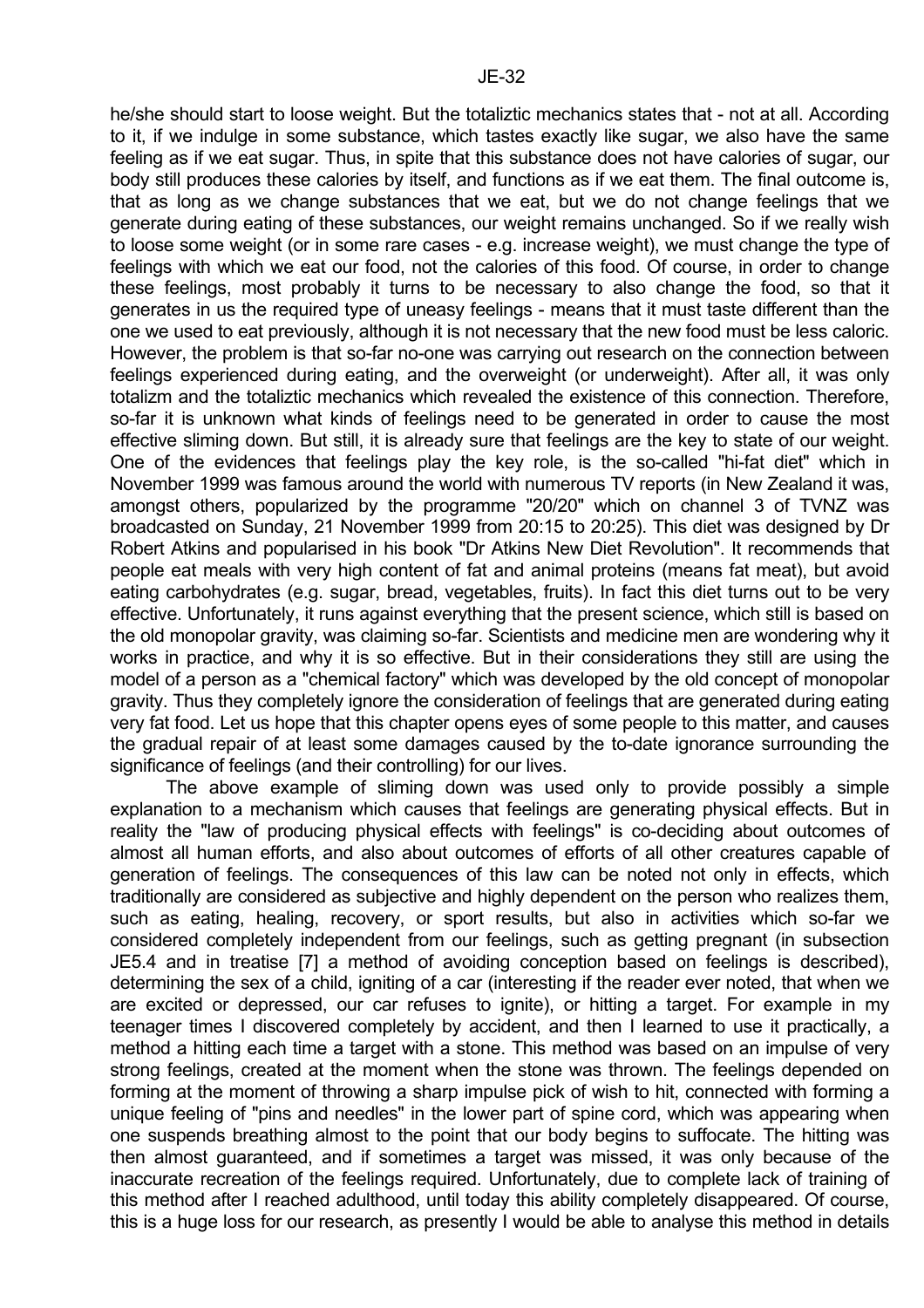he/she should start to loose weight. But the totaliztic mechanics states that - not at all. According to it, if we indulge in some substance, which tastes exactly like sugar, we also have the same feeling as if we eat sugar. Thus, in spite that this substance does not have calories of sugar, our body still produces these calories by itself, and functions as if we eat them. The final outcome is, that as long as we change substances that we eat, but we do not change feelings that we generate during eating of these substances, our weight remains unchanged. So if we really wish to loose some weight (or in some rare cases - e.g. increase weight), we must change the type of feelings with which we eat our food, not the calories of this food. Of course, in order to change these feelings, most probably it turns to be necessary to also change the food, so that it generates in us the required type of uneasy feelings - means that it must taste different than the one we used to eat previously, although it is not necessary that the new food must be less caloric. However, the problem is that so-far no-one was carrying out research on the connection between feelings experienced during eating, and the overweight (or underweight). After all, it was only totalizm and the totaliztic mechanics which revealed the existence of this connection. Therefore, so-far it is unknown what kinds of feelings need to be generated in order to cause the most effective sliming down. But still, it is already sure that feelings are the key to state of our weight. One of the evidences that feelings play the key role, is the so-called "hi-fat diet" which in November 1999 was famous around the world with numerous TV reports (in New Zealand it was, amongst others, popularized by the programme "20/20" which on channel 3 of TVNZ was broadcasted on Sunday, 21 November 1999 from 20:15 to 20:25). This diet was designed by Dr Robert Atkins and popularised in his book "Dr Atkins New Diet Revolution". It recommends that people eat meals with very high content of fat and animal proteins (means fat meat), but avoid eating carbohydrates (e.g. sugar, bread, vegetables, fruits). In fact this diet turns out to be very effective. Unfortunately, it runs against everything that the present science, which still is based on the old monopolar gravity, was claiming so-far. Scientists and medicine men are wondering why it works in practice, and why it is so effective. But in their considerations they still are using the model of a person as a "chemical factory" which was developed by the old concept of monopolar gravity. Thus they completely ignore the consideration of feelings that are generated during eating very fat food. Let us hope that this chapter opens eyes of some people to this matter, and causes the gradual repair of at least some damages caused by the to-date ignorance surrounding the significance of feelings (and their controlling) for our lives.

The above example of sliming down was used only to provide possibly a simple explanation to a mechanism which causes that feelings are generating physical effects. But in reality the "law of producing physical effects with feelings" is co-deciding about outcomes of almost all human efforts, and also about outcomes of efforts of all other creatures capable of generation of feelings. The consequences of this law can be noted not only in effects, which traditionally are considered as subjective and highly dependent on the person who realizes them, such as eating, healing, recovery, or sport results, but also in activities which so-far we considered completely independent from our feelings, such as getting pregnant (in subsection JE5.4 and in treatise [7] a method of avoiding conception based on feelings is described), determining the sex of a child, igniting of a car (interesting if the reader ever noted, that when we are excited or depressed, our car refuses to ignite), or hitting a target. For example in my teenager times I discovered completely by accident, and then I learned to use it practically, a method a hitting each time a target with a stone. This method was based on an impulse of very strong feelings, created at the moment when the stone was thrown. The feelings depended on forming at the moment of throwing a sharp impulse pick of wish to hit, connected with forming a unique feeling of "pins and needles" in the lower part of spine cord, which was appearing when one suspends breathing almost to the point that our body begins to suffocate. The hitting was then almost guaranteed, and if sometimes a target was missed, it was only because of the inaccurate recreation of the feelings required. Unfortunately, due to complete lack of training of this method after I reached adulthood, until today this ability completely disappeared. Of course, this is a huge loss for our research, as presently I would be able to analyse this method in details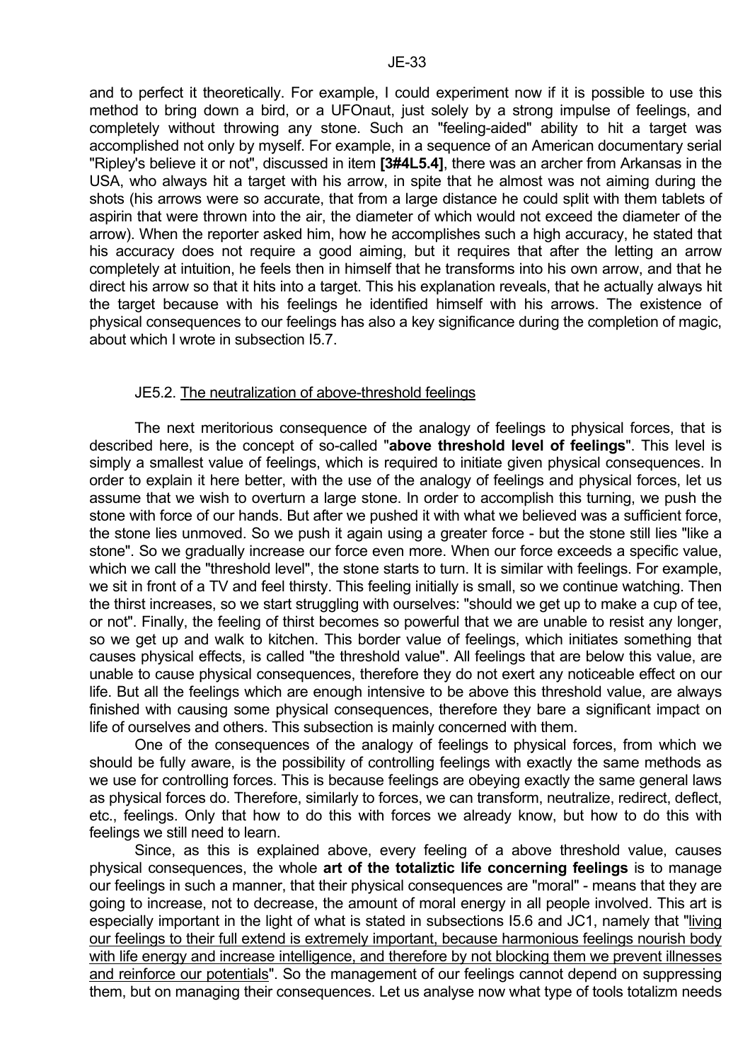and to perfect it theoretically. For example, I could experiment now if it is possible to use this method to bring down a bird, or a UFOnaut, just solely by a strong impulse of feelings, and completely without throwing any stone. Such an "feeling-aided" ability to hit a target was accomplished not only by myself. For example, in a sequence of an American documentary serial "Ripley's believe it or not", discussed in item **[3#4L5.4]**, there was an archer from Arkansas in the USA, who always hit a target with his arrow, in spite that he almost was not aiming during the shots (his arrows were so accurate, that from a large distance he could split with them tablets of aspirin that were thrown into the air, the diameter of which would not exceed the diameter of the arrow). When the reporter asked him, how he accomplishes such a high accuracy, he stated that his accuracy does not require a good aiming, but it requires that after the letting an arrow completely at intuition, he feels then in himself that he transforms into his own arrow, and that he direct his arrow so that it hits into a target. This his explanation reveals, that he actually always hit the target because with his feelings he identified himself with his arrows. The existence of physical consequences to our feelings has also a key significance during the completion of magic, about which I wrote in subsection I5.7.

## JE5.2. The neutralization of above-threshold feelings

The next meritorious consequence of the analogy of feelings to physical forces, that is described here, is the concept of so-called "**above threshold level of feelings**". This level is simply a smallest value of feelings, which is required to initiate given physical consequences. In order to explain it here better, with the use of the analogy of feelings and physical forces, let us assume that we wish to overturn a large stone. In order to accomplish this turning, we push the stone with force of our hands. But after we pushed it with what we believed was a sufficient force, the stone lies unmoved. So we push it again using a greater force - but the stone still lies "like a stone". So we gradually increase our force even more. When our force exceeds a specific value, which we call the "threshold level", the stone starts to turn. It is similar with feelings. For example, we sit in front of a TV and feel thirsty. This feeling initially is small, so we continue watching. Then the thirst increases, so we start struggling with ourselves: "should we get up to make a cup of tee, or not". Finally, the feeling of thirst becomes so powerful that we are unable to resist any longer, so we get up and walk to kitchen. This border value of feelings, which initiates something that causes physical effects, is called "the threshold value". All feelings that are below this value, are unable to cause physical consequences, therefore they do not exert any noticeable effect on our life. But all the feelings which are enough intensive to be above this threshold value, are always finished with causing some physical consequences, therefore they bare a significant impact on life of ourselves and others. This subsection is mainly concerned with them.

One of the consequences of the analogy of feelings to physical forces, from which we should be fully aware, is the possibility of controlling feelings with exactly the same methods as we use for controlling forces. This is because feelings are obeying exactly the same general laws as physical forces do. Therefore, similarly to forces, we can transform, neutralize, redirect, deflect, etc., feelings. Only that how to do this with forces we already know, but how to do this with feelings we still need to learn.

Since, as this is explained above, every feeling of a above threshold value, causes physical consequences, the whole **art of the totaliztic life concerning feelings** is to manage our feelings in such a manner, that their physical consequences are "moral" - means that they are going to increase, not to decrease, the amount of moral energy in all people involved. This art is especially important in the light of what is stated in subsections I5.6 and JC1, namely that "living our feelings to their full extend is extremely important, because harmonious feelings nourish body with life energy and increase intelligence, and therefore by not blocking them we prevent illnesses and reinforce our potentials". So the management of our feelings cannot depend on suppressing them, but on managing their consequences. Let us analyse now what type of tools totalizm needs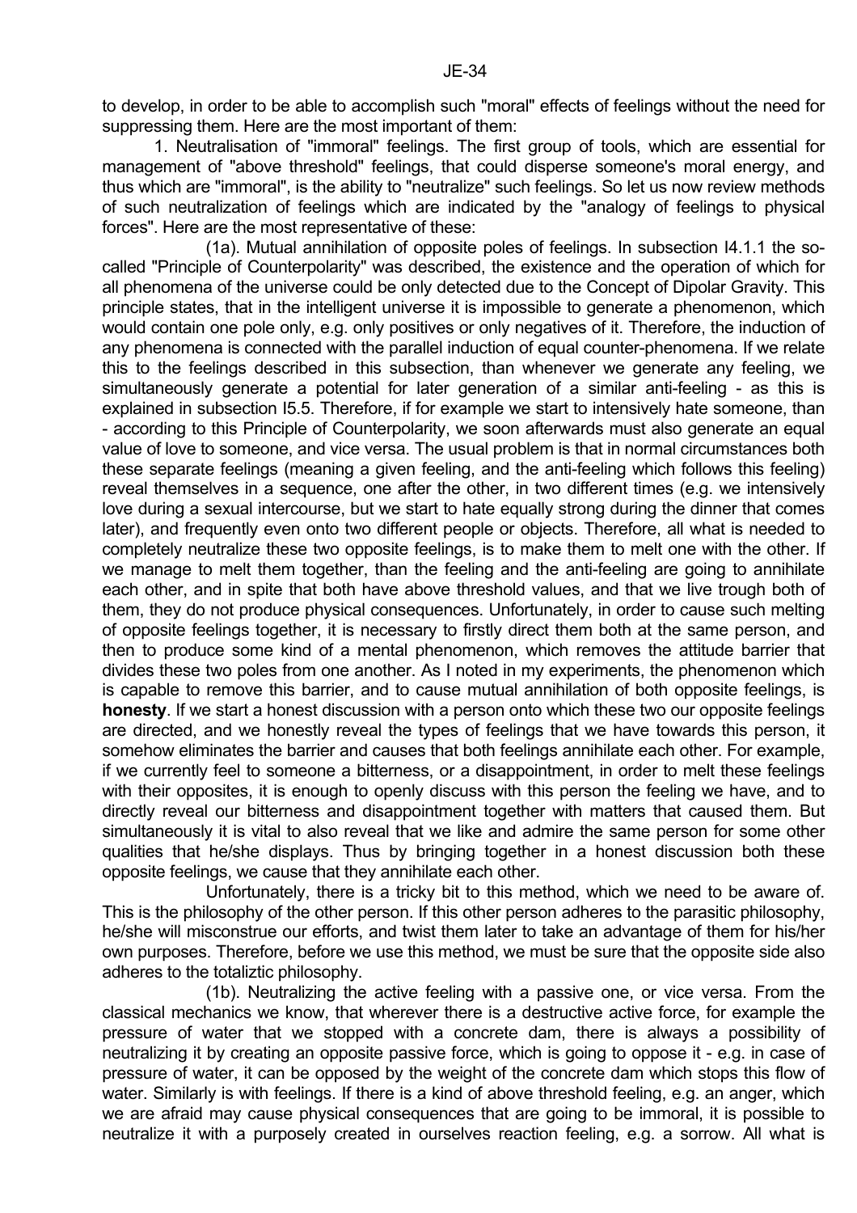to develop, in order to be able to accomplish such "moral" effects of feelings without the need for suppressing them. Here are the most important of them:

1. Neutralisation of "immoral" feelings. The first group of tools, which are essential for management of "above threshold" feelings, that could disperse someone's moral energy, and thus which are "immoral", is the ability to "neutralize" such feelings. So let us now review methods of such neutralization of feelings which are indicated by the "analogy of feelings to physical forces". Here are the most representative of these:

(1a). Mutual annihilation of opposite poles of feelings. In subsection I4.1.1 the so-called "Principle of Counterpolarity" was described, the existence and the operation of which for all phenomena of the universe could be only detected due to the Concept of Dipolar Gravity. This principle states, that in the intelligent universe it is impossible to generate a phenomenon, which would contain one pole only, e.g. only positives or only negatives of it. Therefore, the induction of any phenomena is connected with the parallel induction of equal counter-phenomena. If we relate this to the feelings described in this subsection, than whenever we generate any feeling, we simultaneously generate a potential for later generation of a similar anti-feeling - as this is explained in subsection I5.5. Therefore, if for example we start to intensively hate someone, than - according to this Principle of Counterpolarity, we soon afterwards must also generate an equal value of love to someone, and vice versa. The usual problem is that in normal circumstances both these separate feelings (meaning a given feeling, and the anti-feeling which follows this feeling) reveal themselves in a sequence, one after the other, in two different times (e.g. we intensively love during a sexual intercourse, but we start to hate equally strong during the dinner that comes later), and frequently even onto two different people or objects. Therefore, all what is needed to completely neutralize these two opposite feelings, is to make them to melt one with the other. If we manage to melt them together, than the feeling and the anti-feeling are going to annihilate each other, and in spite that both have above threshold values, and that we live trough both of them, they do not produce physical consequences. Unfortunately, in order to cause such melting of opposite feelings together, it is necessary to firstly direct them both at the same person, and then to produce some kind of a mental phenomenon, which removes the attitude barrier that divides these two poles from one another. As I noted in my experiments, the phenomenon which is capable to remove this barrier, and to cause mutual annihilation of both opposite feelings, is **honesty**. If we start a honest discussion with a person onto which these two our opposite feelings are directed, and we honestly reveal the types of feelings that we have towards this person, it somehow eliminates the barrier and causes that both feelings annihilate each other. For example, if we currently feel to someone a bitterness, or a disappointment, in order to melt these feelings with their opposites, it is enough to openly discuss with this person the feeling we have, and to directly reveal our bitterness and disappointment together with matters that caused them. But simultaneously it is vital to also reveal that we like and admire the same person for some other qualities that he/she displays. Thus by bringing together in a honest discussion both these opposite feelings, we cause that they annihilate each other.

Unfortunately, there is a tricky bit to this method, which we need to be aware of. This is the philosophy of the other person. If this other person adheres to the parasitic philosophy, he/she will misconstrue our efforts, and twist them later to take an advantage of them for his/her own purposes. Therefore, before we use this method, we must be sure that the opposite side also adheres to the totaliztic philosophy.

(1b). Neutralizing the active feeling with a passive one, or vice versa. From the classical mechanics we know, that wherever there is a destructive active force, for example the pressure of water that we stopped with a concrete dam, there is always a possibility of neutralizing it by creating an opposite passive force, which is going to oppose it - e.g. in case of pressure of water, it can be opposed by the weight of the concrete dam which stops this flow of water. Similarly is with feelings. If there is a kind of above threshold feeling, e.g. an anger, which we are afraid may cause physical consequences that are going to be immoral, it is possible to neutralize it with a purposely created in ourselves reaction feeling, e.g. a sorrow. All what is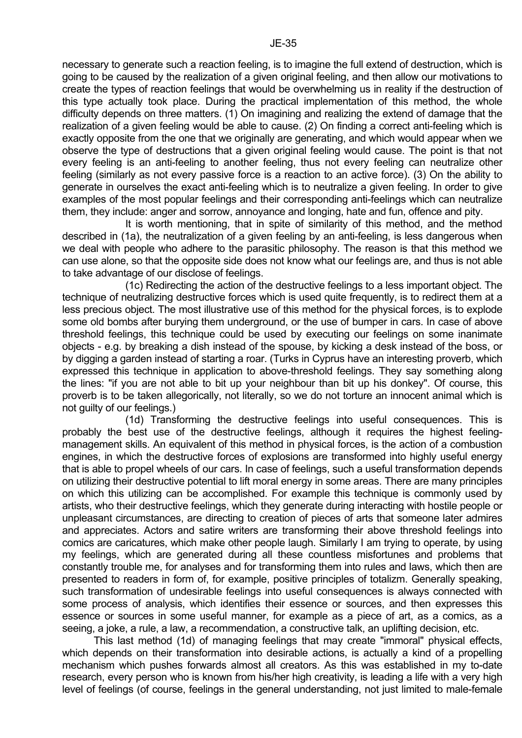necessary to generate such a reaction feeling, is to imagine the full extend of destruction, which is going to be caused by the realization of a given original feeling, and then allow our motivations to create the types of reaction feelings that would be overwhelming us in reality if the destruction of this type actually took place. During the practical implementation of this method, the whole difficulty depends on three matters. (1) On imagining and realizing the extend of damage that the realization of a given feeling would be able to cause. (2) On finding a correct anti-feeling which is exactly opposite from the one that we originally are generating, and which would appear when we observe the type of destructions that a given original feeling would cause. The point is that not every feeling is an anti-feeling to another feeling, thus not every feeling can neutralize other feeling (similarly as not every passive force is a reaction to an active force). (3) On the ability to generate in ourselves the exact anti-feeling which is to neutralize a given feeling. In order to give examples of the most popular feelings and their corresponding anti-feelings which can neutralize them, they include: anger and sorrow, annoyance and longing, hate and fun, offence and pity.

It is worth mentioning, that in spite of similarity of this method, and the method described in (1a), the neutralization of a given feeling by an anti-feeling, is less dangerous when we deal with people who adhere to the parasitic philosophy. The reason is that this method we can use alone, so that the opposite side does not know what our feelings are, and thus is not able to take advantage of our disclose of feelings.

(1c) Redirecting the action of the destructive feelings to a less important object. The technique of neutralizing destructive forces which is used quite frequently, is to redirect them at a less precious object. The most illustrative use of this method for the physical forces, is to explode some old bombs after burying them underground, or the use of bumper in cars. In case of above threshold feelings, this technique could be used by executing our feelings on some inanimate objects - e.g. by breaking a dish instead of the spouse, by kicking a desk instead of the boss, or by digging a garden instead of starting a roar. (Turks in Cyprus have an interesting proverb, which expressed this technique in application to above-threshold feelings. They say something along the lines: "if you are not able to bit up your neighbour than bit up his donkey". Of course, this proverb is to be taken allegorically, not literally, so we do not torture an innocent animal which is not guilty of our feelings.)

(1d) Transforming the destructive feelings into useful consequences. This is probably the best use of the destructive feelings, although it requires the highest feeling-management skills. An equivalent of this method in physical forces, is the action of a combustion engines, in which the destructive forces of explosions are transformed into highly useful energy that is able to propel wheels of our cars. In case of feelings, such a useful transformation depends on utilizing their destructive potential to lift moral energy in some areas. There are many principles on which this utilizing can be accomplished. For example this technique is commonly used by artists, who their destructive feelings, which they generate during interacting with hostile people or unpleasant circumstances, are directing to creation of pieces of arts that someone later admires and appreciates. Actors and satire writers are transforming their above threshold feelings into comics are caricatures, which make other people laugh. Similarly I am trying to operate, by using my feelings, which are generated during all these countless misfortunes and problems that constantly trouble me, for analyses and for transforming them into rules and laws, which then are presented to readers in form of, for example, positive principles of totalizm. Generally speaking, such transformation of undesirable feelings into useful consequences is always connected with some process of analysis, which identifies their essence or sources, and then expresses this essence or sources in some useful manner, for example as a piece of art, as a comics, as a seeing, a joke, a rule, a law, a recommendation, a constructive talk, an uplifting decision, etc.

This last method (1d) of managing feelings that may create "immoral" physical effects, which depends on their transformation into desirable actions, is actually a kind of a propelling mechanism which pushes forwards almost all creators. As this was established in my to-date research, every person who is known from his/her high creativity, is leading a life with a very high level of feelings (of course, feelings in the general understanding, not just limited to male-female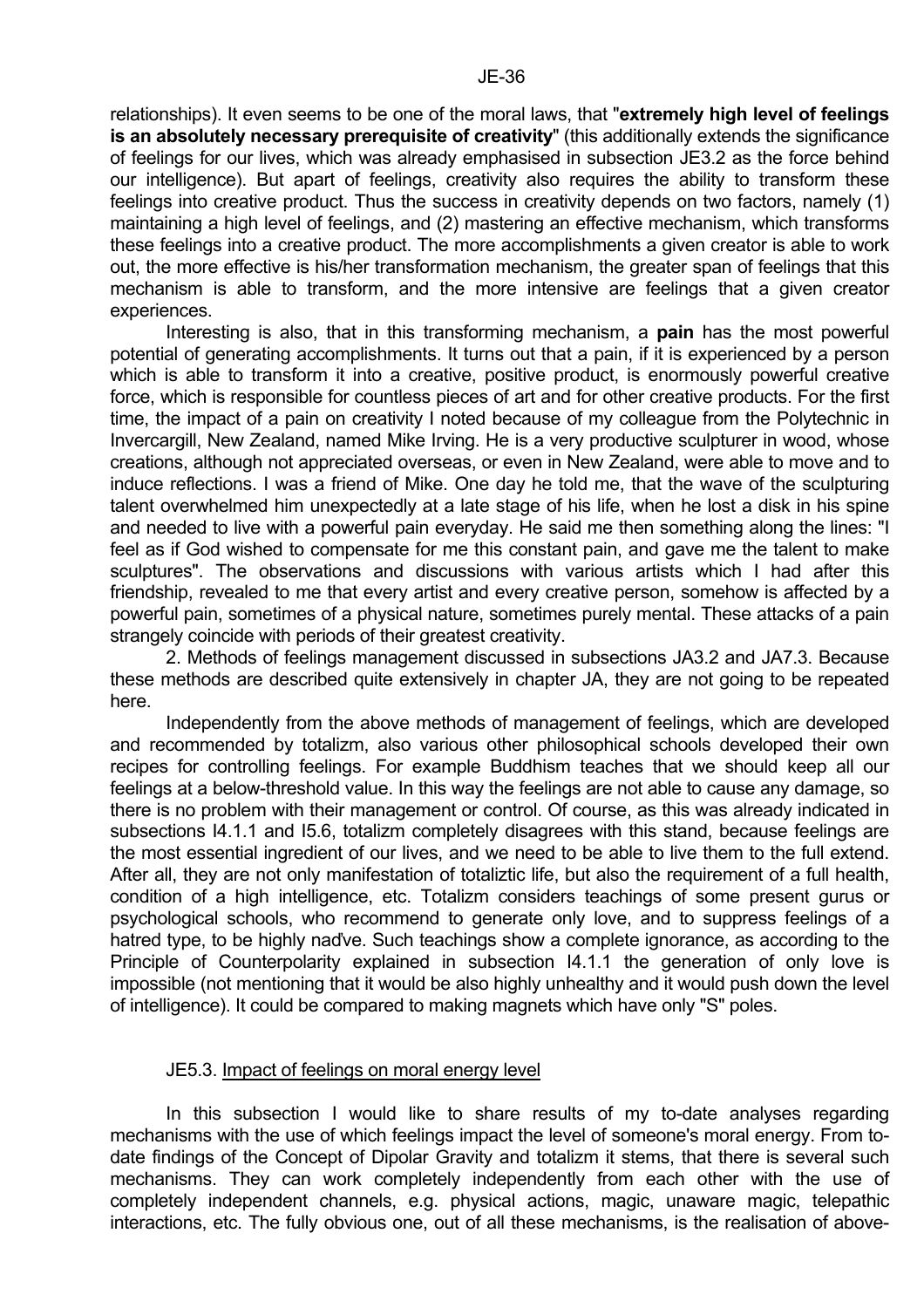relationships). It even seems to be one of the moral laws, that "**extremely high level of feelings is an absolutely necessary prerequisite of creativity**" (this additionally extends the significance of feelings for our lives, which was already emphasised in subsection JE3.2 as the force behind our intelligence). But apart of feelings, creativity also requires the ability to transform these feelings into creative product. Thus the success in creativity depends on two factors, namely (1) maintaining a high level of feelings, and (2) mastering an effective mechanism, which transforms these feelings into a creative product. The more accomplishments a given creator is able to work out, the more effective is his/her transformation mechanism, the greater span of feelings that this mechanism is able to transform, and the more intensive are feelings that a given creator experiences.

Interesting is also, that in this transforming mechanism, a **pain** has the most powerful potential of generating accomplishments. It turns out that a pain, if it is experienced by a person which is able to transform it into a creative, positive product, is enormously powerful creative force, which is responsible for countless pieces of art and for other creative products. For the first time, the impact of a pain on creativity I noted because of my colleague from the Polytechnic in Invercargill, New Zealand, named Mike Irving. He is a very productive sculpturer in wood, whose creations, although not appreciated overseas, or even in New Zealand, were able to move and to induce reflections. I was a friend of Mike. One day he told me, that the wave of the sculpturing talent overwhelmed him unexpectedly at a late stage of his life, when he lost a disk in his spine and needed to live with a powerful pain everyday. He said me then something along the lines: "I feel as if God wished to compensate for me this constant pain, and gave me the talent to make sculptures". The observations and discussions with various artists which I had after this friendship, revealed to me that every artist and every creative person, somehow is affected by a powerful pain, sometimes of a physical nature, sometimes purely mental. These attacks of a pain strangely coincide with periods of their greatest creativity.

2. Methods of feelings management discussed in subsections JA3.2 and JA7.3. Because these methods are described quite extensively in chapter JA, they are not going to be repeated here.

Independently from the above methods of management of feelings, which are developed and recommended by totalizm, also various other philosophical schools developed their own recipes for controlling feelings. For example Buddhism teaches that we should keep all our feelings at a below-threshold value. In this way the feelings are not able to cause any damage, so there is no problem with their management or control. Of course, as this was already indicated in subsections I4.1.1 and I5.6, totalizm completely disagrees with this stand, because feelings are the most essential ingredient of our lives, and we need to be able to live them to the full extend. After all, they are not only manifestation of totaliztic life, but also the requirement of a full health, condition of a high intelligence, etc. Totalizm considers teachings of some present gurus or psychological schools, who recommend to generate only love, and to suppress feelings of a hatred type, to be highly naďve. Such teachings show a complete ignorance, as according to the Principle of Counterpolarity explained in subsection I4.1.1 the generation of only love is impossible (not mentioning that it would be also highly unhealthy and it would push down the level of intelligence). It could be compared to making magnets which have only "S" poles.

### JE5.3. Impact of feelings on moral energy level

In this subsection I would like to share results of my to-date analyses regarding mechanisms with the use of which feelings impact the level of someone's moral energy. From to-date findings of the Concept of Dipolar Gravity and totalizm it stems, that there is several such mechanisms. They can work completely independently from each other with the use of completely independent channels, e.g. physical actions, magic, unaware magic, telepathic interactions, etc. The fully obvious one, out of all these mechanisms, is the realisation of above-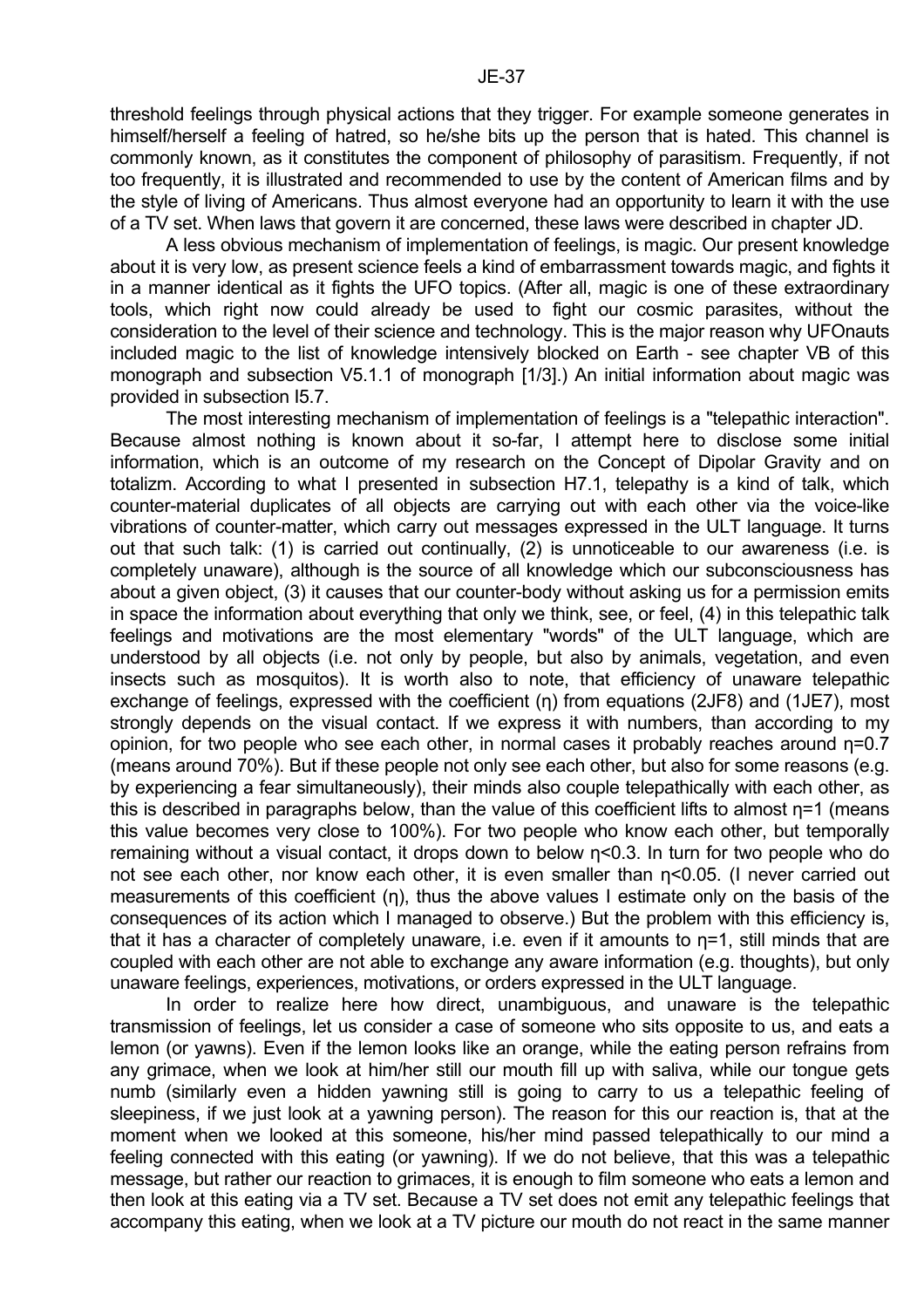threshold feelings through physical actions that they trigger. For example someone generates in himself/herself a feeling of hatred, so he/she bits up the person that is hated. This channel is commonly known, as it constitutes the component of philosophy of parasitism. Frequently, if not too frequently, it is illustrated and recommended to use by the content of American films and by the style of living of Americans. Thus almost everyone had an opportunity to learn it with the use of a TV set. When laws that govern it are concerned, these laws were described in chapter JD.

A less obvious mechanism of implementation of feelings, is magic. Our present knowledge about it is very low, as present science feels a kind of embarrassment towards magic, and fights it in a manner identical as it fights the UFO topics. (After all, magic is one of these extraordinary tools, which right now could already be used to fight our cosmic parasites, without the consideration to the level of their science and technology. This is the major reason why UFOnauts included magic to the list of knowledge intensively blocked on Earth - see chapter VB of this monograph and subsection V5.1.1 of monograph [1/3].) An initial information about magic was provided in subsection I5.7.

The most interesting mechanism of implementation of feelings is a "telepathic interaction". Because almost nothing is known about it so-far, I attempt here to disclose some initial information, which is an outcome of my research on the Concept of Dipolar Gravity and on totalizm. According to what I presented in subsection H7.1, telepathy is a kind of talk, which counter-material duplicates of all objects are carrying out with each other via the voice-like vibrations of counter-matter, which carry out messages expressed in the ULT language. It turns out that such talk: (1) is carried out continually, (2) is unnoticeable to our awareness (i.e. is completely unaware), although is the source of all knowledge which our subconsciousness has about a given object, (3) it causes that our counter-body without asking us for a permission emits in space the information about everything that only we think, see, or feel, (4) in this telepathic talk feelings and motivations are the most elementary "words" of the ULT language, which are understood by all objects (i.e. not only by people, but also by animals, vegetation, and even insects such as mosquitos). It is worth also to note, that efficiency of unaware telepathic exchange of feelings, expressed with the coefficient ($\eta$) from equations (2JF8) and (1JE7), most strongly depends on the visual contact. If we express it with numbers, than according to my opinion, for two people who see each other, in normal cases it probably reaches around $\eta=0.7$ (means around 70%). But if these people not only see each other, but also for some reasons (e.g. by experiencing a fear simultaneously), their minds also couple telepathically with each other, as this is described in paragraphs below, than the value of this coefficient lifts to almost $\eta=1$ (means this value becomes very close to 100%). For two people who know each other, but temporally remaining without a visual contact, it drops down to below $\eta<0.3$. In turn for two people who do not see each other, nor know each other, it is even smaller than $\eta<0.05$. (I never carried out measurements of this coefficient ($\eta$), thus the above values I estimate only on the basis of the consequences of its action which I managed to observe.) But the problem with this efficiency is, that it has a character of completely unaware, i.e. even if it amounts to $\eta=1$, still minds that are coupled with each other are not able to exchange any aware information (e.g. thoughts), but only unaware feelings, experiences, motivations, or orders expressed in the ULT language.

In order to realize here how direct, unambiguous, and unaware is the telepathic transmission of feelings, let us consider a case of someone who sits opposite to us, and eats a lemon (or yawns). Even if the lemon looks like an orange, while the eating person refrains from any grimace, when we look at him/her still our mouth fill up with saliva, while our tongue gets numb (similarly even a hidden yawning still is going to carry to us a telepathic feeling of sleepiness, if we just look at a yawning person). The reason for this our reaction is, that at the moment when we looked at this someone, his/her mind passed telepathically to our mind a feeling connected with this eating (or yawning). If we do not believe, that this was a telepathic message, but rather our reaction to grimaces, it is enough to film someone who eats a lemon and then look at this eating via a TV set. Because a TV set does not emit any telepathic feelings that accompany this eating, when we look at a TV picture our mouth do not react in the same manner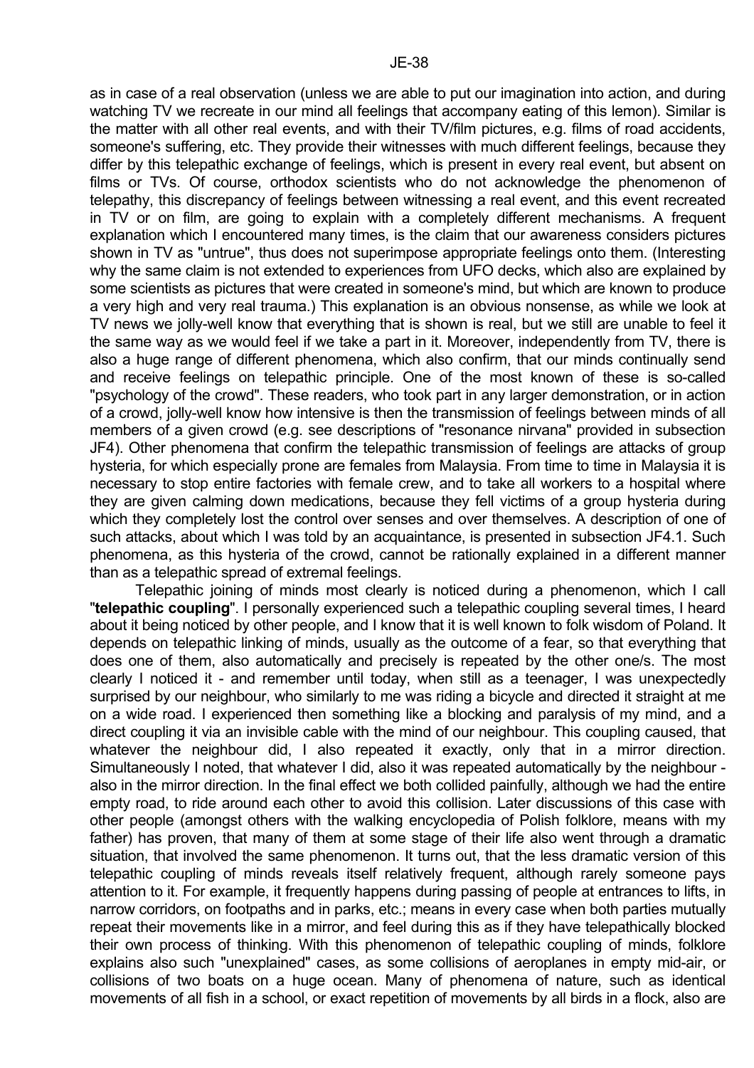as in case of a real observation (unless we are able to put our imagination into action, and during watching TV we recreate in our mind all feelings that accompany eating of this lemon). Similar is the matter with all other real events, and with their TV/film pictures, e.g. films of road accidents, someone's suffering, etc. They provide their witnesses with much different feelings, because they differ by this telepathic exchange of feelings, which is present in every real event, but absent on films or TVs. Of course, orthodox scientists who do not acknowledge the phenomenon of telepathy, this discrepancy of feelings between witnessing a real event, and this event recreated in TV or on film, are going to explain with a completely different mechanisms. A frequent explanation which I encountered many times, is the claim that our awareness considers pictures shown in TV as "untrue", thus does not superimpose appropriate feelings onto them. (Interesting why the same claim is not extended to experiences from UFO decks, which also are explained by some scientists as pictures that were created in someone's mind, but which are known to produce a very high and very real trauma.) This explanation is an obvious nonsense, as while we look at TV news we jolly-well know that everything that is shown is real, but we still are unable to feel it the same way as we would feel if we take a part in it. Moreover, independently from TV, there is also a huge range of different phenomena, which also confirm, that our minds continually send and receive feelings on telepathic principle. One of the most known of these is so-called "psychology of the crowd". These readers, who took part in any larger demonstration, or in action of a crowd, jolly-well know how intensive is then the transmission of feelings between minds of all members of a given crowd (e.g. see descriptions of "resonance nirvana" provided in subsection JF4). Other phenomena that confirm the telepathic transmission of feelings are attacks of group hysteria, for which especially prone are females from Malaysia. From time to time in Malaysia it is necessary to stop entire factories with female crew, and to take all workers to a hospital where they are given calming down medications, because they fell victims of a group hysteria during which they completely lost the control over senses and over themselves. A description of one of such attacks, about which I was told by an acquaintance, is presented in subsection JF4.1. Such phenomena, as this hysteria of the crowd, cannot be rationally explained in a different manner than as a telepathic spread of extremal feelings.

Telepathic joining of minds most clearly is noticed during a phenomenon, which I call "**telepathic coupling**". I personally experienced such a telepathic coupling several times, I heard about it being noticed by other people, and I know that it is well known to folk wisdom of Poland. It depends on telepathic linking of minds, usually as the outcome of a fear, so that everything that does one of them, also automatically and precisely is repeated by the other one/s. The most clearly I noticed it - and remember until today, when still as a teenager, I was unexpectedly surprised by our neighbour, who similarly to me was riding a bicycle and directed it straight at me on a wide road. I experienced then something like a blocking and paralysis of my mind, and a direct coupling it via an invisible cable with the mind of our neighbour. This coupling caused, that whatever the neighbour did, I also repeated it exactly, only that in a mirror direction. Simultaneously I noted, that whatever I did, also it was repeated automatically by the neighbour - also in the mirror direction. In the final effect we both collided painfully, although we had the entire empty road, to ride around each other to avoid this collision. Later discussions of this case with other people (amongst others with the walking encyclopedia of Polish folklore, means with my father) has proven, that many of them at some stage of their life also went through a dramatic situation, that involved the same phenomenon. It turns out, that the less dramatic version of this telepathic coupling of minds reveals itself relatively frequent, although rarely someone pays attention to it. For example, it frequently happens during passing of people at entrances to lifts, in narrow corridors, on footpaths and in parks, etc.; means in every case when both parties mutually repeat their movements like in a mirror, and feel during this as if they have telepathically blocked their own process of thinking. With this phenomenon of telepathic coupling of minds, folklore explains also such "unexplained" cases, as some collisions of aeroplanes in empty mid-air, or collisions of two boats on a huge ocean. Many of phenomena of nature, such as identical movements of all fish in a school, or exact repetition of movements by all birds in a flock, also are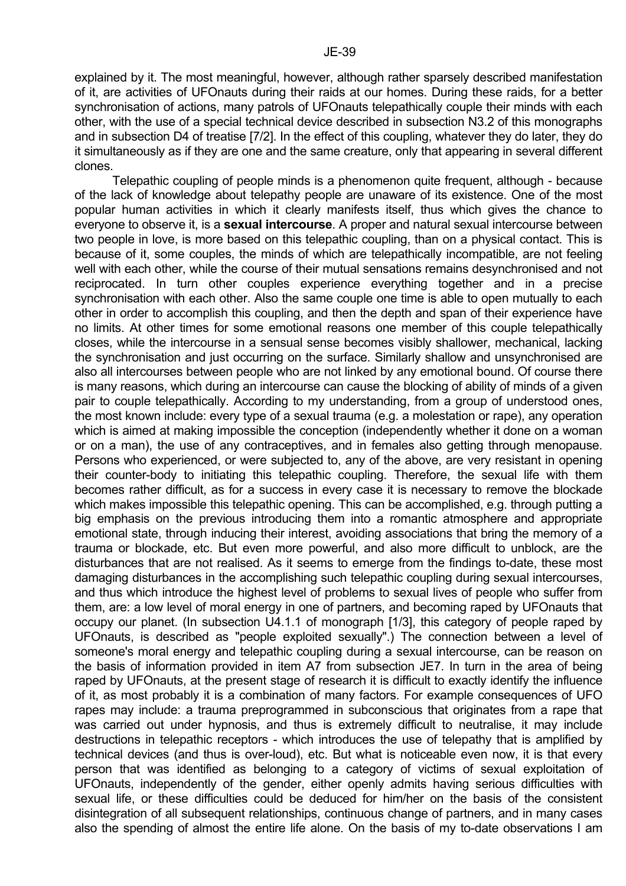explained by it. The most meaningful, however, although rather sparsely described manifestation of it, are activities of UFOnauts during their raids at our homes. During these raids, for a better synchronisation of actions, many patrols of UFOnauts telepathically couple their minds with each other, with the use of a special technical device described in subsection N3.2 of this monographs and in subsection D4 of treatise [7/2]. In the effect of this coupling, whatever they do later, they do it simultaneously as if they are one and the same creature, only that appearing in several different clones.

Telepathic coupling of people minds is a phenomenon quite frequent, although - because of the lack of knowledge about telepathy people are unaware of its existence. One of the most popular human activities in which it clearly manifests itself, thus which gives the chance to everyone to observe it, is a **sexual intercourse**. A proper and natural sexual intercourse between two people in love, is more based on this telepathic coupling, than on a physical contact. This is because of it, some couples, the minds of which are telepathically incompatible, are not feeling well with each other, while the course of their mutual sensations remains desynchronised and not reciprocated. In turn other couples experience everything together and in a precise synchronisation with each other. Also the same couple one time is able to open mutually to each other in order to accomplish this coupling, and then the depth and span of their experience have no limits. At other times for some emotional reasons one member of this couple telepathically closes, while the intercourse in a sensual sense becomes visibly shallower, mechanical, lacking the synchronisation and just occurring on the surface. Similarly shallow and unsynchronised are also all intercourses between people who are not linked by any emotional bound. Of course there is many reasons, which during an intercourse can cause the blocking of ability of minds of a given pair to couple telepathically. According to my understanding, from a group of understood ones, the most known include: every type of a sexual trauma (e.g. a molestation or rape), any operation which is aimed at making impossible the conception (independently whether it done on a woman or on a man), the use of any contraceptives, and in females also getting through menopause. Persons who experienced, or were subjected to, any of the above, are very resistant in opening their counter-body to initiating this telepathic coupling. Therefore, the sexual life with them becomes rather difficult, as for a success in every case it is necessary to remove the blockade which makes impossible this telepathic opening. This can be accomplished, e.g. through putting a big emphasis on the previous introducing them into a romantic atmosphere and appropriate emotional state, through inducing their interest, avoiding associations that bring the memory of a trauma or blockade, etc. But even more powerful, and also more difficult to unblock, are the disturbances that are not realised. As it seems to emerge from the findings to-date, these most damaging disturbances in the accomplishing such telepathic coupling during sexual intercourses, and thus which introduce the highest level of problems to sexual lives of people who suffer from them, are: a low level of moral energy in one of partners, and becoming raped by UFOnauts that occupy our planet. (In subsection U4.1.1 of monograph [1/3], this category of people raped by UFOnauts, is described as "people exploited sexually".) The connection between a level of someone's moral energy and telepathic coupling during a sexual intercourse, can be reason on the basis of information provided in item A7 from subsection JE7. In turn in the area of being raped by UFOnauts, at the present stage of research it is difficult to exactly identify the influence of it, as most probably it is a combination of many factors. For example consequences of UFO rapes may include: a trauma preprogrammed in subconscious that originates from a rape that was carried out under hypnosis, and thus is extremely difficult to neutralise, it may include destructions in telepathic receptors - which introduces the use of telepathy that is amplified by technical devices (and thus is over-loud), etc. But what is noticeable even now, it is that every person that was identified as belonging to a category of victims of sexual exploitation of UFOnauts, independently of the gender, either openly admits having serious difficulties with sexual life, or these difficulties could be deduced for him/her on the basis of the consistent disintegration of all subsequent relationships, continuous change of partners, and in many cases also the spending of almost the entire life alone. On the basis of my to-date observations I am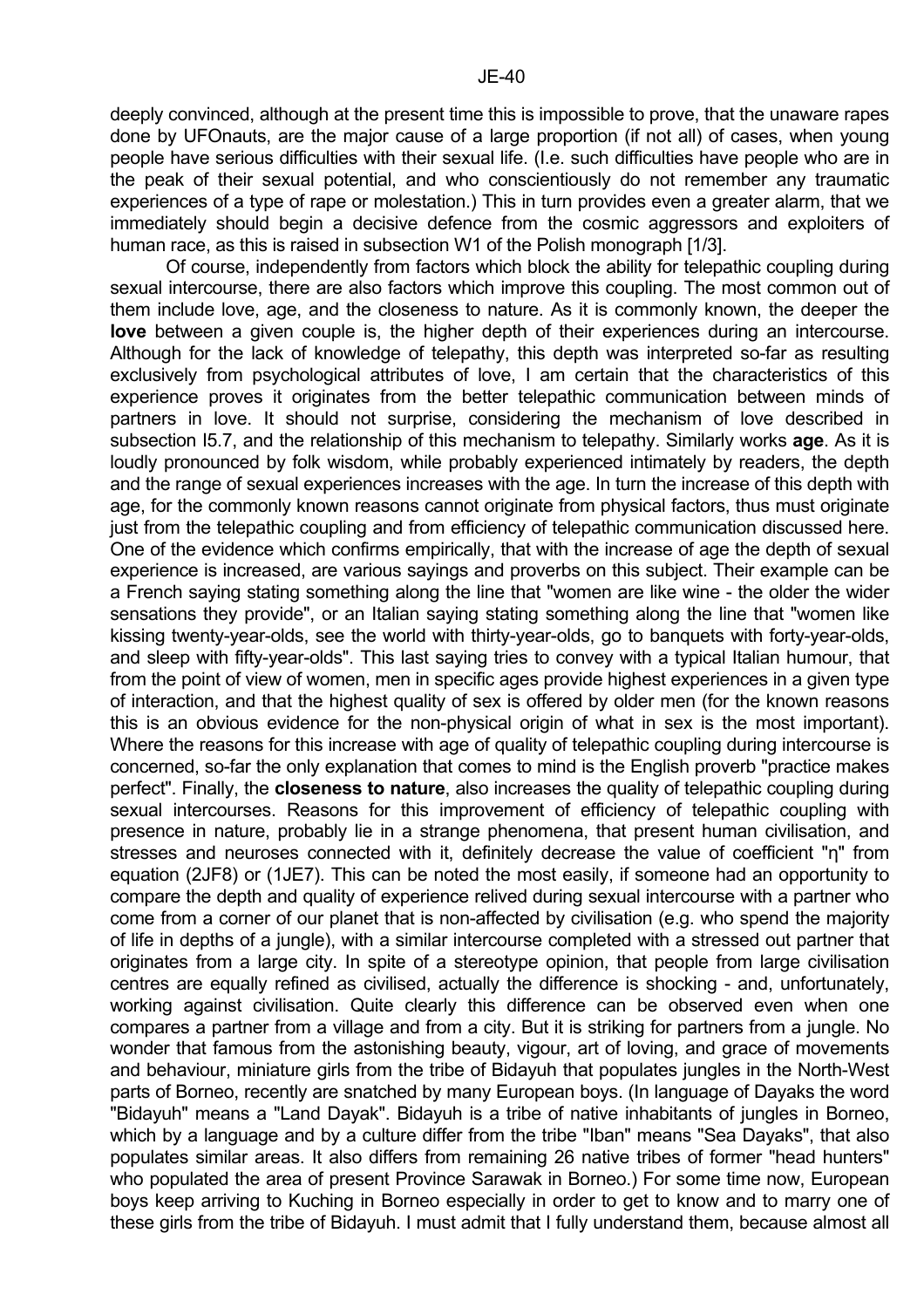deeply convinced, although at the present time this is impossible to prove, that the unaware rapes done by UFOnauts, are the major cause of a large proportion (if not all) of cases, when young people have serious difficulties with their sexual life. (I.e. such difficulties have people who are in the peak of their sexual potential, and who conscientiously do not remember any traumatic experiences of a type of rape or molestation.) This in turn provides even a greater alarm, that we immediately should begin a decisive defence from the cosmic aggressors and exploiters of human race, as this is raised in subsection W1 of the Polish monograph [1/3].

Of course, independently from factors which block the ability for telepathic coupling during sexual intercourse, there are also factors which improve this coupling. The most common out of them include love, age, and the closeness to nature. As it is commonly known, the deeper the **love** between a given couple is, the higher depth of their experiences during an intercourse. Although for the lack of knowledge of telepathy, this depth was interpreted so-far as resulting exclusively from psychological attributes of love, I am certain that the characteristics of this experience proves it originates from the better telepathic communication between minds of partners in love. It should not surprise, considering the mechanism of love described in subsection I5.7, and the relationship of this mechanism to telepathy. Similarly works **age**. As it is loudly pronounced by folk wisdom, while probably experienced intimately by readers, the depth and the range of sexual experiences increases with the age. In turn the increase of this depth with age, for the commonly known reasons cannot originate from physical factors, thus must originate just from the telepathic coupling and from efficiency of telepathic communication discussed here. One of the evidence which confirms empirically, that with the increase of age the depth of sexual experience is increased, are various sayings and proverbs on this subject. Their example can be a French saying stating something along the line that "women are like wine - the older the wider sensations they provide", or an Italian saying stating something along the line that "women like kissing twenty-year-olds, see the world with thirty-year-olds, go to banquets with forty-year-olds, and sleep with fifty-year-olds". This last saying tries to convey with a typical Italian humour, that from the point of view of women, men in specific ages provide highest experiences in a given type of interaction, and that the highest quality of sex is offered by older men (for the known reasons this is an obvious evidence for the non-physical origin of what in sex is the most important). Where the reasons for this increase with age of quality of telepathic coupling during intercourse is concerned, so-far the only explanation that comes to mind is the English proverb "practice makes perfect". Finally, the **closeness to nature**, also increases the quality of telepathic coupling during sexual intercourses. Reasons for this improvement of efficiency of telepathic coupling with presence in nature, probably lie in a strange phenomena, that present human civilisation, and stresses and neuroses connected with it, definitely decrease the value of coefficient "$\eta$" from equation (2JF8) or (1JE7). This can be noted the most easily, if someone had an opportunity to compare the depth and quality of experience relived during sexual intercourse with a partner who come from a corner of our planet that is non-affected by civilisation (e.g. who spend the majority of life in depths of a jungle), with a similar intercourse completed with a stressed out partner that originates from a large city. In spite of a stereotype opinion, that people from large civilisation centres are equally refined as civilised, actually the difference is shocking - and, unfortunately, working against civilisation. Quite clearly this difference can be observed even when one compares a partner from a village and from a city. But it is striking for partners from a jungle. No wonder that famous from the astonishing beauty, vigour, art of loving, and grace of movements and behaviour, miniature girls from the tribe of Bidayuh that populates jungles in the North-West parts of Borneo, recently are snatched by many European boys. (In language of Dayaks the word "Bidayuh" means a "Land Dayak". Bidayuh is a tribe of native inhabitants of jungles in Borneo, which by a language and by a culture differ from the tribe "Iban" means "Sea Dayaks", that also populates similar areas. It also differs from remaining 26 native tribes of former "head hunters" who populated the area of present Province Sarawak in Borneo.) For some time now, European boys keep arriving to Kuching in Borneo especially in order to get to know and to marry one of these girls from the tribe of Bidayuh. I must admit that I fully understand them, because almost all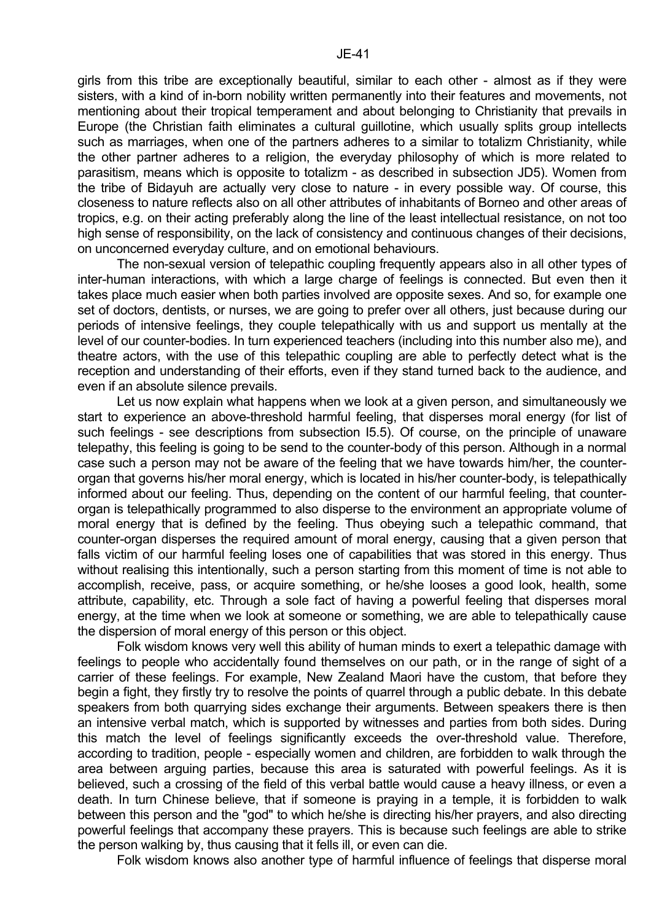girls from this tribe are exceptionally beautiful, similar to each other - almost as if they were sisters, with a kind of in-born nobility written permanently into their features and movements, not mentioning about their tropical temperament and about belonging to Christianity that prevails in Europe (the Christian faith eliminates a cultural guillotine, which usually splits group intellects such as marriages, when one of the partners adheres to a similar to totalizm Christianity, while the other partner adheres to a religion, the everyday philosophy of which is more related to parasitism, means which is opposite to totalizm - as described in subsection JD5). Women from the tribe of Bidayuh are actually very close to nature - in every possible way. Of course, this closeness to nature reflects also on all other attributes of inhabitants of Borneo and other areas of tropics, e.g. on their acting preferably along the line of the least intellectual resistance, on not too high sense of responsibility, on the lack of consistency and continuous changes of their decisions, on unconcerned everyday culture, and on emotional behaviours.

The non-sexual version of telepathic coupling frequently appears also in all other types of inter-human interactions, with which a large charge of feelings is connected. But even then it takes place much easier when both parties involved are opposite sexes. And so, for example one set of doctors, dentists, or nurses, we are going to prefer over all others, just because during our periods of intensive feelings, they couple telepathically with us and support us mentally at the level of our counter-bodies. In turn experienced teachers (including into this number also me), and theatre actors, with the use of this telepathic coupling are able to perfectly detect what is the reception and understanding of their efforts, even if they stand turned back to the audience, and even if an absolute silence prevails.

Let us now explain what happens when we look at a given person, and simultaneously we start to experience an above-threshold harmful feeling, that disperses moral energy (for list of such feelings - see descriptions from subsection I5.5). Of course, on the principle of unaware telepathy, this feeling is going to be send to the counter-body of this person. Although in a normal case such a person may not be aware of the feeling that we have towards him/her, the counter-organ that governs his/her moral energy, which is located in his/her counter-body, is telepathically informed about our feeling. Thus, depending on the content of our harmful feeling, that counter-organ is telepathically programmed to also disperse to the environment an appropriate volume of moral energy that is defined by the feeling. Thus obeying such a telepathic command, that counter-organ disperses the required amount of moral energy, causing that a given person that falls victim of our harmful feeling loses one of capabilities that was stored in this energy. Thus without realising this intentionally, such a person starting from this moment of time is not able to accomplish, receive, pass, or acquire something, or he/she looses a good look, health, some attribute, capability, etc. Through a sole fact of having a powerful feeling that disperses moral energy, at the time when we look at someone or something, we are able to telepathically cause the dispersion of moral energy of this person or this object.

Folk wisdom knows very well this ability of human minds to exert a telepathic damage with feelings to people who accidentally found themselves on our path, or in the range of sight of a carrier of these feelings. For example, New Zealand Maori have the custom, that before they begin a fight, they firstly try to resolve the points of quarrel through a public debate. In this debate speakers from both quarrying sides exchange their arguments. Between speakers there is then an intensive verbal match, which is supported by witnesses and parties from both sides. During this match the level of feelings significantly exceeds the over-threshold value. Therefore, according to tradition, people - especially women and children, are forbidden to walk through the area between arguing parties, because this area is saturated with powerful feelings. As it is believed, such a crossing of the field of this verbal battle would cause a heavy illness, or even a death. In turn Chinese believe, that if someone is praying in a temple, it is forbidden to walk between this person and the "god" to which he/she is directing his/her prayers, and also directing powerful feelings that accompany these prayers. This is because such feelings are able to strike the person walking by, thus causing that it fells ill, or even can die.

Folk wisdom knows also another type of harmful influence of feelings that disperse moral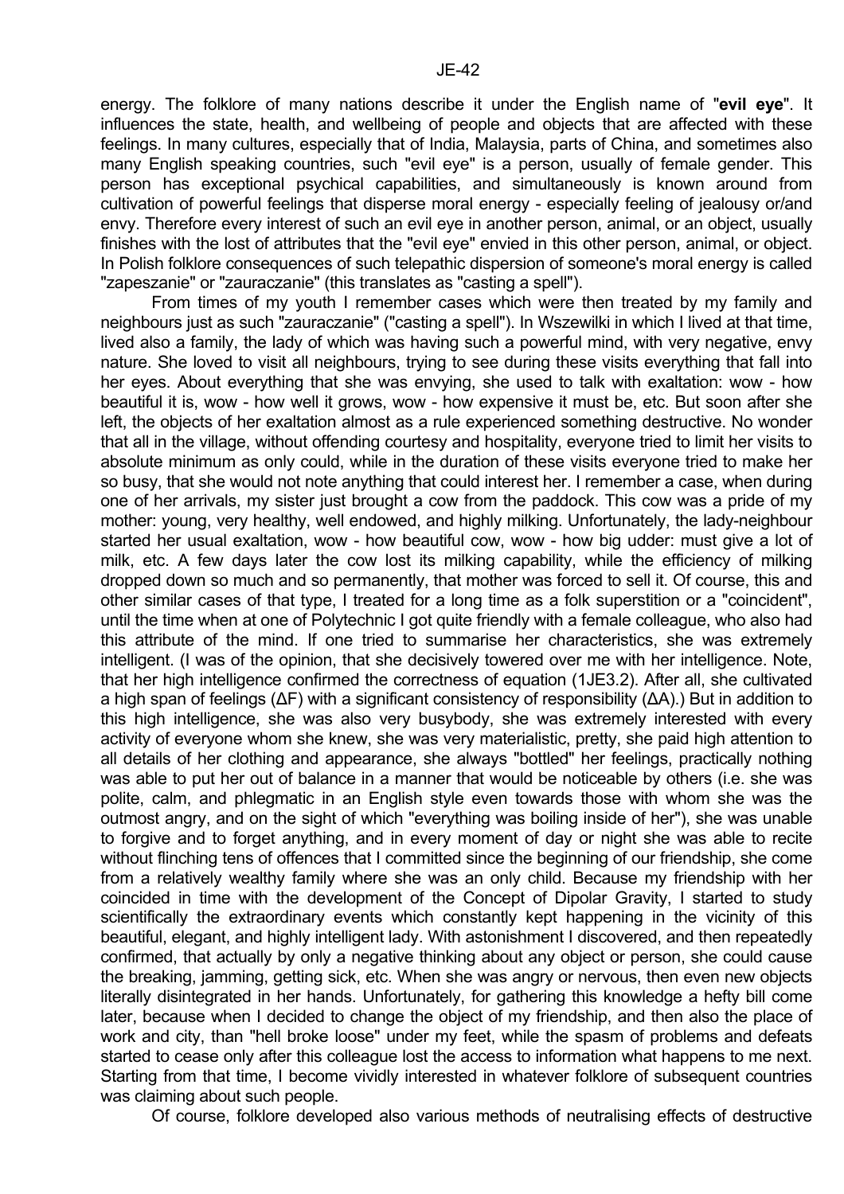energy. The folklore of many nations describe it under the English name of "**evil eye**". It influences the state, health, and wellbeing of people and objects that are affected with these feelings. In many cultures, especially that of India, Malaysia, parts of China, and sometimes also many English speaking countries, such "evil eye" is a person, usually of female gender. This person has exceptional psychical capabilities, and simultaneously is known around from cultivation of powerful feelings that disperse moral energy - especially feeling of jealousy or/and envy. Therefore every interest of such an evil eye in another person, animal, or an object, usually finishes with the lost of attributes that the "evil eye" envied in this other person, animal, or object. In Polish folklore consequences of such telepathic dispersion of someone's moral energy is called "zapeszanie" or "zauraczanie" (this translates as "casting a spell").

From times of my youth I remember cases which were then treated by my family and neighbours just as such "zauraczanie" ("casting a spell"). In Wszewilki in which I lived at that time, lived also a family, the lady of which was having such a powerful mind, with very negative, envy nature. She loved to visit all neighbours, trying to see during these visits everything that fall into her eyes. About everything that she was envying, she used to talk with exaltation: wow - how beautiful it is, wow - how well it grows, wow - how expensive it must be, etc. But soon after she left, the objects of her exaltation almost as a rule experienced something destructive. No wonder that all in the village, without offending courtesy and hospitality, everyone tried to limit her visits to absolute minimum as only could, while in the duration of these visits everyone tried to make her so busy, that she would not note anything that could interest her. I remember a case, when during one of her arrivals, my sister just brought a cow from the paddock. This cow was a pride of my mother: young, very healthy, well endowed, and highly milking. Unfortunately, the lady-neighbour started her usual exaltation, wow - how beautiful cow, wow - how big udder: must give a lot of milk, etc. A few days later the cow lost its milking capability, while the efficiency of milking dropped down so much and so permanently, that mother was forced to sell it. Of course, this and other similar cases of that type, I treated for a long time as a folk superstition or a "coincident", until the time when at one of Polytechnic I got quite friendly with a female colleague, who also had this attribute of the mind. If one tried to summarise her characteristics, she was extremely intelligent. (I was of the opinion, that she decisively towered over me with her intelligence. Note, that her high intelligence confirmed the correctness of equation (1JE3.2). After all, she cultivated a high span of feelings ($\Delta F$) with a significant consistency of responsibility ($\Delta A$).) But in addition to this high intelligence, she was also very busybody, she was extremely interested with every activity of everyone whom she knew, she was very materialistic, pretty, she paid high attention to all details of her clothing and appearance, she always "bottled" her feelings, practically nothing was able to put her out of balance in a manner that would be noticeable by others (i.e. she was polite, calm, and phlegmatic in an English style even towards those with whom she was the outmost angry, and on the sight of which "everything was boiling inside of her"), she was unable to forgive and to forget anything, and in every moment of day or night she was able to recite without flinching tens of offences that I committed since the beginning of our friendship, she come from a relatively wealthy family where she was an only child. Because my friendship with her coincided in time with the development of the Concept of Dipolar Gravity, I started to study scientifically the extraordinary events which constantly kept happening in the vicinity of this beautiful, elegant, and highly intelligent lady. With astonishment I discovered, and then repeatedly confirmed, that actually by only a negative thinking about any object or person, she could cause the breaking, jamming, getting sick, etc. When she was angry or nervous, then even new objects literally disintegrated in her hands. Unfortunately, for gathering this knowledge a hefty bill come later, because when I decided to change the object of my friendship, and then also the place of work and city, than "hell broke loose" under my feet, while the spasm of problems and defeats started to cease only after this colleague lost the access to information what happens to me next. Starting from that time, I become vividly interested in whatever folklore of subsequent countries was claiming about such people.

Of course, folklore developed also various methods of neutralising effects of destructive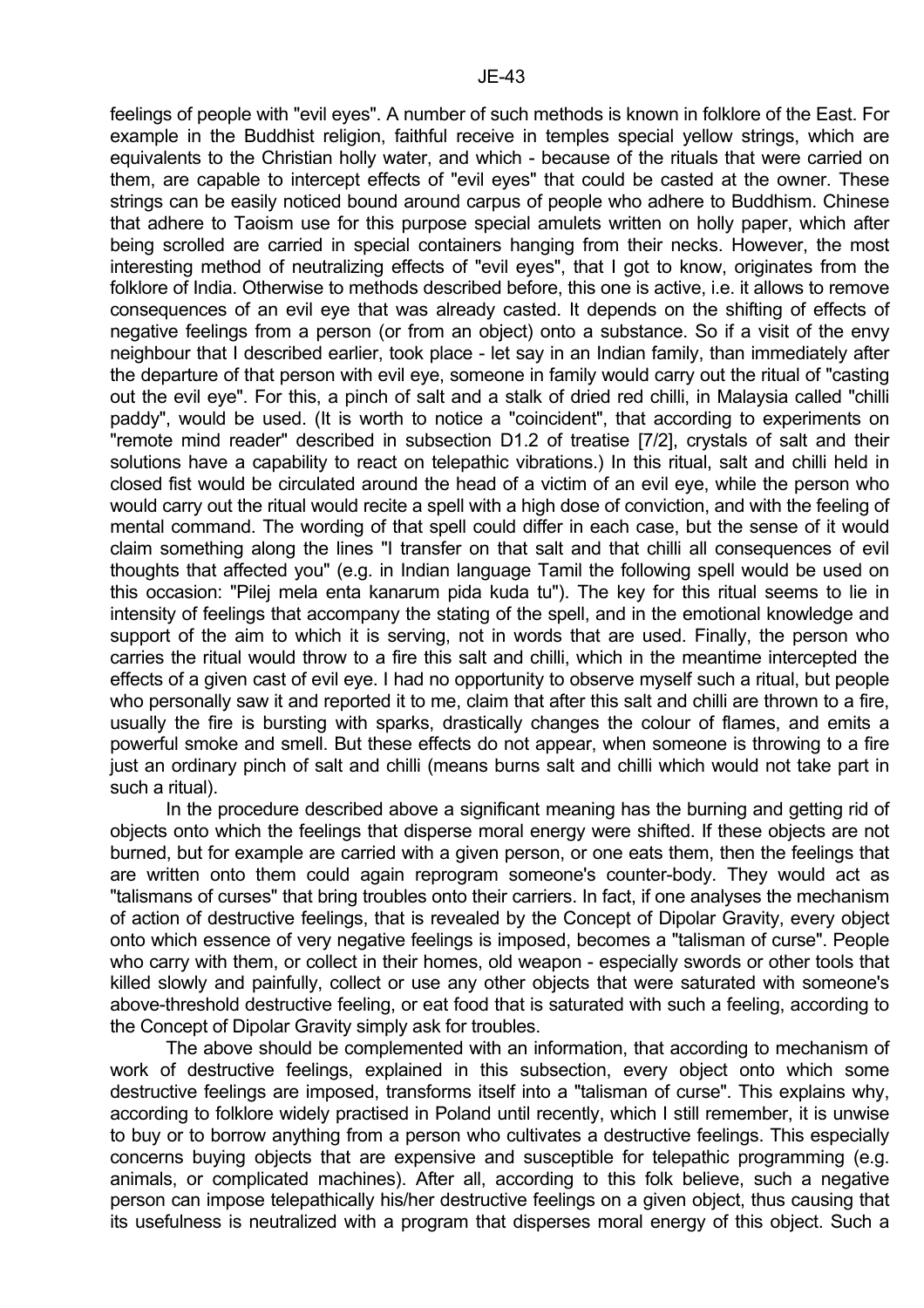feelings of people with "evil eyes". A number of such methods is known in folklore of the East. For example in the Buddhist religion, faithful receive in temples special yellow strings, which are equivalents to the Christian holly water, and which - because of the rituals that were carried on them, are capable to intercept effects of "evil eyes" that could be casted at the owner. These strings can be easily noticed bound around carpus of people who adhere to Buddhism. Chinese that adhere to Taoism use for this purpose special amulets written on holly paper, which after being scrolled are carried in special containers hanging from their necks. However, the most interesting method of neutralizing effects of "evil eyes", that I got to know, originates from the folklore of India. Otherwise to methods described before, this one is active, i.e. it allows to remove consequences of an evil eye that was already casted. It depends on the shifting of effects of negative feelings from a person (or from an object) onto a substance. So if a visit of the envy neighbour that I described earlier, took place - let say in an Indian family, than immediately after the departure of that person with evil eye, someone in family would carry out the ritual of "casting out the evil eye". For this, a pinch of salt and a stalk of dried red chilli, in Malaysia called "chilli paddy", would be used. (It is worth to notice a "coincident", that according to experiments on "remote mind reader" described in subsection D1.2 of treatise [7/2], crystals of salt and their solutions have a capability to react on telepathic vibrations.) In this ritual, salt and chilli held in closed fist would be circulated around the head of a victim of an evil eye, while the person who would carry out the ritual would recite a spell with a high dose of conviction, and with the feeling of mental command. The wording of that spell could differ in each case, but the sense of it would claim something along the lines "I transfer on that salt and that chilli all consequences of evil thoughts that affected you" (e.g. in Indian language Tamil the following spell would be used on this occasion: "Pilej mela enta kanarum pida kuda tu"). The key for this ritual seems to lie in intensity of feelings that accompany the stating of the spell, and in the emotional knowledge and support of the aim to which it is serving, not in words that are used. Finally, the person who carries the ritual would throw to a fire this salt and chilli, which in the meantime intercepted the effects of a given cast of evil eye. I had no opportunity to observe myself such a ritual, but people who personally saw it and reported it to me, claim that after this salt and chilli are thrown to a fire, usually the fire is bursting with sparks, drastically changes the colour of flames, and emits a powerful smoke and smell. But these effects do not appear, when someone is throwing to a fire just an ordinary pinch of salt and chilli (means burns salt and chilli which would not take part in such a ritual).

In the procedure described above a significant meaning has the burning and getting rid of objects onto which the feelings that disperse moral energy were shifted. If these objects are not burned, but for example are carried with a given person, or one eats them, then the feelings that are written onto them could again reprogram someone's counter-body. They would act as "talismans of curses" that bring troubles onto their carriers. In fact, if one analyses the mechanism of action of destructive feelings, that is revealed by the Concept of Dipolar Gravity, every object onto which essence of very negative feelings is imposed, becomes a "talisman of curse". People who carry with them, or collect in their homes, old weapon - especially swords or other tools that killed slowly and painfully, collect or use any other objects that were saturated with someone's above-threshold destructive feeling, or eat food that is saturated with such a feeling, according to the Concept of Dipolar Gravity simply ask for troubles.

The above should be complemented with an information, that according to mechanism of work of destructive feelings, explained in this subsection, every object onto which some destructive feelings are imposed, transforms itself into a "talisman of curse". This explains why, according to folklore widely practised in Poland until recently, which I still remember, it is unwise to buy or to borrow anything from a person who cultivates a destructive feelings. This especially concerns buying objects that are expensive and susceptible for telepathic programming (e.g. animals, or complicated machines). After all, according to this folk believe, such a negative person can impose telepathically his/her destructive feelings on a given object, thus causing that its usefulness is neutralized with a program that disperses moral energy of this object. Such a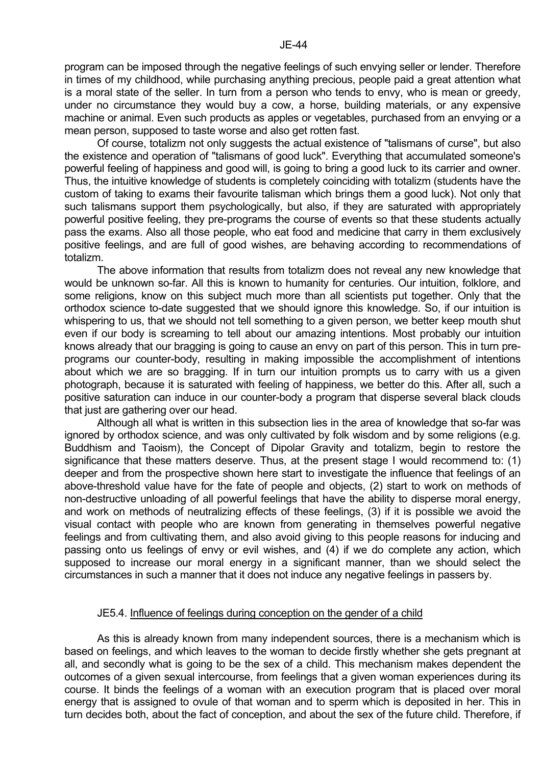program can be imposed through the negative feelings of such envying seller or lender. Therefore in times of my childhood, while purchasing anything precious, people paid a great attention what is a moral state of the seller. In turn from a person who tends to envy, who is mean or greedy, under no circumstance they would buy a cow, a horse, building materials, or any expensive machine or animal. Even such products as apples or vegetables, purchased from an envying or a mean person, supposed to taste worse and also get rotten fast.

Of course, totalizm not only suggests the actual existence of "talismans of curse", but also the existence and operation of "talismans of good luck". Everything that accumulated someone's powerful feeling of happiness and good will, is going to bring a good luck to its carrier and owner. Thus, the intuitive knowledge of students is completely coinciding with totalizm (students have the custom of taking to exams their favourite talisman which brings them a good luck). Not only that such talismans support them psychologically, but also, if they are saturated with appropriately powerful positive feeling, they pre-programs the course of events so that these students actually pass the exams. Also all those people, who eat food and medicine that carry in them exclusively positive feelings, and are full of good wishes, are behaving according to recommendations of totalizm.

The above information that results from totalizm does not reveal any new knowledge that would be unknown so-far. All this is known to humanity for centuries. Our intuition, folklore, and some religions, know on this subject much more than all scientists put together. Only that the orthodox science to-date suggested that we should ignore this knowledge. So, if our intuition is whispering to us, that we should not tell something to a given person, we better keep mouth shut even if our body is screaming to tell about our amazing intentions. Most probably our intuition knows already that our bragging is going to cause an envy on part of this person. This in turn pre-programs our counter-body, resulting in making impossible the accomplishment of intentions about which we are so bragging. If in turn our intuition prompts us to carry with us a given photograph, because it is saturated with feeling of happiness, we better do this. After all, such a positive saturation can induce in our counter-body a program that disperse several black clouds that just are gathering over our head.

Although all what is written in this subsection lies in the area of knowledge that so-far was ignored by orthodox science, and was only cultivated by folk wisdom and by some religions (e.g. Buddhism and Taoism), the Concept of Dipolar Gravity and totalizm, begin to restore the significance that these matters deserve. Thus, at the present stage I would recommend to: (1) deeper and from the prospective shown here start to investigate the influence that feelings of an above-threshold value have for the fate of people and objects, (2) start to work on methods of non-destructive unloading of all powerful feelings that have the ability to disperse moral energy, and work on methods of neutralizing effects of these feelings, (3) if it is possible we avoid the visual contact with people who are known from generating in themselves powerful negative feelings and from cultivating them, and also avoid giving to this people reasons for inducing and passing onto us feelings of envy or evil wishes, and (4) if we do complete any action, which supposed to increase our moral energy in a significant manner, than we should select the circumstances in such a manner that it does not induce any negative feelings in passers by.

### JE5.4. Influence of feelings during conception on the gender of a child

As this is already known from many independent sources, there is a mechanism which is based on feelings, and which leaves to the woman to decide firstly whether she gets pregnant at all, and secondly what is going to be the sex of a child. This mechanism makes dependent the outcomes of a given sexual intercourse, from feelings that a given woman experiences during its course. It binds the feelings of a woman with an execution program that is placed over moral energy that is assigned to ovule of that woman and to sperm which is deposited in her. This in turn decides both, about the fact of conception, and about the sex of the future child. Therefore, if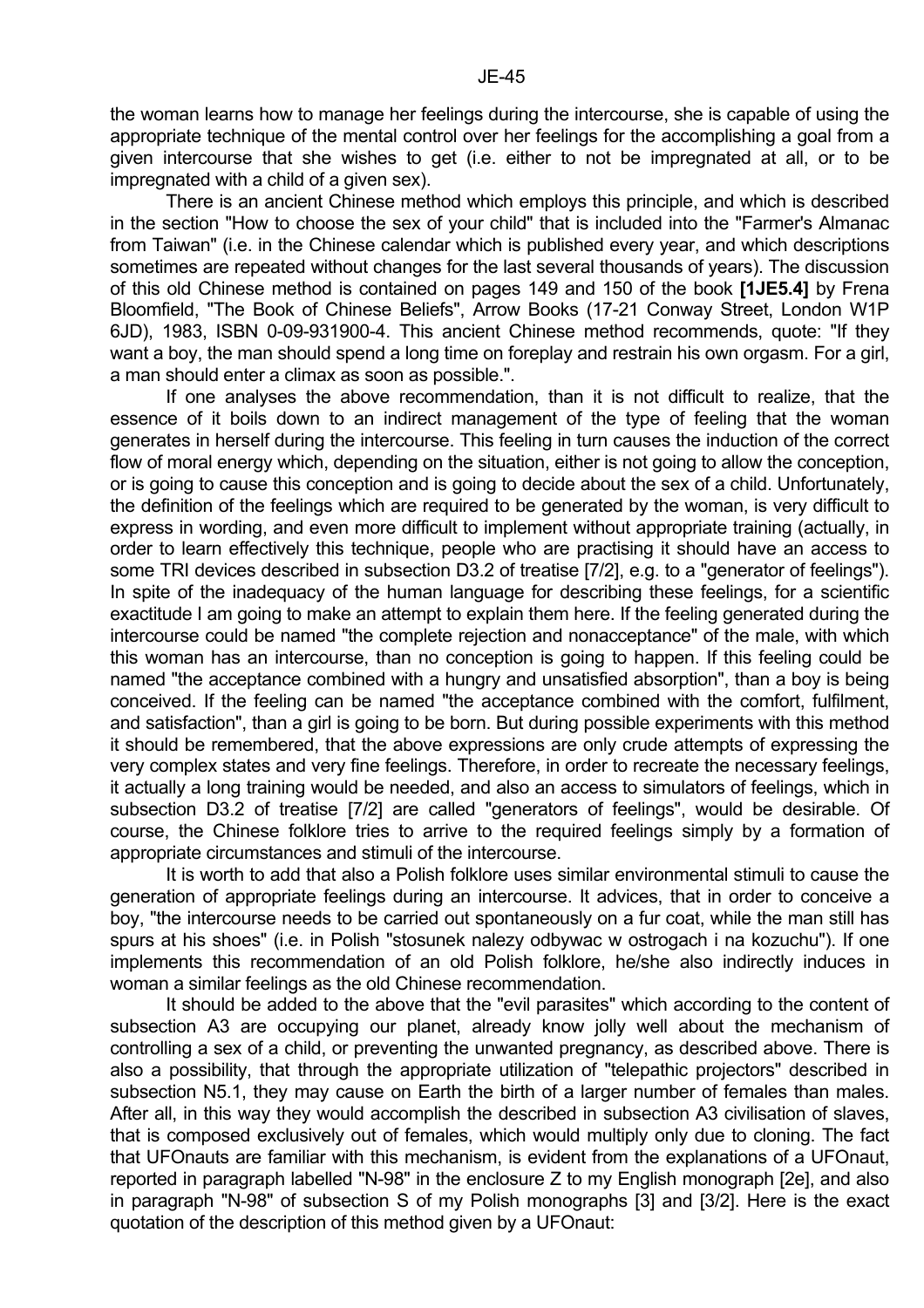the woman learns how to manage her feelings during the intercourse, she is capable of using the appropriate technique of the mental control over her feelings for the accomplishing a goal from a given intercourse that she wishes to get (i.e. either to not be impregnated at all, or to be impregnated with a child of a given sex).

There is an ancient Chinese method which employs this principle, and which is described in the section "How to choose the sex of your child" that is included into the "Farmer's Almanac from Taiwan" (i.e. in the Chinese calendar which is published every year, and which descriptions sometimes are repeated without changes for the last several thousands of years). The discussion of this old Chinese method is contained on pages 149 and 150 of the book **[1JE5.4]** by Frena Bloomfield, "The Book of Chinese Beliefs", Arrow Books (17-21 Conway Street, London W1P 6JD), 1983, ISBN 0-09-931900-4. This ancient Chinese method recommends, quote: "If they want a boy, the man should spend a long time on foreplay and restrain his own orgasm. For a girl, a man should enter a climax as soon as possible.".

If one analyses the above recommendation, than it is not difficult to realize, that the essence of it boils down to an indirect management of the type of feeling that the woman generates in herself during the intercourse. This feeling in turn causes the induction of the correct flow of moral energy which, depending on the situation, either is not going to allow the conception, or is going to cause this conception and is going to decide about the sex of a child. Unfortunately, the definition of the feelings which are required to be generated by the woman, is very difficult to express in wording, and even more difficult to implement without appropriate training (actually, in order to learn effectively this technique, people who are practising it should have an access to some TRI devices described in subsection D3.2 of treatise [7/2], e.g. to a "generator of feelings"). In spite of the inadequacy of the human language for describing these feelings, for a scientific exactitude I am going to make an attempt to explain them here. If the feeling generated during the intercourse could be named "the complete rejection and nonacceptance" of the male, with which this woman has an intercourse, than no conception is going to happen. If this feeling could be named "the acceptance combined with a hungry and unsatisfied absorption", than a boy is being conceived. If the feeling can be named "the acceptance combined with the comfort, fulfilment, and satisfaction", than a girl is going to be born. But during possible experiments with this method it should be remembered, that the above expressions are only crude attempts of expressing the very complex states and very fine feelings. Therefore, in order to recreate the necessary feelings, it actually a long training would be needed, and also an access to simulators of feelings, which in subsection D3.2 of treatise [7/2] are called "generators of feelings", would be desirable. Of course, the Chinese folklore tries to arrive to the required feelings simply by a formation of appropriate circumstances and stimuli of the intercourse.

It is worth to add that also a Polish folklore uses similar environmental stimuli to cause the generation of appropriate feelings during an intercourse. It advices, that in order to conceive a boy, "the intercourse needs to be carried out spontaneously on a fur coat, while the man still has spurs at his shoes" (i.e. in Polish "stosunek nalezy odbywac w ostrogach i na kozuchu"). If one implements this recommendation of an old Polish folklore, he/she also indirectly induces in woman a similar feelings as the old Chinese recommendation.

It should be added to the above that the "evil parasites" which according to the content of subsection A3 are occupying our planet, already know jolly well about the mechanism of controlling a sex of a child, or preventing the unwanted pregnancy, as described above. There is also a possibility, that through the appropriate utilization of "telepathic projectors" described in subsection N5.1, they may cause on Earth the birth of a larger number of females than males. After all, in this way they would accomplish the described in subsection A3 civilisation of slaves, that is composed exclusively out of females, which would multiply only due to cloning. The fact that UFOnauts are familiar with this mechanism, is evident from the explanations of a UFOnaut, reported in paragraph labelled "N-98" in the enclosure Z to my English monograph [2e], and also in paragraph "N-98" of subsection S of my Polish monographs [3] and [3/2]. Here is the exact quotation of the description of this method given by a UFOnaut: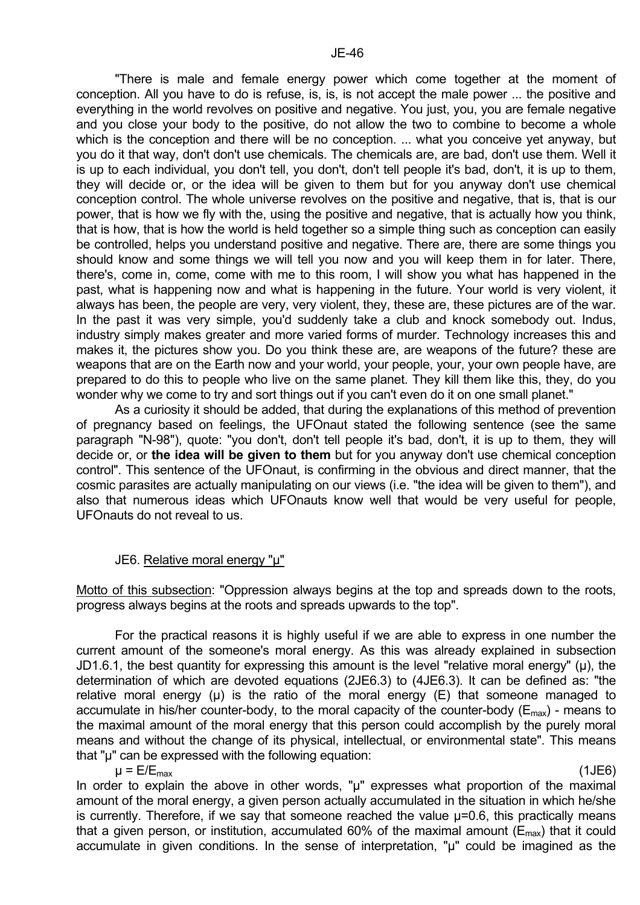"There is male and female energy power which come together at the moment of conception. All you have to do is refuse, is, is, is not accept the male power ... the positive and everything in the world revolves on positive and negative. You just, you, you are female negative and you close your body to the positive, do not allow the two to combine to become a whole which is the conception and there will be no conception. ... what you conceive yet anyway, but you do it that way, don't don't use chemicals. The chemicals are, are bad, don't use them. Well it is up to each individual, you don't tell, you don't, don't tell people it's bad, don't, it is up to them, they will decide or, or the idea will be given to them but for you anyway don't use chemical conception control. The whole universe revolves on the positive and negative, that is, that is our power, that is how we fly with the, using the positive and negative, that is actually how you think, that is how, that is how the world is held together so a simple thing such as conception can easily be controlled, helps you understand positive and negative. There are, there are some things you should know and some things we will tell you now and you will keep them in for later. There, there's, come in, come, come with me to this room, I will show you what has happened in the past, what is happening now and what is happening in the future. Your world is very violent, it always has been, the people are very, very violent, they, these are, these pictures are of the war. In the past it was very simple, you'd suddenly take a club and knock somebody out. Indus, industry simply makes greater and more varied forms of murder. Technology increases this and makes it, the pictures show you. Do you think these are, are weapons of the future? these are weapons that are on the Earth now and your world, your people, your, your own people have, are prepared to do this to people who live on the same planet. They kill them like this, they, do you wonder why we come to try and sort things out if you can't even do it on one small planet."

As a curiosity it should be added, that during the explanations of this method of prevention of pregnancy based on feelings, the UFOnaut stated the following sentence (see the same paragraph "N-98"), quote: "you don't, don't tell people it's bad, don't, it is up to them, they will decide or, or **the idea will be given to them** but for you anyway don't use chemical conception control". This sentence of the UFOnaut, is confirming in the obvious and direct manner, that the cosmic parasites are actually manipulating on our views (i.e. "the idea will be given to them"), and also that numerous ideas which UFOnauts know well that would be very useful for people, UFOnauts do not reveal to us.

## JE6. Relative moral energy "μ"

Motto of this subsection: "Oppression always begins at the top and spreads down to the roots, progress always begins at the roots and spreads upwards to the top".

For the practical reasons it is highly useful if we are able to express in one number the current amount of the someone's moral energy. As this was already explained in subsection JD1.6.1, the best quantity for expressing this amount is the level "relative moral energy" (μ), the determination of which are devoted equations (2JE6.3) to (4JE6.3). It can be defined as: "the relative moral energy (μ) is the ratio of the moral energy (E) that someone managed to accumulate in his/her counter-body, to the moral capacity of the counter-body ($E_{max}$) - means to the maximal amount of the moral energy that this person could accomplish by the purely moral means and without the change of its physical, intellectual, or environmental state". This means that "μ" can be expressed with the following equation:

$$\mu = E/E_{max} \qquad (1JE6)$$

In order to explain the above in other words, "μ" expresses what proportion of the maximal amount of the moral energy, a given person actually accumulated in the situation in which he/she is currently. Therefore, if we say that someone reached the value μ=0.6, this practically means that a given person, or institution, accumulated 60% of the maximal amount ($E_{max}$) that it could accumulate in given conditions. In the sense of interpretation, "μ" could be imagined as the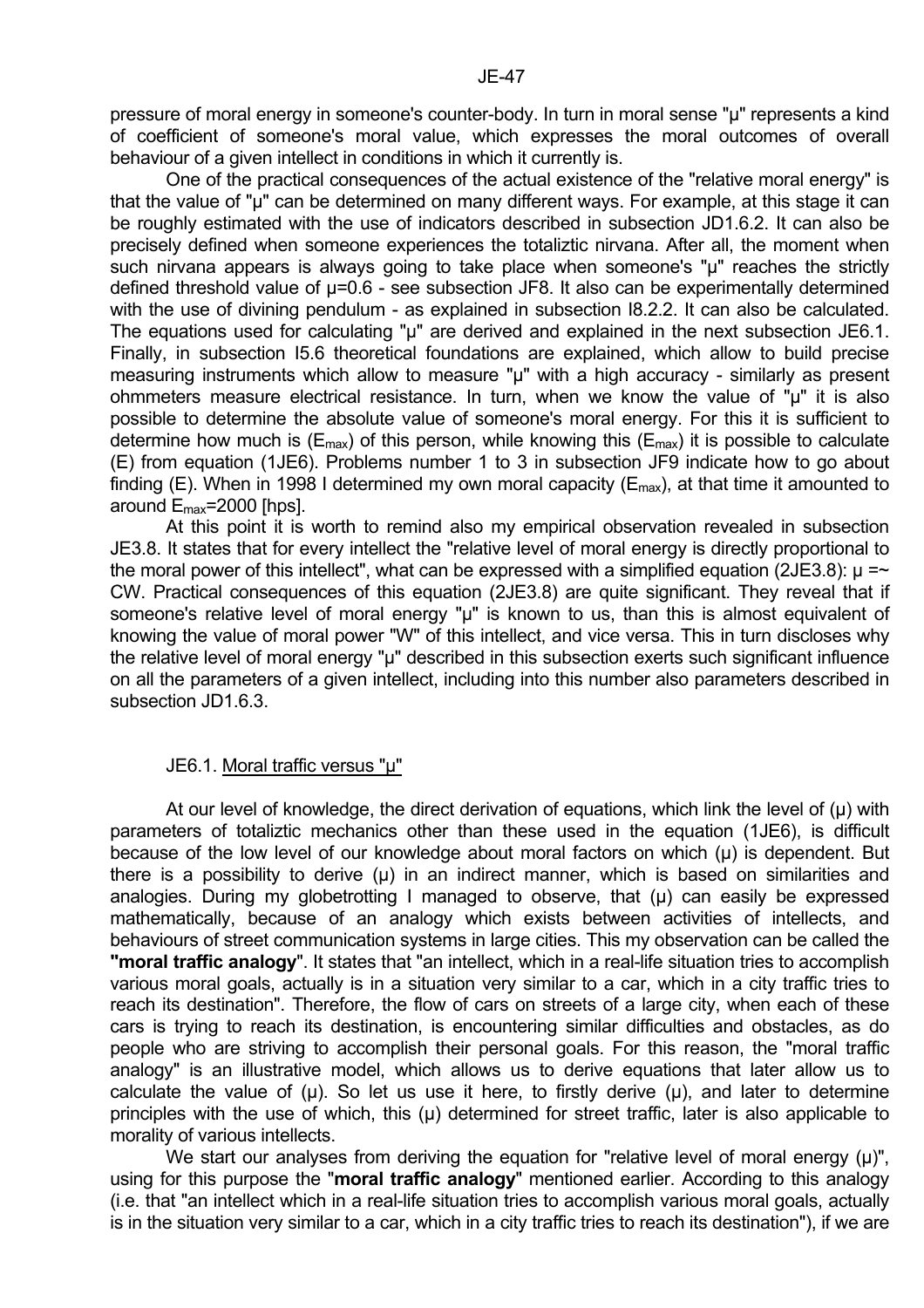pressure of moral energy in someone's counter-body. In turn in moral sense "μ" represents a kind of coefficient of someone's moral value, which expresses the moral outcomes of overall behaviour of a given intellect in conditions in which it currently is.

One of the practical consequences of the actual existence of the "relative moral energy" is that the value of "μ" can be determined on many different ways. For example, at this stage it can be roughly estimated with the use of indicators described in subsection JD1.6.2. It can also be precisely defined when someone experiences the totaliztic nirvana. After all, the moment when such nirvana appears is always going to take place when someone's "μ" reaches the strictly defined threshold value of $\mu=0.6$ - see subsection JF8. It also can be experimentally determined with the use of divining pendulum - as explained in subsection I8.2.2. It can also be calculated. The equations used for calculating "μ" are derived and explained in the next subsection JE6.1. Finally, in subsection I5.6 theoretical foundations are explained, which allow to build precise measuring instruments which allow to measure "μ" with a high accuracy - similarly as present ohmmeters measure electrical resistance. In turn, when we know the value of "μ" it is also possible to determine the absolute value of someone's moral energy. For this it is sufficient to determine how much is ($E_{max}$) of this person, while knowing this ($E_{max}$) it is possible to calculate (E) from equation (1JE6). Problems number 1 to 3 in subsection JF9 indicate how to go about finding (E). When in 1998 I determined my own moral capacity ($E_{max}$), at that time it amounted to around $E_{max}=2000$ [hps].

At this point it is worth to remind also my empirical observation revealed in subsection JE3.8. It states that for every intellect the "relative level of moral energy is directly proportional to the moral power of this intellect", what can be expressed with a simplified equation (2JE3.8): $\mu =\sim CW$. Practical consequences of this equation (2JE3.8) are quite significant. They reveal that if someone's relative level of moral energy "μ" is known to us, than this is almost equivalent of knowing the value of moral power "W" of this intellect, and vice versa. This in turn discloses why the relative level of moral energy "μ" described in this subsection exerts such significant influence on all the parameters of a given intellect, including into this number also parameters described in subsection JD1.6.3.

### JE6.1. Moral traffic versus "μ"

At our level of knowledge, the direct derivation of equations, which link the level of (μ) with parameters of totaliztic mechanics other than these used in the equation (1JE6), is difficult because of the low level of our knowledge about moral factors on which (μ) is dependent. But there is a possibility to derive (μ) in an indirect manner, which is based on similarities and analogies. During my globetrotting I managed to observe, that (μ) can easily be expressed mathematically, because of an analogy which exists between activities of intellects, and behaviours of street communication systems in large cities. This my observation can be called the **"moral traffic analogy"**. It states that "an intellect, which in a real-life situation tries to accomplish various moral goals, actually is in a situation very similar to a car, which in a city traffic tries to reach its destination". Therefore, the flow of cars on streets of a large city, when each of these cars is trying to reach its destination, is encountering similar difficulties and obstacles, as do people who are striving to accomplish their personal goals. For this reason, the "moral traffic analogy" is an illustrative model, which allows us to derive equations that later allow us to calculate the value of (μ). So let us use it here, to firstly derive (μ), and later to determine principles with the use of which, this (μ) determined for street traffic, later is also applicable to morality of various intellects.

We start our analyses from deriving the equation for "relative level of moral energy (μ)", using for this purpose the "**moral traffic analogy**" mentioned earlier. According to this analogy (i.e. that "an intellect which in a real-life situation tries to accomplish various moral goals, actually is in the situation very similar to a car, which in a city traffic tries to reach its destination"), if we are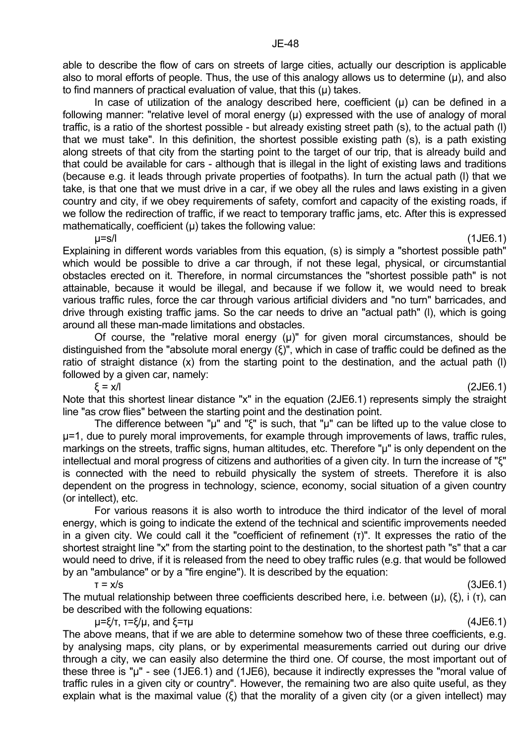able to describe the flow of cars on streets of large cities, actually our description is applicable also to moral efforts of people. Thus, the use of this analogy allows us to determine ($\mu$), and also to find manners of practical evaluation of value, that this ($\mu$) takes.

In case of utilization of the analogy described here, coefficient ($\mu$) can be defined in a following manner: "relative level of moral energy ($\mu$) expressed with the use of analogy of moral traffic, is a ratio of the shortest possible - but already existing street path (s), to the actual path (l) that we must take". In this definition, the shortest possible existing path (s), is a path existing along streets of that city from the starting point to the target of our trip, that is already build and that could be available for cars - although that is illegal in the light of existing laws and traditions (because e.g. it leads through private properties of footpaths). In turn the actual path (l) that we take, is that one that we must drive in a car, if we obey all the rules and laws existing in a given country and city, if we obey requirements of safety, comfort and capacity of the existing roads, if we follow the redirection of traffic, if we react to temporary traffic jams, etc. After this is expressed mathematically, coefficient ($\mu$) takes the following value:

$$\mu=s/l \qquad (1JE6.1)$$

Explaining in different words variables from this equation, (s) is simply a "shortest possible path" which would be possible to drive a car through, if not these legal, physical, or circumstantial obstacles erected on it. Therefore, in normal circumstances the "shortest possible path" is not attainable, because it would be illegal, and because if we follow it, we would need to break various traffic rules, force the car through various artificial dividers and "no turn" barricades, and drive through existing traffic jams. So the car needs to drive an "actual path" (l), which is going around all these man-made limitations and obstacles.

Of course, the "relative moral energy ($\mu$)" for given moral circumstances, should be distinguished from the "absolute moral energy ($\xi$)", which in case of traffic could be defined as the ratio of straight distance (x) from the starting point to the destination, and the actual path (l) followed by a given car, namely:

$$\xi = x/l \qquad (2JE6.1)$$

Note that this shortest linear distance "x" in the equation (2JE6.1) represents simply the straight line "as crow flies" between the starting point and the destination point.

The difference between "$\mu$" and "$\xi$" is such, that "$\mu$" can be lifted up to the value close to $\mu$=1, due to purely moral improvements, for example through improvements of laws, traffic rules, markings on the streets, traffic signs, human altitudes, etc. Therefore "$\mu$" is only dependent on the intellectual and moral progress of citizens and authorities of a given city. In turn the increase of "$\xi$" is connected with the need to rebuild physically the system of streets. Therefore it is also dependent on the progress in technology, science, economy, social situation of a given country (or intellect), etc.

For various reasons it is also worth to introduce the third indicator of the level of moral energy, which is going to indicate the extend of the technical and scientific improvements needed in a given city. We could call it the "coefficient of refinement ($\tau$)". It expresses the ratio of the shortest straight line "x" from the starting point to the destination, to the shortest path "s" that a car would need to drive, if it is released from the need to obey traffic rules (e.g. that would be followed by an "ambulance" or by a "fire engine"). It is described by the equation:

$$\tau = x/s \qquad (3JE6.1)$$

The mutual relationship between three coefficients described here, i.e. between ($\mu$), ($\xi$), i ($\tau$), can be described with the following equations:

$$\mu=\xi/\tau,\ \tau=\xi/\mu,\ \text{and}\ \xi=\tau\mu \qquad (4JE6.1)$$

The above means, that if we are able to determine somehow two of these three coefficients, e.g. by analysing maps, city plans, or by experimental measurements carried out during our drive through a city, we can easily also determine the third one. Of course, the most important out of these three is "$\mu$" - see (1JE6.1) and (1JE6), because it indirectly expresses the "moral value of traffic rules in a given city or country". However, the remaining two are also quite useful, as they explain what is the maximal value ($\xi$) that the morality of a given city (or a given intellect) may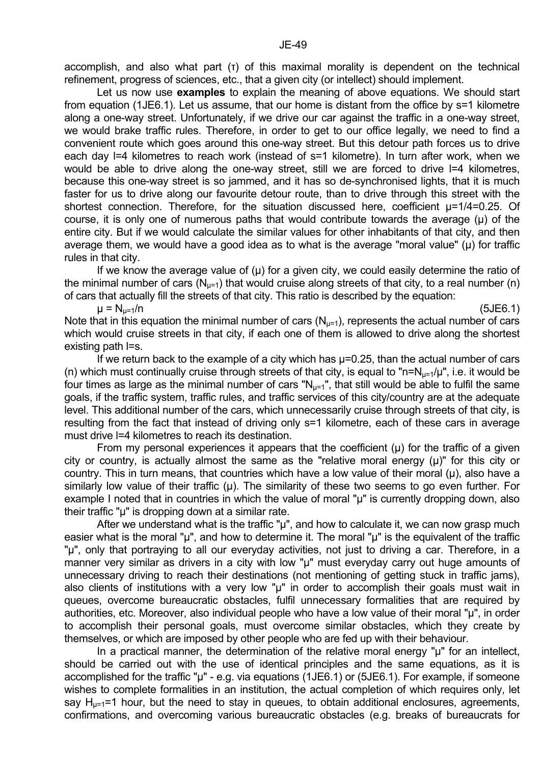accomplish, and also what part (τ) of this maximal morality is dependent on the technical refinement, progress of sciences, etc., that a given city (or intellect) should implement.

Let us now use **examples** to explain the meaning of above equations. We should start from equation (1JE6.1). Let us assume, that our home is distant from the office by s=1 kilometre along a one-way street. Unfortunately, if we drive our car against the traffic in a one-way street, we would brake traffic rules. Therefore, in order to get to our office legally, we need to find a convenient route which goes around this one-way street. But this detour path forces us to drive each day l=4 kilometres to reach work (instead of s=1 kilometre). In turn after work, when we would be able to drive along the one-way street, still we are forced to drive l=4 kilometres, because this one-way street is so jammed, and it has so de-synchronised lights, that it is much faster for us to drive along our favourite detour route, than to drive through this street with the shortest connection. Therefore, for the situation discussed here, coefficient μ=1/4=0.25. Of course, it is only one of numerous paths that would contribute towards the average (μ) of the entire city. But if we would calculate the similar values for other inhabitants of that city, and then average them, we would have a good idea as to what is the average "moral value" (μ) for traffic rules in that city.

If we know the average value of (μ) for a given city, we could easily determine the ratio of the minimal number of cars ($N_{\mu=1}$) that would cruise along streets of that city, to a real number (n) of cars that actually fill the streets of that city. This ratio is described by the equation:

$$\mu = N_{\mu=1}/n \qquad (5JE6.1)$$

Note that in this equation the minimal number of cars ($N_{\mu=1}$), represents the actual number of cars which would cruise streets in that city, if each one of them is allowed to drive along the shortest existing path l=s.

If we return back to the example of a city which has μ=0.25, than the actual number of cars (n) which must continually cruise through streets of that city, is equal to "$n=N_{\mu=1}/\mu$", i.e. it would be four times as large as the minimal number of cars "$N_{\mu=1}$", that still would be able to fulfil the same goals, if the traffic system, traffic rules, and traffic services of this city/country are at the adequate level. This additional number of the cars, which unnecessarily cruise through streets of that city, is resulting from the fact that instead of driving only s=1 kilometre, each of these cars in average must drive l=4 kilometres to reach its destination.

From my personal experiences it appears that the coefficient (μ) for the traffic of a given city or country, is actually almost the same as the "relative moral energy (μ)" for this city or country. This in turn means, that countries which have a low value of their moral (μ), also have a similarly low value of their traffic (μ). The similarity of these two seems to go even further. For example I noted that in countries in which the value of moral "μ" is currently dropping down, also their traffic "μ" is dropping down at a similar rate.

After we understand what is the traffic "μ", and how to calculate it, we can now grasp much easier what is the moral "μ", and how to determine it. The moral "μ" is the equivalent of the traffic "μ", only that portraying to all our everyday activities, not just to driving a car. Therefore, in a manner very similar as drivers in a city with low "μ" must everyday carry out huge amounts of unnecessary driving to reach their destinations (not mentioning of getting stuck in traffic jams), also clients of institutions with a very low "μ" in order to accomplish their goals must wait in queues, overcome bureaucratic obstacles, fulfil unnecessary formalities that are required by authorities, etc. Moreover, also individual people who have a low value of their moral "μ", in order to accomplish their personal goals, must overcome similar obstacles, which they create by themselves, or which are imposed by other people who are fed up with their behaviour.

In a practical manner, the determination of the relative moral energy "μ" for an intellect, should be carried out with the use of identical principles and the same equations, as it is accomplished for the traffic "μ" - e.g. via equations (1JE6.1) or (5JE6.1). For example, if someone wishes to complete formalities in an institution, the actual completion of which requires only, let say $H_{\mu=1}$=1 hour, but the need to stay in queues, to obtain additional enclosures, agreements, confirmations, and overcoming various bureaucratic obstacles (e.g. breaks of bureaucrats for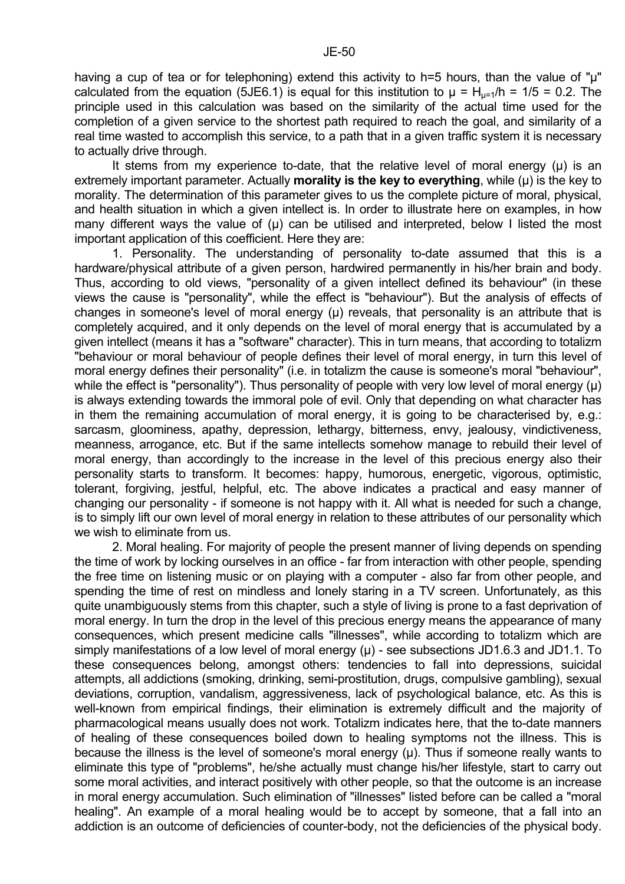having a cup of tea or for telephoning) extend this activity to h=5 hours, than the value of "μ" calculated from the equation (5JE6.1) is equal for this institution to $\mu = H_{\mu=1}/h = 1/5 = 0.2$. The principle used in this calculation was based on the similarity of the actual time used for the completion of a given service to the shortest path required to reach the goal, and similarity of a real time wasted to accomplish this service, to a path that in a given traffic system it is necessary to actually drive through.

It stems from my experience to-date, that the relative level of moral energy (μ) is an extremely important parameter. Actually **morality is the key to everything**, while (μ) is the key to morality. The determination of this parameter gives to us the complete picture of moral, physical, and health situation in which a given intellect is. In order to illustrate here on examples, in how many different ways the value of (μ) can be utilised and interpreted, below I listed the most important application of this coefficient. Here they are:

1. Personality. The understanding of personality to-date assumed that this is a hardware/physical attribute of a given person, hardwired permanently in his/her brain and body. Thus, according to old views, "personality of a given intellect defined its behaviour" (in these views the cause is "personality", while the effect is "behaviour"). But the analysis of effects of changes in someone's level of moral energy (μ) reveals, that personality is an attribute that is completely acquired, and it only depends on the level of moral energy that is accumulated by a given intellect (means it has a "software" character). This in turn means, that according to totalizm "behaviour or moral behaviour of people defines their level of moral energy, in turn this level of moral energy defines their personality" (i.e. in totalizm the cause is someone's moral "behaviour", while the effect is "personality"). Thus personality of people with very low level of moral energy (μ) is always extending towards the immoral pole of evil. Only that depending on what character has in them the remaining accumulation of moral energy, it is going to be characterised by, e.g.: sarcasm, gloominess, apathy, depression, lethargy, bitterness, envy, jealousy, vindictiveness, meanness, arrogance, etc. But if the same intellects somehow manage to rebuild their level of moral energy, than accordingly to the increase in the level of this precious energy also their personality starts to transform. It becomes: happy, humorous, energetic, vigorous, optimistic, tolerant, forgiving, jestful, helpful, etc. The above indicates a practical and easy manner of changing our personality - if someone is not happy with it. All what is needed for such a change, is to simply lift our own level of moral energy in relation to these attributes of our personality which we wish to eliminate from us.

2. Moral healing. For majority of people the present manner of living depends on spending the time of work by locking ourselves in an office - far from interaction with other people, spending the free time on listening music or on playing with a computer - also far from other people, and spending the time of rest on mindless and lonely staring in a TV screen. Unfortunately, as this quite unambiguously stems from this chapter, such a style of living is prone to a fast deprivation of moral energy. In turn the drop in the level of this precious energy means the appearance of many consequences, which present medicine calls "illnesses", while according to totalizm which are simply manifestations of a low level of moral energy (μ) - see subsections JD1.6.3 and JD1.1. To these consequences belong, amongst others: tendencies to fall into depressions, suicidal attempts, all addictions (smoking, drinking, semi-prostitution, drugs, compulsive gambling), sexual deviations, corruption, vandalism, aggressiveness, lack of psychological balance, etc. As this is well-known from empirical findings, their elimination is extremely difficult and the majority of pharmacological means usually does not work. Totalizm indicates here, that the to-date manners of healing of these consequences boiled down to healing symptoms not the illness. This is because the illness is the level of someone's moral energy (μ). Thus if someone really wants to eliminate this type of "problems", he/she actually must change his/her lifestyle, start to carry out some moral activities, and interact positively with other people, so that the outcome is an increase in moral energy accumulation. Such elimination of "illnesses" listed before can be called a "moral healing". An example of a moral healing would be to accept by someone, that a fall into an addiction is an outcome of deficiencies of counter-body, not the deficiencies of the physical body.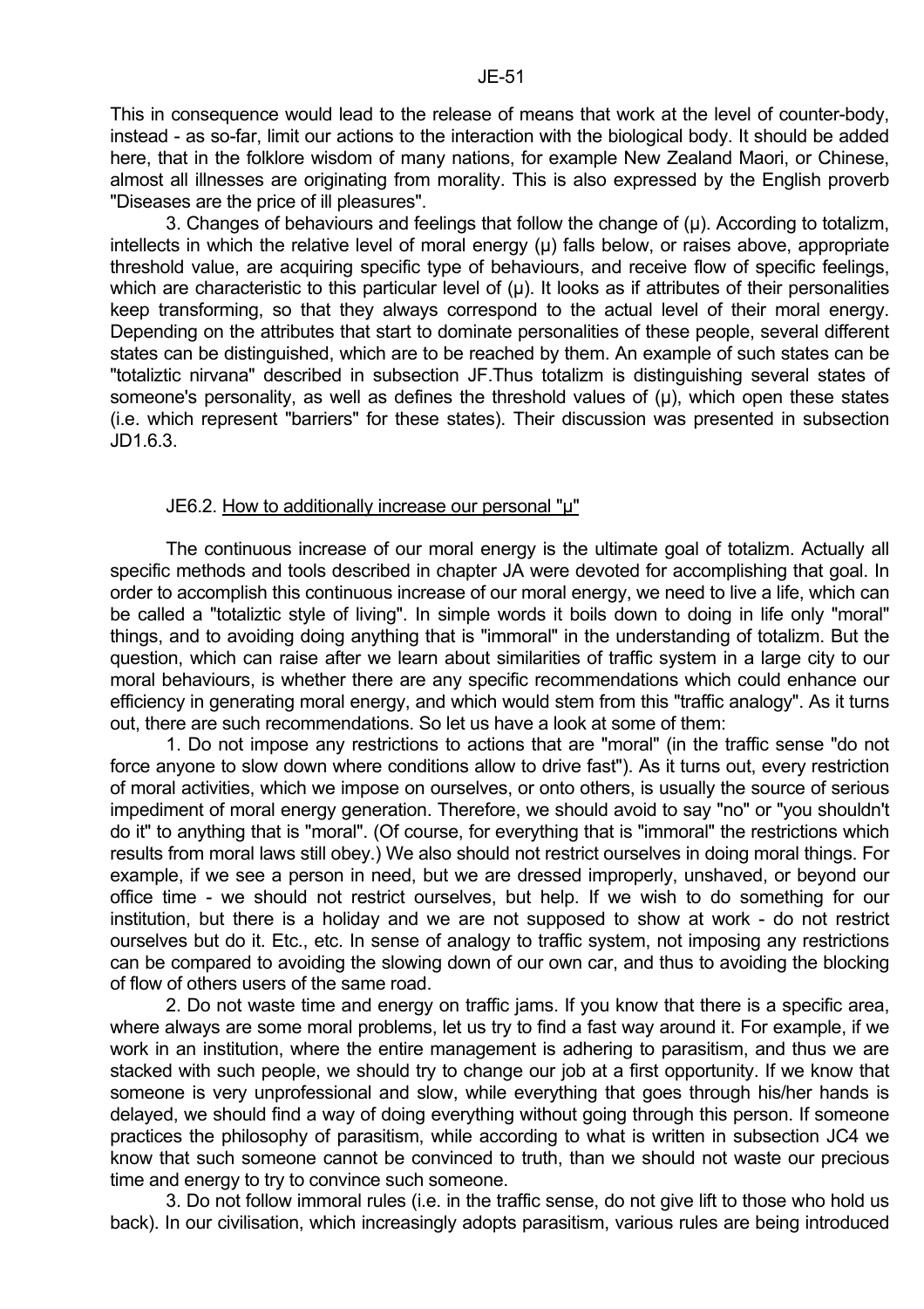This in consequence would lead to the release of means that work at the level of counter-body, instead - as so-far, limit our actions to the interaction with the biological body. It should be added here, that in the folklore wisdom of many nations, for example New Zealand Maori, or Chinese, almost all illnesses are originating from morality. This is also expressed by the English proverb "Diseases are the price of ill pleasures".

3. Changes of behaviours and feelings that follow the change of (μ). According to totalizm, intellects in which the relative level of moral energy (μ) falls below, or raises above, appropriate threshold value, are acquiring specific type of behaviours, and receive flow of specific feelings, which are characteristic to this particular level of (μ). It looks as if attributes of their personalities keep transforming, so that they always correspond to the actual level of their moral energy. Depending on the attributes that start to dominate personalities of these people, several different states can be distinguished, which are to be reached by them. An example of such states can be "totaliztic nirvana" described in subsection JF.Thus totalizm is distinguishing several states of someone's personality, as well as defines the threshold values of (μ), which open these states (i.e. which represent "barriers" for these states). Their discussion was presented in subsection JD1.6.3.

### JE6.2. How to additionally increase our personal "μ"

The continuous increase of our moral energy is the ultimate goal of totalizm. Actually all specific methods and tools described in chapter JA were devoted for accomplishing that goal. In order to accomplish this continuous increase of our moral energy, we need to live a life, which can be called a "totaliztic style of living". In simple words it boils down to doing in life only "moral" things, and to avoiding doing anything that is "immoral" in the understanding of totalizm. But the question, which can raise after we learn about similarities of traffic system in a large city to our moral behaviours, is whether there are any specific recommendations which could enhance our efficiency in generating moral energy, and which would stem from this "traffic analogy". As it turns out, there are such recommendations. So let us have a look at some of them:

1. Do not impose any restrictions to actions that are "moral" (in the traffic sense "do not force anyone to slow down where conditions allow to drive fast"). As it turns out, every restriction of moral activities, which we impose on ourselves, or onto others, is usually the source of serious impediment of moral energy generation. Therefore, we should avoid to say "no" or "you shouldn't do it" to anything that is "moral". (Of course, for everything that is "immoral" the restrictions which results from moral laws still obey.) We also should not restrict ourselves in doing moral things. For example, if we see a person in need, but we are dressed improperly, unshaved, or beyond our office time - we should not restrict ourselves, but help. If we wish to do something for our institution, but there is a holiday and we are not supposed to show at work - do not restrict ourselves but do it. Etc., etc. In sense of analogy to traffic system, not imposing any restrictions can be compared to avoiding the slowing down of our own car, and thus to avoiding the blocking of flow of others users of the same road.

2. Do not waste time and energy on traffic jams. If you know that there is a specific area, where always are some moral problems, let us try to find a fast way around it. For example, if we work in an institution, where the entire management is adhering to parasitism, and thus we are stacked with such people, we should try to change our job at a first opportunity. If we know that someone is very unprofessional and slow, while everything that goes through his/her hands is delayed, we should find a way of doing everything without going through this person. If someone practices the philosophy of parasitism, while according to what is written in subsection JC4 we know that such someone cannot be convinced to truth, than we should not waste our precious time and energy to try to convince such someone.

3. Do not follow immoral rules (i.e. in the traffic sense, do not give lift to those who hold us back). In our civilisation, which increasingly adopts parasitism, various rules are being introduced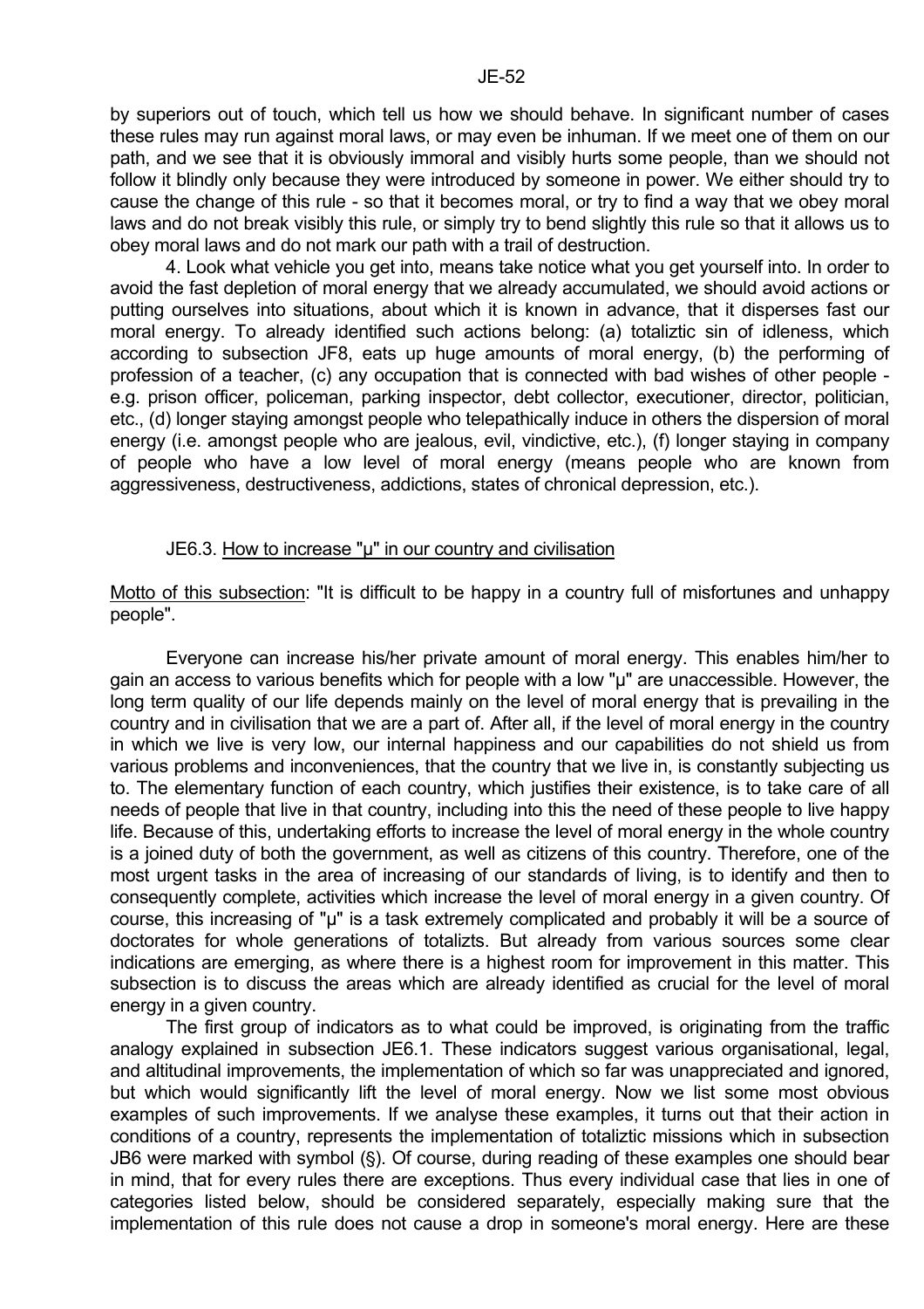by superiors out of touch, which tell us how we should behave. In significant number of cases these rules may run against moral laws, or may even be inhuman. If we meet one of them on our path, and we see that it is obviously immoral and visibly hurts some people, than we should not follow it blindly only because they were introduced by someone in power. We either should try to cause the change of this rule - so that it becomes moral, or try to find a way that we obey moral laws and do not break visibly this rule, or simply try to bend slightly this rule so that it allows us to obey moral laws and do not mark our path with a trail of destruction.

4. Look what vehicle you get into, means take notice what you get yourself into. In order to avoid the fast depletion of moral energy that we already accumulated, we should avoid actions or putting ourselves into situations, about which it is known in advance, that it disperses fast our moral energy. To already identified such actions belong: (a) totaliztic sin of idleness, which according to subsection JF8, eats up huge amounts of moral energy, (b) the performing of profession of a teacher, (c) any occupation that is connected with bad wishes of other people - e.g. prison officer, policeman, parking inspector, debt collector, executioner, director, politician, etc., (d) longer staying amongst people who telepathically induce in others the dispersion of moral energy (i.e. amongst people who are jealous, evil, vindictive, etc.), (f) longer staying in company of people who have a low level of moral energy (means people who are known from aggressiveness, destructiveness, addictions, states of chronical depression, etc.).

## JE6.3. How to increase "μ" in our country and civilisation

Motto of this subsection: "It is difficult to be happy in a country full of misfortunes and unhappy people".

Everyone can increase his/her private amount of moral energy. This enables him/her to gain an access to various benefits which for people with a low "μ" are unaccessible. However, the long term quality of our life depends mainly on the level of moral energy that is prevailing in the country and in civilisation that we are a part of. After all, if the level of moral energy in the country in which we live is very low, our internal happiness and our capabilities do not shield us from various problems and inconveniences, that the country that we live in, is constantly subjecting us to. The elementary function of each country, which justifies their existence, is to take care of all needs of people that live in that country, including into this the need of these people to live happy life. Because of this, undertaking efforts to increase the level of moral energy in the whole country is a joined duty of both the government, as well as citizens of this country. Therefore, one of the most urgent tasks in the area of increasing of our standards of living, is to identify and then to consequently complete, activities which increase the level of moral energy in a given country. Of course, this increasing of "μ" is a task extremely complicated and probably it will be a source of doctorates for whole generations of totalizts. But already from various sources some clear indications are emerging, as where there is a highest room for improvement in this matter. This subsection is to discuss the areas which are already identified as crucial for the level of moral energy in a given country.

The first group of indicators as to what could be improved, is originating from the traffic analogy explained in subsection JE6.1. These indicators suggest various organisational, legal, and altitudinal improvements, the implementation of which so far was unappreciated and ignored, but which would significantly lift the level of moral energy. Now we list some most obvious examples of such improvements. If we analyse these examples, it turns out that their action in conditions of a country, represents the implementation of totaliztic missions which in subsection JB6 were marked with symbol (§). Of course, during reading of these examples one should bear in mind, that for every rules there are exceptions. Thus every individual case that lies in one of categories listed below, should be considered separately, especially making sure that the implementation of this rule does not cause a drop in someone's moral energy. Here are these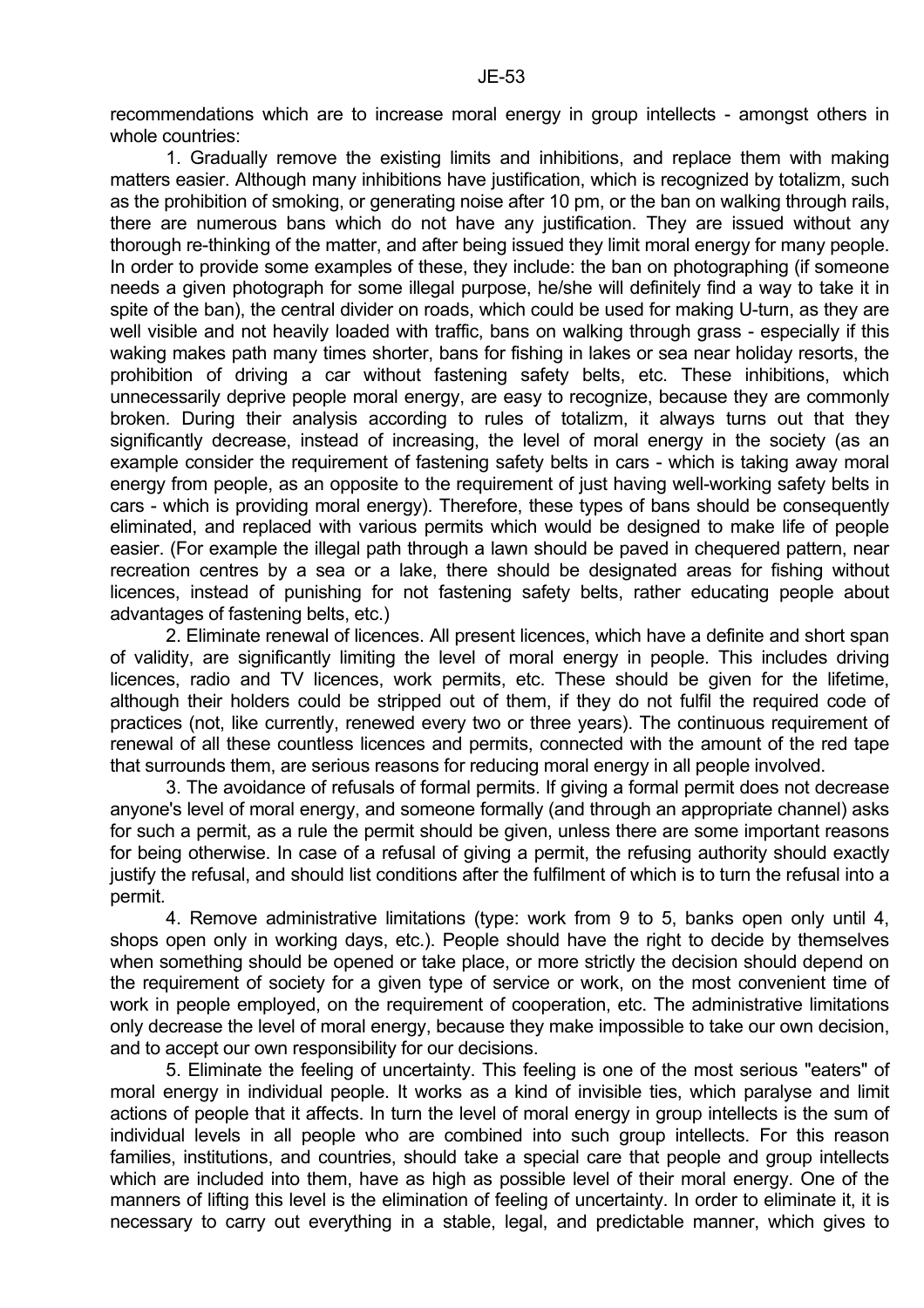recommendations which are to increase moral energy in group intellects - amongst others in whole countries:

1. Gradually remove the existing limits and inhibitions, and replace them with making matters easier. Although many inhibitions have justification, which is recognized by totalizm, such as the prohibition of smoking, or generating noise after 10 pm, or the ban on walking through rails, there are numerous bans which do not have any justification. They are issued without any thorough re-thinking of the matter, and after being issued they limit moral energy for many people. In order to provide some examples of these, they include: the ban on photographing (if someone needs a given photograph for some illegal purpose, he/she will definitely find a way to take it in spite of the ban), the central divider on roads, which could be used for making U-turn, as they are well visible and not heavily loaded with traffic, bans on walking through grass - especially if this waking makes path many times shorter, bans for fishing in lakes or sea near holiday resorts, the prohibition of driving a car without fastening safety belts, etc. These inhibitions, which unnecessarily deprive people moral energy, are easy to recognize, because they are commonly broken. During their analysis according to rules of totalizm, it always turns out that they significantly decrease, instead of increasing, the level of moral energy in the society (as an example consider the requirement of fastening safety belts in cars - which is taking away moral energy from people, as an opposite to the requirement of just having well-working safety belts in cars - which is providing moral energy). Therefore, these types of bans should be consequently eliminated, and replaced with various permits which would be designed to make life of people easier. (For example the illegal path through a lawn should be paved in chequered pattern, near recreation centres by a sea or a lake, there should be designated areas for fishing without licences, instead of punishing for not fastening safety belts, rather educating people about advantages of fastening belts, etc.)

2. Eliminate renewal of licences. All present licences, which have a definite and short span of validity, are significantly limiting the level of moral energy in people. This includes driving licences, radio and TV licences, work permits, etc. These should be given for the lifetime, although their holders could be stripped out of them, if they do not fulfil the required code of practices (not, like currently, renewed every two or three years). The continuous requirement of renewal of all these countless licences and permits, connected with the amount of the red tape that surrounds them, are serious reasons for reducing moral energy in all people involved.

3. The avoidance of refusals of formal permits. If giving a formal permit does not decrease anyone's level of moral energy, and someone formally (and through an appropriate channel) asks for such a permit, as a rule the permit should be given, unless there are some important reasons for being otherwise. In case of a refusal of giving a permit, the refusing authority should exactly justify the refusal, and should list conditions after the fulfilment of which is to turn the refusal into a permit.

4. Remove administrative limitations (type: work from 9 to 5, banks open only until 4, shops open only in working days, etc.). People should have the right to decide by themselves when something should be opened or take place, or more strictly the decision should depend on the requirement of society for a given type of service or work, on the most convenient time of work in people employed, on the requirement of cooperation, etc. The administrative limitations only decrease the level of moral energy, because they make impossible to take our own decision, and to accept our own responsibility for our decisions.

5. Eliminate the feeling of uncertainty. This feeling is one of the most serious "eaters" of moral energy in individual people. It works as a kind of invisible ties, which paralyse and limit actions of people that it affects. In turn the level of moral energy in group intellects is the sum of individual levels in all people who are combined into such group intellects. For this reason families, institutions, and countries, should take a special care that people and group intellects which are included into them, have as high as possible level of their moral energy. One of the manners of lifting this level is the elimination of feeling of uncertainty. In order to eliminate it, it is necessary to carry out everything in a stable, legal, and predictable manner, which gives to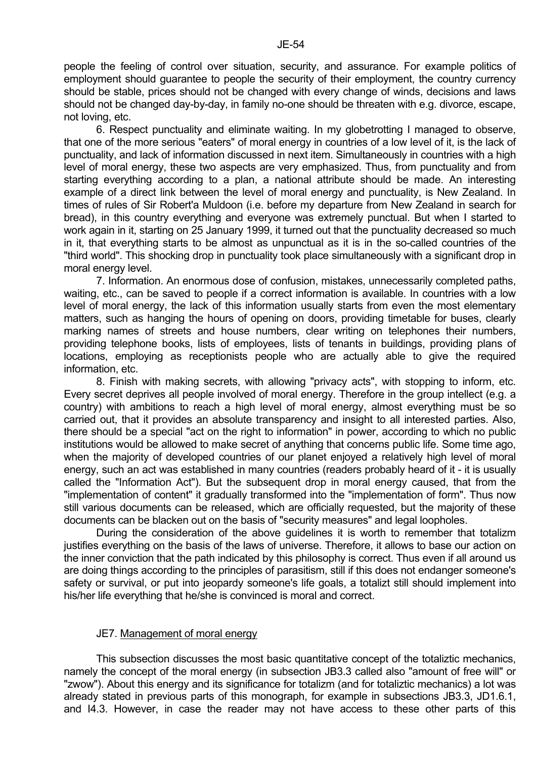people the feeling of control over situation, security, and assurance. For example politics of employment should guarantee to people the security of their employment, the country currency should be stable, prices should not be changed with every change of winds, decisions and laws should not be changed day-by-day, in family no-one should be threaten with e.g. divorce, escape, not loving, etc.

6. Respect punctuality and eliminate waiting. In my globetrotting I managed to observe, that one of the more serious "eaters" of moral energy in countries of a low level of it, is the lack of punctuality, and lack of information discussed in next item. Simultaneously in countries with a high level of moral energy, these two aspects are very emphasized. Thus, from punctuality and from starting everything according to a plan, a national attribute should be made. An interesting example of a direct link between the level of moral energy and punctuality, is New Zealand. In times of rules of Sir Robert'a Muldoon (i.e. before my departure from New Zealand in search for bread), in this country everything and everyone was extremely punctual. But when I started to work again in it, starting on 25 January 1999, it turned out that the punctuality decreased so much in it, that everything starts to be almost as unpunctual as it is in the so-called countries of the "third world". This shocking drop in punctuality took place simultaneously with a significant drop in moral energy level.

7. Information. An enormous dose of confusion, mistakes, unnecessarily completed paths, waiting, etc., can be saved to people if a correct information is available. In countries with a low level of moral energy, the lack of this information usually starts from even the most elementary matters, such as hanging the hours of opening on doors, providing timetable for buses, clearly marking names of streets and house numbers, clear writing on telephones their numbers, providing telephone books, lists of employees, lists of tenants in buildings, providing plans of locations, employing as receptionists people who are actually able to give the required information, etc.

8. Finish with making secrets, with allowing "privacy acts", with stopping to inform, etc. Every secret deprives all people involved of moral energy. Therefore in the group intellect (e.g. a country) with ambitions to reach a high level of moral energy, almost everything must be so carried out, that it provides an absolute transparency and insight to all interested parties. Also, there should be a special "act on the right to information" in power, according to which no public institutions would be allowed to make secret of anything that concerns public life. Some time ago, when the majority of developed countries of our planet enjoyed a relatively high level of moral energy, such an act was established in many countries (readers probably heard of it - it is usually called the "Information Act"). But the subsequent drop in moral energy caused, that from the "implementation of content" it gradually transformed into the "implementation of form". Thus now still various documents can be released, which are officially requested, but the majority of these documents can be blacken out on the basis of "security measures" and legal loopholes.

During the consideration of the above guidelines it is worth to remember that totalizm justifies everything on the basis of the laws of universe. Therefore, it allows to base our action on the inner conviction that the path indicated by this philosophy is correct. Thus even if all around us are doing things according to the principles of parasitism, still if this does not endanger someone's safety or survival, or put into jeopardy someone's life goals, a totalizt still should implement into his/her life everything that he/she is convinced is moral and correct.

## JE7. Management of moral energy

This subsection discusses the most basic quantitative concept of the totaliztic mechanics, namely the concept of the moral energy (in subsection JB3.3 called also "amount of free will" or "zwow"). About this energy and its significance for totalizm (and for totaliztic mechanics) a lot was already stated in previous parts of this monograph, for example in subsections JB3.3, JD1.6.1, and I4.3. However, in case the reader may not have access to these other parts of this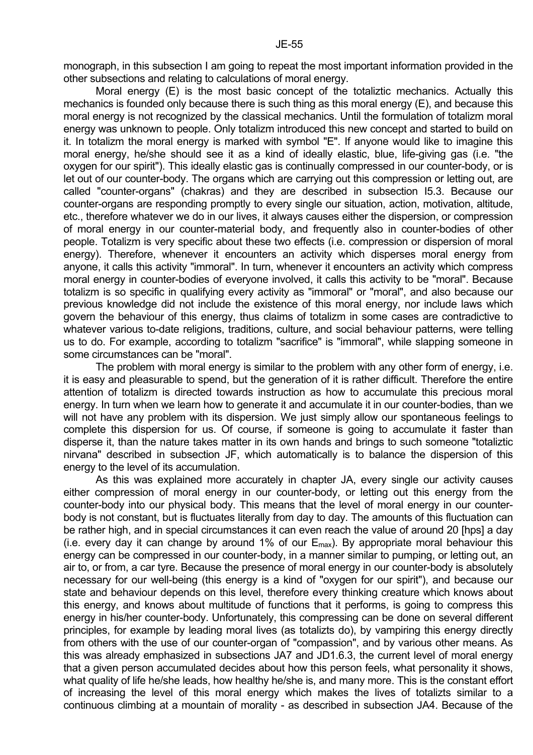monograph, in this subsection I am going to repeat the most important information provided in the other subsections and relating to calculations of moral energy.

Moral energy (E) is the most basic concept of the totaliztic mechanics. Actually this mechanics is founded only because there is such thing as this moral energy (E), and because this moral energy is not recognized by the classical mechanics. Until the formulation of totalizm moral energy was unknown to people. Only totalizm introduced this new concept and started to build on it. In totalizm the moral energy is marked with symbol "E". If anyone would like to imagine this moral energy, he/she should see it as a kind of ideally elastic, blue, life-giving gas (i.e. "the oxygen for our spirit"). This ideally elastic gas is continually compressed in our counter-body, or is let out of our counter-body. The organs which are carrying out this compression or letting out, are called "counter-organs" (chakras) and they are described in subsection I5.3. Because our counter-organs are responding promptly to every single our situation, action, motivation, altitude, etc., therefore whatever we do in our lives, it always causes either the dispersion, or compression of moral energy in our counter-material body, and frequently also in counter-bodies of other people. Totalizm is very specific about these two effects (i.e. compression or dispersion of moral energy). Therefore, whenever it encounters an activity which disperses moral energy from anyone, it calls this activity "immoral". In turn, whenever it encounters an activity which compress moral energy in counter-bodies of everyone involved, it calls this activity to be "moral". Because totalizm is so specific in qualifying every activity as "immoral" or "moral", and also because our previous knowledge did not include the existence of this moral energy, nor include laws which govern the behaviour of this energy, thus claims of totalizm in some cases are contradictive to whatever various to-date religions, traditions, culture, and social behaviour patterns, were telling us to do. For example, according to totalizm "sacrifice" is "immoral", while slapping someone in some circumstances can be "moral".

The problem with moral energy is similar to the problem with any other form of energy, i.e. it is easy and pleasurable to spend, but the generation of it is rather difficult. Therefore the entire attention of totalizm is directed towards instruction as how to accumulate this precious moral energy. In turn when we learn how to generate it and accumulate it in our counter-bodies, than we will not have any problem with its dispersion. We just simply allow our spontaneous feelings to complete this dispersion for us. Of course, if someone is going to accumulate it faster than disperse it, than the nature takes matter in its own hands and brings to such someone "totaliztic nirvana" described in subsection JF, which automatically is to balance the dispersion of this energy to the level of its accumulation.

As this was explained more accurately in chapter JA, every single our activity causes either compression of moral energy in our counter-body, or letting out this energy from the counter-body into our physical body. This means that the level of moral energy in our counter-body is not constant, but is fluctuates literally from day to day. The amounts of this fluctuation can be rather high, and in special circumstances it can even reach the value of around 20 [hps] a day (i.e. every day it can change by around 1% of our $E_{max}$). By appropriate moral behaviour this energy can be compressed in our counter-body, in a manner similar to pumping, or letting out, an air to, or from, a car tyre. Because the presence of moral energy in our counter-body is absolutely necessary for our well-being (this energy is a kind of "oxygen for our spirit"), and because our state and behaviour depends on this level, therefore every thinking creature which knows about this energy, and knows about multitude of functions that it performs, is going to compress this energy in his/her counter-body. Unfortunately, this compressing can be done on several different principles, for example by leading moral lives (as totalizts do), by vampiring this energy directly from others with the use of our counter-organ of "compassion", and by various other means. As this was already emphasized in subsections JA7 and JD1.6.3, the current level of moral energy that a given person accumulated decides about how this person feels, what personality it shows, what quality of life he/she leads, how healthy he/she is, and many more. This is the constant effort of increasing the level of this moral energy which makes the lives of totalizts similar to a continuous climbing at a mountain of morality - as described in subsection JA4. Because of the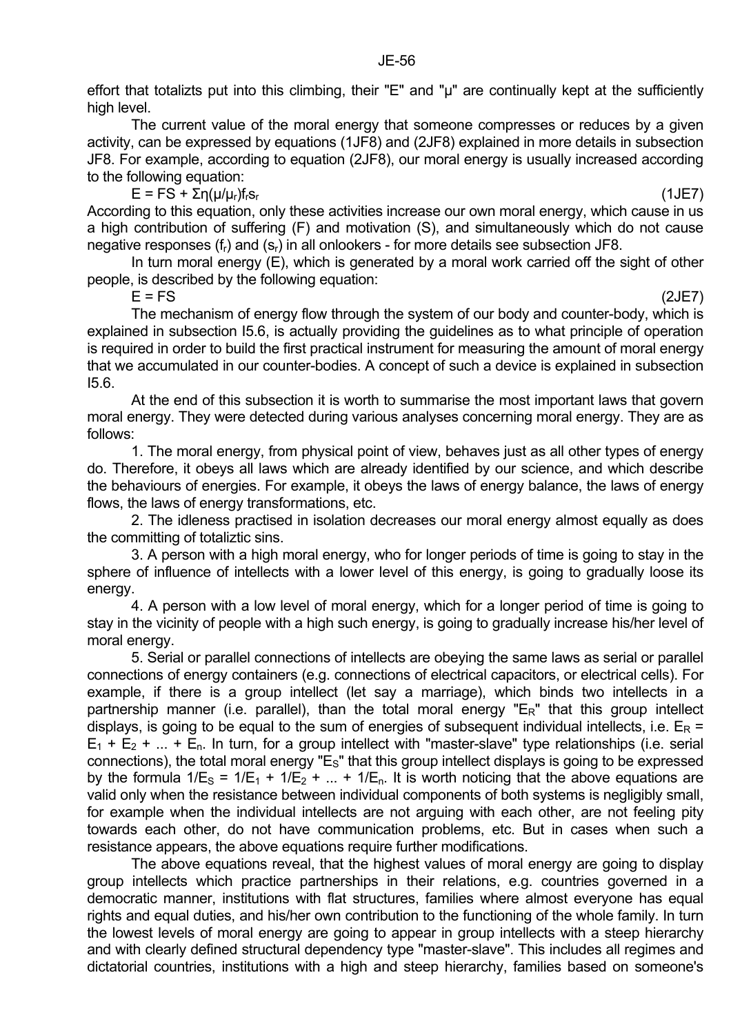effort that totalizts put into this climbing, their "E" and "μ" are continually kept at the sufficiently high level.

The current value of the moral energy that someone compresses or reduces by a given activity, can be expressed by equations (1JF8) and (2JF8) explained in more details in subsection JF8. For example, according to equation (2JF8), our moral energy is usually increased according to the following equation:

$$E = FS + \Sigma\eta(\mu/\mu_r)f_r s_r \qquad (1JE7)$$

According to this equation, only these activities increase our own moral energy, which cause in us a high contribution of suffering (F) and motivation (S), and simultaneously which do not cause negative responses ($f_r$) and ($s_r$) in all onlookers - for more details see subsection JF8.

In turn moral energy (E), which is generated by a moral work carried off the sight of other people, is described by the following equation:

$$E = FS \qquad (2JE7)$$

The mechanism of energy flow through the system of our body and counter-body, which is explained in subsection I5.6, is actually providing the guidelines as to what principle of operation is required in order to build the first practical instrument for measuring the amount of moral energy that we accumulated in our counter-bodies. A concept of such a device is explained in subsection I5.6.

At the end of this subsection it is worth to summarise the most important laws that govern moral energy. They were detected during various analyses concerning moral energy. They are as follows:

1. The moral energy, from physical point of view, behaves just as all other types of energy do. Therefore, it obeys all laws which are already identified by our science, and which describe the behaviours of energies. For example, it obeys the laws of energy balance, the laws of energy flows, the laws of energy transformations, etc.

2. The idleness practised in isolation decreases our moral energy almost equally as does the committing of totaliztic sins.

3. A person with a high moral energy, who for longer periods of time is going to stay in the sphere of influence of intellects with a lower level of this energy, is going to gradually loose its energy.

4. A person with a low level of moral energy, which for a longer period of time is going to stay in the vicinity of people with a high such energy, is going to gradually increase his/her level of moral energy.

5. Serial or parallel connections of intellects are obeying the same laws as serial or parallel connections of energy containers (e.g. connections of electrical capacitors, or electrical cells). For example, if there is a group intellect (let say a marriage), which binds two intellects in a partnership manner (i.e. parallel), than the total moral energy "$E_R$" that this group intellect displays, is going to be equal to the sum of energies of subsequent individual intellects, i.e. $E_R = E_1 + E_2 + ... + E_n$. In turn, for a group intellect with "master-slave" type relationships (i.e. serial connections), the total moral energy "$E_S$" that this group intellect displays is going to be expressed by the formula $1/E_S = 1/E_1 + 1/E_2 + ... + 1/E_n$. It is worth noticing that the above equations are valid only when the resistance between individual components of both systems is negligibly small, for example when the individual intellects are not arguing with each other, are not feeling pity towards each other, do not have communication problems, etc. But in cases when such a resistance appears, the above equations require further modifications.

The above equations reveal, that the highest values of moral energy are going to display group intellects which practice partnerships in their relations, e.g. countries governed in a democratic manner, institutions with flat structures, families where almost everyone has equal rights and equal duties, and his/her own contribution to the functioning of the whole family. In turn the lowest levels of moral energy are going to appear in group intellects with a steep hierarchy and with clearly defined structural dependency type "master-slave". This includes all regimes and dictatorial countries, institutions with a high and steep hierarchy, families based on someone's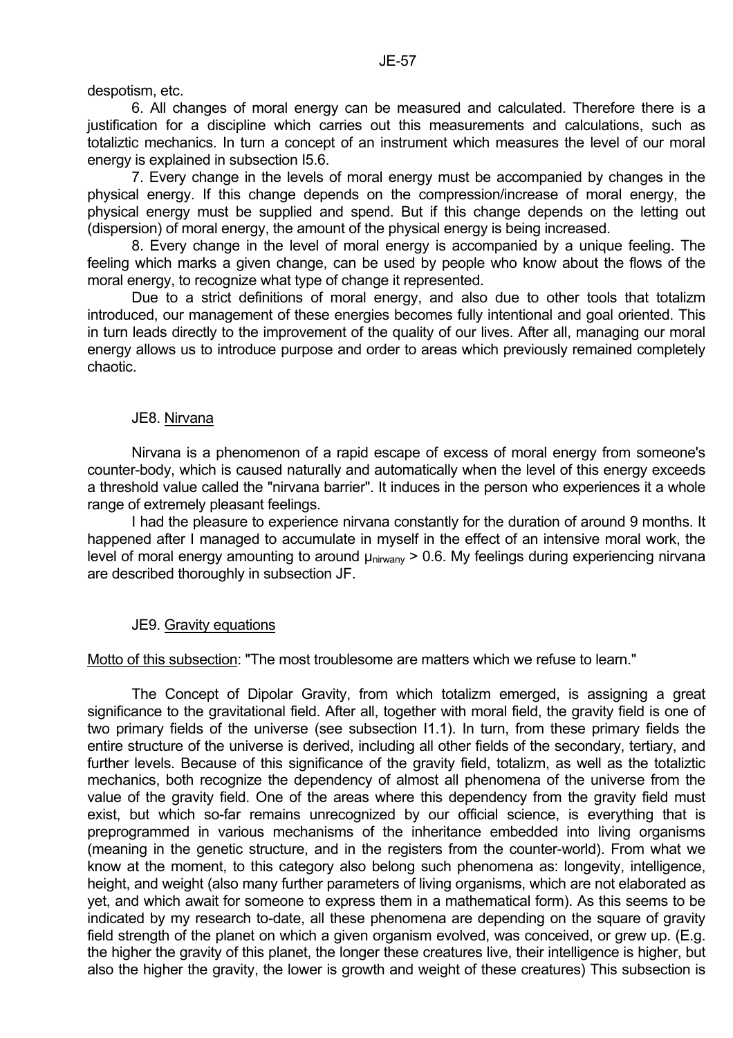despotism, etc.

6. All changes of moral energy can be measured and calculated. Therefore there is a justification for a discipline which carries out this measurements and calculations, such as totaliztic mechanics. In turn a concept of an instrument which measures the level of our moral energy is explained in subsection I5.6.

7. Every change in the levels of moral energy must be accompanied by changes in the physical energy. If this change depends on the compression/increase of moral energy, the physical energy must be supplied and spend. But if this change depends on the letting out (dispersion) of moral energy, the amount of the physical energy is being increased.

8. Every change in the level of moral energy is accompanied by a unique feeling. The feeling which marks a given change, can be used by people who know about the flows of the moral energy, to recognize what type of change it represented.

Due to a strict definitions of moral energy, and also due to other tools that totalizm introduced, our management of these energies becomes fully intentional and goal oriented. This in turn leads directly to the improvement of the quality of our lives. After all, managing our moral energy allows us to introduce purpose and order to areas which previously remained completely chaotic.

## JE8. Nirvana

Nirvana is a phenomenon of a rapid escape of excess of moral energy from someone's counter-body, which is caused naturally and automatically when the level of this energy exceeds a threshold value called the "nirvana barrier". It induces in the person who experiences it a whole range of extremely pleasant feelings.

I had the pleasure to experience nirvana constantly for the duration of around 9 months. It happened after I managed to accumulate in myself in the effect of an intensive moral work, the level of moral energy amounting to around $\mu_{nirwany} > 0.6$. My feelings during experiencing nirvana are described thoroughly in subsection JF.

## JE9. Gravity equations

Motto of this subsection: "The most troublesome are matters which we refuse to learn."

The Concept of Dipolar Gravity, from which totalizm emerged, is assigning a great significance to the gravitational field. After all, together with moral field, the gravity field is one of two primary fields of the universe (see subsection I1.1). In turn, from these primary fields the entire structure of the universe is derived, including all other fields of the secondary, tertiary, and further levels. Because of this significance of the gravity field, totalizm, as well as the totaliztic mechanics, both recognize the dependency of almost all phenomena of the universe from the value of the gravity field. One of the areas where this dependency from the gravity field must exist, but which so-far remains unrecognized by our official science, is everything that is preprogrammed in various mechanisms of the inheritance embedded into living organisms (meaning in the genetic structure, and in the registers from the counter-world). From what we know at the moment, to this category also belong such phenomena as: longevity, intelligence, height, and weight (also many further parameters of living organisms, which are not elaborated as yet, and which await for someone to express them in a mathematical form). As this seems to be indicated by my research to-date, all these phenomena are depending on the square of gravity field strength of the planet on which a given organism evolved, was conceived, or grew up. (E.g. the higher the gravity of this planet, the longer these creatures live, their intelligence is higher, but also the higher the gravity, the lower is growth and weight of these creatures) This subsection is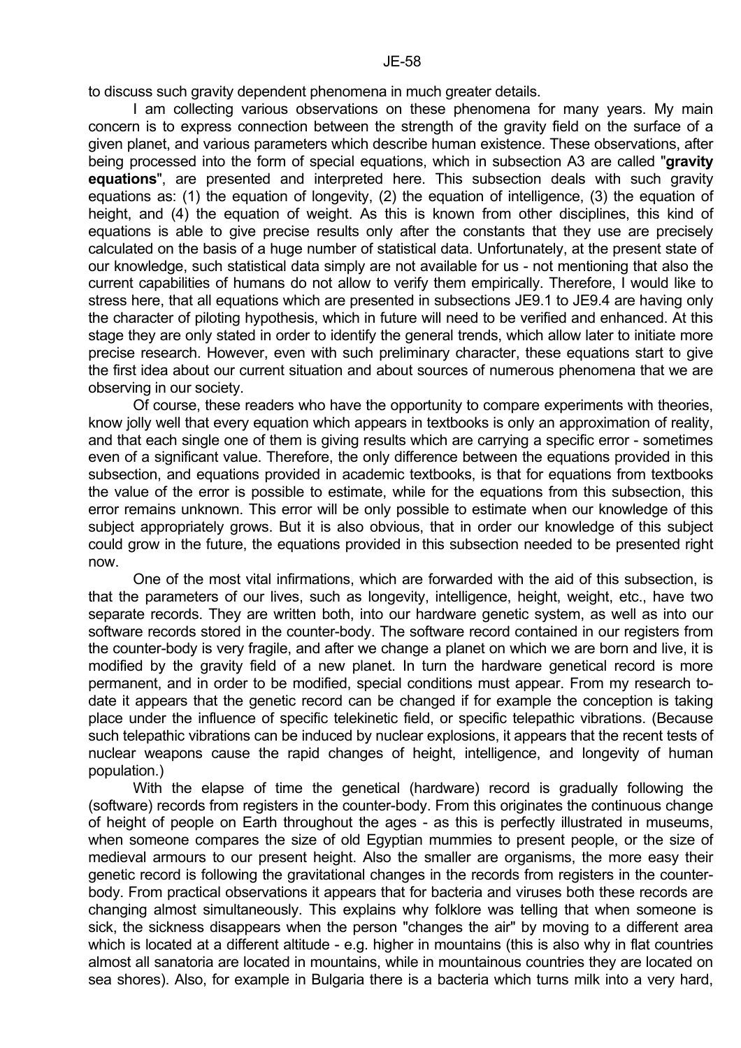to discuss such gravity dependent phenomena in much greater details.

I am collecting various observations on these phenomena for many years. My main concern is to express connection between the strength of the gravity field on the surface of a given planet, and various parameters which describe human existence. These observations, after being processed into the form of special equations, which in subsection A3 are called "**gravity equations**", are presented and interpreted here. This subsection deals with such gravity equations as: (1) the equation of longevity, (2) the equation of intelligence, (3) the equation of height, and (4) the equation of weight. As this is known from other disciplines, this kind of equations is able to give precise results only after the constants that they use are precisely calculated on the basis of a huge number of statistical data. Unfortunately, at the present state of our knowledge, such statistical data simply are not available for us - not mentioning that also the current capabilities of humans do not allow to verify them empirically. Therefore, I would like to stress here, that all equations which are presented in subsections JE9.1 to JE9.4 are having only the character of piloting hypothesis, which in future will need to be verified and enhanced. At this stage they are only stated in order to identify the general trends, which allow later to initiate more precise research. However, even with such preliminary character, these equations start to give the first idea about our current situation and about sources of numerous phenomena that we are observing in our society.

Of course, these readers who have the opportunity to compare experiments with theories, know jolly well that every equation which appears in textbooks is only an approximation of reality, and that each single one of them is giving results which are carrying a specific error - sometimes even of a significant value. Therefore, the only difference between the equations provided in this subsection, and equations provided in academic textbooks, is that for equations from textbooks the value of the error is possible to estimate, while for the equations from this subsection, this error remains unknown. This error will be only possible to estimate when our knowledge of this subject appropriately grows. But it is also obvious, that in order our knowledge of this subject could grow in the future, the equations provided in this subsection needed to be presented right now.

One of the most vital infirmations, which are forwarded with the aid of this subsection, is that the parameters of our lives, such as longevity, intelligence, height, weight, etc., have two separate records. They are written both, into our hardware genetic system, as well as into our software records stored in the counter-body. The software record contained in our registers from the counter-body is very fragile, and after we change a planet on which we are born and live, it is modified by the gravity field of a new planet. In turn the hardware genetical record is more permanent, and in order to be modified, special conditions must appear. From my research to-date it appears that the genetic record can be changed if for example the conception is taking place under the influence of specific telekinetic field, or specific telepathic vibrations. (Because such telepathic vibrations can be induced by nuclear explosions, it appears that the recent tests of nuclear weapons cause the rapid changes of height, intelligence, and longevity of human population.)

With the elapse of time the genetical (hardware) record is gradually following the (software) records from registers in the counter-body. From this originates the continuous change of height of people on Earth throughout the ages - as this is perfectly illustrated in museums, when someone compares the size of old Egyptian mummies to present people, or the size of medieval armours to our present height. Also the smaller are organisms, the more easy their genetic record is following the gravitational changes in the records from registers in the counter-body. From practical observations it appears that for bacteria and viruses both these records are changing almost simultaneously. This explains why folklore was telling that when someone is sick, the sickness disappears when the person "changes the air" by moving to a different area which is located at a different altitude - e.g. higher in mountains (this is also why in flat countries almost all sanatoria are located in mountains, while in mountainous countries they are located on sea shores). Also, for example in Bulgaria there is a bacteria which turns milk into a very hard,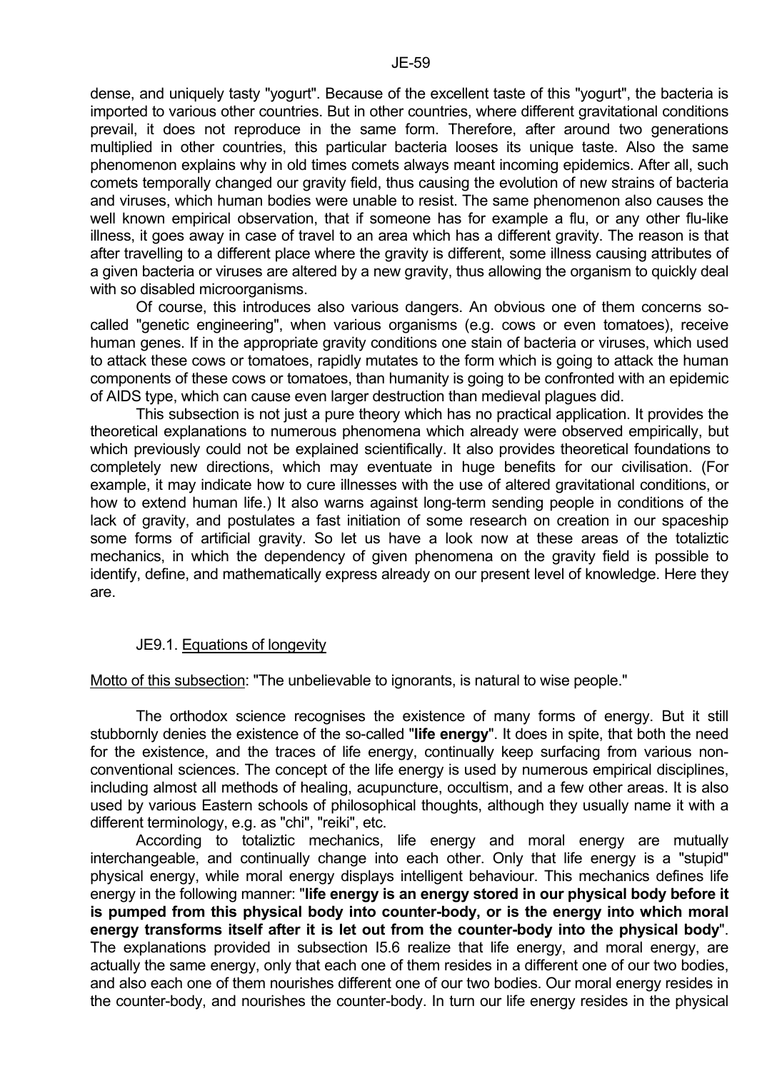dense, and uniquely tasty "yogurt". Because of the excellent taste of this "yogurt", the bacteria is imported to various other countries. But in other countries, where different gravitational conditions prevail, it does not reproduce in the same form. Therefore, after around two generations multiplied in other countries, this particular bacteria looses its unique taste. Also the same phenomenon explains why in old times comets always meant incoming epidemics. After all, such comets temporally changed our gravity field, thus causing the evolution of new strains of bacteria and viruses, which human bodies were unable to resist. The same phenomenon also causes the well known empirical observation, that if someone has for example a flu, or any other flu-like illness, it goes away in case of travel to an area which has a different gravity. The reason is that after travelling to a different place where the gravity is different, some illness causing attributes of a given bacteria or viruses are altered by a new gravity, thus allowing the organism to quickly deal with so disabled microorganisms.

Of course, this introduces also various dangers. An obvious one of them concerns so-called "genetic engineering", when various organisms (e.g. cows or even tomatoes), receive human genes. If in the appropriate gravity conditions one stain of bacteria or viruses, which used to attack these cows or tomatoes, rapidly mutates to the form which is going to attack the human components of these cows or tomatoes, than humanity is going to be confronted with an epidemic of AIDS type, which can cause even larger destruction than medieval plagues did.

This subsection is not just a pure theory which has no practical application. It provides the theoretical explanations to numerous phenomena which already were observed empirically, but which previously could not be explained scientifically. It also provides theoretical foundations to completely new directions, which may eventuate in huge benefits for our civilisation. (For example, it may indicate how to cure illnesses with the use of altered gravitational conditions, or how to extend human life.) It also warns against long-term sending people in conditions of the lack of gravity, and postulates a fast initiation of some research on creation in our spaceship some forms of artificial gravity. So let us have a look now at these areas of the totaliztic mechanics, in which the dependency of given phenomena on the gravity field is possible to identify, define, and mathematically express already on our present level of knowledge. Here they are.

## JE9.1. Equations of longevity

Motto of this subsection: "The unbelievable to ignorants, is natural to wise people."

The orthodox science recognises the existence of many forms of energy. But it still stubbornly denies the existence of the so-called "**life energy**". It does in spite, that both the need for the existence, and the traces of life energy, continually keep surfacing from various non-conventional sciences. The concept of the life energy is used by numerous empirical disciplines, including almost all methods of healing, acupuncture, occultism, and a few other areas. It is also used by various Eastern schools of philosophical thoughts, although they usually name it with a different terminology, e.g. as "chi", "reiki", etc.

According to totaliztic mechanics, life energy and moral energy are mutually interchangeable, and continually change into each other. Only that life energy is a "stupid" physical energy, while moral energy displays intelligent behaviour. This mechanics defines life energy in the following manner: "**life energy is an energy stored in our physical body before it is pumped from this physical body into counter-body, or is the energy into which moral energy transforms itself after it is let out from the counter-body into the physical body**". The explanations provided in subsection I5.6 realize that life energy, and moral energy, are actually the same energy, only that each one of them resides in a different one of our two bodies, and also each one of them nourishes different one of our two bodies. Our moral energy resides in the counter-body, and nourishes the counter-body. In turn our life energy resides in the physical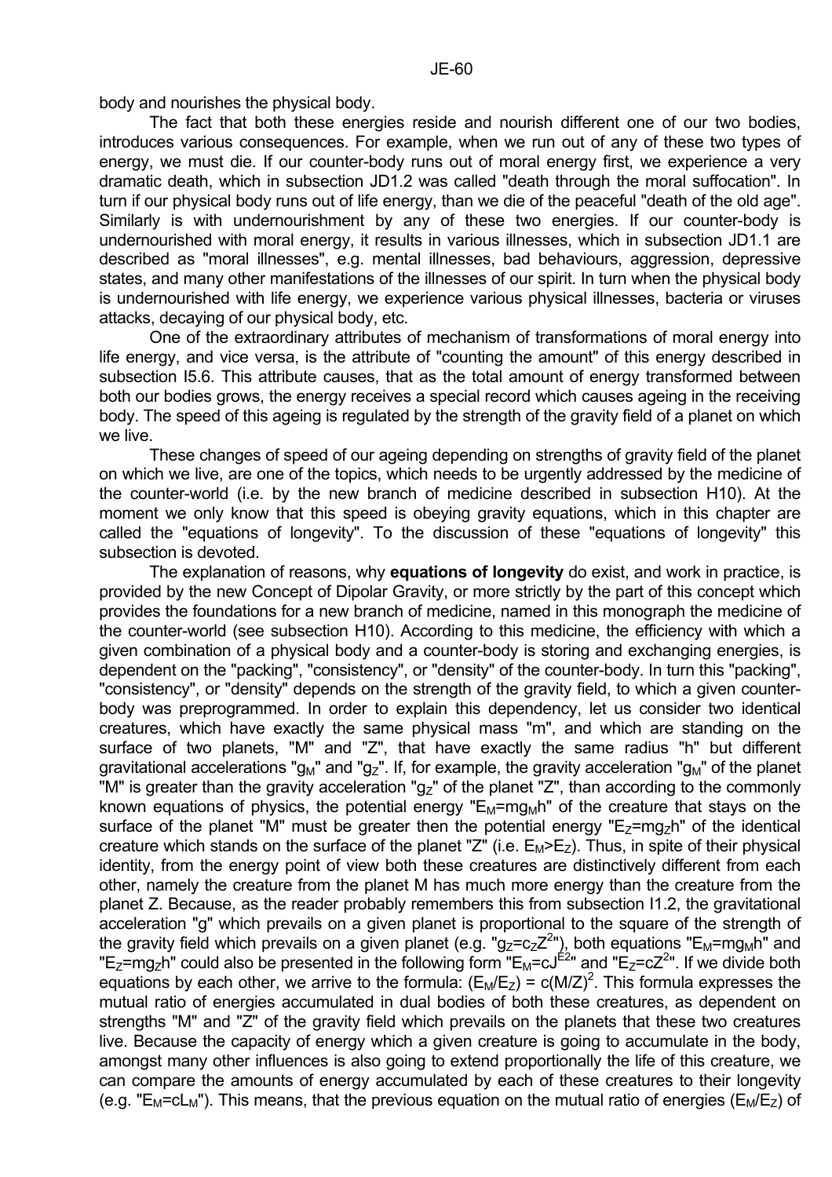body and nourishes the physical body.

The fact that both these energies reside and nourish different one of our two bodies, introduces various consequences. For example, when we run out of any of these two types of energy, we must die. If our counter-body runs out of moral energy first, we experience a very dramatic death, which in subsection JD1.2 was called "death through the moral suffocation". In turn if our physical body runs out of life energy, than we die of the peaceful "death of the old age". Similarly is with undernourishment by any of these two energies. If our counter-body is undernourished with moral energy, it results in various illnesses, which in subsection JD1.1 are described as "moral illnesses", e.g. mental illnesses, bad behaviours, aggression, depressive states, and many other manifestations of the illnesses of our spirit. In turn when the physical body is undernourished with life energy, we experience various physical illnesses, bacteria or viruses attacks, decaying of our physical body, etc.

One of the extraordinary attributes of mechanism of transformations of moral energy into life energy, and vice versa, is the attribute of "counting the amount" of this energy described in subsection I5.6. This attribute causes, that as the total amount of energy transformed between both our bodies grows, the energy receives a special record which causes ageing in the receiving body. The speed of this ageing is regulated by the strength of the gravity field of a planet on which we live.

These changes of speed of our ageing depending on strengths of gravity field of the planet on which we live, are one of the topics, which needs to be urgently addressed by the medicine of the counter-world (i.e. by the new branch of medicine described in subsection H10). At the moment we only know that this speed is obeying gravity equations, which in this chapter are called the "equations of longevity". To the discussion of these "equations of longevity" this subsection is devoted.

The explanation of reasons, why **equations of longevity** do exist, and work in practice, is provided by the new Concept of Dipolar Gravity, or more strictly by the part of this concept which provides the foundations for a new branch of medicine, named in this monograph the medicine of the counter-world (see subsection H10). According to this medicine, the efficiency with which a given combination of a physical body and a counter-body is storing and exchanging energies, is dependent on the "packing", "consistency", or "density" of the counter-body. In turn this "packing", "consistency", or "density" depends on the strength of the gravity field, to which a given counter-body was preprogrammed. In order to explain this dependency, let us consider two identical creatures, which have exactly the same physical mass "m", and which are standing on the surface of two planets, "M" and "Z", that have exactly the same radius "h" but different gravitational accelerations "$g_M$" and "$g_Z$". If, for example, the gravity acceleration "$g_M$" of the planet "M" is greater than the gravity acceleration "$g_Z$" of the planet "Z", than according to the commonly known equations of physics, the potential energy "$E_M=mg_Mh$" of the creature that stays on the surface of the planet "M" must be greater then the potential energy "$E_Z=mg_Zh$" of the identical creature which stands on the surface of the planet "Z" (i.e. $E_M>E_Z$). Thus, in spite of their physical identity, from the energy point of view both these creatures are distinctively different from each other, namely the creature from the planet M has much more energy than the creature from the planet Z. Because, as the reader probably remembers this from subsection I1.2, the gravitational acceleration "g" which prevails on a given planet is proportional to the square of the strength of the gravity field which prevails on a given planet (e.g. "$g_Z=c_ZZ^2$"), both equations "$E_M=mg_Mh$" and "$E_Z=mg_Zh$" could also be presented in the following form "$E_M=cJ^{E2}$" and "$E_Z=cZ^2$". If we divide both equations by each other, we arrive to the formula: $(E_M/E_Z) = c(M/Z)^2$. This formula expresses the mutual ratio of energies accumulated in dual bodies of both these creatures, as dependent on strengths "M" and "Z" of the gravity field which prevails on the planets that these two creatures live. Because the capacity of energy which a given creature is going to accumulate in the body, amongst many other influences is also going to extend proportionally the life of this creature, we can compare the amounts of energy accumulated by each of these creatures to their longevity (e.g. "$E_M=cL_M$"). This means, that the previous equation on the mutual ratio of energies ($E_M/E_Z$) of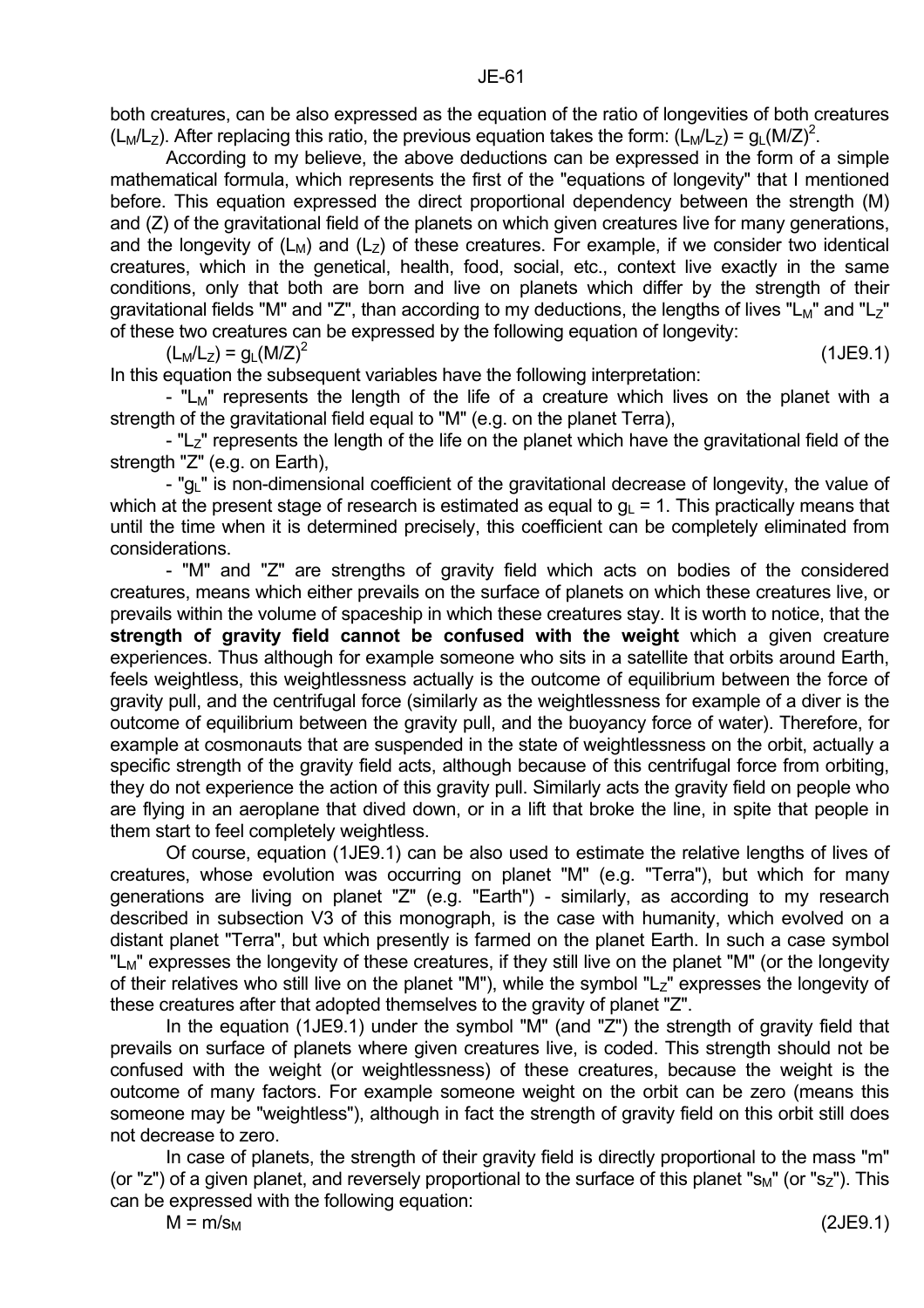both creatures, can be also expressed as the equation of the ratio of longevities of both creatures ($L_M/L_Z$). After replacing this ratio, the previous equation takes the form: $(L_M/L_Z) = g_L(M/Z)^2$.

According to my believe, the above deductions can be expressed in the form of a simple mathematical formula, which represents the first of the "equations of longevity" that I mentioned before. This equation expressed the direct proportional dependency between the strength (M) and (Z) of the gravitational field of the planets on which given creatures live for many generations, and the longevity of ($L_M$) and ($L_Z$) of these creatures. For example, if we consider two identical creatures, which in the genetical, health, food, social, etc., context live exactly in the same conditions, only that both are born and live on planets which differ by the strength of their gravitational fields "M" and "Z", than according to my deductions, the lengths of lives "$L_M$" and "$L_Z$" of these two creatures can be expressed by the following equation of longevity:

$$(L_M/L_Z) = g_L(M/Z)^2 \qquad (1JE9.1)$$

In this equation the subsequent variables have the following interpretation:

- "$L_M$" represents the length of the life of a creature which lives on the planet with a strength of the gravitational field equal to "M" (e.g. on the planet Terra),
- "$L_Z$" represents the length of the life on the planet which have the gravitational field of the strength "Z" (e.g. on Earth),
- "$g_L$" is non-dimensional coefficient of the gravitational decrease of longevity, the value of which at the present stage of research is estimated as equal to $g_L = 1$. This practically means that until the time when it is determined precisely, this coefficient can be completely eliminated from considerations.
- "M" and "Z" are strengths of gravity field which acts on bodies of the considered creatures, means which either prevails on the surface of planets on which these creatures live, or prevails within the volume of spaceship in which these creatures stay. It is worth to notice, that the **strength of gravity field cannot be confused with the weight** which a given creature experiences. Thus although for example someone who sits in a satellite that orbits around Earth, feels weightless, this weightlessness actually is the outcome of equilibrium between the force of gravity pull, and the centrifugal force (similarly as the weightlessness for example of a diver is the outcome of equilibrium between the gravity pull, and the buoyancy force of water). Therefore, for example at cosmonauts that are suspended in the state of weightlessness on the orbit, actually a specific strength of the gravity field acts, although because of this centrifugal force from orbiting, they do not experience the action of this gravity pull. Similarly acts the gravity field on people who are flying in an aeroplane that dived down, or in a lift that broke the line, in spite that people in them start to feel completely weightless.

Of course, equation (1JE9.1) can be also used to estimate the relative lengths of lives of creatures, whose evolution was occurring on planet "M" (e.g. "Terra"), but which for many generations are living on planet "Z" (e.g. "Earth") - similarly, as according to my research described in subsection V3 of this monograph, is the case with humanity, which evolved on a distant planet "Terra", but which presently is farmed on the planet Earth. In such a case symbol "$L_M$" expresses the longevity of these creatures, if they still live on the planet "M" (or the longevity of their relatives who still live on the planet "M"), while the symbol "$L_Z$" expresses the longevity of these creatures after that adopted themselves to the gravity of planet "Z".

In the equation (1JE9.1) under the symbol "M" (and "Z") the strength of gravity field that prevails on surface of planets where given creatures live, is coded. This strength should not be confused with the weight (or weightlessness) of these creatures, because the weight is the outcome of many factors. For example someone weight on the orbit can be zero (means this someone may be "weightless"), although in fact the strength of gravity field on this orbit still does not decrease to zero.

In case of planets, the strength of their gravity field is directly proportional to the mass "m" (or "z") of a given planet, and reversely proportional to the surface of this planet "$s_M$" (or "$s_Z$"). This can be expressed with the following equation:

$$M = m/s_M \qquad (2JE9.1)$$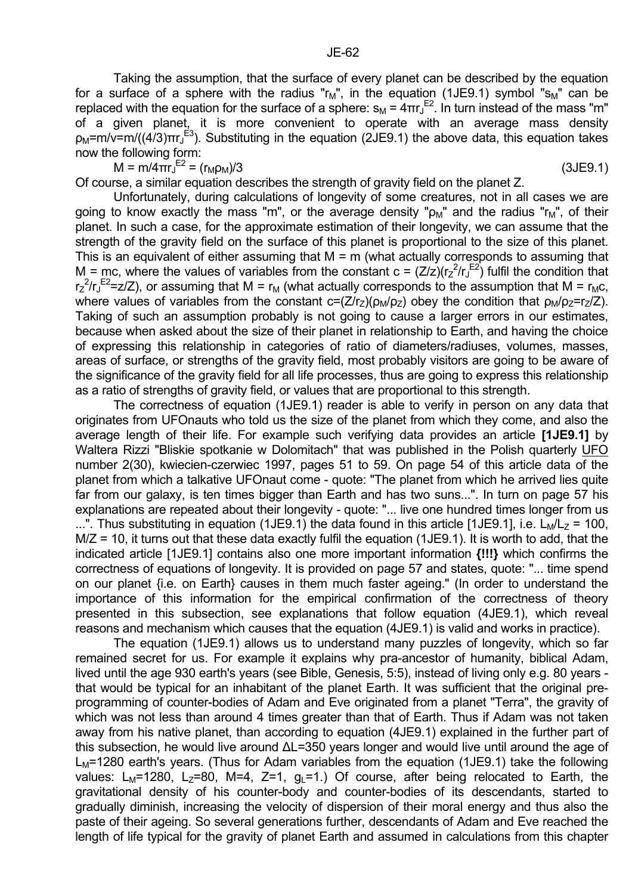Taking the assumption, that the surface of every planet can be described by the equation for a surface of a sphere with the radius "$r_M$", in the equation (1JE9.1) symbol "$s_M$" can be replaced with the equation for the surface of a sphere: $s_M = 4\pi r_J^{E2}$. In turn instead of the mass "m" of a given planet, it is more convenient to operate with an average mass density $\rho_M$=m/v=m/((4/3)$\pi r_J^{E3}$). Substituting in the equation (2JE9.1) the above data, this equation takes now the following form:

$$M = m/4\pi r_J^{E2} = (r_M \rho_M)/3 \qquad (3JE9.1)$$

Of course, a similar equation describes the strength of gravity field on the planet Z.

Unfortunately, during calculations of longevity of some creatures, not in all cases we are going to know exactly the mass "m", or the average density "$\rho_M$" and the radius "$r_M$", of their planet. In such a case, for the approximate estimation of their longevity, we can assume that the strength of the gravity field on the surface of this planet is proportional to the size of this planet. This is an equivalent of either assuming that M = m (what actually corresponds to assuming that M = mc, where the values of variables from the constant c = $(Z/z)(r_Z^2/r_J^{E2})$ fulfil the condition that $r_Z^2/r_J^{E2}$=z/Z), or assuming that M = $r_M$ (what actually corresponds to the assumption that M = $r_M$c, where values of variables from the constant c=$(Z/r_Z)(\rho_M/\rho_Z)$ obey the condition that $\rho_M/\rho_Z=r_Z/Z$). Taking of such an assumption probably is not going to cause a larger errors in our estimates, because when asked about the size of their planet in relationship to Earth, and having the choice of expressing this relationship in categories of ratio of diameters/radiuses, volumes, masses, areas of surface, or strengths of the gravity field, most probably visitors are going to be aware of the significance of the gravity field for all life processes, thus are going to express this relationship as a ratio of strengths of gravity field, or values that are proportional to this strength.

The correctness of equation (1JE9.1) reader is able to verify in person on any data that originates from UFOnauts who told us the size of the planet from which they come, and also the average length of their life. For example such verifying data provides an article **[1JE9.1]** by Waltera Rizzi "Bliskie spotkanie w Dolomitach" that was published in the Polish quarterly UFO number 2(30), kwiecien-czerwiec 1997, pages 51 to 59. On page 54 of this article data of the planet from which a talkative UFOnaut come - quote: "The planet from which he arrived lies quite far from our galaxy, is ten times bigger than Earth and has two suns...". In turn on page 57 his explanations are repeated about their longevity - quote: "... live one hundred times longer from us ...". Thus substituting in equation (1JE9.1) the data found in this article [1JE9.1], i.e. $L_M/L_Z$ = 100, M/Z = 10, it turns out that these data exactly fulfil the equation (1JE9.1). It is worth to add, that the indicated article [1JE9.1] contains also one more important information **{!!!}** which confirms the correctness of equations of longevity. It is provided on page 57 and states, quote: "... time spend on our planet {i.e. on Earth} causes in them much faster ageing." (In order to understand the importance of this information for the empirical confirmation of the correctness of theory presented in this subsection, see explanations that follow equation (4JE9.1), which reveal reasons and mechanism which causes that the equation (4JE9.1) is valid and works in practice).

The equation (1JE9.1) allows us to understand many puzzles of longevity, which so far remained secret for us. For example it explains why pra-ancestor of humanity, biblical Adam, lived until the age 930 earth's years (see Bible, Genesis, 5:5), instead of living only e.g. 80 years - that would be typical for an inhabitant of the planet Earth. It was sufficient that the original pre-programming of counter-bodies of Adam and Eve originated from a planet "Terra", the gravity of which was not less than around 4 times greater than that of Earth. Thus if Adam was not taken away from his native planet, than according to equation (4JE9.1) explained in the further part of this subsection, he would live around ΔL=350 years longer and would live until around the age of $L_M$=1280 earth's years. (Thus for Adam variables from the equation (1JE9.1) take the following values: $L_M$=1280, $L_Z$=80, M=4, Z=1, $g_L$=1.) Of course, after being relocated to Earth, the gravitational density of his counter-body and counter-bodies of its descendants, started to gradually diminish, increasing the velocity of dispersion of their moral energy and thus also the paste of their ageing. So several generations further, descendants of Adam and Eve reached the length of life typical for the gravity of planet Earth and assumed in calculations from this chapter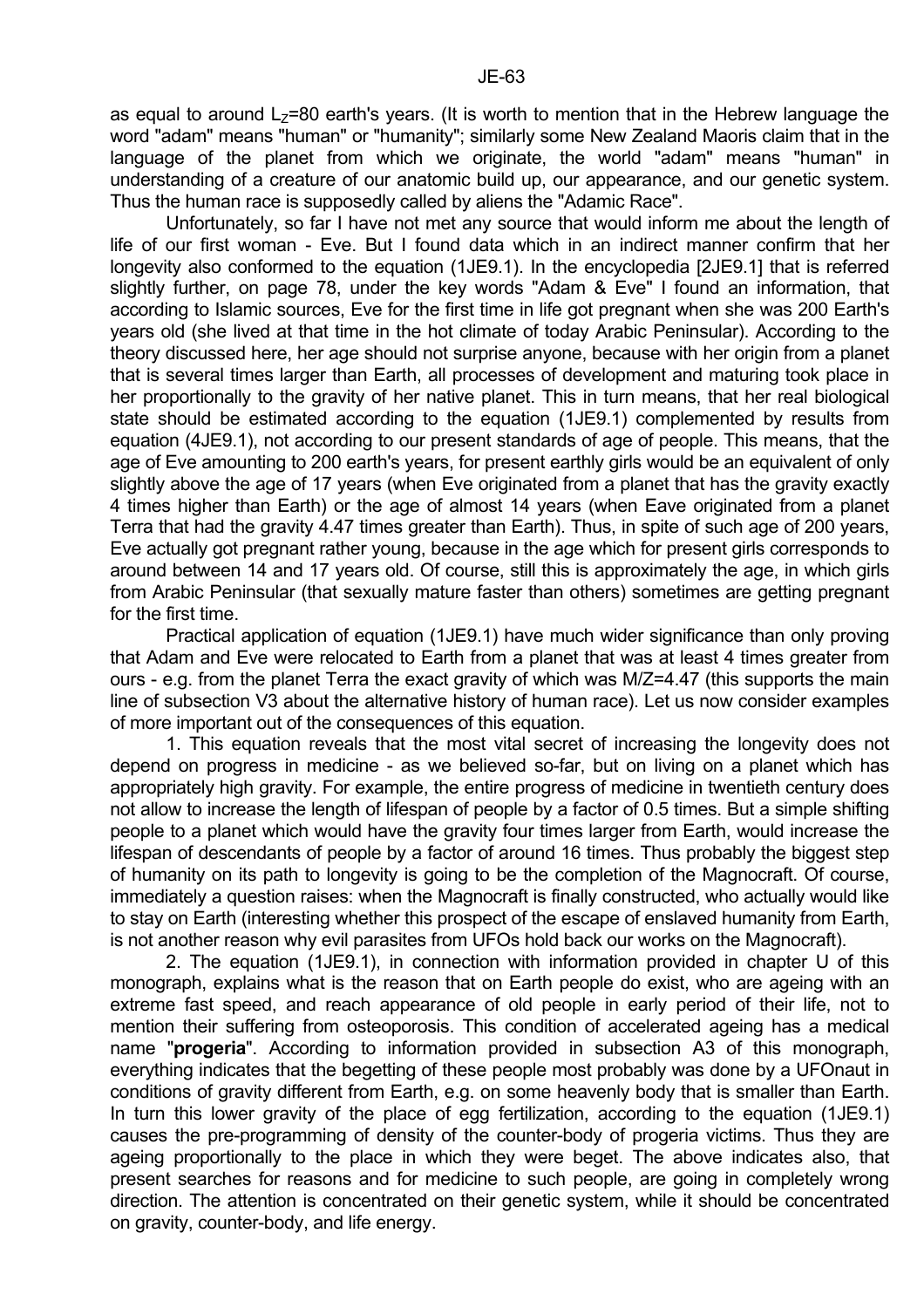as equal to around $L_Z$=80 earth's years. (It is worth to mention that in the Hebrew language the word "adam" means "human" or "humanity"; similarly some New Zealand Maoris claim that in the language of the planet from which we originate, the world "adam" means "human" in understanding of a creature of our anatomic build up, our appearance, and our genetic system. Thus the human race is supposedly called by aliens the "Adamic Race".

Unfortunately, so far I have not met any source that would inform me about the length of life of our first woman - Eve. But I found data which in an indirect manner confirm that her longevity also conformed to the equation (1JE9.1). In the encyclopedia [2JE9.1] that is referred slightly further, on page 78, under the key words "Adam & Eve" I found an information, that according to Islamic sources, Eve for the first time in life got pregnant when she was 200 Earth's years old (she lived at that time in the hot climate of today Arabic Peninsular). According to the theory discussed here, her age should not surprise anyone, because with her origin from a planet that is several times larger than Earth, all processes of development and maturing took place in her proportionally to the gravity of her native planet. This in turn means, that her real biological state should be estimated according to the equation (1JE9.1) complemented by results from equation (4JE9.1), not according to our present standards of age of people. This means, that the age of Eve amounting to 200 earth's years, for present earthly girls would be an equivalent of only slightly above the age of 17 years (when Eve originated from a planet that has the gravity exactly 4 times higher than Earth) or the age of almost 14 years (when Eave originated from a planet Terra that had the gravity 4.47 times greater than Earth). Thus, in spite of such age of 200 years, Eve actually got pregnant rather young, because in the age which for present girls corresponds to around between 14 and 17 years old. Of course, still this is approximately the age, in which girls from Arabic Peninsular (that sexually mature faster than others) sometimes are getting pregnant for the first time.

Practical application of equation (1JE9.1) have much wider significance than only proving that Adam and Eve were relocated to Earth from a planet that was at least 4 times greater from ours - e.g. from the planet Terra the exact gravity of which was M/Z=4.47 (this supports the main line of subsection V3 about the alternative history of human race). Let us now consider examples of more important out of the consequences of this equation.

1. This equation reveals that the most vital secret of increasing the longevity does not depend on progress in medicine - as we believed so-far, but on living on a planet which has appropriately high gravity. For example, the entire progress of medicine in twentieth century does not allow to increase the length of lifespan of people by a factor of 0.5 times. But a simple shifting people to a planet which would have the gravity four times larger from Earth, would increase the lifespan of descendants of people by a factor of around 16 times. Thus probably the biggest step of humanity on its path to longevity is going to be the completion of the Magnocraft. Of course, immediately a question raises: when the Magnocraft is finally constructed, who actually would like to stay on Earth (interesting whether this prospect of the escape of enslaved humanity from Earth, is not another reason why evil parasites from UFOs hold back our works on the Magnocraft).

2. The equation (1JE9.1), in connection with information provided in chapter U of this monograph, explains what is the reason that on Earth people do exist, who are ageing with an extreme fast speed, and reach appearance of old people in early period of their life, not to mention their suffering from osteoporosis. This condition of accelerated ageing has a medical name "**progeria**". According to information provided in subsection A3 of this monograph, everything indicates that the begetting of these people most probably was done by a UFOnaut in conditions of gravity different from Earth, e.g. on some heavenly body that is smaller than Earth. In turn this lower gravity of the place of egg fertilization, according to the equation (1JE9.1) causes the pre-programming of density of the counter-body of progeria victims. Thus they are ageing proportionally to the place in which they were beget. The above indicates also, that present searches for reasons and for medicine to such people, are going in completely wrong direction. The attention is concentrated on their genetic system, while it should be concentrated on gravity, counter-body, and life energy.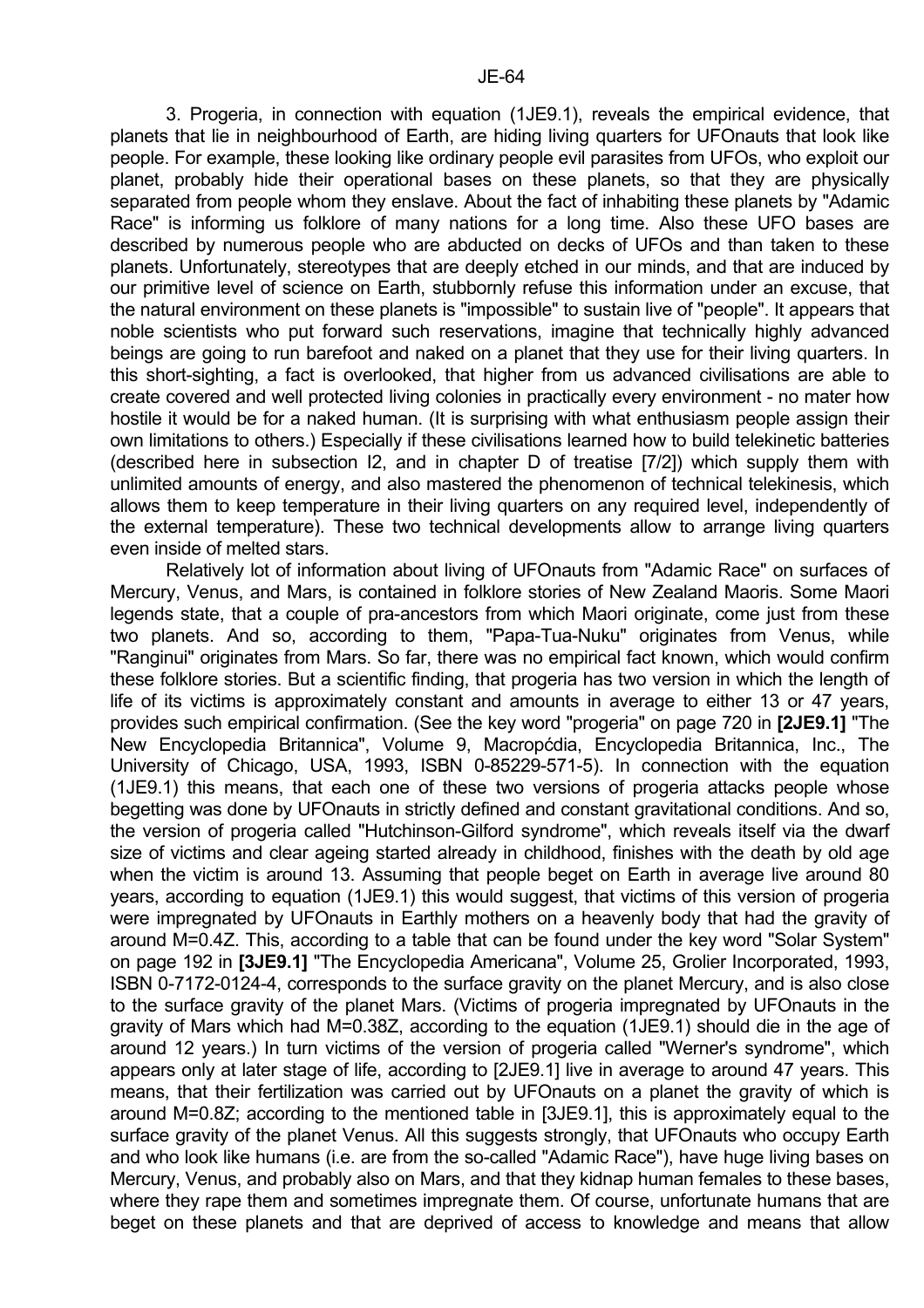3. Progeria, in connection with equation (1JE9.1), reveals the empirical evidence, that planets that lie in neighbourhood of Earth, are hiding living quarters for UFOnauts that look like people. For example, these looking like ordinary people evil parasites from UFOs, who exploit our planet, probably hide their operational bases on these planets, so that they are physically separated from people whom they enslave. About the fact of inhabiting these planets by "Adamic Race" is informing us folklore of many nations for a long time. Also these UFO bases are described by numerous people who are abducted on decks of UFOs and than taken to these planets. Unfortunately, stereotypes that are deeply etched in our minds, and that are induced by our primitive level of science on Earth, stubbornly refuse this information under an excuse, that the natural environment on these planets is "impossible" to sustain live of "people". It appears that noble scientists who put forward such reservations, imagine that technically highly advanced beings are going to run barefoot and naked on a planet that they use for their living quarters. In this short-sighting, a fact is overlooked, that higher from us advanced civilisations are able to create covered and well protected living colonies in practically every environment - no mater how hostile it would be for a naked human. (It is surprising with what enthusiasm people assign their own limitations to others.) Especially if these civilisations learned how to build telekinetic batteries (described here in subsection I2, and in chapter D of treatise [7/2]) which supply them with unlimited amounts of energy, and also mastered the phenomenon of technical telekinesis, which allows them to keep temperature in their living quarters on any required level, independently of the external temperature). These two technical developments allow to arrange living quarters even inside of melted stars.

Relatively lot of information about living of UFOnauts from "Adamic Race" on surfaces of Mercury, Venus, and Mars, is contained in folklore stories of New Zealand Maoris. Some Maori legends state, that a couple of pra-ancestors from which Maori originate, come just from these two planets. And so, according to them, "Papa-Tua-Nuku" originates from Venus, while "Ranginui" originates from Mars. So far, there was no empirical fact known, which would confirm these folklore stories. But a scientific finding, that progeria has two version in which the length of life of its victims is approximately constant and amounts in average to either 13 or 47 years, provides such empirical confirmation. (See the key word "progeria" on page 720 in **[2JE9.1]** "The New Encyclopedia Britannica", Volume 9, Macropćdia, Encyclopedia Britannica, Inc., The University of Chicago, USA, 1993, ISBN 0-85229-571-5). In connection with the equation (1JE9.1) this means, that each one of these two versions of progeria attacks people whose begetting was done by UFOnauts in strictly defined and constant gravitational conditions. And so, the version of progeria called "Hutchinson-Gilford syndrome", which reveals itself via the dwarf size of victims and clear ageing started already in childhood, finishes with the death by old age when the victim is around 13. Assuming that people beget on Earth in average live around 80 years, according to equation (1JE9.1) this would suggest, that victims of this version of progeria were impregnated by UFOnauts in Earthly mothers on a heavenly body that had the gravity of around M=0.4Z. This, according to a table that can be found under the key word "Solar System" on page 192 in **[3JE9.1]** "The Encyclopedia Americana", Volume 25, Grolier Incorporated, 1993, ISBN 0-7172-0124-4, corresponds to the surface gravity on the planet Mercury, and is also close to the surface gravity of the planet Mars. (Victims of progeria impregnated by UFOnauts in the gravity of Mars which had M=0.38Z, according to the equation (1JE9.1) should die in the age of around 12 years.) In turn victims of the version of progeria called "Werner's syndrome", which appears only at later stage of life, according to [2JE9.1] live in average to around 47 years. This means, that their fertilization was carried out by UFOnauts on a planet the gravity of which is around M=0.8Z; according to the mentioned table in [3JE9.1], this is approximately equal to the surface gravity of the planet Venus. All this suggests strongly, that UFOnauts who occupy Earth and who look like humans (i.e. are from the so-called "Adamic Race"), have huge living bases on Mercury, Venus, and probably also on Mars, and that they kidnap human females to these bases, where they rape them and sometimes impregnate them. Of course, unfortunate humans that are beget on these planets and that are deprived of access to knowledge and means that allow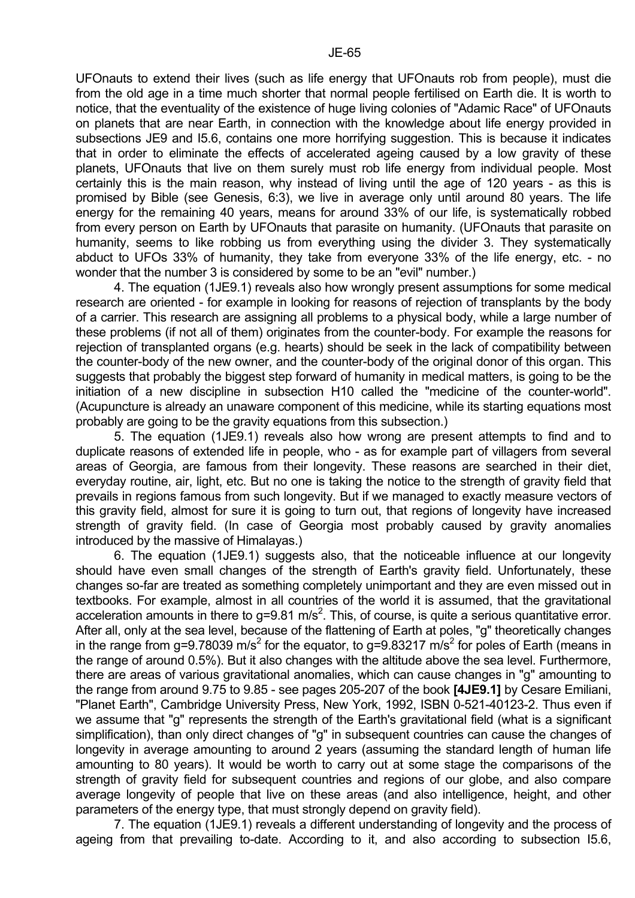UFOnauts to extend their lives (such as life energy that UFOnauts rob from people), must die from the old age in a time much shorter that normal people fertilised on Earth die. It is worth to notice, that the eventuality of the existence of huge living colonies of "Adamic Race" of UFOnauts on planets that are near Earth, in connection with the knowledge about life energy provided in subsections JE9 and I5.6, contains one more horrifying suggestion. This is because it indicates that in order to eliminate the effects of accelerated ageing caused by a low gravity of these planets, UFOnauts that live on them surely must rob life energy from individual people. Most certainly this is the main reason, why instead of living until the age of 120 years - as this is promised by Bible (see Genesis, 6:3), we live in average only until around 80 years. The life energy for the remaining 40 years, means for around 33% of our life, is systematically robbed from every person on Earth by UFOnauts that parasite on humanity. (UFOnauts that parasite on humanity, seems to like robbing us from everything using the divider 3. They systematically abduct to UFOs 33% of humanity, they take from everyone 33% of the life energy, etc. - no wonder that the number 3 is considered by some to be an "evil" number.)

4. The equation (1JE9.1) reveals also how wrongly present assumptions for some medical research are oriented - for example in looking for reasons of rejection of transplants by the body of a carrier. This research are assigning all problems to a physical body, while a large number of these problems (if not all of them) originates from the counter-body. For example the reasons for rejection of transplanted organs (e.g. hearts) should be seek in the lack of compatibility between the counter-body of the new owner, and the counter-body of the original donor of this organ. This suggests that probably the biggest step forward of humanity in medical matters, is going to be the initiation of a new discipline in subsection H10 called the "medicine of the counter-world". (Acupuncture is already an unaware component of this medicine, while its starting equations most probably are going to be the gravity equations from this subsection.)

5. The equation (1JE9.1) reveals also how wrong are present attempts to find and to duplicate reasons of extended life in people, who - as for example part of villagers from several areas of Georgia, are famous from their longevity. These reasons are searched in their diet, everyday routine, air, light, etc. But no one is taking the notice to the strength of gravity field that prevails in regions famous from such longevity. But if we managed to exactly measure vectors of this gravity field, almost for sure it is going to turn out, that regions of longevity have increased strength of gravity field. (In case of Georgia most probably caused by gravity anomalies introduced by the massive of Himalayas.)

6. The equation (1JE9.1) suggests also, that the noticeable influence at our longevity should have even small changes of the strength of Earth's gravity field. Unfortunately, these changes so-far are treated as something completely unimportant and they are even missed out in textbooks. For example, almost in all countries of the world it is assumed, that the gravitational acceleration amounts in there to $g=9.81$ m/s$^2$. This, of course, is quite a serious quantitative error. After all, only at the sea level, because of the flattening of Earth at poles, "g" theoretically changes in the range from $g=9.78039$ m/s$^2$ for the equator, to $g=9.83217$ m/s$^2$ for poles of Earth (means in the range of around 0.5%). But it also changes with the altitude above the sea level. Furthermore, there are areas of various gravitational anomalies, which can cause changes in "g" amounting to the range from around 9.75 to 9.85 - see pages 205-207 of the book **[4JE9.1]** by Cesare Emiliani, "Planet Earth", Cambridge University Press, New York, 1992, ISBN 0-521-40123-2. Thus even if we assume that "g" represents the strength of the Earth's gravitational field (what is a significant simplification), than only direct changes of "g" in subsequent countries can cause the changes of longevity in average amounting to around 2 years (assuming the standard length of human life amounting to 80 years). It would be worth to carry out at some stage the comparisons of the strength of gravity field for subsequent countries and regions of our globe, and also compare average longevity of people that live on these areas (and also intelligence, height, and other parameters of the energy type, that must strongly depend on gravity field).

7. The equation (1JE9.1) reveals a different understanding of longevity and the process of ageing from that prevailing to-date. According to it, and also according to subsection I5.6,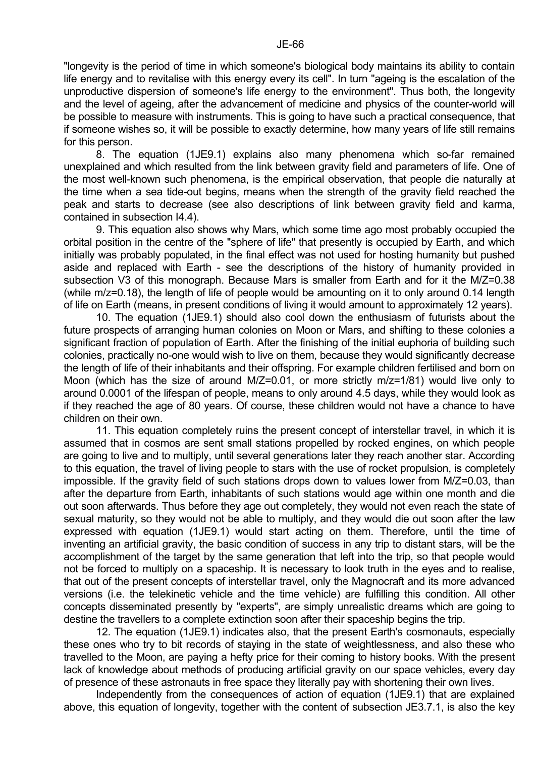"longevity is the period of time in which someone's biological body maintains its ability to contain life energy and to revitalise with this energy every its cell". In turn "ageing is the escalation of the unproductive dispersion of someone's life energy to the environment". Thus both, the longevity and the level of ageing, after the advancement of medicine and physics of the counter-world will be possible to measure with instruments. This is going to have such a practical consequence, that if someone wishes so, it will be possible to exactly determine, how many years of life still remains for this person.

8. The equation (1JE9.1) explains also many phenomena which so-far remained unexplained and which resulted from the link between gravity field and parameters of life. One of the most well-known such phenomena, is the empirical observation, that people die naturally at the time when a sea tide-out begins, means when the strength of the gravity field reached the peak and starts to decrease (see also descriptions of link between gravity field and karma, contained in subsection I4.4).

9. This equation also shows why Mars, which some time ago most probably occupied the orbital position in the centre of the "sphere of life" that presently is occupied by Earth, and which initially was probably populated, in the final effect was not used for hosting humanity but pushed aside and replaced with Earth - see the descriptions of the history of humanity provided in subsection V3 of this monograph. Because Mars is smaller from Earth and for it the M/Z=0.38 (while m/z=0.18), the length of life of people would be amounting on it to only around 0.14 length of life on Earth (means, in present conditions of living it would amount to approximately 12 years).

10. The equation (1JE9.1) should also cool down the enthusiasm of futurists about the future prospects of arranging human colonies on Moon or Mars, and shifting to these colonies a significant fraction of population of Earth. After the finishing of the initial euphoria of building such colonies, practically no-one would wish to live on them, because they would significantly decrease the length of life of their inhabitants and their offspring. For example children fertilised and born on Moon (which has the size of around M/Z=0.01, or more strictly m/z=1/81) would live only to around 0.0001 of the lifespan of people, means to only around 4.5 days, while they would look as if they reached the age of 80 years. Of course, these children would not have a chance to have children on their own.

11. This equation completely ruins the present concept of interstellar travel, in which it is assumed that in cosmos are sent small stations propelled by rocked engines, on which people are going to live and to multiply, until several generations later they reach another star. According to this equation, the travel of living people to stars with the use of rocket propulsion, is completely impossible. If the gravity field of such stations drops down to values lower from M/Z=0.03, than after the departure from Earth, inhabitants of such stations would age within one month and die out soon afterwards. Thus before they age out completely, they would not even reach the state of sexual maturity, so they would not be able to multiply, and they would die out soon after the law expressed with equation (1JE9.1) would start acting on them. Therefore, until the time of inventing an artificial gravity, the basic condition of success in any trip to distant stars, will be the accomplishment of the target by the same generation that left into the trip, so that people would not be forced to multiply on a spaceship. It is necessary to look truth in the eyes and to realise, that out of the present concepts of interstellar travel, only the Magnocraft and its more advanced versions (i.e. the telekinetic vehicle and the time vehicle) are fulfilling this condition. All other concepts disseminated presently by "experts", are simply unrealistic dreams which are going to destine the travellers to a complete extinction soon after their spaceship begins the trip.

12. The equation (1JE9.1) indicates also, that the present Earth's cosmonauts, especially these ones who try to bit records of staying in the state of weightlessness, and also these who travelled to the Moon, are paying a hefty price for their coming to history books. With the present lack of knowledge about methods of producing artificial gravity on our space vehicles, every day of presence of these astronauts in free space they literally pay with shortening their own lives.

Independently from the consequences of action of equation (1JE9.1) that are explained above, this equation of longevity, together with the content of subsection JE3.7.1, is also the key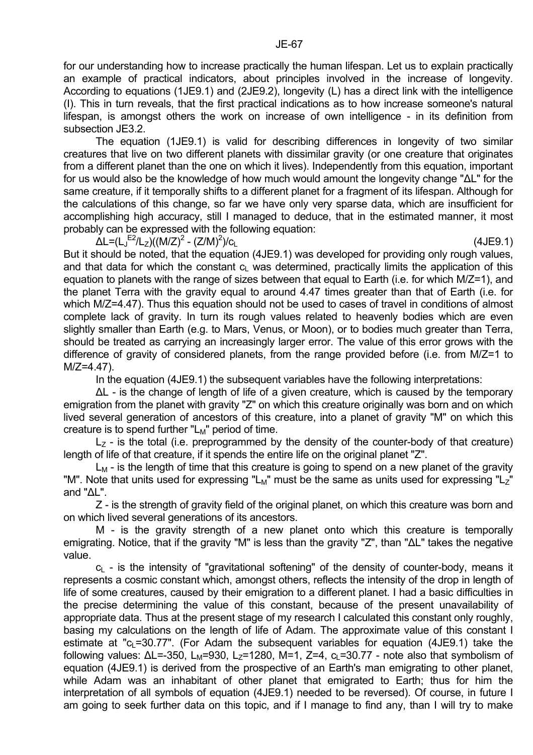for our understanding how to increase practically the human lifespan. Let us to explain practically an example of practical indicators, about principles involved in the increase of longevity. According to equations (1JE9.1) and (2JE9.2), longevity (L) has a direct link with the intelligence (I). This in turn reveals, that the first practical indications as to how increase someone's natural lifespan, is amongst others the work on increase of own intelligence - in its definition from subsection JE3.2.

The equation (1JE9.1) is valid for describing differences in longevity of two similar creatures that live on two different planets with dissimilar gravity (or one creature that originates from a different planet than the one on which it lives). Independently from this equation, important for us would also be the knowledge of how much would amount the longevity change "ΔL" for the same creature, if it temporally shifts to a different planet for a fragment of its lifespan. Although for the calculations of this change, so far we have only very sparse data, which are insufficient for accomplishing high accuracy, still I managed to deduce, that in the estimated manner, it most probably can be expressed with the following equation:

$$\Delta L=(L_J^{E2}/L_Z)((M/Z)^2 - (Z/M)^2)/c_L \qquad (4JE9.1)$$

But it should be noted, that the equation (4JE9.1) was developed for providing only rough values, and that data for which the constant $c_L$ was determined, practically limits the application of this equation to planets with the range of sizes between that equal to Earth (i.e. for which M/Z=1), and the planet Terra with the gravity equal to around 4.47 times greater than that of Earth (i.e. for which M/Z=4.47). Thus this equation should not be used to cases of travel in conditions of almost complete lack of gravity. In turn its rough values related to heavenly bodies which are even slightly smaller than Earth (e.g. to Mars, Venus, or Moon), or to bodies much greater than Terra, should be treated as carrying an increasingly larger error. The value of this error grows with the difference of gravity of considered planets, from the range provided before (i.e. from M/Z=1 to M/Z=4.47).

In the equation (4JE9.1) the subsequent variables have the following interpretations:

ΔL - is the change of length of life of a given creature, which is caused by the temporary emigration from the planet with gravity "Z" on which this creature originally was born and on which lived several generation of ancestors of this creature, into a planet of gravity "M" on which this creature is to spend further "$L_M$" period of time.

$L_Z$ - is the total (i.e. preprogrammed by the density of the counter-body of that creature) length of life of that creature, if it spends the entire life on the original planet "Z".

$L_M$ - is the length of time that this creature is going to spend on a new planet of the gravity "M". Note that units used for expressing "$L_M$" must be the same as units used for expressing "$L_Z$" and "ΔL".

Z - is the strength of gravity field of the original planet, on which this creature was born and on which lived several generations of its ancestors.

M - is the gravity strength of a new planet onto which this creature is temporally emigrating. Notice, that if the gravity "M" is less than the gravity "Z", than "ΔL" takes the negative value.

$c_L$ - is the intensity of "gravitational softening" of the density of counter-body, means it represents a cosmic constant which, amongst others, reflects the intensity of the drop in length of life of some creatures, caused by their emigration to a different planet. I had a basic difficulties in the precise determining the value of this constant, because of the present unavailability of appropriate data. Thus at the present stage of my research I calculated this constant only roughly, basing my calculations on the length of life of Adam. The approximate value of this constant I estimate at "$c_L$=30.77". (For Adam the subsequent variables for equation (4JE9.1) take the following values: ΔL=-350, $L_M$=930, $L_Z$=1280, M=1, Z=4, $c_L$=30.77 - note also that symbolism of equation (4JE9.1) is derived from the prospective of an Earth's man emigrating to other planet, while Adam was an inhabitant of other planet that emigrated to Earth; thus for him the interpretation of all symbols of equation (4JE9.1) needed to be reversed). Of course, in future I am going to seek further data on this topic, and if I manage to find any, than I will try to make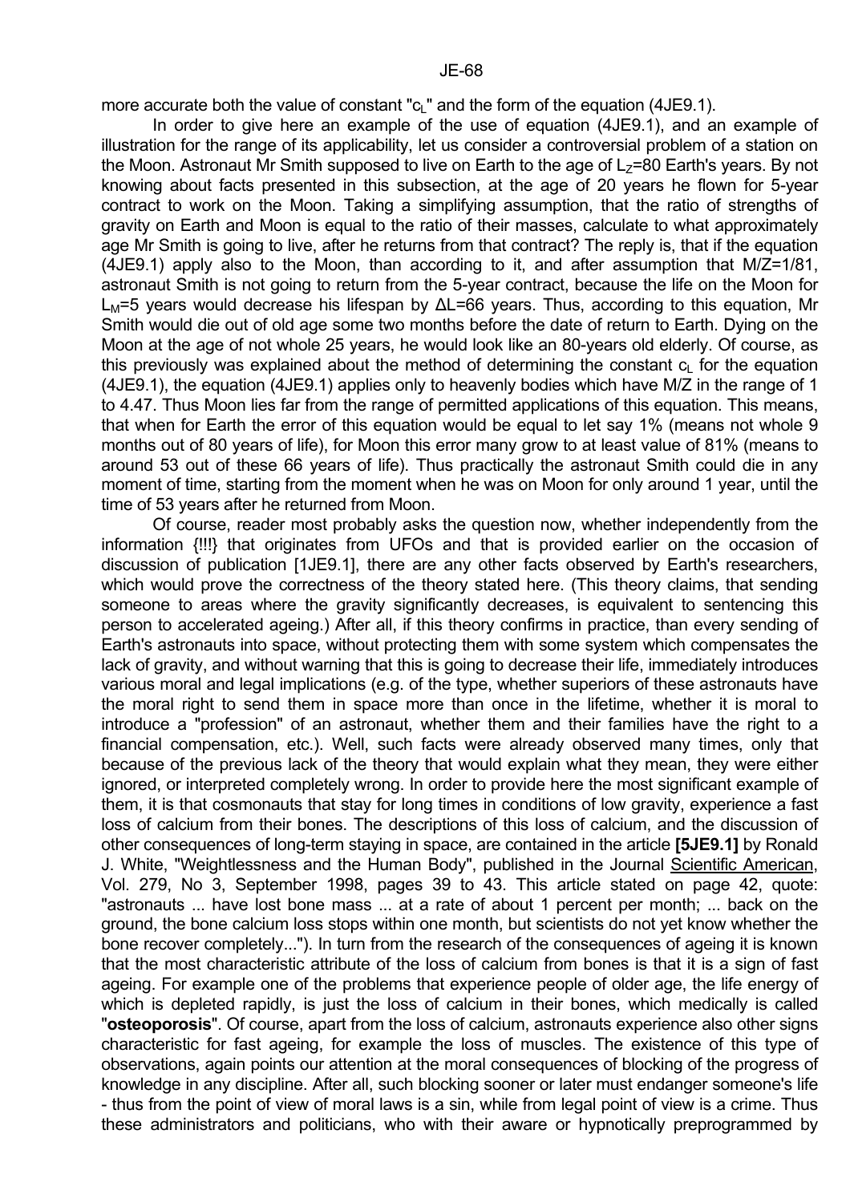more accurate both the value of constant "$c_L$" and the form of the equation (4JE9.1).

In order to give here an example of the use of equation (4JE9.1), and an example of illustration for the range of its applicability, let us consider a controversial problem of a station on the Moon. Astronaut Mr Smith supposed to live on Earth to the age of $L_Z$=80 Earth's years. By not knowing about facts presented in this subsection, at the age of 20 years he flown for 5-year contract to work on the Moon. Taking a simplifying assumption, that the ratio of strengths of gravity on Earth and Moon is equal to the ratio of their masses, calculate to what approximately age Mr Smith is going to live, after he returns from that contract? The reply is, that if the equation (4JE9.1) apply also to the Moon, than according to it, and after assumption that M/Z=1/81, astronaut Smith is not going to return from the 5-year contract, because the life on the Moon for $L_M$=5 years would decrease his lifespan by $\Delta L$=66 years. Thus, according to this equation, Mr Smith would die out of old age some two months before the date of return to Earth. Dying on the Moon at the age of not whole 25 years, he would look like an 80-years old elderly. Of course, as this previously was explained about the method of determining the constant $c_L$ for the equation (4JE9.1), the equation (4JE9.1) applies only to heavenly bodies which have M/Z in the range of 1 to 4.47. Thus Moon lies far from the range of permitted applications of this equation. This means, that when for Earth the error of this equation would be equal to let say 1% (means not whole 9 months out of 80 years of life), for Moon this error many grow to at least value of 81% (means to around 53 out of these 66 years of life). Thus practically the astronaut Smith could die in any moment of time, starting from the moment when he was on Moon for only around 1 year, until the time of 53 years after he returned from Moon.

Of course, reader most probably asks the question now, whether independently from the information {!!!} that originates from UFOs and that is provided earlier on the occasion of discussion of publication [1JE9.1], there are any other facts observed by Earth's researchers, which would prove the correctness of the theory stated here. (This theory claims, that sending someone to areas where the gravity significantly decreases, is equivalent to sentencing this person to accelerated ageing.) After all, if this theory confirms in practice, than every sending of Earth's astronauts into space, without protecting them with some system which compensates the lack of gravity, and without warning that this is going to decrease their life, immediately introduces various moral and legal implications (e.g. of the type, whether superiors of these astronauts have the moral right to send them in space more than once in the lifetime, whether it is moral to introduce a "profession" of an astronaut, whether them and their families have the right to a financial compensation, etc.). Well, such facts were already observed many times, only that because of the previous lack of the theory that would explain what they mean, they were either ignored, or interpreted completely wrong. In order to provide here the most significant example of them, it is that cosmonauts that stay for long times in conditions of low gravity, experience a fast loss of calcium from their bones. The descriptions of this loss of calcium, and the discussion of other consequences of long-term staying in space, are contained in the article **[5JE9.1]** by Ronald J. White, "Weightlessness and the Human Body", published in the Journal Scientific American, Vol. 279, No 3, September 1998, pages 39 to 43. This article stated on page 42, quote: "astronauts ... have lost bone mass ... at a rate of about 1 percent per month; ... back on the ground, the bone calcium loss stops within one month, but scientists do not yet know whether the bone recover completely..."). In turn from the research of the consequences of ageing it is known that the most characteristic attribute of the loss of calcium from bones is that it is a sign of fast ageing. For example one of the problems that experience people of older age, the life energy of which is depleted rapidly, is just the loss of calcium in their bones, which medically is called "**osteoporosis**". Of course, apart from the loss of calcium, astronauts experience also other signs characteristic for fast ageing, for example the loss of muscles. The existence of this type of observations, again points our attention at the moral consequences of blocking of the progress of knowledge in any discipline. After all, such blocking sooner or later must endanger someone's life - thus from the point of view of moral laws is a sin, while from legal point of view is a crime. Thus these administrators and politicians, who with their aware or hypnotically preprogrammed by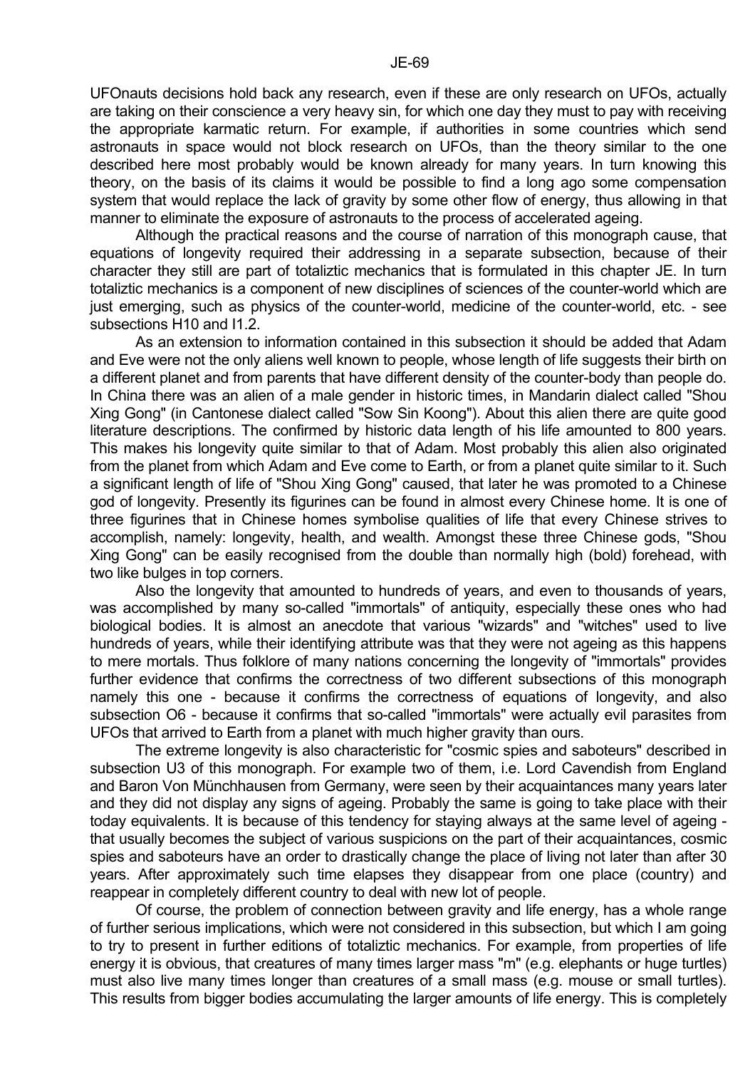UFOnauts decisions hold back any research, even if these are only research on UFOs, actually are taking on their conscience a very heavy sin, for which one day they must to pay with receiving the appropriate karmatic return. For example, if authorities in some countries which send astronauts in space would not block research on UFOs, than the theory similar to the one described here most probably would be known already for many years. In turn knowing this theory, on the basis of its claims it would be possible to find a long ago some compensation system that would replace the lack of gravity by some other flow of energy, thus allowing in that manner to eliminate the exposure of astronauts to the process of accelerated ageing.

Although the practical reasons and the course of narration of this monograph cause, that equations of longevity required their addressing in a separate subsection, because of their character they still are part of totaliztic mechanics that is formulated in this chapter JE. In turn totaliztic mechanics is a component of new disciplines of sciences of the counter-world which are just emerging, such as physics of the counter-world, medicine of the counter-world, etc. - see subsections H10 and I1.2.

As an extension to information contained in this subsection it should be added that Adam and Eve were not the only aliens well known to people, whose length of life suggests their birth on a different planet and from parents that have different density of the counter-body than people do. In China there was an alien of a male gender in historic times, in Mandarin dialect called "Shou Xing Gong" (in Cantonese dialect called "Sow Sin Koong"). About this alien there are quite good literature descriptions. The confirmed by historic data length of his life amounted to 800 years. This makes his longevity quite similar to that of Adam. Most probably this alien also originated from the planet from which Adam and Eve come to Earth, or from a planet quite similar to it. Such a significant length of life of "Shou Xing Gong" caused, that later he was promoted to a Chinese god of longevity. Presently its figurines can be found in almost every Chinese home. It is one of three figurines that in Chinese homes symbolise qualities of life that every Chinese strives to accomplish, namely: longevity, health, and wealth. Amongst these three Chinese gods, "Shou Xing Gong" can be easily recognised from the double than normally high (bold) forehead, with two like bulges in top corners.

Also the longevity that amounted to hundreds of years, and even to thousands of years, was accomplished by many so-called "immortals" of antiquity, especially these ones who had biological bodies. It is almost an anecdote that various "wizards" and "witches" used to live hundreds of years, while their identifying attribute was that they were not ageing as this happens to mere mortals. Thus folklore of many nations concerning the longevity of "immortals" provides further evidence that confirms the correctness of two different subsections of this monograph namely this one - because it confirms the correctness of equations of longevity, and also subsection O6 - because it confirms that so-called "immortals" were actually evil parasites from UFOs that arrived to Earth from a planet with much higher gravity than ours.

The extreme longevity is also characteristic for "cosmic spies and saboteurs" described in subsection U3 of this monograph. For example two of them, i.e. Lord Cavendish from England and Baron Von Münchhausen from Germany, were seen by their acquaintances many years later and they did not display any signs of ageing. Probably the same is going to take place with their today equivalents. It is because of this tendency for staying always at the same level of ageing - that usually becomes the subject of various suspicions on the part of their acquaintances, cosmic spies and saboteurs have an order to drastically change the place of living not later than after 30 years. After approximately such time elapses they disappear from one place (country) and reappear in completely different country to deal with new lot of people.

Of course, the problem of connection between gravity and life energy, has a whole range of further serious implications, which were not considered in this subsection, but which I am going to try to present in further editions of totaliztic mechanics. For example, from properties of life energy it is obvious, that creatures of many times larger mass "m" (e.g. elephants or huge turtles) must also live many times longer than creatures of a small mass (e.g. mouse or small turtles). This results from bigger bodies accumulating the larger amounts of life energy. This is completely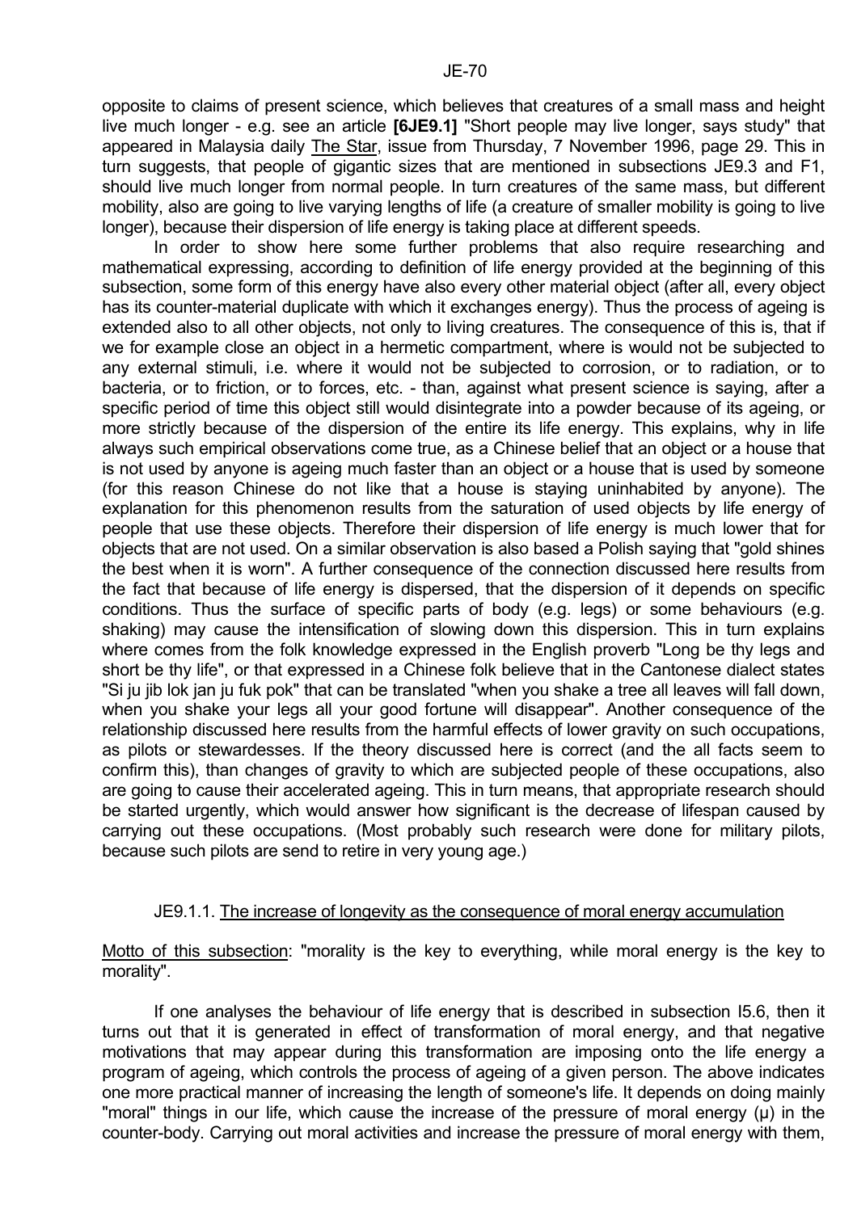opposite to claims of present science, which believes that creatures of a small mass and height live much longer - e.g. see an article **[6JE9.1]** "Short people may live longer, says study" that appeared in Malaysia daily The Star, issue from Thursday, 7 November 1996, page 29. This in turn suggests, that people of gigantic sizes that are mentioned in subsections JE9.3 and F1, should live much longer from normal people. In turn creatures of the same mass, but different mobility, also are going to live varying lengths of life (a creature of smaller mobility is going to live longer), because their dispersion of life energy is taking place at different speeds.

In order to show here some further problems that also require researching and mathematical expressing, according to definition of life energy provided at the beginning of this subsection, some form of this energy have also every other material object (after all, every object has its counter-material duplicate with which it exchanges energy). Thus the process of ageing is extended also to all other objects, not only to living creatures. The consequence of this is, that if we for example close an object in a hermetic compartment, where is would not be subjected to any external stimuli, i.e. where it would not be subjected to corrosion, or to radiation, or to bacteria, or to friction, or to forces, etc. - than, against what present science is saying, after a specific period of time this object still would disintegrate into a powder because of its ageing, or more strictly because of the dispersion of the entire its life energy. This explains, why in life always such empirical observations come true, as a Chinese belief that an object or a house that is not used by anyone is ageing much faster than an object or a house that is used by someone (for this reason Chinese do not like that a house is staying uninhabited by anyone). The explanation for this phenomenon results from the saturation of used objects by life energy of people that use these objects. Therefore their dispersion of life energy is much lower that for objects that are not used. On a similar observation is also based a Polish saying that "gold shines the best when it is worn". A further consequence of the connection discussed here results from the fact that because of life energy is dispersed, that the dispersion of it depends on specific conditions. Thus the surface of specific parts of body (e.g. legs) or some behaviours (e.g. shaking) may cause the intensification of slowing down this dispersion. This in turn explains where comes from the folk knowledge expressed in the English proverb "Long be thy legs and short be thy life", or that expressed in a Chinese folk believe that in the Cantonese dialect states "Si ju jib lok jan ju fuk pok" that can be translated "when you shake a tree all leaves will fall down, when you shake your legs all your good fortune will disappear". Another consequence of the relationship discussed here results from the harmful effects of lower gravity on such occupations, as pilots or stewardesses. If the theory discussed here is correct (and the all facts seem to confirm this), than changes of gravity to which are subjected people of these occupations, also are going to cause their accelerated ageing. This in turn means, that appropriate research should be started urgently, which would answer how significant is the decrease of lifespan caused by carrying out these occupations. (Most probably such research were done for military pilots, because such pilots are send to retire in very young age.)

### JE9.1.1. The increase of longevity as the consequence of moral energy accumulation

Motto of this subsection: "morality is the key to everything, while moral energy is the key to morality".

If one analyses the behaviour of life energy that is described in subsection I5.6, then it turns out that it is generated in effect of transformation of moral energy, and that negative motivations that may appear during this transformation are imposing onto the life energy a program of ageing, which controls the process of ageing of a given person. The above indicates one more practical manner of increasing the length of someone's life. It depends on doing mainly "moral" things in our life, which cause the increase of the pressure of moral energy ($\mu$) in the counter-body. Carrying out moral activities and increase the pressure of moral energy with them,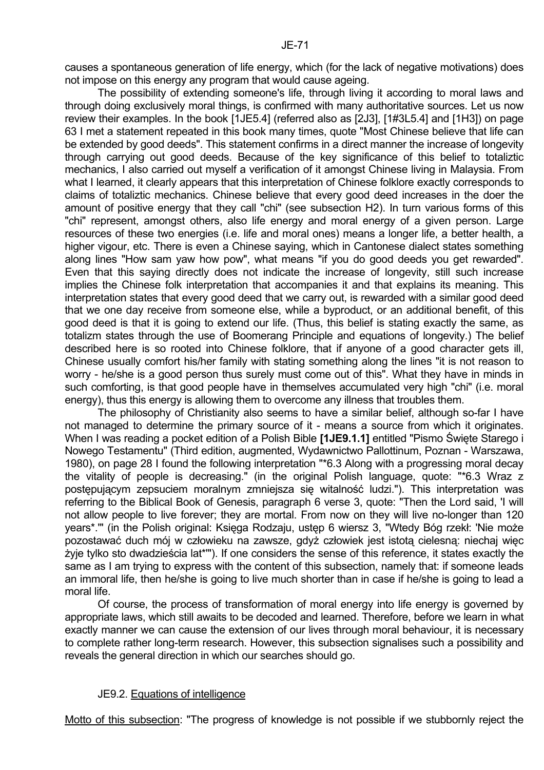causes a spontaneous generation of life energy, which (for the lack of negative motivations) does not impose on this energy any program that would cause ageing.

The possibility of extending someone's life, through living it according to moral laws and through doing exclusively moral things, is confirmed with many authoritative sources. Let us now review their examples. In the book [1JE5.4] (referred also as [2J3], [1#3L5.4] and [1H3]) on page 63 I met a statement repeated in this book many times, quote "Most Chinese believe that life can be extended by good deeds". This statement confirms in a direct manner the increase of longevity through carrying out good deeds. Because of the key significance of this belief to totaliztic mechanics, I also carried out myself a verification of it amongst Chinese living in Malaysia. From what I learned, it clearly appears that this interpretation of Chinese folklore exactly corresponds to claims of totaliztic mechanics. Chinese believe that every good deed increases in the doer the amount of positive energy that they call "chi" (see subsection H2). In turn various forms of this "chi" represent, amongst others, also life energy and moral energy of a given person. Large resources of these two energies (i.e. life and moral ones) means a longer life, a better health, a higher vigour, etc. There is even a Chinese saying, which in Cantonese dialect states something along lines "How sam yaw how pow", what means "if you do good deeds you get rewarded". Even that this saying directly does not indicate the increase of longevity, still such increase implies the Chinese folk interpretation that accompanies it and that explains its meaning. This interpretation states that every good deed that we carry out, is rewarded with a similar good deed that we one day receive from someone else, while a byproduct, or an additional benefit, of this good deed is that it is going to extend our life. (Thus, this belief is stating exactly the same, as totalizm states through the use of Boomerang Principle and equations of longevity.) The belief described here is so rooted into Chinese folklore, that if anyone of a good character gets ill, Chinese usually comfort his/her family with stating something along the lines "it is not reason to worry - he/she is a good person thus surely must come out of this". What they have in minds in such comforting, is that good people have in themselves accumulated very high "chi" (i.e. moral energy), thus this energy is allowing them to overcome any illness that troubles them.

The philosophy of Christianity also seems to have a similar belief, although so-far I have not managed to determine the primary source of it - means a source from which it originates. When I was reading a pocket edition of a Polish Bible **[1JE9.1.1]** entitled "Pismo Święte Starego i Nowego Testamentu" (Third edition, augmented, Wydawnictwo Pallottinum, Poznan - Warszawa, 1980), on page 28 I found the following interpretation "*6.3 Along with a progressing moral decay the vitality of people is decreasing." (in the original Polish language, quote: "*6.3 Wraz z postępującym zepsuciem moralnym zmniejsza się witalność ludzi."). This interpretation was referring to the Biblical Book of Genesis, paragraph 6 verse 3, quote: "Then the Lord said, 'I will not allow people to live forever; they are mortal. From now on they will live no-longer than 120 years*.'" (in the Polish original: Księga Rodzaju, ustęp 6 wiersz 3, "Wtedy Bóg rzekł: 'Nie może pozostawać duch mój w człowieku na zawsze, gdyż człowiek jest istotą cielesną: niechaj więc żyje tylko sto dwadzieścia lat*'"). If one considers the sense of this reference, it states exactly the same as I am trying to express with the content of this subsection, namely that: if someone leads an immoral life, then he/she is going to live much shorter than in case if he/she is going to lead a moral life.

Of course, the process of transformation of moral energy into life energy is governed by appropriate laws, which still awaits to be decoded and learned. Therefore, before we learn in what exactly manner we can cause the extension of our lives through moral behaviour, it is necessary to complete rather long-term research. However, this subsection signalises such a possibility and reveals the general direction in which our searches should go.

### JE9.2. Equations of intelligence

Motto of this subsection: "The progress of knowledge is not possible if we stubbornly reject the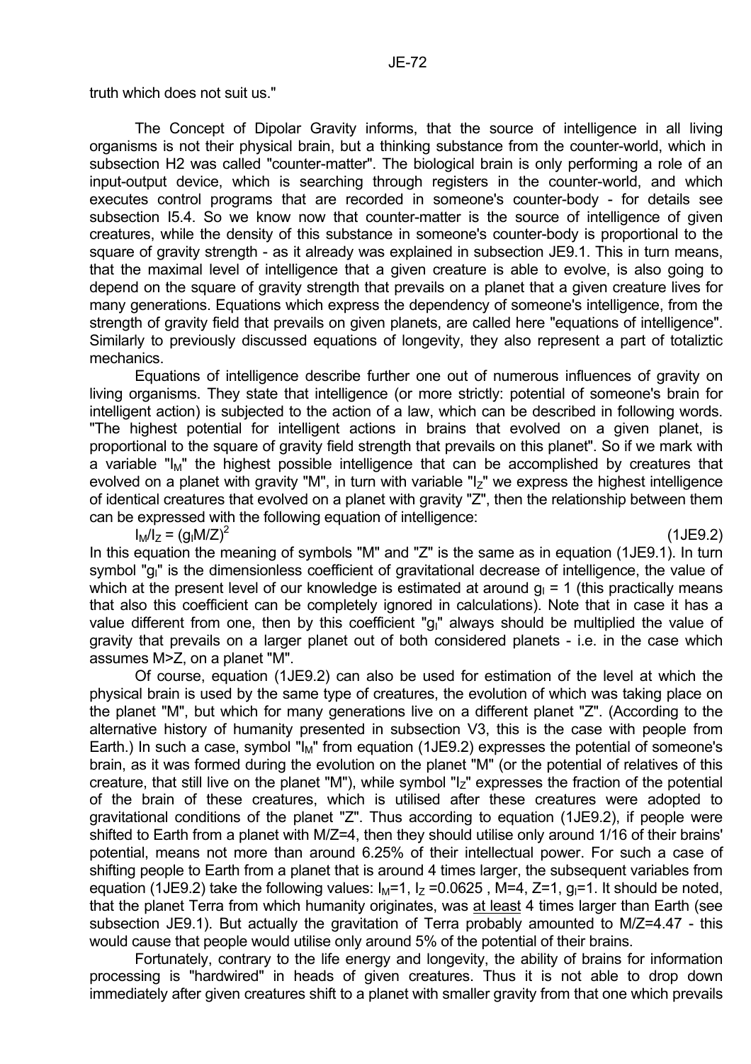truth which does not suit us."

The Concept of Dipolar Gravity informs, that the source of intelligence in all living organisms is not their physical brain, but a thinking substance from the counter-world, which in subsection H2 was called "counter-matter". The biological brain is only performing a role of an input-output device, which is searching through registers in the counter-world, and which executes control programs that are recorded in someone's counter-body - for details see subsection I5.4. So we know now that counter-matter is the source of intelligence of given creatures, while the density of this substance in someone's counter-body is proportional to the square of gravity strength - as it already was explained in subsection JE9.1. This in turn means, that the maximal level of intelligence that a given creature is able to evolve, is also going to depend on the square of gravity strength that prevails on a planet that a given creature lives for many generations. Equations which express the dependency of someone's intelligence, from the strength of gravity field that prevails on given planets, are called here "equations of intelligence". Similarly to previously discussed equations of longevity, they also represent a part of totaliztic mechanics.

Equations of intelligence describe further one out of numerous influences of gravity on living organisms. They state that intelligence (or more strictly: potential of someone's brain for intelligent action) is subjected to the action of a law, which can be described in following words. "The highest potential for intelligent actions in brains that evolved on a given planet, is proportional to the square of gravity field strength that prevails on this planet". So if we mark with a variable "$I_M$" the highest possible intelligence that can be accomplished by creatures that evolved on a planet with gravity "M", in turn with variable "$I_Z$" we express the highest intelligence of identical creatures that evolved on a planet with gravity "Z", then the relationship between them can be expressed with the following equation of intelligence:

$$I_M/I_Z = (g_I M/Z)^2 \qquad (1JE9.2)$$

In this equation the meaning of symbols "M" and "Z" is the same as in equation (1JE9.1). In turn symbol "$g_I$" is the dimensionless coefficient of gravitational decrease of intelligence, the value of which at the present level of our knowledge is estimated at around $g_I = 1$ (this practically means that also this coefficient can be completely ignored in calculations). Note that in case it has a value different from one, then by this coefficient "$g_I$" always should be multiplied the value of gravity that prevails on a larger planet out of both considered planets - i.e. in the case which assumes M>Z, on a planet "M".

Of course, equation (1JE9.2) can also be used for estimation of the level at which the physical brain is used by the same type of creatures, the evolution of which was taking place on the planet "M", but which for many generations live on a different planet "Z". (According to the alternative history of humanity presented in subsection V3, this is the case with people from Earth.) In such a case, symbol "$I_M$" from equation (1JE9.2) expresses the potential of someone's brain, as it was formed during the evolution on the planet "M" (or the potential of relatives of this creature, that still live on the planet "M"), while symbol "$I_Z$" expresses the fraction of the potential of the brain of these creatures, which is utilised after these creatures were adopted to gravitational conditions of the planet "Z". Thus according to equation (1JE9.2), if people were shifted to Earth from a planet with M/Z=4, then they should utilise only around 1/16 of their brains' potential, means not more than around 6.25% of their intellectual power. For such a case of shifting people to Earth from a planet that is around 4 times larger, the subsequent variables from equation (1JE9.2) take the following values: $I_M=1$, $I_Z=0.0625$, M=4, Z=1, $g_I=1$. It should be noted, that the planet Terra from which humanity originates, was at least 4 times larger than Earth (see subsection JE9.1). But actually the gravitation of Terra probably amounted to M/Z=4.47 - this would cause that people would utilise only around 5% of the potential of their brains.

Fortunately, contrary to the life energy and longevity, the ability of brains for information processing is "hardwired" in heads of given creatures. Thus it is not able to drop down immediately after given creatures shift to a planet with smaller gravity from that one which prevails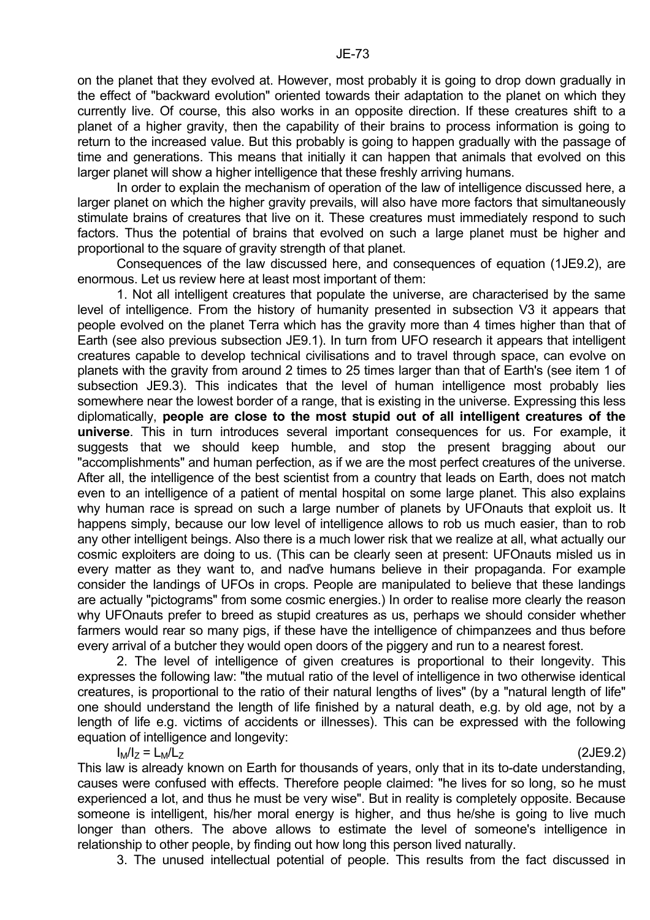on the planet that they evolved at. However, most probably it is going to drop down gradually in the effect of "backward evolution" oriented towards their adaptation to the planet on which they currently live. Of course, this also works in an opposite direction. If these creatures shift to a planet of a higher gravity, then the capability of their brains to process information is going to return to the increased value. But this probably is going to happen gradually with the passage of time and generations. This means that initially it can happen that animals that evolved on this larger planet will show a higher intelligence that these freshly arriving humans.

In order to explain the mechanism of operation of the law of intelligence discussed here, a larger planet on which the higher gravity prevails, will also have more factors that simultaneously stimulate brains of creatures that live on it. These creatures must immediately respond to such factors. Thus the potential of brains that evolved on such a large planet must be higher and proportional to the square of gravity strength of that planet.

Consequences of the law discussed here, and consequences of equation (1JE9.2), are enormous. Let us review here at least most important of them:

1. Not all intelligent creatures that populate the universe, are characterised by the same level of intelligence. From the history of humanity presented in subsection V3 it appears that people evolved on the planet Terra which has the gravity more than 4 times higher than that of Earth (see also previous subsection JE9.1). In turn from UFO research it appears that intelligent creatures capable to develop technical civilisations and to travel through space, can evolve on planets with the gravity from around 2 times to 25 times larger than that of Earth's (see item 1 of subsection JE9.3). This indicates that the level of human intelligence most probably lies somewhere near the lowest border of a range, that is existing in the universe. Expressing this less diplomatically, **people are close to the most stupid out of all intelligent creatures of the universe**. This in turn introduces several important consequences for us. For example, it suggests that we should keep humble, and stop the present bragging about our "accomplishments" and human perfection, as if we are the most perfect creatures of the universe. After all, the intelligence of the best scientist from a country that leads on Earth, does not match even to an intelligence of a patient of mental hospital on some large planet. This also explains why human race is spread on such a large number of planets by UFOnauts that exploit us. It happens simply, because our low level of intelligence allows to rob us much easier, than to rob any other intelligent beings. Also there is a much lower risk that we realize at all, what actually our cosmic exploiters are doing to us. (This can be clearly seen at present: UFOnauts misled us in every matter as they want to, and naďve humans believe in their propaganda. For example consider the landings of UFOs in crops. People are manipulated to believe that these landings are actually "pictograms" from some cosmic energies.) In order to realise more clearly the reason why UFOnauts prefer to breed as stupid creatures as us, perhaps we should consider whether farmers would rear so many pigs, if these have the intelligence of chimpanzees and thus before every arrival of a butcher they would open doors of the piggery and run to a nearest forest.

2. The level of intelligence of given creatures is proportional to their longevity. This expresses the following law: "the mutual ratio of the level of intelligence in two otherwise identical creatures, is proportional to the ratio of their natural lengths of lives" (by a "natural length of life" one should understand the length of life finished by a natural death, e.g. by old age, not by a length of life e.g. victims of accidents or illnesses). This can be expressed with the following equation of intelligence and longevity:

$$I_M/I_Z = L_M/L_Z \qquad (2JE9.2)$$

This law is already known on Earth for thousands of years, only that in its to-date understanding, causes were confused with effects. Therefore people claimed: "he lives for so long, so he must experienced a lot, and thus he must be very wise". But in reality is completely opposite. Because someone is intelligent, his/her moral energy is higher, and thus he/she is going to live much longer than others. The above allows to estimate the level of someone's intelligence in relationship to other people, by finding out how long this person lived naturally.

3. The unused intellectual potential of people. This results from the fact discussed in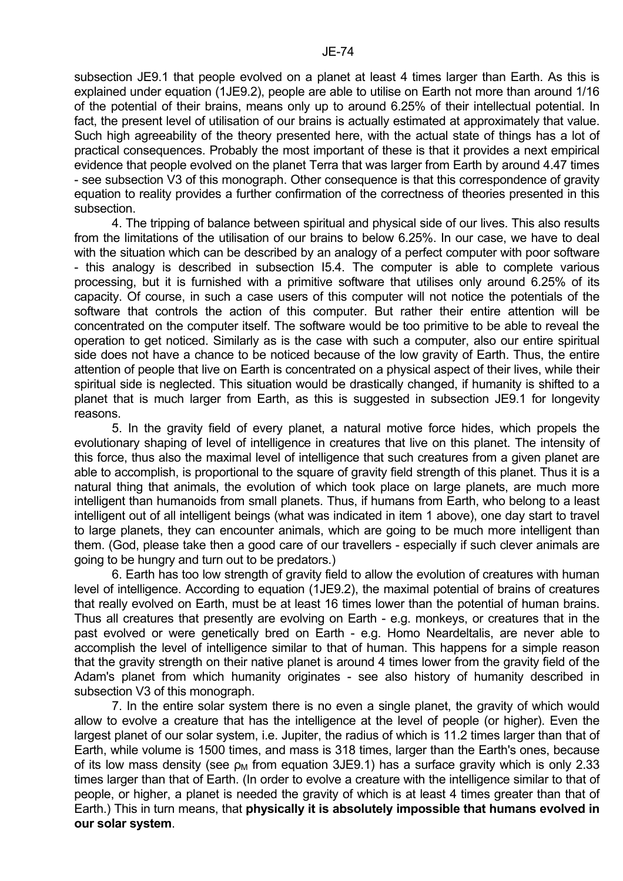subsection JE9.1 that people evolved on a planet at least 4 times larger than Earth. As this is explained under equation (1JE9.2), people are able to utilise on Earth not more than around 1/16 of the potential of their brains, means only up to around 6.25% of their intellectual potential. In fact, the present level of utilisation of our brains is actually estimated at approximately that value. Such high agreeability of the theory presented here, with the actual state of things has a lot of practical consequences. Probably the most important of these is that it provides a next empirical evidence that people evolved on the planet Terra that was larger from Earth by around 4.47 times - see subsection V3 of this monograph. Other consequence is that this correspondence of gravity equation to reality provides a further confirmation of the correctness of theories presented in this subsection.

4. The tripping of balance between spiritual and physical side of our lives. This also results from the limitations of the utilisation of our brains to below 6.25%. In our case, we have to deal with the situation which can be described by an analogy of a perfect computer with poor software - this analogy is described in subsection I5.4. The computer is able to complete various processing, but it is furnished with a primitive software that utilises only around 6.25% of its capacity. Of course, in such a case users of this computer will not notice the potentials of the software that controls the action of this computer. But rather their entire attention will be concentrated on the computer itself. The software would be too primitive to be able to reveal the operation to get noticed. Similarly as is the case with such a computer, also our entire spiritual side does not have a chance to be noticed because of the low gravity of Earth. Thus, the entire attention of people that live on Earth is concentrated on a physical aspect of their lives, while their spiritual side is neglected. This situation would be drastically changed, if humanity is shifted to a planet that is much larger from Earth, as this is suggested in subsection JE9.1 for longevity reasons.

5. In the gravity field of every planet, a natural motive force hides, which propels the evolutionary shaping of level of intelligence in creatures that live on this planet. The intensity of this force, thus also the maximal level of intelligence that such creatures from a given planet are able to accomplish, is proportional to the square of gravity field strength of this planet. Thus it is a natural thing that animals, the evolution of which took place on large planets, are much more intelligent than humanoids from small planets. Thus, if humans from Earth, who belong to a least intelligent out of all intelligent beings (what was indicated in item 1 above), one day start to travel to large planets, they can encounter animals, which are going to be much more intelligent than them. (God, please take then a good care of our travellers - especially if such clever animals are going to be hungry and turn out to be predators.)

6. Earth has too low strength of gravity field to allow the evolution of creatures with human level of intelligence. According to equation (1JE9.2), the maximal potential of brains of creatures that really evolved on Earth, must be at least 16 times lower than the potential of human brains. Thus all creatures that presently are evolving on Earth - e.g. monkeys, or creatures that in the past evolved or were genetically bred on Earth - e.g. Homo Neardeltalis, are never able to accomplish the level of intelligence similar to that of human. This happens for a simple reason that the gravity strength on their native planet is around 4 times lower from the gravity field of the Adam's planet from which humanity originates - see also history of humanity described in subsection V3 of this monograph.

7. In the entire solar system there is no even a single planet, the gravity of which would allow to evolve a creature that has the intelligence at the level of people (or higher). Even the largest planet of our solar system, i.e. Jupiter, the radius of which is 11.2 times larger than that of Earth, while volume is 1500 times, and mass is 318 times, larger than the Earth's ones, because of its low mass density (see $\rho_M$ from equation 3JE9.1) has a surface gravity which is only 2.33 times larger than that of Earth. (In order to evolve a creature with the intelligence similar to that of people, or higher, a planet is needed the gravity of which is at least 4 times greater than that of Earth.) This in turn means, that **physically it is absolutely impossible that humans evolved in our solar system**.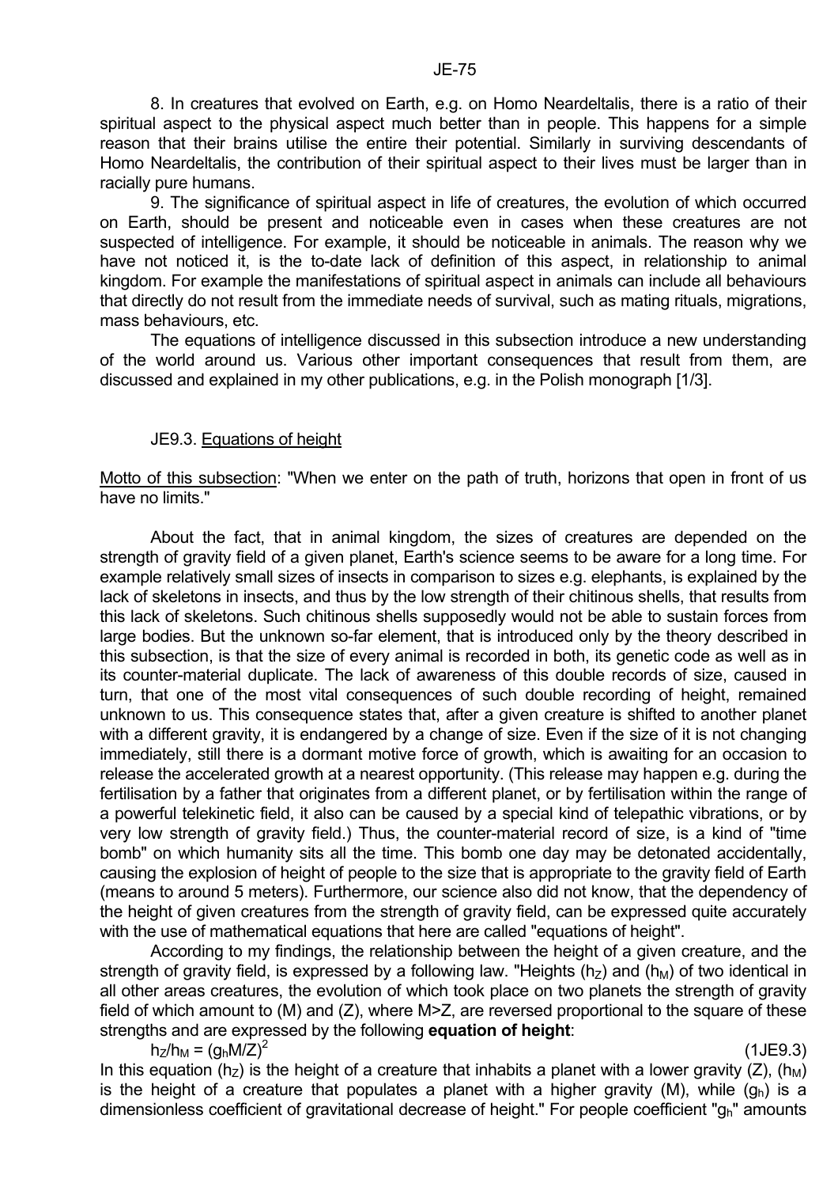8. In creatures that evolved on Earth, e.g. on Homo Neardeltalis, there is a ratio of their spiritual aspect to the physical aspect much better than in people. This happens for a simple reason that their brains utilise the entire their potential. Similarly in surviving descendants of Homo Neardeltalis, the contribution of their spiritual aspect to their lives must be larger than in racially pure humans.

9. The significance of spiritual aspect in life of creatures, the evolution of which occurred on Earth, should be present and noticeable even in cases when these creatures are not suspected of intelligence. For example, it should be noticeable in animals. The reason why we have not noticed it, is the to-date lack of definition of this aspect, in relationship to animal kingdom. For example the manifestations of spiritual aspect in animals can include all behaviours that directly do not result from the immediate needs of survival, such as mating rituals, migrations, mass behaviours, etc.

The equations of intelligence discussed in this subsection introduce a new understanding of the world around us. Various other important consequences that result from them, are discussed and explained in my other publications, e.g. in the Polish monograph [1/3].

## JE9.3. Equations of height

Motto of this subsection: "When we enter on the path of truth, horizons that open in front of us have no limits."

About the fact, that in animal kingdom, the sizes of creatures are depended on the strength of gravity field of a given planet, Earth's science seems to be aware for a long time. For example relatively small sizes of insects in comparison to sizes e.g. elephants, is explained by the lack of skeletons in insects, and thus by the low strength of their chitinous shells, that results from this lack of skeletons. Such chitinous shells supposedly would not be able to sustain forces from large bodies. But the unknown so-far element, that is introduced only by the theory described in this subsection, is that the size of every animal is recorded in both, its genetic code as well as in its counter-material duplicate. The lack of awareness of this double records of size, caused in turn, that one of the most vital consequences of such double recording of height, remained unknown to us. This consequence states that, after a given creature is shifted to another planet with a different gravity, it is endangered by a change of size. Even if the size of it is not changing immediately, still there is a dormant motive force of growth, which is awaiting for an occasion to release the accelerated growth at a nearest opportunity. (This release may happen e.g. during the fertilisation by a father that originates from a different planet, or by fertilisation within the range of a powerful telekinetic field, it also can be caused by a special kind of telepathic vibrations, or by very low strength of gravity field.) Thus, the counter-material record of size, is a kind of "time bomb" on which humanity sits all the time. This bomb one day may be detonated accidentally, causing the explosion of height of people to the size that is appropriate to the gravity field of Earth (means to around 5 meters). Furthermore, our science also did not know, that the dependency of the height of given creatures from the strength of gravity field, can be expressed quite accurately with the use of mathematical equations that here are called "equations of height".

According to my findings, the relationship between the height of a given creature, and the strength of gravity field, is expressed by a following law. "Heights ($h_Z$) and ($h_M$) of two identical in all other areas creatures, the evolution of which took place on two planets the strength of gravity field of which amount to (M) and (Z), where M>Z, are reversed proportional to the square of these strengths and are expressed by the following **equation of height**:

$$h_Z/h_M = (g_h M/Z)^2 \qquad (1JE9.3)$$

In this equation ($h_Z$) is the height of a creature that inhabits a planet with a lower gravity (Z), ($h_M$) is the height of a creature that populates a planet with a higher gravity (M), while ($g_h$) is a dimensionless coefficient of gravitational decrease of height." For people coefficient "$g_h$" amounts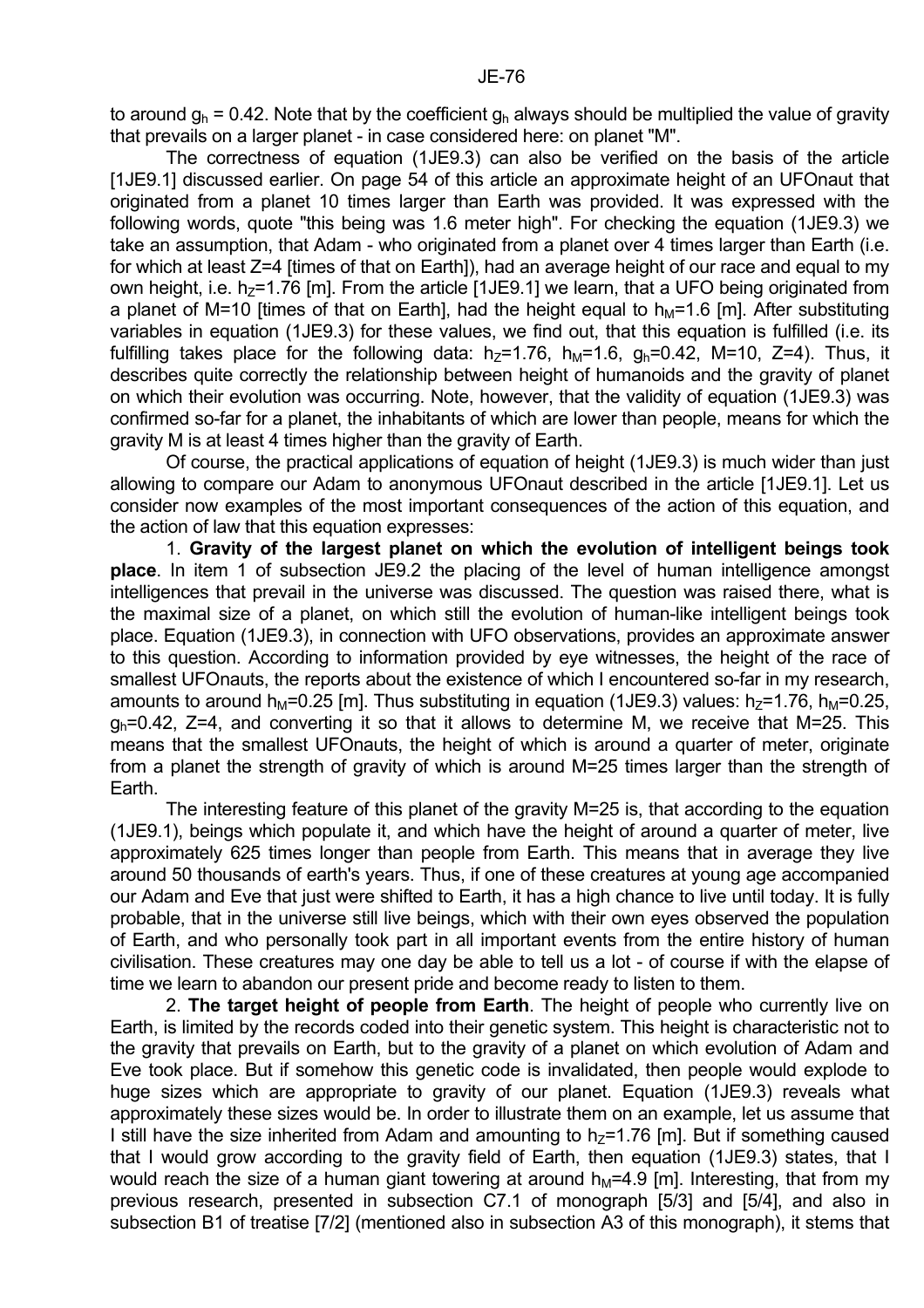to around $g_h$ = 0.42. Note that by the coefficient $g_h$ always should be multiplied the value of gravity that prevails on a larger planet - in case considered here: on planet "M".

The correctness of equation (1JE9.3) can also be verified on the basis of the article [1JE9.1] discussed earlier. On page 54 of this article an approximate height of an UFOnaut that originated from a planet 10 times larger than Earth was provided. It was expressed with the following words, quote "this being was 1.6 meter high". For checking the equation (1JE9.3) we take an assumption, that Adam - who originated from a planet over 4 times larger than Earth (i.e. for which at least Z=4 [times of that on Earth]), had an average height of our race and equal to my own height, i.e. $h_Z$=1.76 [m]. From the article [1JE9.1] we learn, that a UFO being originated from a planet of M=10 [times of that on Earth], had the height equal to $h_M$=1.6 [m]. After substituting variables in equation (1JE9.3) for these values, we find out, that this equation is fulfilled (i.e. its fulfilling takes place for the following data: $h_Z$=1.76, $h_M$=1.6, $g_h$=0.42, M=10, Z=4). Thus, it describes quite correctly the relationship between height of humanoids and the gravity of planet on which their evolution was occurring. Note, however, that the validity of equation (1JE9.3) was confirmed so-far for a planet, the inhabitants of which are lower than people, means for which the gravity M is at least 4 times higher than the gravity of Earth.

Of course, the practical applications of equation of height (1JE9.3) is much wider than just allowing to compare our Adam to anonymous UFOnaut described in the article [1JE9.1]. Let us consider now examples of the most important consequences of the action of this equation, and the action of law that this equation expresses:

1. **Gravity of the largest planet on which the evolution of intelligent beings took place**. In item 1 of subsection JE9.2 the placing of the level of human intelligence amongst intelligences that prevail in the universe was discussed. The question was raised there, what is the maximal size of a planet, on which still the evolution of human-like intelligent beings took place. Equation (1JE9.3), in connection with UFO observations, provides an approximate answer to this question. According to information provided by eye witnesses, the height of the race of smallest UFOnauts, the reports about the existence of which I encountered so-far in my research, amounts to around $h_M$=0.25 [m]. Thus substituting in equation (1JE9.3) values: $h_Z$=1.76, $h_M$=0.25, $g_h$=0.42, Z=4, and converting it so that it allows to determine M, we receive that M=25. This means that the smallest UFOnauts, the height of which is around a quarter of meter, originate from a planet the strength of gravity of which is around M=25 times larger than the strength of Earth.

The interesting feature of this planet of the gravity M=25 is, that according to the equation (1JE9.1), beings which populate it, and which have the height of around a quarter of meter, live approximately 625 times longer than people from Earth. This means that in average they live around 50 thousands of earth's years. Thus, if one of these creatures at young age accompanied our Adam and Eve that just were shifted to Earth, it has a high chance to live until today. It is fully probable, that in the universe still live beings, which with their own eyes observed the population of Earth, and who personally took part in all important events from the entire history of human civilisation. These creatures may one day be able to tell us a lot - of course if with the elapse of time we learn to abandon our present pride and become ready to listen to them.

2. **The target height of people from Earth**. The height of people who currently live on Earth, is limited by the records coded into their genetic system. This height is characteristic not to the gravity that prevails on Earth, but to the gravity of a planet on which evolution of Adam and Eve took place. But if somehow this genetic code is invalidated, then people would explode to huge sizes which are appropriate to gravity of our planet. Equation (1JE9.3) reveals what approximately these sizes would be. In order to illustrate them on an example, let us assume that I still have the size inherited from Adam and amounting to $h_Z$=1.76 [m]. But if something caused that I would grow according to the gravity field of Earth, then equation (1JE9.3) states, that I would reach the size of a human giant towering at around $h_M$=4.9 [m]. Interesting, that from my previous research, presented in subsection C7.1 of monograph [5/3] and [5/4], and also in subsection B1 of treatise [7/2] (mentioned also in subsection A3 of this monograph), it stems that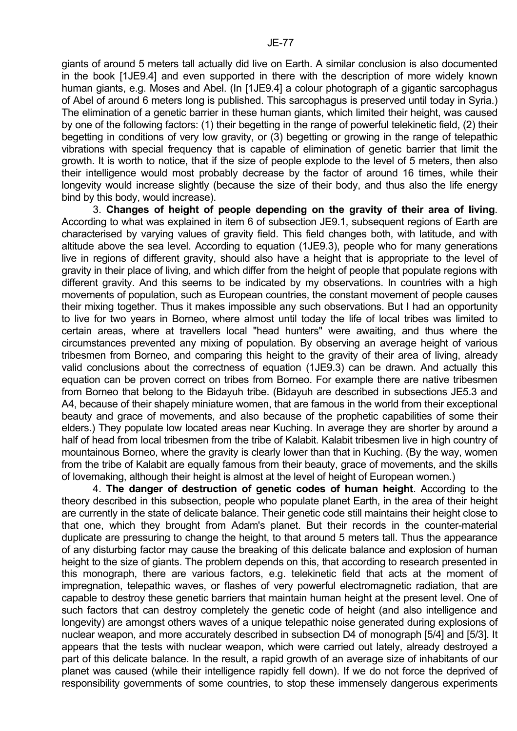giants of around 5 meters tall actually did live on Earth. A similar conclusion is also documented in the book [1JE9.4] and even supported in there with the description of more widely known human giants, e.g. Moses and Abel. (In [1JE9.4] a colour photograph of a gigantic sarcophagus of Abel of around 6 meters long is published. This sarcophagus is preserved until today in Syria.) The elimination of a genetic barrier in these human giants, which limited their height, was caused by one of the following factors: (1) their begetting in the range of powerful telekinetic field, (2) their begetting in conditions of very low gravity, or (3) begetting or growing in the range of telepathic vibrations with special frequency that is capable of elimination of genetic barrier that limit the growth. It is worth to notice, that if the size of people explode to the level of 5 meters, then also their intelligence would most probably decrease by the factor of around 16 times, while their longevity would increase slightly (because the size of their body, and thus also the life energy bind by this body, would increase).

3. **Changes of height of people depending on the gravity of their area of living**. According to what was explained in item 6 of subsection JE9.1, subsequent regions of Earth are characterised by varying values of gravity field. This field changes both, with latitude, and with altitude above the sea level. According to equation (1JE9.3), people who for many generations live in regions of different gravity, should also have a height that is appropriate to the level of gravity in their place of living, and which differ from the height of people that populate regions with different gravity. And this seems to be indicated by my observations. In countries with a high movements of population, such as European countries, the constant movement of people causes their mixing together. Thus it makes impossible any such observations. But I had an opportunity to live for two years in Borneo, where almost until today the life of local tribes was limited to certain areas, where at travellers local "head hunters" were awaiting, and thus where the circumstances prevented any mixing of population. By observing an average height of various tribesmen from Borneo, and comparing this height to the gravity of their area of living, already valid conclusions about the correctness of equation (1JE9.3) can be drawn. And actually this equation can be proven correct on tribes from Borneo. For example there are native tribesmen from Borneo that belong to the Bidayuh tribe. (Bidayuh are described in subsections JE5.3 and A4, because of their shapely miniature women, that are famous in the world from their exceptional beauty and grace of movements, and also because of the prophetic capabilities of some their elders.) They populate low located areas near Kuching. In average they are shorter by around a half of head from local tribesmen from the tribe of Kalabit. Kalabit tribesmen live in high country of mountainous Borneo, where the gravity is clearly lower than that in Kuching. (By the way, women from the tribe of Kalabit are equally famous from their beauty, grace of movements, and the skills of lovemaking, although their height is almost at the level of height of European women.)

4. **The danger of destruction of genetic codes of human height**. According to the theory described in this subsection, people who populate planet Earth, in the area of their height are currently in the state of delicate balance. Their genetic code still maintains their height close to that one, which they brought from Adam's planet. But their records in the counter-material duplicate are pressuring to change the height, to that around 5 meters tall. Thus the appearance of any disturbing factor may cause the breaking of this delicate balance and explosion of human height to the size of giants. The problem depends on this, that according to research presented in this monograph, there are various factors, e.g. telekinetic field that acts at the moment of impregnation, telepathic waves, or flashes of very powerful electromagnetic radiation, that are capable to destroy these genetic barriers that maintain human height at the present level. One of such factors that can destroy completely the genetic code of height (and also intelligence and longevity) are amongst others waves of a unique telepathic noise generated during explosions of nuclear weapon, and more accurately described in subsection D4 of monograph [5/4] and [5/3]. It appears that the tests with nuclear weapon, which were carried out lately, already destroyed a part of this delicate balance. In the result, a rapid growth of an average size of inhabitants of our planet was caused (while their intelligence rapidly fell down). If we do not force the deprived of responsibility governments of some countries, to stop these immensely dangerous experiments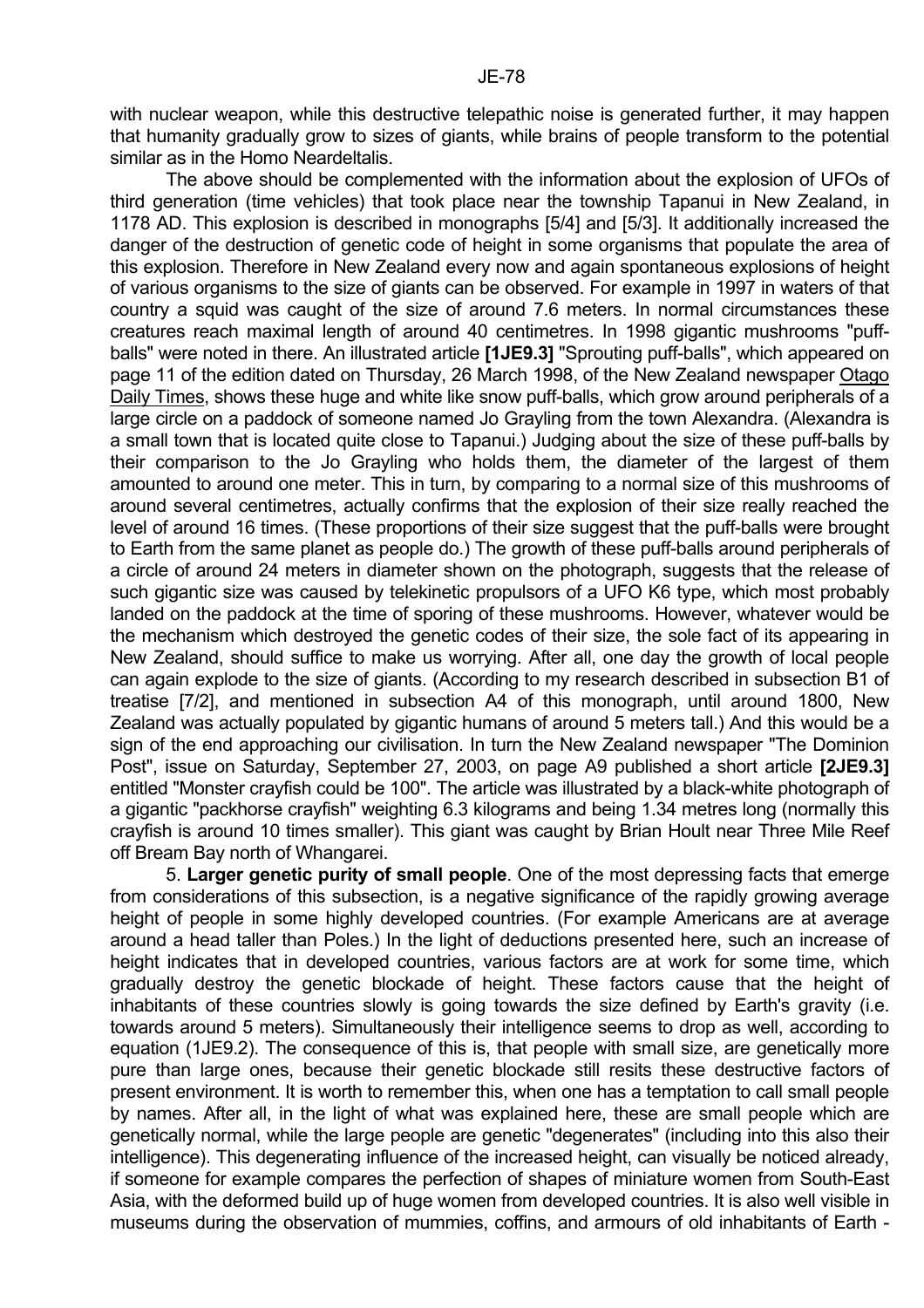with nuclear weapon, while this destructive telepathic noise is generated further, it may happen that humanity gradually grow to sizes of giants, while brains of people transform to the potential similar as in the Homo Neardeltalis.

The above should be complemented with the information about the explosion of UFOs of third generation (time vehicles) that took place near the township Tapanui in New Zealand, in 1178 AD. This explosion is described in monographs [5/4] and [5/3]. It additionally increased the danger of the destruction of genetic code of height in some organisms that populate the area of this explosion. Therefore in New Zealand every now and again spontaneous explosions of height of various organisms to the size of giants can be observed. For example in 1997 in waters of that country a squid was caught of the size of around 7.6 meters. In normal circumstances these creatures reach maximal length of around 40 centimetres. In 1998 gigantic mushrooms "puff-balls" were noted in there. An illustrated article **[1JE9.3]** "Sprouting puff-balls", which appeared on page 11 of the edition dated on Thursday, 26 March 1998, of the New Zealand newspaper Otago Daily Times, shows these huge and white like snow puff-balls, which grow around peripherals of a large circle on a paddock of someone named Jo Grayling from the town Alexandra. (Alexandra is a small town that is located quite close to Tapanui.) Judging about the size of these puff-balls by their comparison to the Jo Grayling who holds them, the diameter of the largest of them amounted to around one meter. This in turn, by comparing to a normal size of this mushrooms of around several centimetres, actually confirms that the explosion of their size really reached the level of around 16 times. (These proportions of their size suggest that the puff-balls were brought to Earth from the same planet as people do.) The growth of these puff-balls around peripherals of a circle of around 24 meters in diameter shown on the photograph, suggests that the release of such gigantic size was caused by telekinetic propulsors of a UFO K6 type, which most probably landed on the paddock at the time of sporing of these mushrooms. However, whatever would be the mechanism which destroyed the genetic codes of their size, the sole fact of its appearing in New Zealand, should suffice to make us worrying. After all, one day the growth of local people can again explode to the size of giants. (According to my research described in subsection B1 of treatise [7/2], and mentioned in subsection A4 of this monograph, until around 1800, New Zealand was actually populated by gigantic humans of around 5 meters tall.) And this would be a sign of the end approaching our civilisation. In turn the New Zealand newspaper "The Dominion Post", issue on Saturday, September 27, 2003, on page A9 published a short article **[2JE9.3]** entitled "Monster crayfish could be 100". The article was illustrated by a black-white photograph of a gigantic "packhorse crayfish" weighting 6.3 kilograms and being 1.34 metres long (normally this crayfish is around 10 times smaller). This giant was caught by Brian Hoult near Three Mile Reef off Bream Bay north of Whangarei.

5. **Larger genetic purity of small people**. One of the most depressing facts that emerge from considerations of this subsection, is a negative significance of the rapidly growing average height of people in some highly developed countries. (For example Americans are at average around a head taller than Poles.) In the light of deductions presented here, such an increase of height indicates that in developed countries, various factors are at work for some time, which gradually destroy the genetic blockade of height. These factors cause that the height of inhabitants of these countries slowly is going towards the size defined by Earth's gravity (i.e. towards around 5 meters). Simultaneously their intelligence seems to drop as well, according to equation (1JE9.2). The consequence of this is, that people with small size, are genetically more pure than large ones, because their genetic blockade still resits these destructive factors of present environment. It is worth to remember this, when one has a temptation to call small people by names. After all, in the light of what was explained here, these are small people which are genetically normal, while the large people are genetic "degenerates" (including into this also their intelligence). This degenerating influence of the increased height, can visually be noticed already, if someone for example compares the perfection of shapes of miniature women from South-East Asia, with the deformed build up of huge women from developed countries. It is also well visible in museums during the observation of mummies, coffins, and armours of old inhabitants of Earth -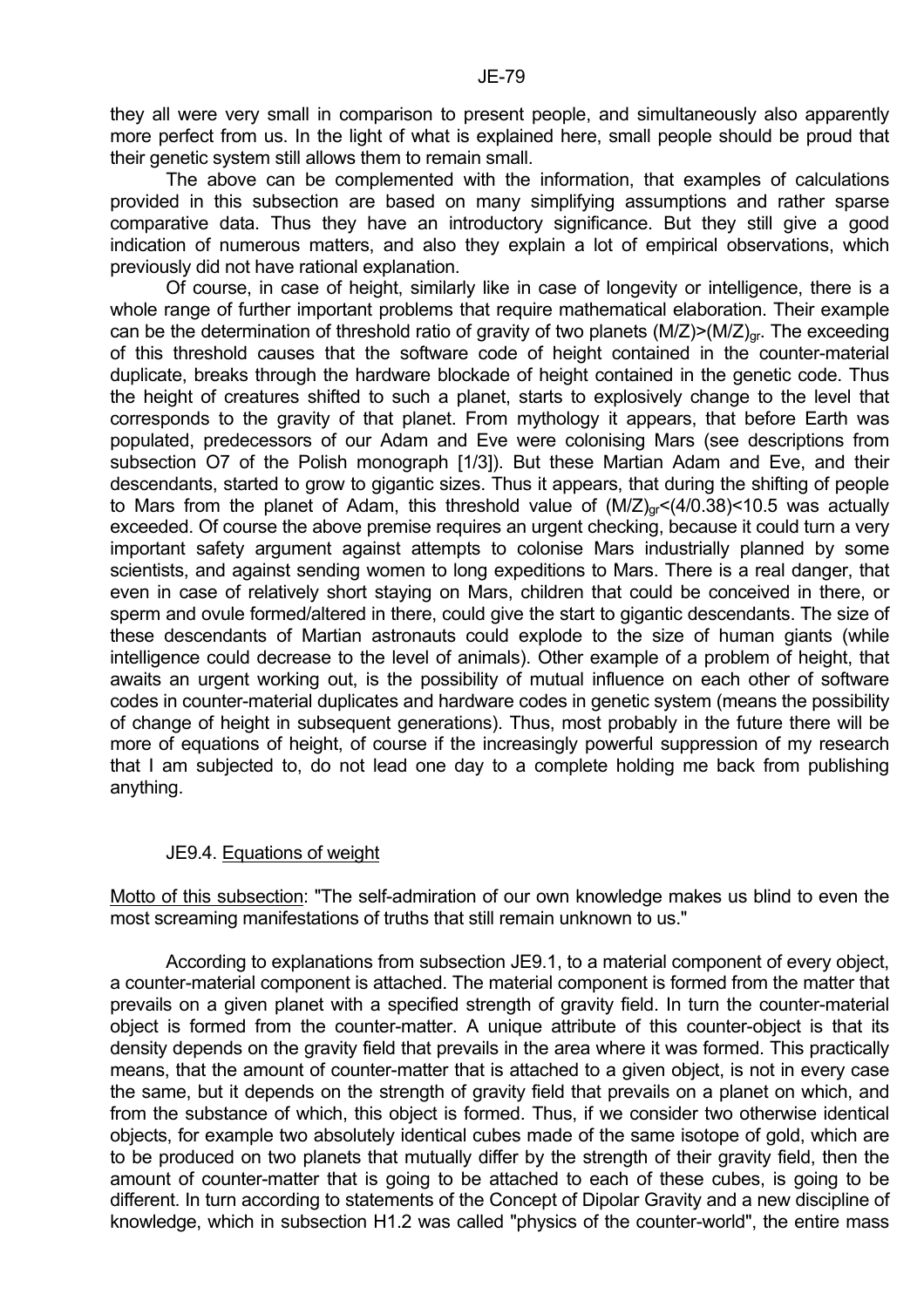they all were very small in comparison to present people, and simultaneously also apparently more perfect from us. In the light of what is explained here, small people should be proud that their genetic system still allows them to remain small.

The above can be complemented with the information, that examples of calculations provided in this subsection are based on many simplifying assumptions and rather sparse comparative data. Thus they have an introductory significance. But they still give a good indication of numerous matters, and also they explain a lot of empirical observations, which previously did not have rational explanation.

Of course, in case of height, similarly like in case of longevity or intelligence, there is a whole range of further important problems that require mathematical elaboration. Their example can be the determination of threshold ratio of gravity of two planets $(M/Z)>(M/Z)_{gr}$. The exceeding of this threshold causes that the software code of height contained in the counter-material duplicate, breaks through the hardware blockade of height contained in the genetic code. Thus the height of creatures shifted to such a planet, starts to explosively change to the level that corresponds to the gravity of that planet. From mythology it appears, that before Earth was populated, predecessors of our Adam and Eve were colonising Mars (see descriptions from subsection O7 of the Polish monograph [1/3]). But these Martian Adam and Eve, and their descendants, started to grow to gigantic sizes. Thus it appears, that during the shifting of people to Mars from the planet of Adam, this threshold value of $(M/Z)_{gr}<(4/0.38)<10.5$ was actually exceeded. Of course the above premise requires an urgent checking, because it could turn a very important safety argument against attempts to colonise Mars industrially planned by some scientists, and against sending women to long expeditions to Mars. There is a real danger, that even in case of relatively short staying on Mars, children that could be conceived in there, or sperm and ovule formed/altered in there, could give the start to gigantic descendants. The size of these descendants of Martian astronauts could explode to the size of human giants (while intelligence could decrease to the level of animals). Other example of a problem of height, that awaits an urgent working out, is the possibility of mutual influence on each other of software codes in counter-material duplicates and hardware codes in genetic system (means the possibility of change of height in subsequent generations). Thus, most probably in the future there will be more of equations of height, of course if the increasingly powerful suppression of my research that I am subjected to, do not lead one day to a complete holding me back from publishing anything.

### JE9.4. Equations of weight

Motto of this subsection: "The self-admiration of our own knowledge makes us blind to even the most screaming manifestations of truths that still remain unknown to us."

According to explanations from subsection JE9.1, to a material component of every object, a counter-material component is attached. The material component is formed from the matter that prevails on a given planet with a specified strength of gravity field. In turn the counter-material object is formed from the counter-matter. A unique attribute of this counter-object is that its density depends on the gravity field that prevails in the area where it was formed. This practically means, that the amount of counter-matter that is attached to a given object, is not in every case the same, but it depends on the strength of gravity field that prevails on a planet on which, and from the substance of which, this object is formed. Thus, if we consider two otherwise identical objects, for example two absolutely identical cubes made of the same isotope of gold, which are to be produced on two planets that mutually differ by the strength of their gravity field, then the amount of counter-matter that is going to be attached to each of these cubes, is going to be different. In turn according to statements of the Concept of Dipolar Gravity and a new discipline of knowledge, which in subsection H1.2 was called "physics of the counter-world", the entire mass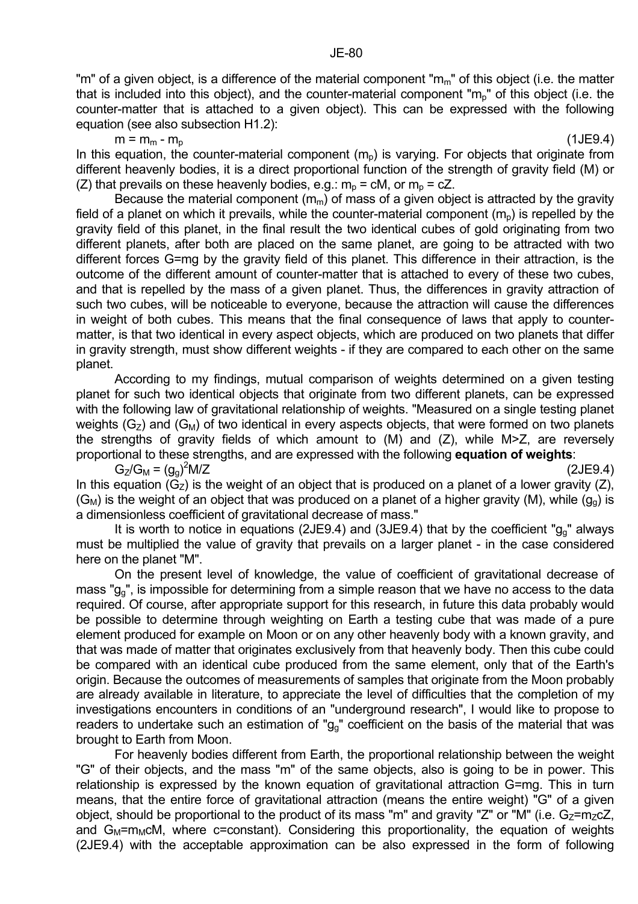"m" of a given object, is a difference of the material component "$m_m$" of this object (i.e. the matter that is included into this object), and the counter-material component "$m_p$" of this object (i.e. the counter-matter that is attached to a given object). This can be expressed with the following equation (see also subsection H1.2):

$$m = m_m - m_p \tag{1JE9.4}$$

In this equation, the counter-material component ($m_p$) is varying. For objects that originate from different heavenly bodies, it is a direct proportional function of the strength of gravity field (M) or (Z) that prevails on these heavenly bodies, e.g.: $m_p = cM$, or $m_p = cZ$.

Because the material component ($m_m$) of mass of a given object is attracted by the gravity field of a planet on which it prevails, while the counter-material component ($m_p$) is repelled by the gravity field of this planet, in the final result the two identical cubes of gold originating from two different planets, after both are placed on the same planet, are going to be attracted with two different forces G=mg by the gravity field of this planet. This difference in their attraction, is the outcome of the different amount of counter-matter that is attached to every of these two cubes, and that is repelled by the mass of a given planet. Thus, the differences in gravity attraction of such two cubes, will be noticeable to everyone, because the attraction will cause the differences in weight of both cubes. This means that the final consequence of laws that apply to counter-matter, is that two identical in every aspect objects, which are produced on two planets that differ in gravity strength, must show different weights - if they are compared to each other on the same planet.

According to my findings, mutual comparison of weights determined on a given testing planet for such two identical objects that originate from two different planets, can be expressed with the following law of gravitational relationship of weights. "Measured on a single testing planet weights ($G_Z$) and ($G_M$) of two identical in every aspects objects, that were formed on two planets the strengths of gravity fields of which amount to (M) and (Z), while M>Z, are reversely proportional to these strengths, and are expressed with the following **equation of weights**:

$$G_Z/G_M = (g_g)^2 M/Z \tag{2JE9.4}$$

In this equation ($G_Z$) is the weight of an object that is produced on a planet of a lower gravity (Z), ($G_M$) is the weight of an object that was produced on a planet of a higher gravity (M), while ($g_g$) is a dimensionless coefficient of gravitational decrease of mass."

It is worth to notice in equations (2JE9.4) and (3JE9.4) that by the coefficient "$g_g$" always must be multiplied the value of gravity that prevails on a larger planet - in the case considered here on the planet "M".

On the present level of knowledge, the value of coefficient of gravitational decrease of mass "$g_g$", is impossible for determining from a simple reason that we have no access to the data required. Of course, after appropriate support for this research, in future this data probably would be possible to determine through weighting on Earth a testing cube that was made of a pure element produced for example on Moon or on any other heavenly body with a known gravity, and that was made of matter that originates exclusively from that heavenly body. Then this cube could be compared with an identical cube produced from the same element, only that of the Earth's origin. Because the outcomes of measurements of samples that originate from the Moon probably are already available in literature, to appreciate the level of difficulties that the completion of my investigations encounters in conditions of an "underground research", I would like to propose to readers to undertake such an estimation of "$g_g$" coefficient on the basis of the material that was brought to Earth from Moon.

For heavenly bodies different from Earth, the proportional relationship between the weight "G" of their objects, and the mass "m" of the same objects, also is going to be in power. This relationship is expressed by the known equation of gravitational attraction G=mg. This in turn means, that the entire force of gravitational attraction (means the entire weight) "G" of a given object, should be proportional to the product of its mass "m" and gravity "Z" or "M" (i.e. $G_Z = m_Z cZ$, and $G_M = m_M cM$, where c=constant). Considering this proportionality, the equation of weights (2JE9.4) with the acceptable approximation can be also expressed in the form of following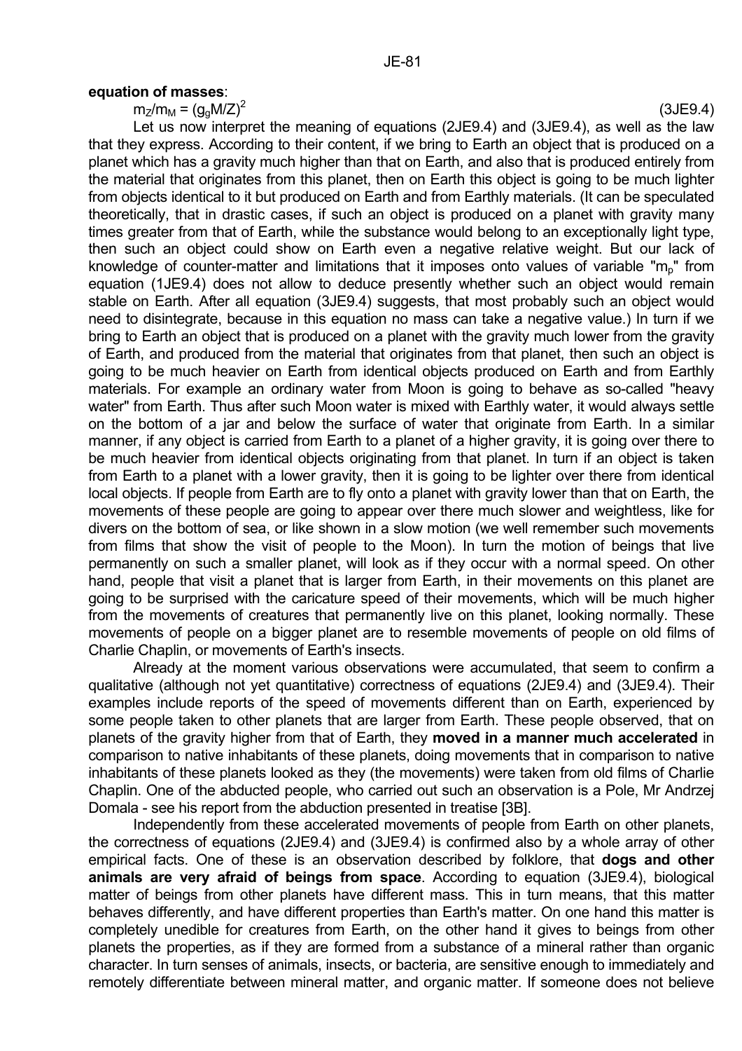**equation of masses**:

$$m_Z/m_M = (g_gM/Z)^2 \qquad (3JE9.4)$$

Let us now interpret the meaning of equations (2JE9.4) and (3JE9.4), as well as the law that they express. According to their content, if we bring to Earth an object that is produced on a planet which has a gravity much higher than that on Earth, and also that is produced entirely from the material that originates from this planet, then on Earth this object is going to be much lighter from objects identical to it but produced on Earth and from Earthly materials. (It can be speculated theoretically, that in drastic cases, if such an object is produced on a planet with gravity many times greater from that of Earth, while the substance would belong to an exceptionally light type, then such an object could show on Earth even a negative relative weight. But our lack of knowledge of counter-matter and limitations that it imposes onto values of variable "$m_p$" from equation (1JE9.4) does not allow to deduce presently whether such an object would remain stable on Earth. After all equation (3JE9.4) suggests, that most probably such an object would need to disintegrate, because in this equation no mass can take a negative value.) In turn if we bring to Earth an object that is produced on a planet with the gravity much lower from the gravity of Earth, and produced from the material that originates from that planet, then such an object is going to be much heavier on Earth from identical objects produced on Earth and from Earthly materials. For example an ordinary water from Moon is going to behave as so-called "heavy water" from Earth. Thus after such Moon water is mixed with Earthly water, it would always settle on the bottom of a jar and below the surface of water that originate from Earth. In a similar manner, if any object is carried from Earth to a planet of a higher gravity, it is going over there to be much heavier from identical objects originating from that planet. In turn if an object is taken from Earth to a planet with a lower gravity, then it is going to be lighter over there from identical local objects. If people from Earth are to fly onto a planet with gravity lower than that on Earth, the movements of these people are going to appear over there much slower and weightless, like for divers on the bottom of sea, or like shown in a slow motion (we well remember such movements from films that show the visit of people to the Moon). In turn the motion of beings that live permanently on such a smaller planet, will look as if they occur with a normal speed. On other hand, people that visit a planet that is larger from Earth, in their movements on this planet are going to be surprised with the caricature speed of their movements, which will be much higher from the movements of creatures that permanently live on this planet, looking normally. These movements of people on a bigger planet are to resemble movements of people on old films of Charlie Chaplin, or movements of Earth's insects.

Already at the moment various observations were accumulated, that seem to confirm a qualitative (although not yet quantitative) correctness of equations (2JE9.4) and (3JE9.4). Their examples include reports of the speed of movements different than on Earth, experienced by some people taken to other planets that are larger from Earth. These people observed, that on planets of the gravity higher from that of Earth, they **moved in a manner much accelerated** in comparison to native inhabitants of these planets, doing movements that in comparison to native inhabitants of these planets looked as they (the movements) were taken from old films of Charlie Chaplin. One of the abducted people, who carried out such an observation is a Pole, Mr Andrzej Domala - see his report from the abduction presented in treatise [3B].

Independently from these accelerated movements of people from Earth on other planets, the correctness of equations (2JE9.4) and (3JE9.4) is confirmed also by a whole array of other empirical facts. One of these is an observation described by folklore, that **dogs and other animals are very afraid of beings from space**. According to equation (3JE9.4), biological matter of beings from other planets have different mass. This in turn means, that this matter behaves differently, and have different properties than Earth's matter. On one hand this matter is completely unedible for creatures from Earth, on the other hand it gives to beings from other planets the properties, as if they are formed from a substance of a mineral rather than organic character. In turn senses of animals, insects, or bacteria, are sensitive enough to immediately and remotely differentiate between mineral matter, and organic matter. If someone does not believe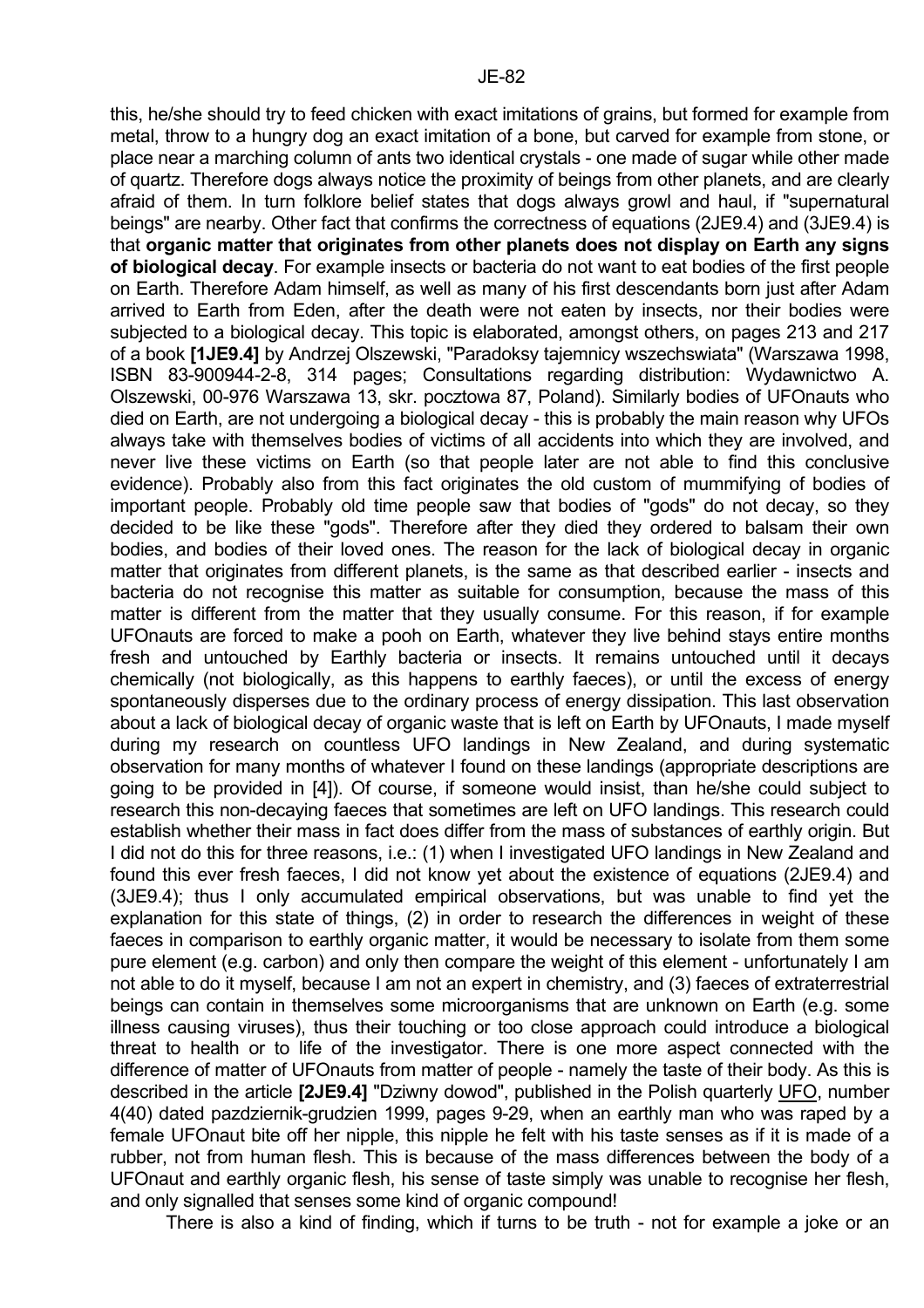this, he/she should try to feed chicken with exact imitations of grains, but formed for example from metal, throw to a hungry dog an exact imitation of a bone, but carved for example from stone, or place near a marching column of ants two identical crystals - one made of sugar while other made of quartz. Therefore dogs always notice the proximity of beings from other planets, and are clearly afraid of them. In turn folklore belief states that dogs always growl and haul, if "supernatural beings" are nearby. Other fact that confirms the correctness of equations (2JE9.4) and (3JE9.4) is that **organic matter that originates from other planets does not display on Earth any signs of biological decay**. For example insects or bacteria do not want to eat bodies of the first people on Earth. Therefore Adam himself, as well as many of his first descendants born just after Adam arrived to Earth from Eden, after the death were not eaten by insects, nor their bodies were subjected to a biological decay. This topic is elaborated, amongst others, on pages 213 and 217 of a book **[1JE9.4]** by Andrzej Olszewski, "Paradoksy tajemnicy wszechswiata" (Warszawa 1998, ISBN 83-900944-2-8, 314 pages; Consultations regarding distribution: Wydawnictwo A. Olszewski, 00-976 Warszawa 13, skr. pocztowa 87, Poland). Similarly bodies of UFOnauts who died on Earth, are not undergoing a biological decay - this is probably the main reason why UFOs always take with themselves bodies of victims of all accidents into which they are involved, and never live these victims on Earth (so that people later are not able to find this conclusive evidence). Probably also from this fact originates the old custom of mummifying of bodies of important people. Probably old time people saw that bodies of "gods" do not decay, so they decided to be like these "gods". Therefore after they died they ordered to balsam their own bodies, and bodies of their loved ones. The reason for the lack of biological decay in organic matter that originates from different planets, is the same as that described earlier - insects and bacteria do not recognise this matter as suitable for consumption, because the mass of this matter is different from the matter that they usually consume. For this reason, if for example UFOnauts are forced to make a pooh on Earth, whatever they live behind stays entire months fresh and untouched by Earthly bacteria or insects. It remains untouched until it decays chemically (not biologically, as this happens to earthly faeces), or until the excess of energy spontaneously disperses due to the ordinary process of energy dissipation. This last observation about a lack of biological decay of organic waste that is left on Earth by UFOnauts, I made myself during my research on countless UFO landings in New Zealand, and during systematic observation for many months of whatever I found on these landings (appropriate descriptions are going to be provided in [4]). Of course, if someone would insist, than he/she could subject to research this non-decaying faeces that sometimes are left on UFO landings. This research could establish whether their mass in fact does differ from the mass of substances of earthly origin. But I did not do this for three reasons, i.e.: (1) when I investigated UFO landings in New Zealand and found this ever fresh faeces, I did not know yet about the existence of equations (2JE9.4) and (3JE9.4); thus I only accumulated empirical observations, but was unable to find yet the explanation for this state of things, (2) in order to research the differences in weight of these faeces in comparison to earthly organic matter, it would be necessary to isolate from them some pure element (e.g. carbon) and only then compare the weight of this element - unfortunately I am not able to do it myself, because I am not an expert in chemistry, and (3) faeces of extraterrestrial beings can contain in themselves some microorganisms that are unknown on Earth (e.g. some illness causing viruses), thus their touching or too close approach could introduce a biological threat to health or to life of the investigator. There is one more aspect connected with the difference of matter of UFOnauts from matter of people - namely the taste of their body. As this is described in the article **[2JE9.4]** "Dziwny dowod", published in the Polish quarterly UFO, number 4(40) dated pazdziernik-grudzien 1999, pages 9-29, when an earthly man who was raped by a female UFOnaut bite off her nipple, this nipple he felt with his taste senses as if it is made of a rubber, not from human flesh. This is because of the mass differences between the body of a UFOnaut and earthly organic flesh, his sense of taste simply was unable to recognise her flesh, and only signalled that senses some kind of organic compound!

There is also a kind of finding, which if turns to be truth - not for example a joke or an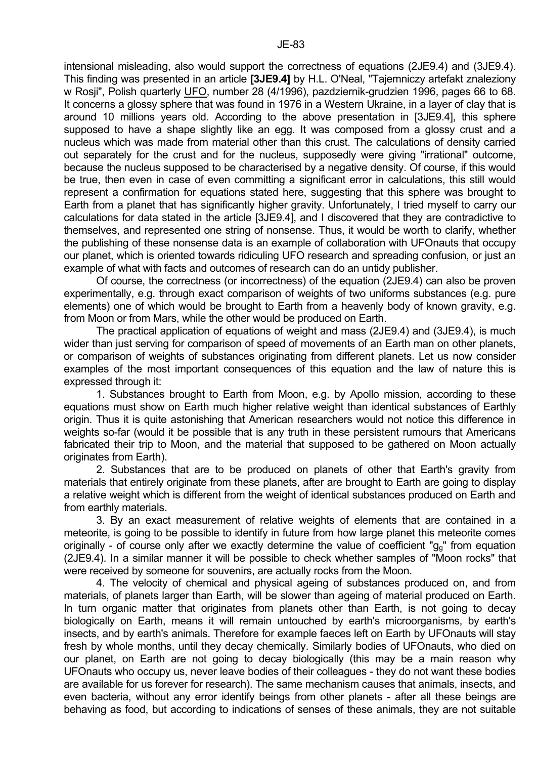intensional misleading, also would support the correctness of equations (2JE9.4) and (3JE9.4). This finding was presented in an article **[3JE9.4]** by H.L. O'Neal, "Tajemniczy artefakt znaleziony w Rosji", Polish quarterly UFO, number 28 (4/1996), pazdziernik-grudzien 1996, pages 66 to 68. It concerns a glossy sphere that was found in 1976 in a Western Ukraine, in a layer of clay that is around 10 millions years old. According to the above presentation in [3JE9.4], this sphere supposed to have a shape slightly like an egg. It was composed from a glossy crust and a nucleus which was made from material other than this crust. The calculations of density carried out separately for the crust and for the nucleus, supposedly were giving "irrational" outcome, because the nucleus supposed to be characterised by a negative density. Of course, if this would be true, then even in case of even committing a significant error in calculations, this still would represent a confirmation for equations stated here, suggesting that this sphere was brought to Earth from a planet that has significantly higher gravity. Unfortunately, I tried myself to carry our calculations for data stated in the article [3JE9.4], and I discovered that they are contradictive to themselves, and represented one string of nonsense. Thus, it would be worth to clarify, whether the publishing of these nonsense data is an example of collaboration with UFOnauts that occupy our planet, which is oriented towards ridiculing UFO research and spreading confusion, or just an example of what with facts and outcomes of research can do an untidy publisher.

Of course, the correctness (or incorrectness) of the equation (2JE9.4) can also be proven experimentally, e.g. through exact comparison of weights of two uniforms substances (e.g. pure elements) one of which would be brought to Earth from a heavenly body of known gravity, e.g. from Moon or from Mars, while the other would be produced on Earth.

The practical application of equations of weight and mass (2JE9.4) and (3JE9.4), is much wider than just serving for comparison of speed of movements of an Earth man on other planets, or comparison of weights of substances originating from different planets. Let us now consider examples of the most important consequences of this equation and the law of nature this is expressed through it:

1. Substances brought to Earth from Moon, e.g. by Apollo mission, according to these equations must show on Earth much higher relative weight than identical substances of Earthly origin. Thus it is quite astonishing that American researchers would not notice this difference in weights so-far (would it be possible that is any truth in these persistent rumours that Americans fabricated their trip to Moon, and the material that supposed to be gathered on Moon actually originates from Earth).

2. Substances that are to be produced on planets of other that Earth's gravity from materials that entirely originate from these planets, after are brought to Earth are going to display a relative weight which is different from the weight of identical substances produced on Earth and from earthly materials.

3. By an exact measurement of relative weights of elements that are contained in a meteorite, is going to be possible to identify in future from how large planet this meteorite comes originally - of course only after we exactly determine the value of coefficient "$g_g$" from equation (2JE9.4). In a similar manner it will be possible to check whether samples of "Moon rocks" that were received by someone for souvenirs, are actually rocks from the Moon.

4. The velocity of chemical and physical ageing of substances produced on, and from materials, of planets larger than Earth, will be slower than ageing of material produced on Earth. In turn organic matter that originates from planets other than Earth, is not going to decay biologically on Earth, means it will remain untouched by earth's microorganisms, by earth's insects, and by earth's animals. Therefore for example faeces left on Earth by UFOnauts will stay fresh by whole months, until they decay chemically. Similarly bodies of UFOnauts, who died on our planet, on Earth are not going to decay biologically (this may be a main reason why UFOnauts who occupy us, never leave bodies of their colleagues - they do not want these bodies are available for us forever for research). The same mechanism causes that animals, insects, and even bacteria, without any error identify beings from other planets - after all these beings are behaving as food, but according to indications of senses of these animals, they are not suitable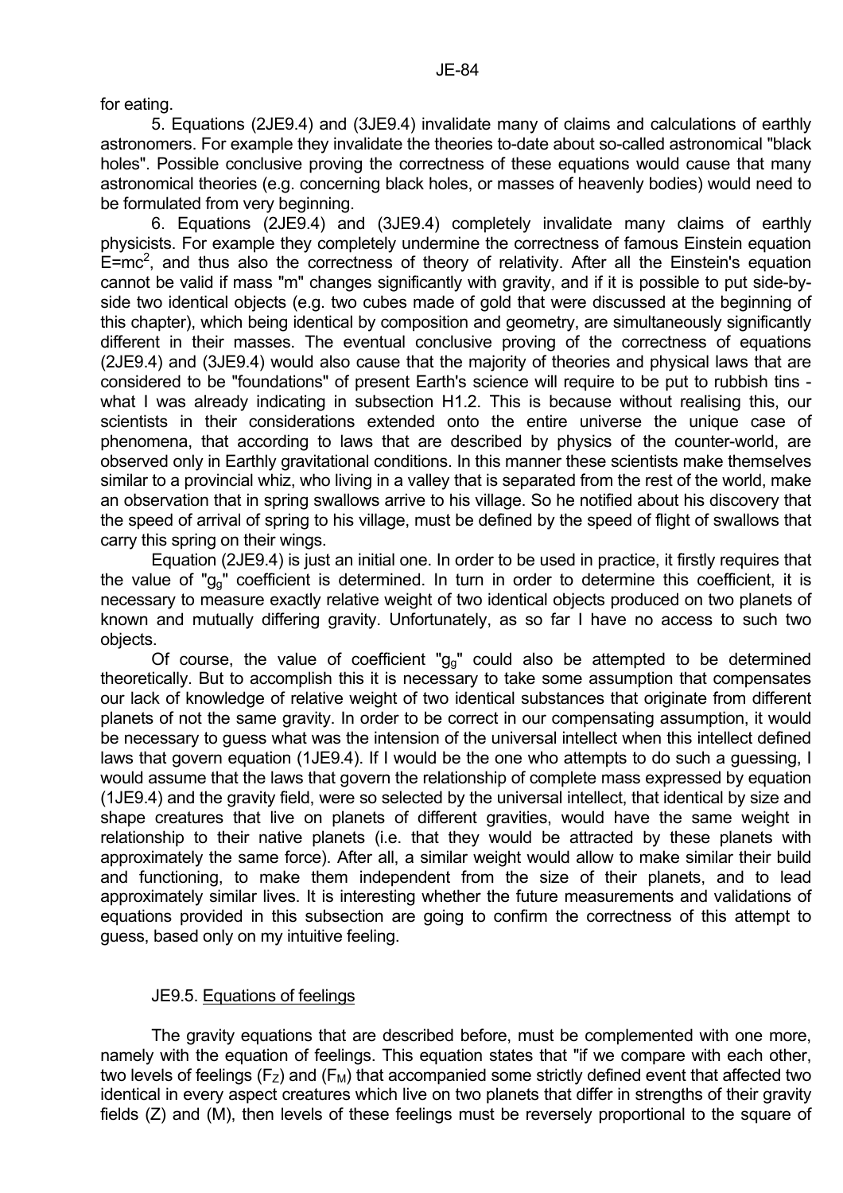for eating.

5. Equations (2JE9.4) and (3JE9.4) invalidate many of claims and calculations of earthly astronomers. For example they invalidate the theories to-date about so-called astronomical "black holes". Possible conclusive proving the correctness of these equations would cause that many astronomical theories (e.g. concerning black holes, or masses of heavenly bodies) would need to be formulated from very beginning.

6. Equations (2JE9.4) and (3JE9.4) completely invalidate many claims of earthly physicists. For example they completely undermine the correctness of famous Einstein equation $E=mc^2$, and thus also the correctness of theory of relativity. After all the Einstein's equation cannot be valid if mass "m" changes significantly with gravity, and if it is possible to put side-by-side two identical objects (e.g. two cubes made of gold that were discussed at the beginning of this chapter), which being identical by composition and geometry, are simultaneously significantly different in their masses. The eventual conclusive proving of the correctness of equations (2JE9.4) and (3JE9.4) would also cause that the majority of theories and physical laws that are considered to be "foundations" of present Earth's science will require to be put to rubbish tins - what I was already indicating in subsection H1.2. This is because without realising this, our scientists in their considerations extended onto the entire universe the unique case of phenomena, that according to laws that are described by physics of the counter-world, are observed only in Earthly gravitational conditions. In this manner these scientists make themselves similar to a provincial whiz, who living in a valley that is separated from the rest of the world, make an observation that in spring swallows arrive to his village. So he notified about his discovery that the speed of arrival of spring to his village, must be defined by the speed of flight of swallows that carry this spring on their wings.

Equation (2JE9.4) is just an initial one. In order to be used in practice, it firstly requires that the value of "$g_g$" coefficient is determined. In turn in order to determine this coefficient, it is necessary to measure exactly relative weight of two identical objects produced on two planets of known and mutually differing gravity. Unfortunately, as so far I have no access to such two objects.

Of course, the value of coefficient "$g_g$" could also be attempted to be determined theoretically. But to accomplish this it is necessary to take some assumption that compensates our lack of knowledge of relative weight of two identical substances that originate from different planets of not the same gravity. In order to be correct in our compensating assumption, it would be necessary to guess what was the intension of the universal intellect when this intellect defined laws that govern equation (1JE9.4). If I would be the one who attempts to do such a guessing, I would assume that the laws that govern the relationship of complete mass expressed by equation (1JE9.4) and the gravity field, were so selected by the universal intellect, that identical by size and shape creatures that live on planets of different gravities, would have the same weight in relationship to their native planets (i.e. that they would be attracted by these planets with approximately the same force). After all, a similar weight would allow to make similar their build and functioning, to make them independent from the size of their planets, and to lead approximately similar lives. It is interesting whether the future measurements and validations of equations provided in this subsection are going to confirm the correctness of this attempt to guess, based only on my intuitive feeling.

### JE9.5. Equations of feelings

The gravity equations that are described before, must be complemented with one more, namely with the equation of feelings. This equation states that "if we compare with each other, two levels of feelings ($F_Z$) and ($F_M$) that accompanied some strictly defined event that affected two identical in every aspect creatures which live on two planets that differ in strengths of their gravity fields (Z) and (M), then levels of these feelings must be reversely proportional to the square of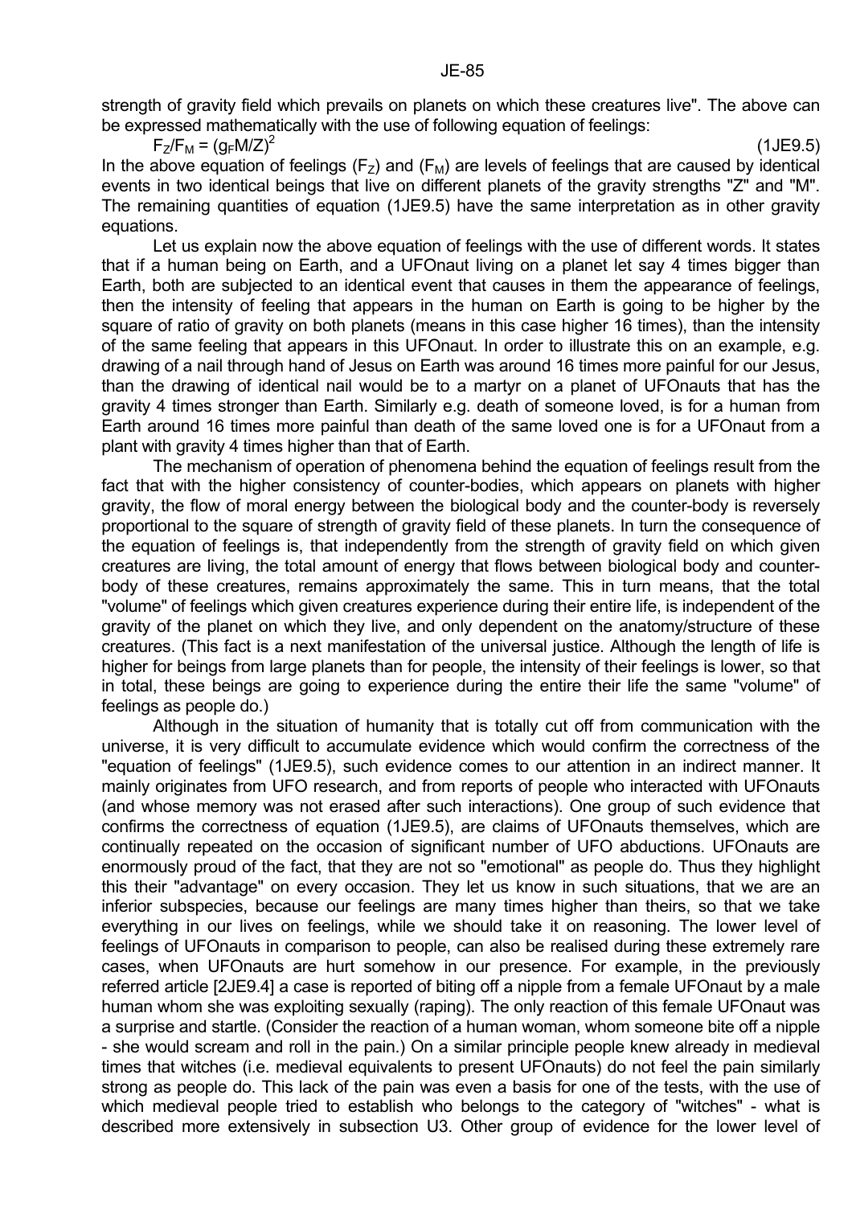strength of gravity field which prevails on planets on which these creatures live". The above can be expressed mathematically with the use of following equation of feelings:

$$F_Z/F_M = (g_F M/Z)^2 \qquad (1JE9.5)$$

In the above equation of feelings ($F_Z$) and ($F_M$) are levels of feelings that are caused by identical events in two identical beings that live on different planets of the gravity strengths "Z" and "M". The remaining quantities of equation (1JE9.5) have the same interpretation as in other gravity equations.

Let us explain now the above equation of feelings with the use of different words. It states that if a human being on Earth, and a UFOnaut living on a planet let say 4 times bigger than Earth, both are subjected to an identical event that causes in them the appearance of feelings, then the intensity of feeling that appears in the human on Earth is going to be higher by the square of ratio of gravity on both planets (means in this case higher 16 times), than the intensity of the same feeling that appears in this UFOnaut. In order to illustrate this on an example, e.g. drawing of a nail through hand of Jesus on Earth was around 16 times more painful for our Jesus, than the drawing of identical nail would be to a martyr on a planet of UFOnauts that has the gravity 4 times stronger than Earth. Similarly e.g. death of someone loved, is for a human from Earth around 16 times more painful than death of the same loved one is for a UFOnaut from a plant with gravity 4 times higher than that of Earth.

The mechanism of operation of phenomena behind the equation of feelings result from the fact that with the higher consistency of counter-bodies, which appears on planets with higher gravity, the flow of moral energy between the biological body and the counter-body is reversely proportional to the square of strength of gravity field of these planets. In turn the consequence of the equation of feelings is, that independently from the strength of gravity field on which given creatures are living, the total amount of energy that flows between biological body and counter-body of these creatures, remains approximately the same. This in turn means, that the total "volume" of feelings which given creatures experience during their entire life, is independent of the gravity of the planet on which they live, and only dependent on the anatomy/structure of these creatures. (This fact is a next manifestation of the universal justice. Although the length of life is higher for beings from large planets than for people, the intensity of their feelings is lower, so that in total, these beings are going to experience during the entire their life the same "volume" of feelings as people do.)

Although in the situation of humanity that is totally cut off from communication with the universe, it is very difficult to accumulate evidence which would confirm the correctness of the "equation of feelings" (1JE9.5), such evidence comes to our attention in an indirect manner. It mainly originates from UFO research, and from reports of people who interacted with UFOnauts (and whose memory was not erased after such interactions). One group of such evidence that confirms the correctness of equation (1JE9.5), are claims of UFOnauts themselves, which are continually repeated on the occasion of significant number of UFO abductions. UFOnauts are enormously proud of the fact, that they are not so "emotional" as people do. Thus they highlight this their "advantage" on every occasion. They let us know in such situations, that we are an inferior subspecies, because our feelings are many times higher than theirs, so that we take everything in our lives on feelings, while we should take it on reasoning. The lower level of feelings of UFOnauts in comparison to people, can also be realised during these extremely rare cases, when UFOnauts are hurt somehow in our presence. For example, in the previously referred article [2JE9.4] a case is reported of biting off a nipple from a female UFOnaut by a male human whom she was exploiting sexually (raping). The only reaction of this female UFOnaut was a surprise and startle. (Consider the reaction of a human woman, whom someone bite off a nipple - she would scream and roll in the pain.) On a similar principle people knew already in medieval times that witches (i.e. medieval equivalents to present UFOnauts) do not feel the pain similarly strong as people do. This lack of the pain was even a basis for one of the tests, with the use of which medieval people tried to establish who belongs to the category of "witches" - what is described more extensively in subsection U3. Other group of evidence for the lower level of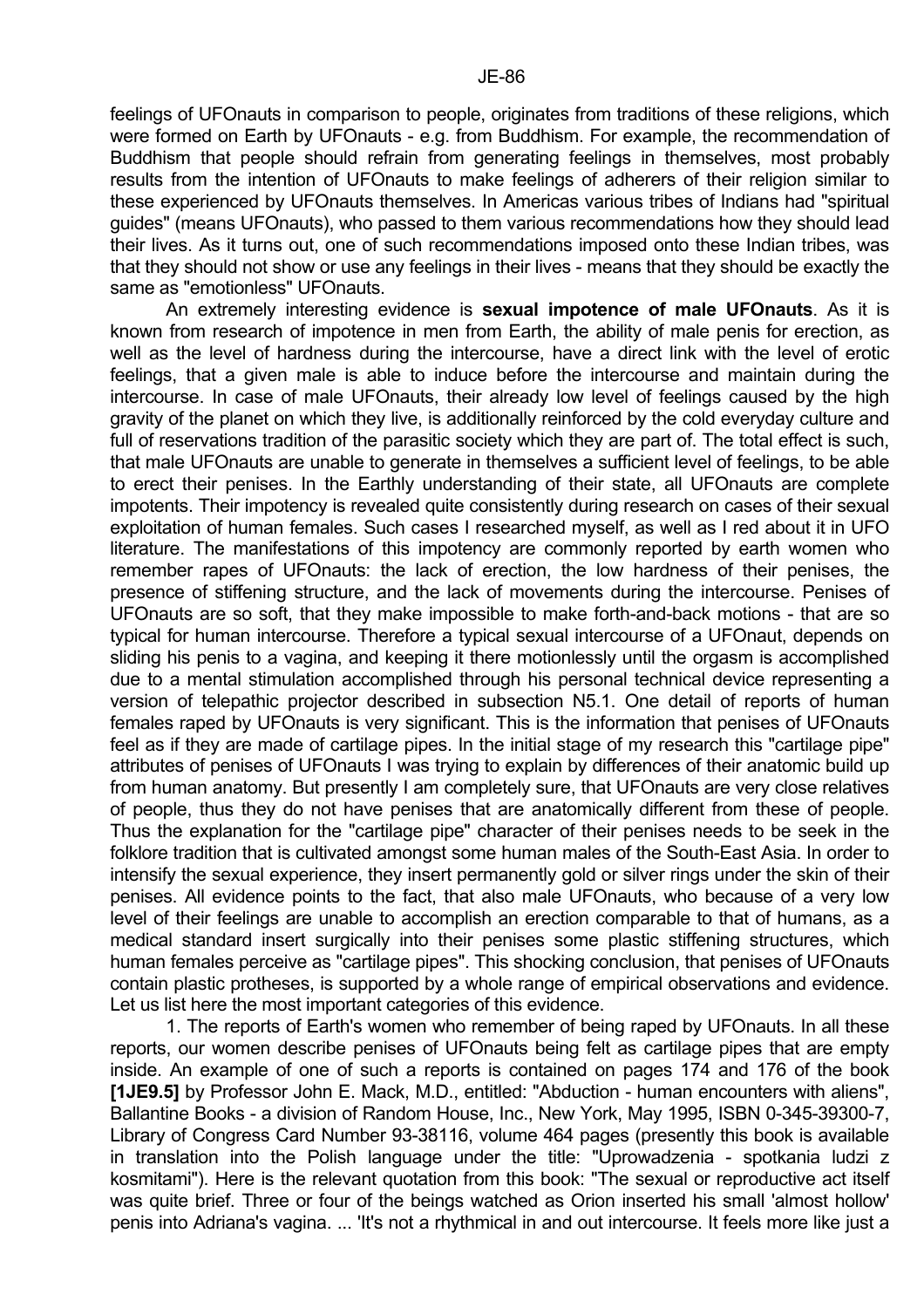feelings of UFOnauts in comparison to people, originates from traditions of these religions, which were formed on Earth by UFOnauts - e.g. from Buddhism. For example, the recommendation of Buddhism that people should refrain from generating feelings in themselves, most probably results from the intention of UFOnauts to make feelings of adherers of their religion similar to these experienced by UFOnauts themselves. In Americas various tribes of Indians had "spiritual guides" (means UFOnauts), who passed to them various recommendations how they should lead their lives. As it turns out, one of such recommendations imposed onto these Indian tribes, was that they should not show or use any feelings in their lives - means that they should be exactly the same as "emotionless" UFOnauts.

An extremely interesting evidence is **sexual impotence of male UFOnauts**. As it is known from research of impotence in men from Earth, the ability of male penis for erection, as well as the level of hardness during the intercourse, have a direct link with the level of erotic feelings, that a given male is able to induce before the intercourse and maintain during the intercourse. In case of male UFOnauts, their already low level of feelings caused by the high gravity of the planet on which they live, is additionally reinforced by the cold everyday culture and full of reservations tradition of the parasitic society which they are part of. The total effect is such, that male UFOnauts are unable to generate in themselves a sufficient level of feelings, to be able to erect their penises. In the Earthly understanding of their state, all UFOnauts are complete impotents. Their impotency is revealed quite consistently during research on cases of their sexual exploitation of human females. Such cases I researched myself, as well as I red about it in UFO literature. The manifestations of this impotency are commonly reported by earth women who remember rapes of UFOnauts: the lack of erection, the low hardness of their penises, the presence of stiffening structure, and the lack of movements during the intercourse. Penises of UFOnauts are so soft, that they make impossible to make forth-and-back motions - that are so typical for human intercourse. Therefore a typical sexual intercourse of a UFOnaut, depends on sliding his penis to a vagina, and keeping it there motionlessly until the orgasm is accomplished due to a mental stimulation accomplished through his personal technical device representing a version of telepathic projector described in subsection N5.1. One detail of reports of human females raped by UFOnauts is very significant. This is the information that penises of UFOnauts feel as if they are made of cartilage pipes. In the initial stage of my research this "cartilage pipe" attributes of penises of UFOnauts I was trying to explain by differences of their anatomic build up from human anatomy. But presently I am completely sure, that UFOnauts are very close relatives of people, thus they do not have penises that are anatomically different from these of people. Thus the explanation for the "cartilage pipe" character of their penises needs to be seek in the folklore tradition that is cultivated amongst some human males of the South-East Asia. In order to intensify the sexual experience, they insert permanently gold or silver rings under the skin of their penises. All evidence points to the fact, that also male UFOnauts, who because of a very low level of their feelings are unable to accomplish an erection comparable to that of humans, as a medical standard insert surgically into their penises some plastic stiffening structures, which human females perceive as "cartilage pipes". This shocking conclusion, that penises of UFOnauts contain plastic protheses, is supported by a whole range of empirical observations and evidence. Let us list here the most important categories of this evidence.

1. The reports of Earth's women who remember of being raped by UFOnauts. In all these reports, our women describe penises of UFOnauts being felt as cartilage pipes that are empty inside. An example of one of such a reports is contained on pages 174 and 176 of the book **[1JE9.5]** by Professor John E. Mack, M.D., entitled: "Abduction - human encounters with aliens", Ballantine Books - a division of Random House, Inc., New York, May 1995, ISBN 0-345-39300-7, Library of Congress Card Number 93-38116, volume 464 pages (presently this book is available in translation into the Polish language under the title: "Uprowadzenia - spotkania ludzi z kosmitami"). Here is the relevant quotation from this book: "The sexual or reproductive act itself was quite brief. Three or four of the beings watched as Orion inserted his small 'almost hollow' penis into Adriana's vagina. ... 'It's not a rhythmical in and out intercourse. It feels more like just a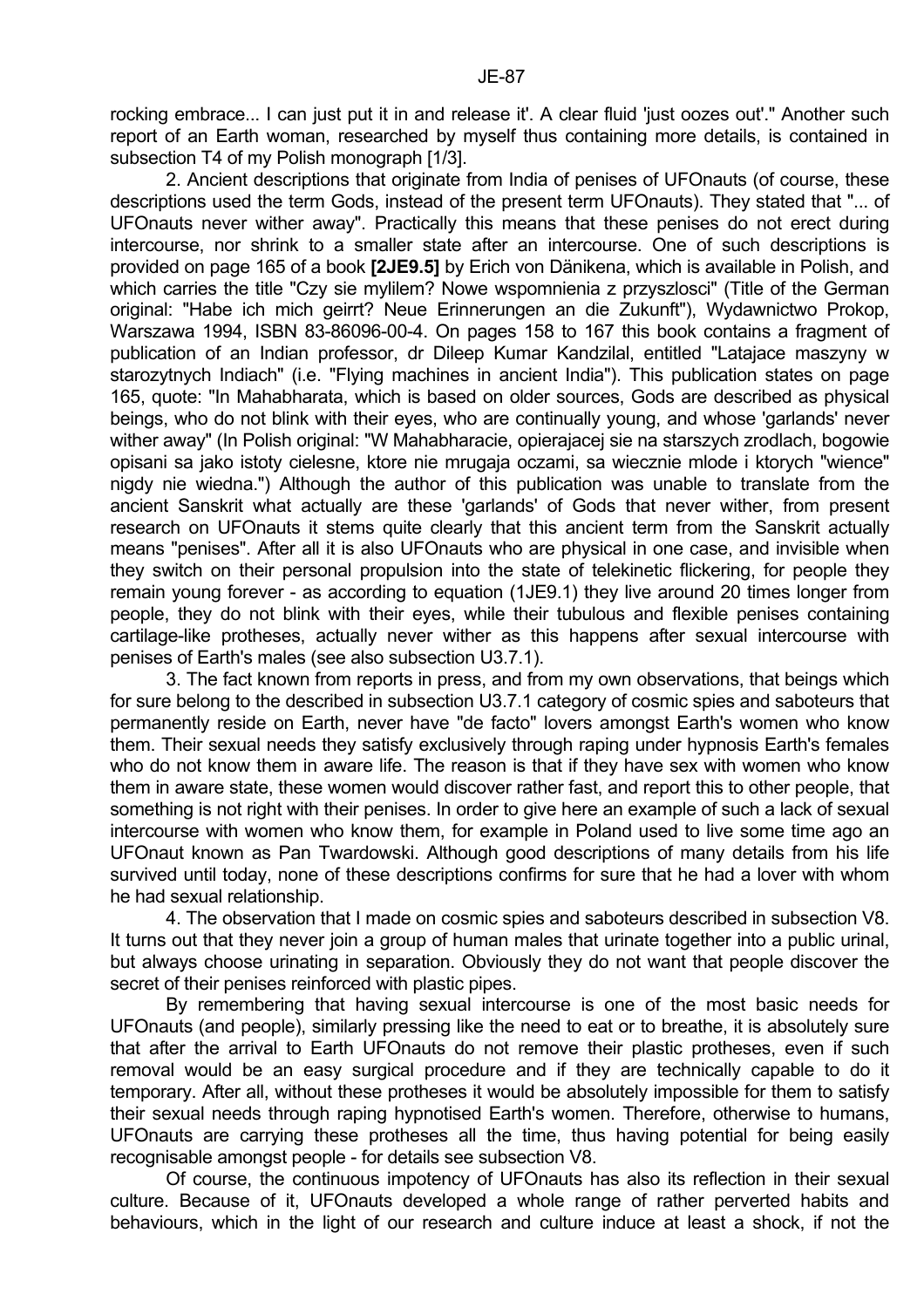rocking embrace... I can just put it in and release it'. A clear fluid 'just oozes out'." Another such report of an Earth woman, researched by myself thus containing more details, is contained in subsection T4 of my Polish monograph [1/3].

2. Ancient descriptions that originate from India of penises of UFOnauts (of course, these descriptions used the term Gods, instead of the present term UFOnauts). They stated that "... of UFOnauts never wither away". Practically this means that these penises do not erect during intercourse, nor shrink to a smaller state after an intercourse. One of such descriptions is provided on page 165 of a book **[2JE9.5]** by Erich von Dänikena, which is available in Polish, and which carries the title "Czy sie mylilem? Nowe wspomnienia z przyszlosci" (Title of the German original: "Habe ich mich geirrt? Neue Erinnerungen an die Zukunft"), Wydawnictwo Prokop, Warszawa 1994, ISBN 83-86096-00-4. On pages 158 to 167 this book contains a fragment of publication of an Indian professor, dr Dileep Kumar Kandzilal, entitled "Latajace maszyny w starozytnych Indiach" (i.e. "Flying machines in ancient India"). This publication states on page 165, quote: "In Mahabharata, which is based on older sources, Gods are described as physical beings, who do not blink with their eyes, who are continually young, and whose 'garlands' never wither away" (In Polish original: "W Mahabharacie, opierajacej sie na starszych zrodlach, bogowie opisani sa jako istoty cielesne, ktore nie mrugaja oczami, sa wiecznie mlode i ktorych "wience" nigdy nie wiedna.") Although the author of this publication was unable to translate from the ancient Sanskrit what actually are these 'garlands' of Gods that never wither, from present research on UFOnauts it stems quite clearly that this ancient term from the Sanskrit actually means "penises". After all it is also UFOnauts who are physical in one case, and invisible when they switch on their personal propulsion into the state of telekinetic flickering, for people they remain young forever - as according to equation (1JE9.1) they live around 20 times longer from people, they do not blink with their eyes, while their tubulous and flexible penises containing cartilage-like protheses, actually never wither as this happens after sexual intercourse with penises of Earth's males (see also subsection U3.7.1).

3. The fact known from reports in press, and from my own observations, that beings which for sure belong to the described in subsection U3.7.1 category of cosmic spies and saboteurs that permanently reside on Earth, never have "de facto" lovers amongst Earth's women who know them. Their sexual needs they satisfy exclusively through raping under hypnosis Earth's females who do not know them in aware life. The reason is that if they have sex with women who know them in aware state, these women would discover rather fast, and report this to other people, that something is not right with their penises. In order to give here an example of such a lack of sexual intercourse with women who know them, for example in Poland used to live some time ago an UFOnaut known as Pan Twardowski. Although good descriptions of many details from his life survived until today, none of these descriptions confirms for sure that he had a lover with whom he had sexual relationship.

4. The observation that I made on cosmic spies and saboteurs described in subsection V8. It turns out that they never join a group of human males that urinate together into a public urinal, but always choose urinating in separation. Obviously they do not want that people discover the secret of their penises reinforced with plastic pipes.

By remembering that having sexual intercourse is one of the most basic needs for UFOnauts (and people), similarly pressing like the need to eat or to breathe, it is absolutely sure that after the arrival to Earth UFOnauts do not remove their plastic protheses, even if such removal would be an easy surgical procedure and if they are technically capable to do it temporary. After all, without these protheses it would be absolutely impossible for them to satisfy their sexual needs through raping hypnotised Earth's women. Therefore, otherwise to humans, UFOnauts are carrying these protheses all the time, thus having potential for being easily recognisable amongst people - for details see subsection V8.

Of course, the continuous impotency of UFOnauts has also its reflection in their sexual culture. Because of it, UFOnauts developed a whole range of rather perverted habits and behaviours, which in the light of our research and culture induce at least a shock, if not the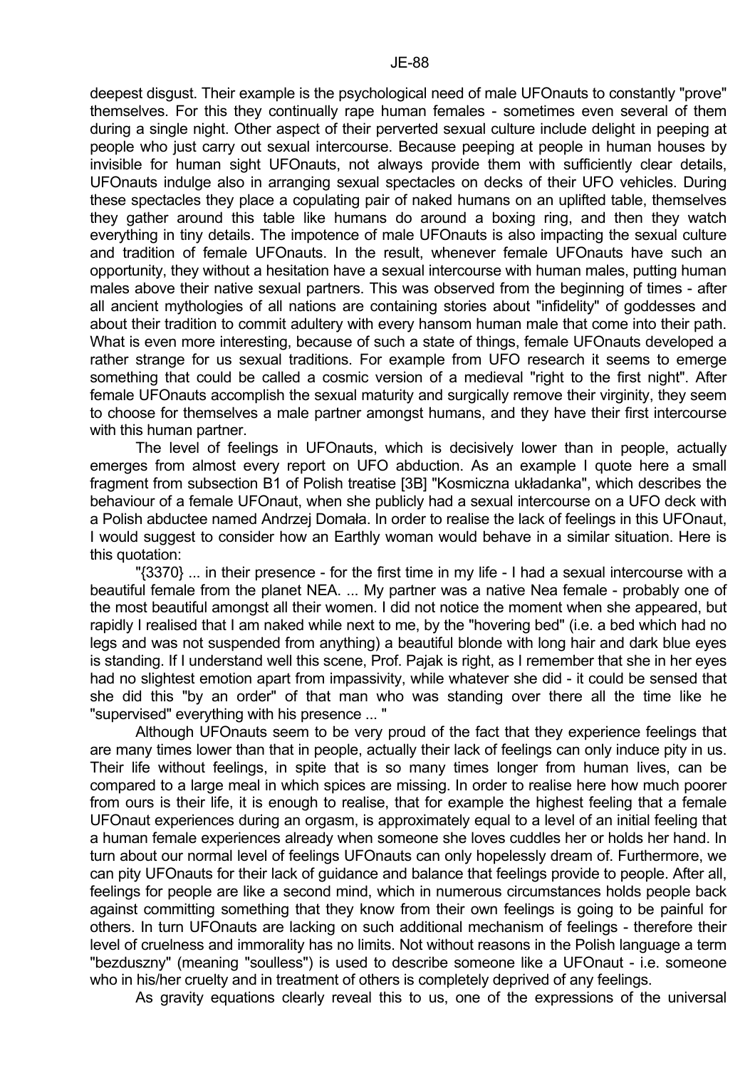deepest disgust. Their example is the psychological need of male UFOnauts to constantly "prove" themselves. For this they continually rape human females - sometimes even several of them during a single night. Other aspect of their perverted sexual culture include delight in peeping at people who just carry out sexual intercourse. Because peeping at people in human houses by invisible for human sight UFOnauts, not always provide them with sufficiently clear details, UFOnauts indulge also in arranging sexual spectacles on decks of their UFO vehicles. During these spectacles they place a copulating pair of naked humans on an uplifted table, themselves they gather around this table like humans do around a boxing ring, and then they watch everything in tiny details. The impotence of male UFOnauts is also impacting the sexual culture and tradition of female UFOnauts. In the result, whenever female UFOnauts have such an opportunity, they without a hesitation have a sexual intercourse with human males, putting human males above their native sexual partners. This was observed from the beginning of times - after all ancient mythologies of all nations are containing stories about "infidelity" of goddesses and about their tradition to commit adultery with every hansom human male that come into their path. What is even more interesting, because of such a state of things, female UFOnauts developed a rather strange for us sexual traditions. For example from UFO research it seems to emerge something that could be called a cosmic version of a medieval "right to the first night". After female UFOnauts accomplish the sexual maturity and surgically remove their virginity, they seem to choose for themselves a male partner amongst humans, and they have their first intercourse with this human partner.

The level of feelings in UFOnauts, which is decisively lower than in people, actually emerges from almost every report on UFO abduction. As an example I quote here a small fragment from subsection B1 of Polish treatise [3B] "Kosmiczna układanka", which describes the behaviour of a female UFOnaut, when she publicly had a sexual intercourse on a UFO deck with a Polish abductee named Andrzej Domała. In order to realise the lack of feelings in this UFOnaut, I would suggest to consider how an Earthly woman would behave in a similar situation. Here is this quotation:

"{3370} ... in their presence - for the first time in my life - I had a sexual intercourse with a beautiful female from the planet NEA. ... My partner was a native Nea female - probably one of the most beautiful amongst all their women. I did not notice the moment when she appeared, but rapidly I realised that I am naked while next to me, by the "hovering bed" (i.e. a bed which had no legs and was not suspended from anything) a beautiful blonde with long hair and dark blue eyes is standing. If I understand well this scene, Prof. Pajak is right, as I remember that she in her eyes had no slightest emotion apart from impassivity, while whatever she did - it could be sensed that she did this "by an order" of that man who was standing over there all the time like he "supervised" everything with his presence ... "

Although UFOnauts seem to be very proud of the fact that they experience feelings that are many times lower than that in people, actually their lack of feelings can only induce pity in us. Their life without feelings, in spite that is so many times longer from human lives, can be compared to a large meal in which spices are missing. In order to realise here how much poorer from ours is their life, it is enough to realise, that for example the highest feeling that a female UFOnaut experiences during an orgasm, is approximately equal to a level of an initial feeling that a human female experiences already when someone she loves cuddles her or holds her hand. In turn about our normal level of feelings UFOnauts can only hopelessly dream of. Furthermore, we can pity UFOnauts for their lack of guidance and balance that feelings provide to people. After all, feelings for people are like a second mind, which in numerous circumstances holds people back against committing something that they know from their own feelings is going to be painful for others. In turn UFOnauts are lacking on such additional mechanism of feelings - therefore their level of cruelness and immorality has no limits. Not without reasons in the Polish language a term "bezduszny" (meaning "soulless") is used to describe someone like a UFOnaut - i.e. someone who in his/her cruelty and in treatment of others is completely deprived of any feelings.

As gravity equations clearly reveal this to us, one of the expressions of the universal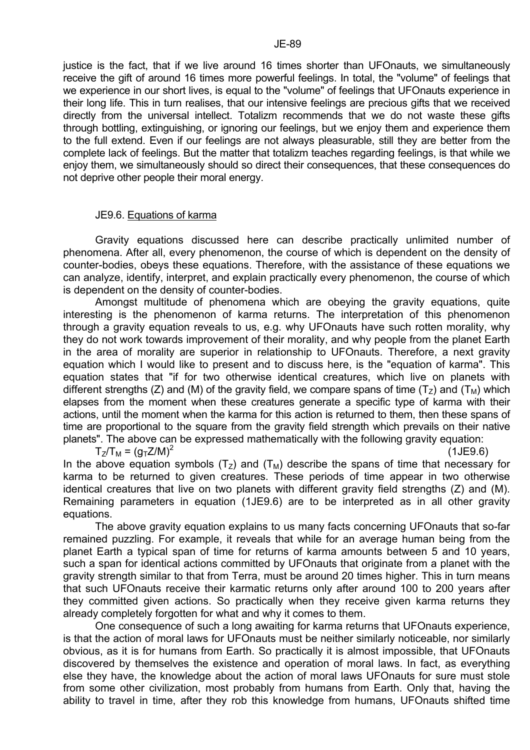justice is the fact, that if we live around 16 times shorter than UFOnauts, we simultaneously receive the gift of around 16 times more powerful feelings. In total, the "volume" of feelings that we experience in our short lives, is equal to the "volume" of feelings that UFOnauts experience in their long life. This in turn realises, that our intensive feelings are precious gifts that we received directly from the universal intellect. Totalizm recommends that we do not waste these gifts through bottling, extinguishing, or ignoring our feelings, but we enjoy them and experience them to the full extend. Even if our feelings are not always pleasurable, still they are better from the complete lack of feelings. But the matter that totalizm teaches regarding feelings, is that while we enjoy them, we simultaneously should so direct their consequences, that these consequences do not deprive other people their moral energy.

## JE9.6. Equations of karma

Gravity equations discussed here can describe practically unlimited number of phenomena. After all, every phenomenon, the course of which is dependent on the density of counter-bodies, obeys these equations. Therefore, with the assistance of these equations we can analyze, identify, interpret, and explain practically every phenomenon, the course of which is dependent on the density of counter-bodies.

Amongst multitude of phenomena which are obeying the gravity equations, quite interesting is the phenomenon of karma returns. The interpretation of this phenomenon through a gravity equation reveals to us, e.g. why UFOnauts have such rotten morality, why they do not work towards improvement of their morality, and why people from the planet Earth in the area of morality are superior in relationship to UFOnauts. Therefore, a next gravity equation which I would like to present and to discuss here, is the "equation of karma". This equation states that "if for two otherwise identical creatures, which live on planets with different strengths (Z) and (M) of the gravity field, we compare spans of time ($T_Z$) and ($T_M$) which elapses from the moment when these creatures generate a specific type of karma with their actions, until the moment when the karma for this action is returned to them, then these spans of time are proportional to the square from the gravity field strength which prevails on their native planets". The above can be expressed mathematically with the following gravity equation:

$$T_Z/T_M = (g_T Z/M)^2 \qquad \text{(1JE9.6)}$$

In the above equation symbols ($T_Z$) and ($T_M$) describe the spans of time that necessary for karma to be returned to given creatures. These periods of time appear in two otherwise identical creatures that live on two planets with different gravity field strengths (Z) and (M). Remaining parameters in equation (1JE9.6) are to be interpreted as in all other gravity equations.

The above gravity equation explains to us many facts concerning UFOnauts that so-far remained puzzling. For example, it reveals that while for an average human being from the planet Earth a typical span of time for returns of karma amounts between 5 and 10 years, such a span for identical actions committed by UFOnauts that originate from a planet with the gravity strength similar to that from Terra, must be around 20 times higher. This in turn means that such UFOnauts receive their karmatic returns only after around 100 to 200 years after they committed given actions. So practically when they receive given karma returns they already completely forgotten for what and why it comes to them.

One consequence of such a long awaiting for karma returns that UFOnauts experience, is that the action of moral laws for UFOnauts must be neither similarly noticeable, nor similarly obvious, as it is for humans from Earth. So practically it is almost impossible, that UFOnauts discovered by themselves the existence and operation of moral laws. In fact, as everything else they have, the knowledge about the action of moral laws UFOnauts for sure must stole from some other civilization, most probably from humans from Earth. Only that, having the ability to travel in time, after they rob this knowledge from humans, UFOnauts shifted time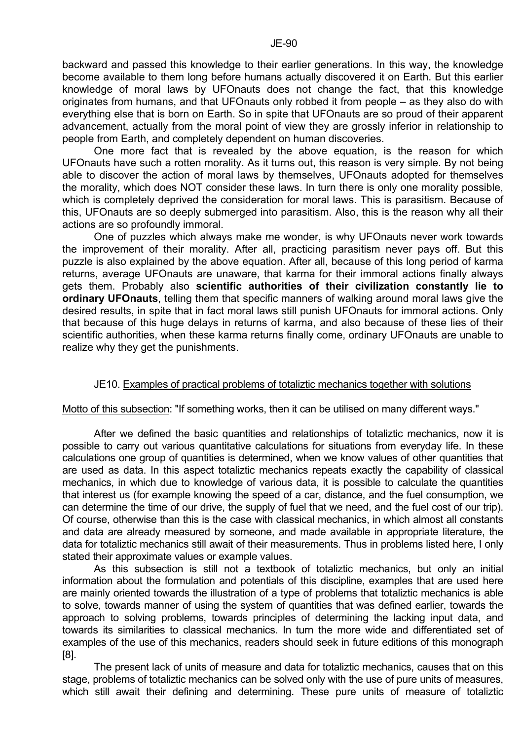backward and passed this knowledge to their earlier generations. In this way, the knowledge become available to them long before humans actually discovered it on Earth. But this earlier knowledge of moral laws by UFOnauts does not change the fact, that this knowledge originates from humans, and that UFOnauts only robbed it from people – as they also do with everything else that is born on Earth. So in spite that UFOnauts are so proud of their apparent advancement, actually from the moral point of view they are grossly inferior in relationship to people from Earth, and completely dependent on human discoveries.

One more fact that is revealed by the above equation, is the reason for which UFOnauts have such a rotten morality. As it turns out, this reason is very simple. By not being able to discover the action of moral laws by themselves, UFOnauts adopted for themselves the morality, which does NOT consider these laws. In turn there is only one morality possible, which is completely deprived the consideration for moral laws. This is parasitism. Because of this, UFOnauts are so deeply submerged into parasitism. Also, this is the reason why all their actions are so profoundly immoral.

One of puzzles which always make me wonder, is why UFOnauts never work towards the improvement of their morality. After all, practicing parasitism never pays off. But this puzzle is also explained by the above equation. After all, because of this long period of karma returns, average UFOnauts are unaware, that karma for their immoral actions finally always gets them. Probably also **scientific authorities of their civilization constantly lie to ordinary UFOnauts**, telling them that specific manners of walking around moral laws give the desired results, in spite that in fact moral laws still punish UFOnauts for immoral actions. Only that because of this huge delays in returns of karma, and also because of these lies of their scientific authorities, when these karma returns finally come, ordinary UFOnauts are unable to realize why they get the punishments.

## JE10. Examples of practical problems of totaliztic mechanics together with solutions

Motto of this subsection: "If something works, then it can be utilised on many different ways."

After we defined the basic quantities and relationships of totaliztic mechanics, now it is possible to carry out various quantitative calculations for situations from everyday life. In these calculations one group of quantities is determined, when we know values of other quantities that are used as data. In this aspect totaliztic mechanics repeats exactly the capability of classical mechanics, in which due to knowledge of various data, it is possible to calculate the quantities that interest us (for example knowing the speed of a car, distance, and the fuel consumption, we can determine the time of our drive, the supply of fuel that we need, and the fuel cost of our trip). Of course, otherwise than this is the case with classical mechanics, in which almost all constants and data are already measured by someone, and made available in appropriate literature, the data for totaliztic mechanics still await of their measurements. Thus in problems listed here, I only stated their approximate values or example values.

As this subsection is still not a textbook of totaliztic mechanics, but only an initial information about the formulation and potentials of this discipline, examples that are used here are mainly oriented towards the illustration of a type of problems that totaliztic mechanics is able to solve, towards manner of using the system of quantities that was defined earlier, towards the approach to solving problems, towards principles of determining the lacking input data, and towards its similarities to classical mechanics. In turn the more wide and differentiated set of examples of the use of this mechanics, readers should seek in future editions of this monograph [8].

The present lack of units of measure and data for totaliztic mechanics, causes that on this stage, problems of totaliztic mechanics can be solved only with the use of pure units of measures, which still await their defining and determining. These pure units of measure of totaliztic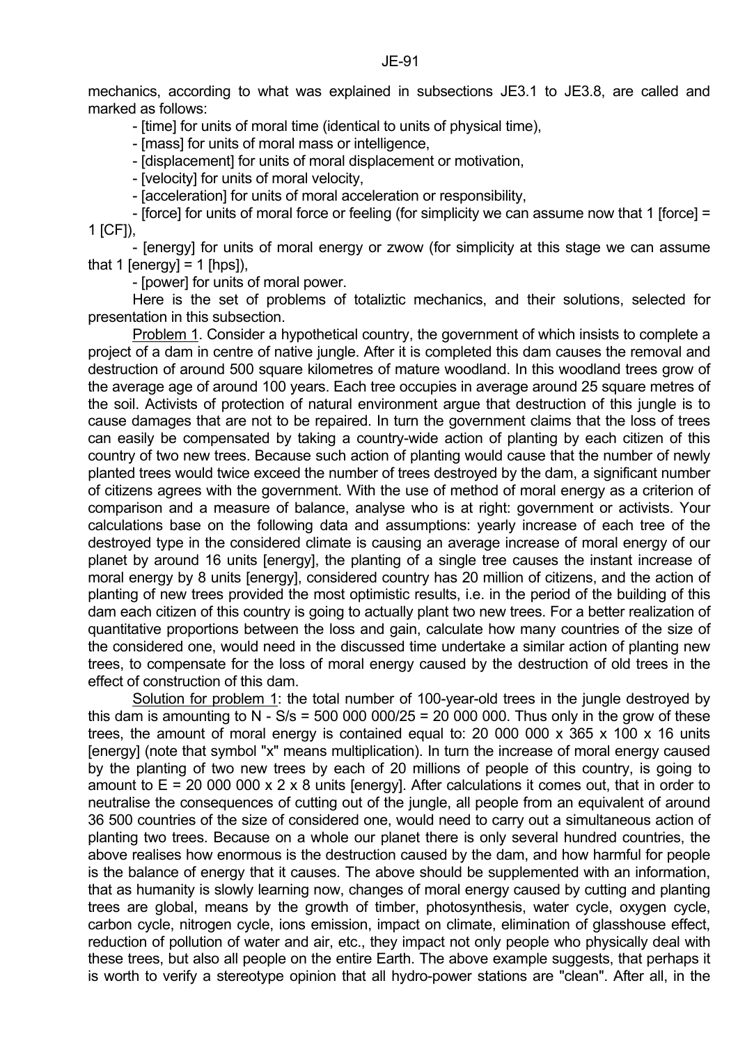mechanics, according to what was explained in subsections JE3.1 to JE3.8, are called and marked as follows:

- [time] for units of moral time (identical to units of physical time),
- [mass] for units of moral mass or intelligence,
- [displacement] for units of moral displacement or motivation,
- [velocity] for units of moral velocity,
- [acceleration] for units of moral acceleration or responsibility,
- [force] for units of moral force or feeling (for simplicity we can assume now that 1 [force] = 1 [CF]),
- [energy] for units of moral energy or zwow (for simplicity at this stage we can assume that 1 [energy] = 1 [hps]),
- [power] for units of moral power.

Here is the set of problems of totaliztic mechanics, and their solutions, selected for presentation in this subsection.

Problem 1. Consider a hypothetical country, the government of which insists to complete a project of a dam in centre of native jungle. After it is completed this dam causes the removal and destruction of around 500 square kilometres of mature woodland. In this woodland trees grow of the average age of around 100 years. Each tree occupies in average around 25 square metres of the soil. Activists of protection of natural environment argue that destruction of this jungle is to cause damages that are not to be repaired. In turn the government claims that the loss of trees can easily be compensated by taking a country-wide action of planting by each citizen of this country of two new trees. Because such action of planting would cause that the number of newly planted trees would twice exceed the number of trees destroyed by the dam, a significant number of citizens agrees with the government. With the use of method of moral energy as a criterion of comparison and a measure of balance, analyse who is at right: government or activists. Your calculations base on the following data and assumptions: yearly increase of each tree of the destroyed type in the considered climate is causing an average increase of moral energy of our planet by around 16 units [energy], the planting of a single tree causes the instant increase of moral energy by 8 units [energy], considered country has 20 million of citizens, and the action of planting of new trees provided the most optimistic results, i.e. in the period of the building of this dam each citizen of this country is going to actually plant two new trees. For a better realization of quantitative proportions between the loss and gain, calculate how many countries of the size of the considered one, would need in the discussed time undertake a similar action of planting new trees, to compensate for the loss of moral energy caused by the destruction of old trees in the effect of construction of this dam.

Solution for problem 1: the total number of 100-year-old trees in the jungle destroyed by this dam is amounting to N - S/s = 500 000 000/25 = 20 000 000. Thus only in the grow of these trees, the amount of moral energy is contained equal to: 20 000 000 x 365 x 100 x 16 units [energy] (note that symbol "x" means multiplication). In turn the increase of moral energy caused by the planting of two new trees by each of 20 millions of people of this country, is going to amount to E = 20 000 000 x 2 x 8 units [energy]. After calculations it comes out, that in order to neutralise the consequences of cutting out of the jungle, all people from an equivalent of around 36 500 countries of the size of considered one, would need to carry out a simultaneous action of planting two trees. Because on a whole our planet there is only several hundred countries, the above realises how enormous is the destruction caused by the dam, and how harmful for people is the balance of energy that it causes. The above should be supplemented with an information, that as humanity is slowly learning now, changes of moral energy caused by cutting and planting trees are global, means by the growth of timber, photosynthesis, water cycle, oxygen cycle, carbon cycle, nitrogen cycle, ions emission, impact on climate, elimination of glasshouse effect, reduction of pollution of water and air, etc., they impact not only people who physically deal with these trees, but also all people on the entire Earth. The above example suggests, that perhaps it is worth to verify a stereotype opinion that all hydro-power stations are "clean". After all, in the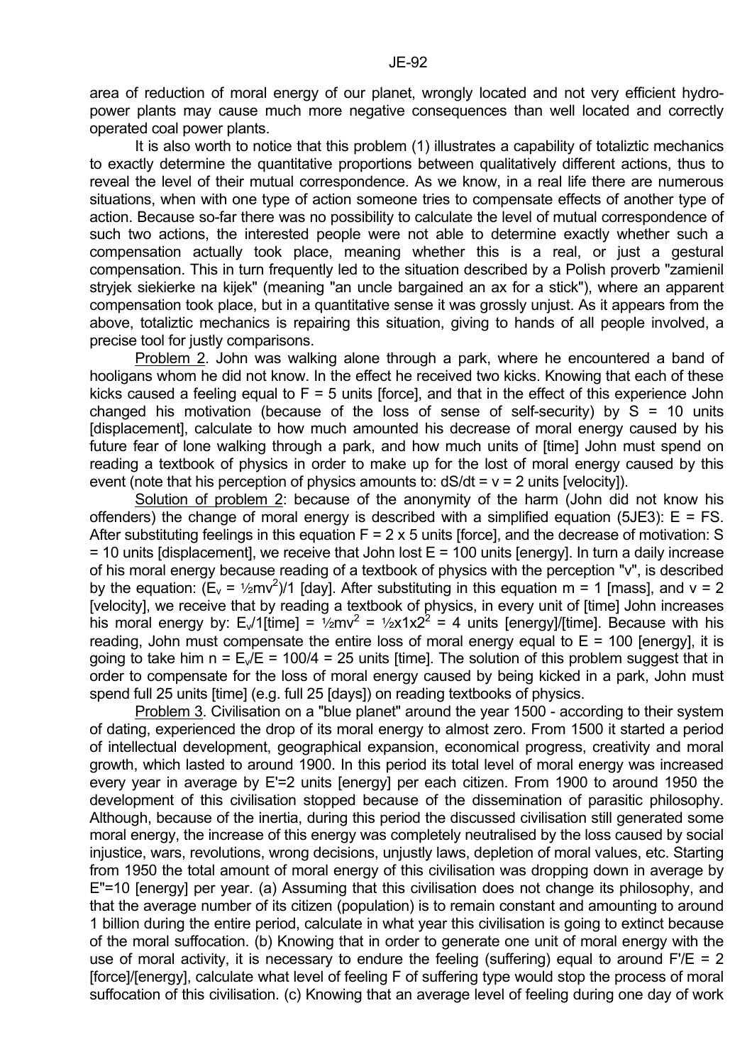area of reduction of moral energy of our planet, wrongly located and not very efficient hydro-power plants may cause much more negative consequences than well located and correctly operated coal power plants.

It is also worth to notice that this problem (1) illustrates a capability of totaliztic mechanics to exactly determine the quantitative proportions between qualitatively different actions, thus to reveal the level of their mutual correspondence. As we know, in a real life there are numerous situations, when with one type of action someone tries to compensate effects of another type of action. Because so-far there was no possibility to calculate the level of mutual correspondence of such two actions, the interested people were not able to determine exactly whether such a compensation actually took place, meaning whether this is a real, or just a gestural compensation. This in turn frequently led to the situation described by a Polish proverb "zamienil stryjek siekierke na kijek" (meaning "an uncle bargained an ax for a stick"), where an apparent compensation took place, but in a quantitative sense it was grossly unjust. As it appears from the above, totaliztic mechanics is repairing this situation, giving to hands of all people involved, a precise tool for justly comparisons.

Problem 2. John was walking alone through a park, where he encountered a band of hooligans whom he did not know. In the effect he received two kicks. Knowing that each of these kicks caused a feeling equal to $F = 5$ units [force], and that in the effect of this experience John changed his motivation (because of the loss of sense of self-security) by $S = 10$ units [displacement], calculate to how much amounted his decrease of moral energy caused by his future fear of lone walking through a park, and how much units of [time] John must spend on reading a textbook of physics in order to make up for the lost of moral energy caused by this event (note that his perception of physics amounts to: $dS/dt = v = 2$ units [velocity]).

Solution of problem 2: because of the anonymity of the harm (John did not know his offenders) the change of moral energy is described with a simplified equation (5JE3): $E = FS$. After substituting feelings in this equation $F = 2 \times 5$ units [force], and the decrease of motivation: $S = 10$ units [displacement], we receive that John lost $E = 100$ units [energy]. In turn a daily increase of his moral energy because reading of a textbook of physics with the perception "v", is described by the equation: $(E_v = ½mv^2)/1$ [day]. After substituting in this equation $m = 1$ [mass], and $v = 2$ [velocity], we receive that by reading a textbook of physics, in every unit of [time] John increases his moral energy by: $E_v/1$[time] $= ½mv^2 = ½x1x2^2 = 4$ units [energy]/[time]. Because with his reading, John must compensate the entire loss of moral energy equal to $E = 100$ [energy], it is going to take him $n = E_v/E = 100/4 = 25$ units [time]. The solution of this problem suggest that in order to compensate for the loss of moral energy caused by being kicked in a park, John must spend full 25 units [time] (e.g. full 25 [days]) on reading textbooks of physics.

Problem 3. Civilisation on a "blue planet" around the year 1500 - according to their system of dating, experienced the drop of its moral energy to almost zero. From 1500 it started a period of intellectual development, geographical expansion, economical progress, creativity and moral growth, which lasted to around 1900. In this period its total level of moral energy was increased every year in average by $E'=2$ units [energy] per each citizen. From 1900 to around 1950 the development of this civilisation stopped because of the dissemination of parasitic philosophy. Although, because of the inertia, during this period the discussed civilisation still generated some moral energy, the increase of this energy was completely neutralised by the loss caused by social injustice, wars, revolutions, wrong decisions, unjustly laws, depletion of moral values, etc. Starting from 1950 the total amount of moral energy of this civilisation was dropping down in average by $E''=10$ [energy] per year. (a) Assuming that this civilisation does not change its philosophy, and that the average number of its citizen (population) is to remain constant and amounting to around 1 billion during the entire period, calculate in what year this civilisation is going to extinct because of the moral suffocation. (b) Knowing that in order to generate one unit of moral energy with the use of moral activity, it is necessary to endure the feeling (suffering) equal to around $F'/E = 2$ [force]/[energy], calculate what level of feeling F of suffering type would stop the process of moral suffocation of this civilisation. (c) Knowing that an average level of feeling during one day of work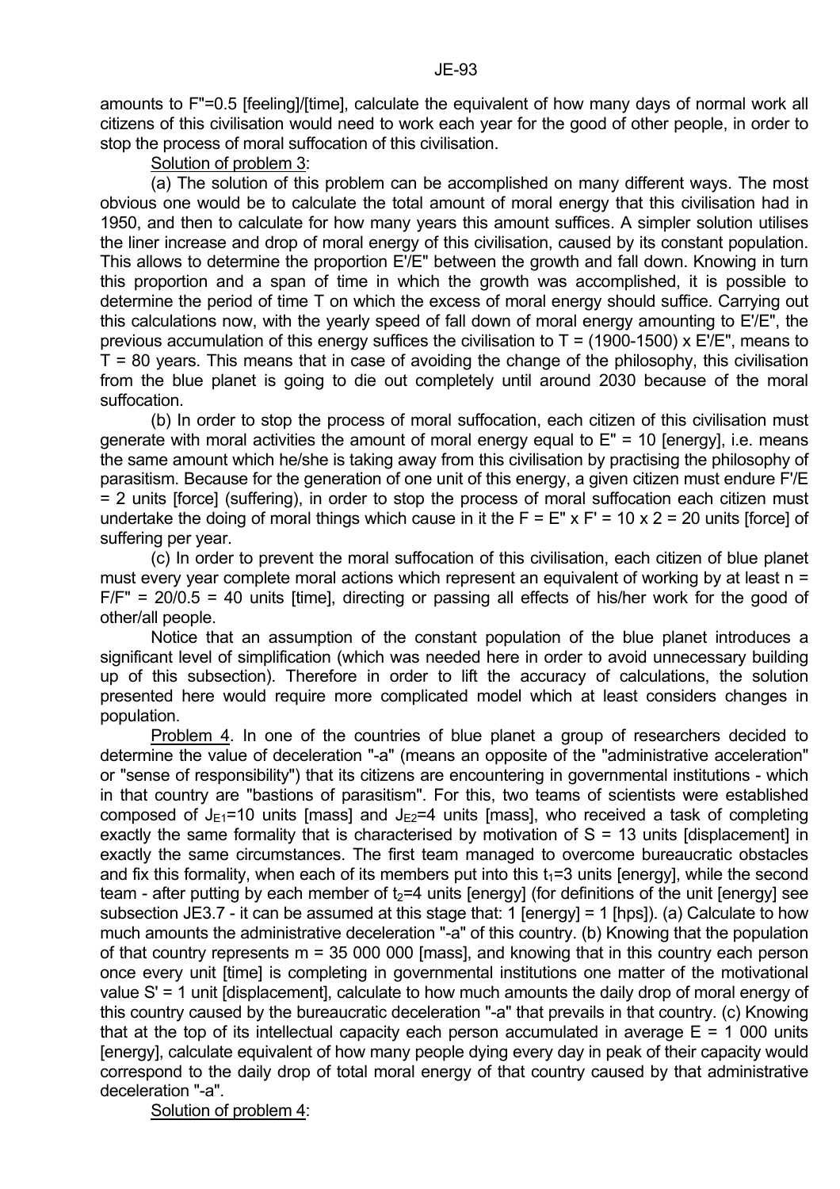amounts to F"=0.5 [feeling]/[time], calculate the equivalent of how many days of normal work all citizens of this civilisation would need to work each year for the good of other people, in order to stop the process of moral suffocation of this civilisation.

Solution of problem 3:

(a) The solution of this problem can be accomplished on many different ways. The most obvious one would be to calculate the total amount of moral energy that this civilisation had in 1950, and then to calculate for how many years this amount suffices. A simpler solution utilises the liner increase and drop of moral energy of this civilisation, caused by its constant population. This allows to determine the proportion E'/E" between the growth and fall down. Knowing in turn this proportion and a span of time in which the growth was accomplished, it is possible to determine the period of time T on which the excess of moral energy should suffice. Carrying out this calculations now, with the yearly speed of fall down of moral energy amounting to E'/E", the previous accumulation of this energy suffices the civilisation to T = (1900-1500) x E'/E", means to T = 80 years. This means that in case of avoiding the change of the philosophy, this civilisation from the blue planet is going to die out completely until around 2030 because of the moral suffocation.

(b) In order to stop the process of moral suffocation, each citizen of this civilisation must generate with moral activities the amount of moral energy equal to E" = 10 [energy], i.e. means the same amount which he/she is taking away from this civilisation by practising the philosophy of parasitism. Because for the generation of one unit of this energy, a given citizen must endure F'/E = 2 units [force] (suffering), in order to stop the process of moral suffocation each citizen must undertake the doing of moral things which cause in it the F = E" x F' = 10 x 2 = 20 units [force] of suffering per year.

(c) In order to prevent the moral suffocation of this civilisation, each citizen of blue planet must every year complete moral actions which represent an equivalent of working by at least n = F/F" = 20/0.5 = 40 units [time], directing or passing all effects of his/her work for the good of other/all people.

Notice that an assumption of the constant population of the blue planet introduces a significant level of simplification (which was needed here in order to avoid unnecessary building up of this subsection). Therefore in order to lift the accuracy of calculations, the solution presented here would require more complicated model which at least considers changes in population.

Problem 4. In one of the countries of blue planet a group of researchers decided to determine the value of deceleration "-a" (means an opposite of the "administrative acceleration" or "sense of responsibility") that its citizens are encountering in governmental institutions - which in that country are "bastions of parasitism". For this, two teams of scientists were established composed of $J_{E1}$=10 units [mass] and $J_{E2}$=4 units [mass], who received a task of completing exactly the same formality that is characterised by motivation of S = 13 units [displacement] in exactly the same circumstances. The first team managed to overcome bureaucratic obstacles and fix this formality, when each of its members put into this $t_1$=3 units [energy], while the second team - after putting by each member of $t_2$=4 units [energy] (for definitions of the unit [energy] see subsection JE3.7 - it can be assumed at this stage that: 1 [energy] = 1 [hps]). (a) Calculate to how much amounts the administrative deceleration "-a" of this country. (b) Knowing that the population of that country represents m = 35 000 000 [mass], and knowing that in this country each person once every unit [time] is completing in governmental institutions one matter of the motivational value S' = 1 unit [displacement], calculate to how much amounts the daily drop of moral energy of this country caused by the bureaucratic deceleration "-a" that prevails in that country. (c) Knowing that at the top of its intellectual capacity each person accumulated in average E = 1 000 units [energy], calculate equivalent of how many people dying every day in peak of their capacity would correspond to the daily drop of total moral energy of that country caused by that administrative deceleration "-a".

Solution of problem 4: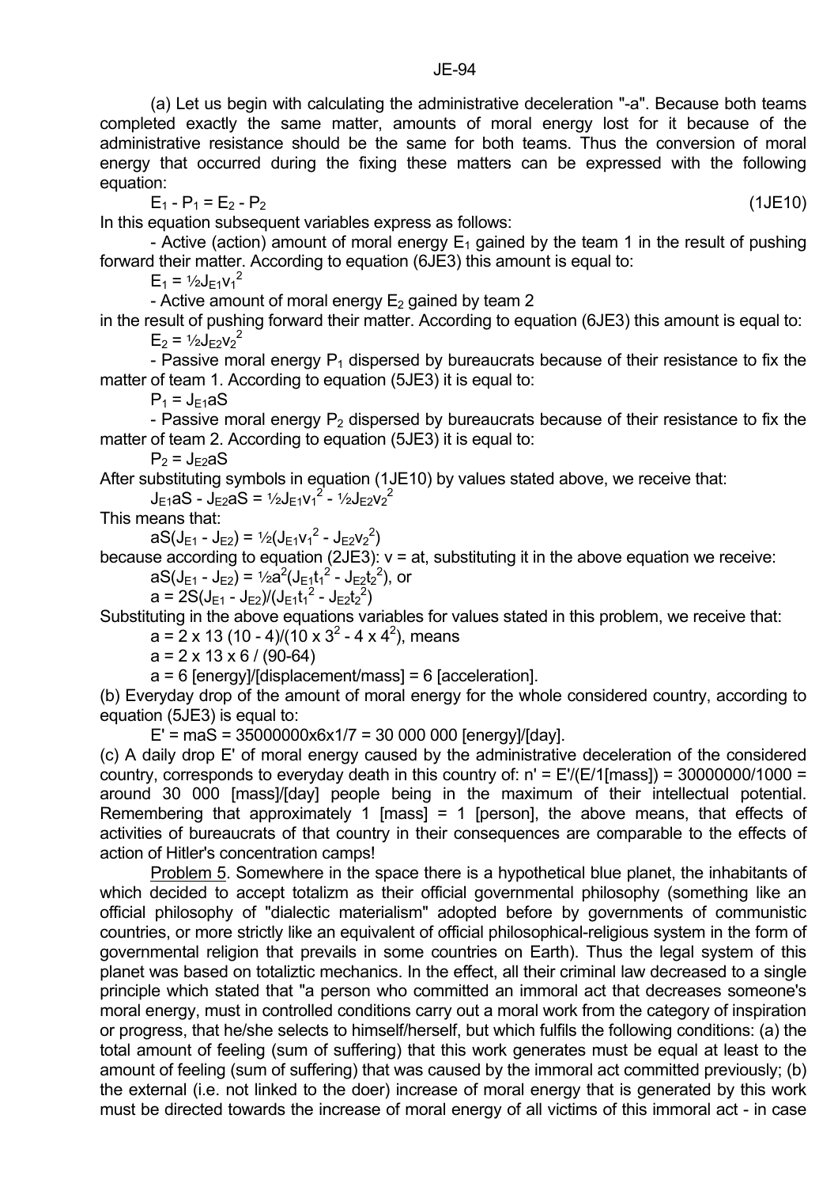(a) Let us begin with calculating the administrative deceleration "-a". Because both teams completed exactly the same matter, amounts of moral energy lost for it because of the administrative resistance should be the same for both teams. Thus the conversion of moral energy that occurred during the fixing these matters can be expressed with the following equation:

$$E_1 - P_1 = E_2 - P_2 \qquad (1JE10)$$

In this equation subsequent variables express as follows:

- Active (action) amount of moral energy $E_1$ gained by the team 1 in the result of pushing forward their matter. According to equation (6JE3) this amount is equal to:

$$E_1 = ½J_{E1}v_1^2$$

- Active amount of moral energy $E_2$ gained by team 2 in the result of pushing forward their matter. According to equation (6JE3) this amount is equal to:

$$E_2 = ½J_{E2}v_2^2$$

- Passive moral energy $P_1$ dispersed by bureaucrats because of their resistance to fix the matter of team 1. According to equation (5JE3) it is equal to:

$$P_1 = J_{E1}aS$$

- Passive moral energy $P_2$ dispersed by bureaucrats because of their resistance to fix the matter of team 2. According to equation (5JE3) it is equal to:

$$P_2 = J_{E2}aS$$

After substituting symbols in equation (1JE10) by values stated above, we receive that:

$$J_{E1}aS - J_{E2}aS = ½J_{E1}v_1^2 - ½J_{E2}v_2^2$$

This means that:

$$aS(J_{E1} - J_{E2}) = ½(J_{E1}v_1^2 - J_{E2}v_2^2)$$

because according to equation (2JE3): $v = at$, substituting it in the above equation we receive:

$$aS(J_{E1} - J_{E2}) = ½a^2(J_{E1}t_1^2 - J_{E2}t_2^2)\text{, or}$$

$$a = 2S(J_{E1} - J_{E2})/(J_{E1}t_1^2 - J_{E2}t_2^2)$$

Substituting in the above equations variables for values stated in this problem, we receive that:

$$a = 2 \times 13\ (10 - 4)/(10 \times 3^2 - 4 \times 4^2)\text{, means}$$

$$a = 2 \times 13 \times 6\ /\ (90\text{-}64)$$

$$a = 6\ [\text{energy}]/[\text{displacement/mass}] = 6\ [\text{acceleration}].$$

(b) Everyday drop of the amount of moral energy for the whole considered country, according to equation (5JE3) is equal to:

$$E' = maS = 35000000\text{x}6\text{x}1/7 = 30\,000\,000\ [\text{energy}]/[\text{day}].$$

(c) A daily drop E' of moral energy caused by the administrative deceleration of the considered country, corresponds to everyday death in this country of: n' = E'/(E/1[mass]) = 30000000/1000 = around 30 000 [mass]/[day] people being in the maximum of their intellectual potential. Remembering that approximately 1 [mass] = 1 [person], the above means, that effects of activities of bureaucrats of that country in their consequences are comparable to the effects of action of Hitler's concentration camps!

Problem 5. Somewhere in the space there is a hypothetical blue planet, the inhabitants of which decided to accept totalizm as their official governmental philosophy (something like an official philosophy of "dialectic materialism" adopted before by governments of communistic countries, or more strictly like an equivalent of official philosophical-religious system in the form of governmental religion that prevails in some countries on Earth). Thus the legal system of this planet was based on totaliztic mechanics. In the effect, all their criminal law decreased to a single principle which stated that "a person who committed an immoral act that decreases someone's moral energy, must in controlled conditions carry out a moral work from the category of inspiration or progress, that he/she selects to himself/herself, but which fulfils the following conditions: (a) the total amount of feeling (sum of suffering) that this work generates must be equal at least to the amount of feeling (sum of suffering) that was caused by the immoral act committed previously; (b) the external (i.e. not linked to the doer) increase of moral energy that is generated by this work must be directed towards the increase of moral energy of all victims of this immoral act - in case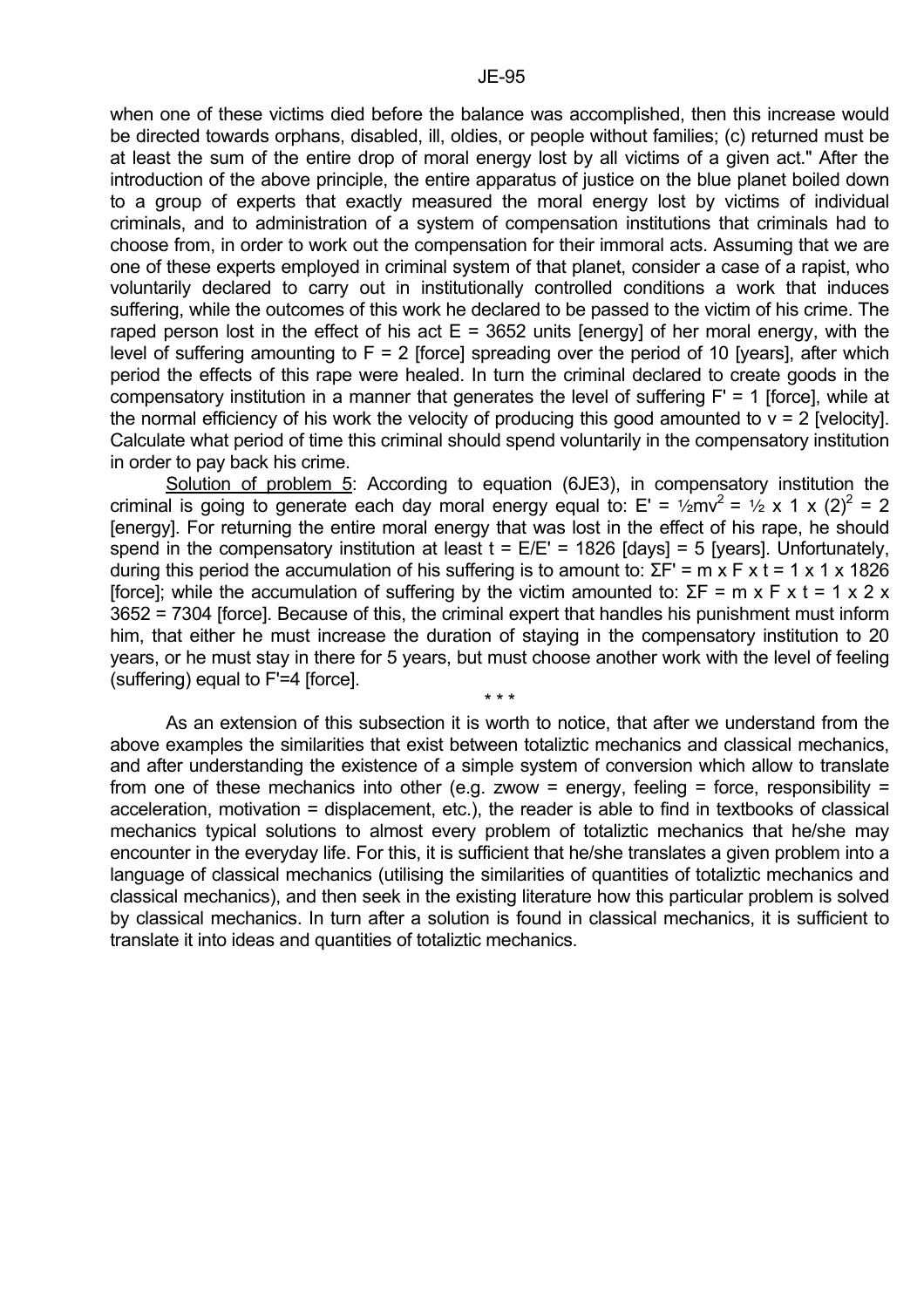when one of these victims died before the balance was accomplished, then this increase would be directed towards orphans, disabled, ill, oldies, or people without families; (c) returned must be at least the sum of the entire drop of moral energy lost by all victims of a given act." After the introduction of the above principle, the entire apparatus of justice on the blue planet boiled down to a group of experts that exactly measured the moral energy lost by victims of individual criminals, and to administration of a system of compensation institutions that criminals had to choose from, in order to work out the compensation for their immoral acts. Assuming that we are one of these experts employed in criminal system of that planet, consider a case of a rapist, who voluntarily declared to carry out in institutionally controlled conditions a work that induces suffering, while the outcomes of this work he declared to be passed to the victim of his crime. The raped person lost in the effect of his act $E = 3652$ units [energy] of her moral energy, with the level of suffering amounting to $F = 2$ [force] spreading over the period of 10 [years], after which period the effects of this rape were healed. In turn the criminal declared to create goods in the compensatory institution in a manner that generates the level of suffering $F' = 1$ [force], while at the normal efficiency of his work the velocity of producing this good amounted to $v = 2$ [velocity]. Calculate what period of time this criminal should spend voluntarily in the compensatory institution in order to pay back his crime.

Solution of problem 5: According to equation (6JE3), in compensatory institution the criminal is going to generate each day moral energy equal to: $E' = \frac{1}{2}mv^2 = \frac{1}{2} \times 1 \times (2)^2 = 2$ [energy]. For returning the entire moral energy that was lost in the effect of his rape, he should spend in the compensatory institution at least $t = E/E' = 1826$ [days] = 5 [years]. Unfortunately, during this period the accumulation of his suffering is to amount to: $\Sigma F' = m \times F \times t = 1 \times 1 \times 1826$ [force]; while the accumulation of suffering by the victim amounted to: $\Sigma F = m \times F \times t = 1 \times 2 \times 3652 = 7304$ [force]. Because of this, the criminal expert that handles his punishment must inform him, that either he must increase the duration of staying in the compensatory institution to 20 years, or he must stay in there for 5 years, but must choose another work with the level of feeling (suffering) equal to $F'=4$ [force].

\* \* \*

As an extension of this subsection it is worth to notice, that after we understand from the above examples the similarities that exist between totaliztic mechanics and classical mechanics, and after understanding the existence of a simple system of conversion which allow to translate from one of these mechanics into other (e.g. zwow = energy, feeling = force, responsibility = acceleration, motivation = displacement, etc.), the reader is able to find in textbooks of classical mechanics typical solutions to almost every problem of totaliztic mechanics that he/she may encounter in the everyday life. For this, it is sufficient that he/she translates a given problem into a language of classical mechanics (utilising the similarities of quantities of totaliztic mechanics and classical mechanics), and then seek in the existing literature how this particular problem is solved by classical mechanics. In turn after a solution is found in classical mechanics, it is sufficient to translate it into ideas and quantities of totaliztic mechanics.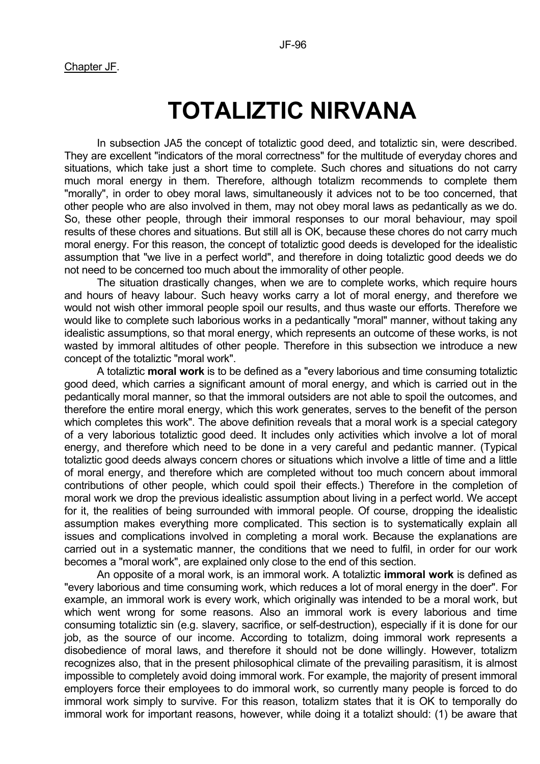Chapter JF.

# TOTALIZTIC NIRVANA

In subsection JA5 the concept of totaliztic good deed, and totaliztic sin, were described. They are excellent "indicators of the moral correctness" for the multitude of everyday chores and situations, which take just a short time to complete. Such chores and situations do not carry much moral energy in them. Therefore, although totalizm recommends to complete them "morally", in order to obey moral laws, simultaneously it advices not to be too concerned, that other people who are also involved in them, may not obey moral laws as pedantically as we do. So, these other people, through their immoral responses to our moral behaviour, may spoil results of these chores and situations. But still all is OK, because these chores do not carry much moral energy. For this reason, the concept of totaliztic good deeds is developed for the idealistic assumption that "we live in a perfect world", and therefore in doing totaliztic good deeds we do not need to be concerned too much about the immorality of other people.

The situation drastically changes, when we are to complete works, which require hours and hours of heavy labour. Such heavy works carry a lot of moral energy, and therefore we would not wish other immoral people spoil our results, and thus waste our efforts. Therefore we would like to complete such laborious works in a pedantically "moral" manner, without taking any idealistic assumptions, so that moral energy, which represents an outcome of these works, is not wasted by immoral altitudes of other people. Therefore in this subsection we introduce a new concept of the totaliztic "moral work".

A totaliztic **moral work** is to be defined as a "every laborious and time consuming totaliztic good deed, which carries a significant amount of moral energy, and which is carried out in the pedantically moral manner, so that the immoral outsiders are not able to spoil the outcomes, and therefore the entire moral energy, which this work generates, serves to the benefit of the person which completes this work". The above definition reveals that a moral work is a special category of a very laborious totaliztic good deed. It includes only activities which involve a lot of moral energy, and therefore which need to be done in a very careful and pedantic manner. (Typical totaliztic good deeds always concern chores or situations which involve a little of time and a little of moral energy, and therefore which are completed without too much concern about immoral contributions of other people, which could spoil their effects.) Therefore in the completion of moral work we drop the previous idealistic assumption about living in a perfect world. We accept for it, the realities of being surrounded with immoral people. Of course, dropping the idealistic assumption makes everything more complicated. This section is to systematically explain all issues and complications involved in completing a moral work. Because the explanations are carried out in a systematic manner, the conditions that we need to fulfil, in order for our work becomes a "moral work", are explained only close to the end of this section.

An opposite of a moral work, is an immoral work. A totaliztic **immoral work** is defined as "every laborious and time consuming work, which reduces a lot of moral energy in the doer". For example, an immoral work is every work, which originally was intended to be a moral work, but which went wrong for some reasons. Also an immoral work is every laborious and time consuming totaliztic sin (e.g. slavery, sacrifice, or self-destruction), especially if it is done for our job, as the source of our income. According to totalizm, doing immoral work represents a disobedience of moral laws, and therefore it should not be done willingly. However, totalizm recognizes also, that in the present philosophical climate of the prevailing parasitism, it is almost impossible to completely avoid doing immoral work. For example, the majority of present immoral employers force their employees to do immoral work, so currently many people is forced to do immoral work simply to survive. For this reason, totalizm states that it is OK to temporally do immoral work for important reasons, however, while doing it a totalizt should: (1) be aware that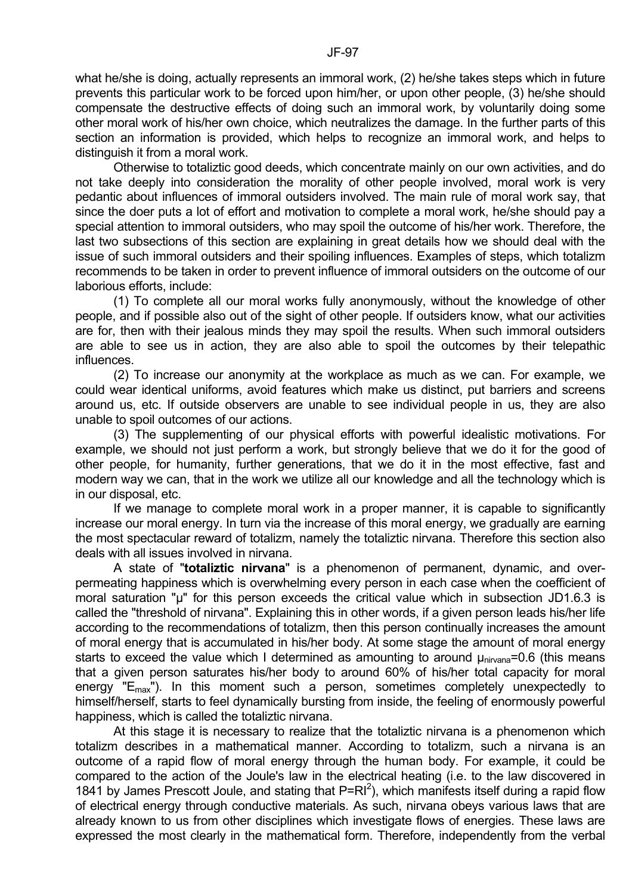what he/she is doing, actually represents an immoral work, (2) he/she takes steps which in future prevents this particular work to be forced upon him/her, or upon other people, (3) he/she should compensate the destructive effects of doing such an immoral work, by voluntarily doing some other moral work of his/her own choice, which neutralizes the damage. In the further parts of this section an information is provided, which helps to recognize an immoral work, and helps to distinguish it from a moral work.

Otherwise to totaliztic good deeds, which concentrate mainly on our own activities, and do not take deeply into consideration the morality of other people involved, moral work is very pedantic about influences of immoral outsiders involved. The main rule of moral work say, that since the doer puts a lot of effort and motivation to complete a moral work, he/she should pay a special attention to immoral outsiders, who may spoil the outcome of his/her work. Therefore, the last two subsections of this section are explaining in great details how we should deal with the issue of such immoral outsiders and their spoiling influences. Examples of steps, which totalizm recommends to be taken in order to prevent influence of immoral outsiders on the outcome of our laborious efforts, include:

(1) To complete all our moral works fully anonymously, without the knowledge of other people, and if possible also out of the sight of other people. If outsiders know, what our activities are for, then with their jealous minds they may spoil the results. When such immoral outsiders are able to see us in action, they are also able to spoil the outcomes by their telepathic influences.

(2) To increase our anonymity at the workplace as much as we can. For example, we could wear identical uniforms, avoid features which make us distinct, put barriers and screens around us, etc. If outside observers are unable to see individual people in us, they are also unable to spoil outcomes of our actions.

(3) The supplementing of our physical efforts with powerful idealistic motivations. For example, we should not just perform a work, but strongly believe that we do it for the good of other people, for humanity, further generations, that we do it in the most effective, fast and modern way we can, that in the work we utilize all our knowledge and all the technology which is in our disposal, etc.

If we manage to complete moral work in a proper manner, it is capable to significantly increase our moral energy. In turn via the increase of this moral energy, we gradually are earning the most spectacular reward of totalizm, namely the totaliztic nirvana. Therefore this section also deals with all issues involved in nirvana.

A state of "**totaliztic nirvana**" is a phenomenon of permanent, dynamic, and over-permeating happiness which is overwhelming every person in each case when the coefficient of moral saturation "$\mu$" for this person exceeds the critical value which in subsection JD1.6.3 is called the "threshold of nirvana". Explaining this in other words, if a given person leads his/her life according to the recommendations of totalizm, then this person continually increases the amount of moral energy that is accumulated in his/her body. At some stage the amount of moral energy starts to exceed the value which I determined as amounting to around $\mu_{nirvana}=0.6$ (this means that a given person saturates his/her body to around 60% of his/her total capacity for moral energy "$E_{max}$"). In this moment such a person, sometimes completely unexpectedly to himself/herself, starts to feel dynamically bursting from inside, the feeling of enormously powerful happiness, which is called the totaliztic nirvana.

At this stage it is necessary to realize that the totaliztic nirvana is a phenomenon which totalizm describes in a mathematical manner. According to totalizm, such a nirvana is an outcome of a rapid flow of moral energy through the human body. For example, it could be compared to the action of the Joule's law in the electrical heating (i.e. to the law discovered in 1841 by James Prescott Joule, and stating that $P=RI^2$), which manifests itself during a rapid flow of electrical energy through conductive materials. As such, nirvana obeys various laws that are already known to us from other disciplines which investigate flows of energies. These laws are expressed the most clearly in the mathematical form. Therefore, independently from the verbal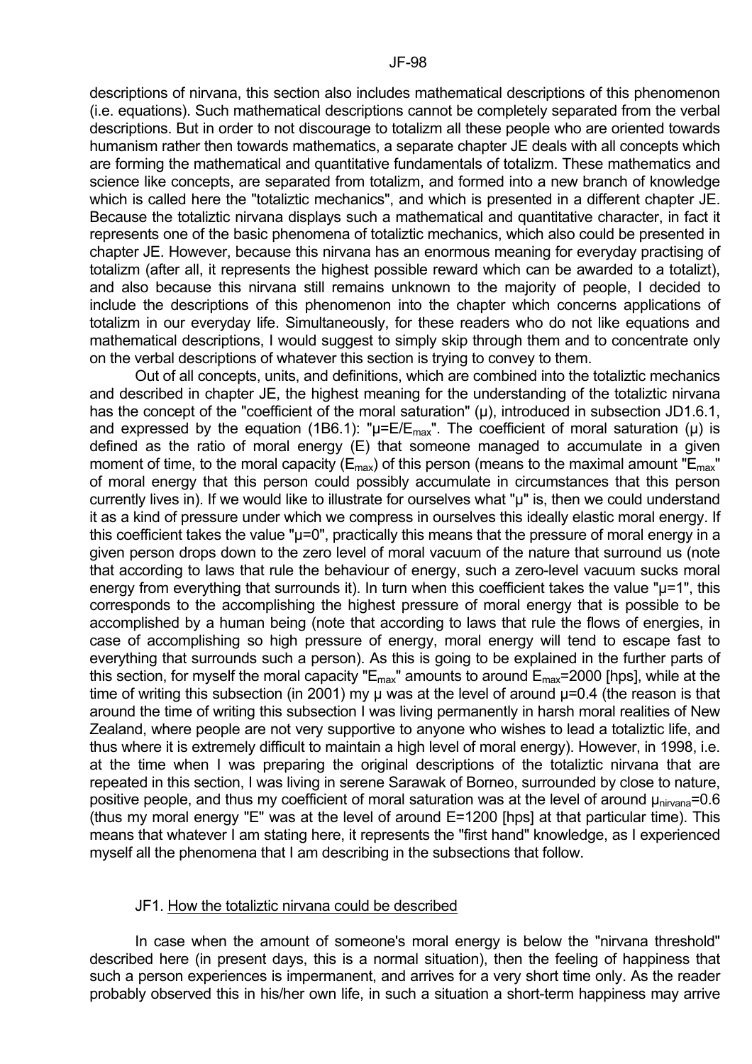descriptions of nirvana, this section also includes mathematical descriptions of this phenomenon (i.e. equations). Such mathematical descriptions cannot be completely separated from the verbal descriptions. But in order to not discourage to totalizm all these people who are oriented towards humanism rather then towards mathematics, a separate chapter JE deals with all concepts which are forming the mathematical and quantitative fundamentals of totalizm. These mathematics and science like concepts, are separated from totalizm, and formed into a new branch of knowledge which is called here the "totaliztic mechanics", and which is presented in a different chapter JE. Because the totaliztic nirvana displays such a mathematical and quantitative character, in fact it represents one of the basic phenomena of totaliztic mechanics, which also could be presented in chapter JE. However, because this nirvana has an enormous meaning for everyday practising of totalizm (after all, it represents the highest possible reward which can be awarded to a totalizt), and also because this nirvana still remains unknown to the majority of people, I decided to include the descriptions of this phenomenon into the chapter which concerns applications of totalizm in our everyday life. Simultaneously, for these readers who do not like equations and mathematical descriptions, I would suggest to simply skip through them and to concentrate only on the verbal descriptions of whatever this section is trying to convey to them.

Out of all concepts, units, and definitions, which are combined into the totaliztic mechanics and described in chapter JE, the highest meaning for the understanding of the totaliztic nirvana has the concept of the "coefficient of the moral saturation" ($\mu$), introduced in subsection JD1.6.1, and expressed by the equation (1B6.1): "$\mu=E/E_{max}$". The coefficient of moral saturation ($\mu$) is defined as the ratio of moral energy (E) that someone managed to accumulate in a given moment of time, to the moral capacity ($E_{max}$) of this person (means to the maximal amount "$E_{max}$" of moral energy that this person could possibly accumulate in circumstances that this person currently lives in). If we would like to illustrate for ourselves what "$\mu$" is, then we could understand it as a kind of pressure under which we compress in ourselves this ideally elastic moral energy. If this coefficient takes the value "$\mu=0$", practically this means that the pressure of moral energy in a given person drops down to the zero level of moral vacuum of the nature that surround us (note that according to laws that rule the behaviour of energy, such a zero-level vacuum sucks moral energy from everything that surrounds it). In turn when this coefficient takes the value "$\mu=1$", this corresponds to the accomplishing the highest pressure of moral energy that is possible to be accomplished by a human being (note that according to laws that rule the flows of energies, in case of accomplishing so high pressure of energy, moral energy will tend to escape fast to everything that surrounds such a person). As this is going to be explained in the further parts of this section, for myself the moral capacity "$E_{max}$" amounts to around $E_{max}=2000$ [hps], while at the time of writing this subsection (in 2001) my $\mu$ was at the level of around $\mu=0.4$ (the reason is that around the time of writing this subsection I was living permanently in harsh moral realities of New Zealand, where people are not very supportive to anyone who wishes to lead a totaliztic life, and thus where it is extremely difficult to maintain a high level of moral energy). However, in 1998, i.e. at the time when I was preparing the original descriptions of the totaliztic nirvana that are repeated in this section, I was living in serene Sarawak of Borneo, surrounded by close to nature, positive people, and thus my coefficient of moral saturation was at the level of around $\mu_{nirvana}=0.6$ (thus my moral energy "E" was at the level of around E=1200 [hps] at that particular time). This means that whatever I am stating here, it represents the "first hand" knowledge, as I experienced myself all the phenomena that I am describing in the subsections that follow.

## JF1. How the totaliztic nirvana could be described

In case when the amount of someone's moral energy is below the "nirvana threshold" described here (in present days, this is a normal situation), then the feeling of happiness that such a person experiences is impermanent, and arrives for a very short time only. As the reader probably observed this in his/her own life, in such a situation a short-term happiness may arrive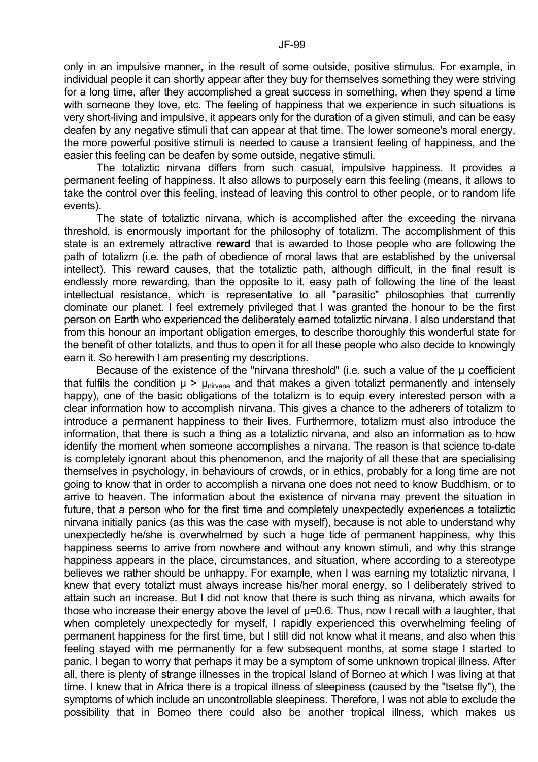only in an impulsive manner, in the result of some outside, positive stimulus. For example, in individual people it can shortly appear after they buy for themselves something they were striving for a long time, after they accomplished a great success in something, when they spend a time with someone they love, etc. The feeling of happiness that we experience in such situations is very short-living and impulsive, it appears only for the duration of a given stimuli, and can be easy deafen by any negative stimuli that can appear at that time. The lower someone's moral energy, the more powerful positive stimuli is needed to cause a transient feeling of happiness, and the easier this feeling can be deafen by some outside, negative stimuli.

The totaliztic nirvana differs from such casual, impulsive happiness. It provides a permanent feeling of happiness. It also allows to purposely earn this feeling (means, it allows to take the control over this feeling, instead of leaving this control to other people, or to random life events).

The state of totaliztic nirvana, which is accomplished after the exceeding the nirvana threshold, is enormously important for the philosophy of totalizm. The accomplishment of this state is an extremely attractive **reward** that is awarded to those people who are following the path of totalizm (i.e. the path of obedience of moral laws that are established by the universal intellect). This reward causes, that the totaliztic path, although difficult, in the final result is endlessly more rewarding, than the opposite to it, easy path of following the line of the least intellectual resistance, which is representative to all "parasitic" philosophies that currently dominate our planet. I feel extremely privileged that I was granted the honour to be the first person on Earth who experienced the deliberately earned totaliztic nirvana. I also understand that from this honour an important obligation emerges, to describe thoroughly this wonderful state for the benefit of other totalizts, and thus to open it for all these people who also decide to knowingly earn it. So herewith I am presenting my descriptions.

Because of the existence of the "nirvana threshold" (i.e. such a value of the μ coefficient that fulfils the condition $\mu > \mu_{nirvana}$ and that makes a given totalizt permanently and intensely happy), one of the basic obligations of the totalizm is to equip every interested person with a clear information how to accomplish nirvana. This gives a chance to the adherers of totalizm to introduce a permanent happiness to their lives. Furthermore, totalizm must also introduce the information, that there is such a thing as a totaliztic nirvana, and also an information as to how identify the moment when someone accomplishes a nirvana. The reason is that science to-date is completely ignorant about this phenomenon, and the majority of all these that are specialising themselves in psychology, in behaviours of crowds, or in ethics, probably for a long time are not going to know that in order to accomplish a nirvana one does not need to know Buddhism, or to arrive to heaven. The information about the existence of nirvana may prevent the situation in future, that a person who for the first time and completely unexpectedly experiences a totaliztic nirvana initially panics (as this was the case with myself), because is not able to understand why unexpectedly he/she is overwhelmed by such a huge tide of permanent happiness, why this happiness seems to arrive from nowhere and without any known stimuli, and why this strange happiness appears in the place, circumstances, and situation, where according to a stereotype believes we rather should be unhappy. For example, when I was earning my totaliztic nirvana, I knew that every totalizt must always increase his/her moral energy, so I deliberately strived to attain such an increase. But I did not know that there is such thing as nirvana, which awaits for those who increase their energy above the level of $\mu$=0.6. Thus, now I recall with a laughter, that when completely unexpectedly for myself, I rapidly experienced this overwhelming feeling of permanent happiness for the first time, but I still did not know what it means, and also when this feeling stayed with me permanently for a few subsequent months, at some stage I started to panic. I began to worry that perhaps it may be a symptom of some unknown tropical illness. After all, there is plenty of strange illnesses in the tropical Island of Borneo at which I was living at that time. I knew that in Africa there is a tropical illness of sleepiness (caused by the "tsetse fly"), the symptoms of which include an uncontrollable sleepiness. Therefore, I was not able to exclude the possibility that in Borneo there could also be another tropical illness, which makes us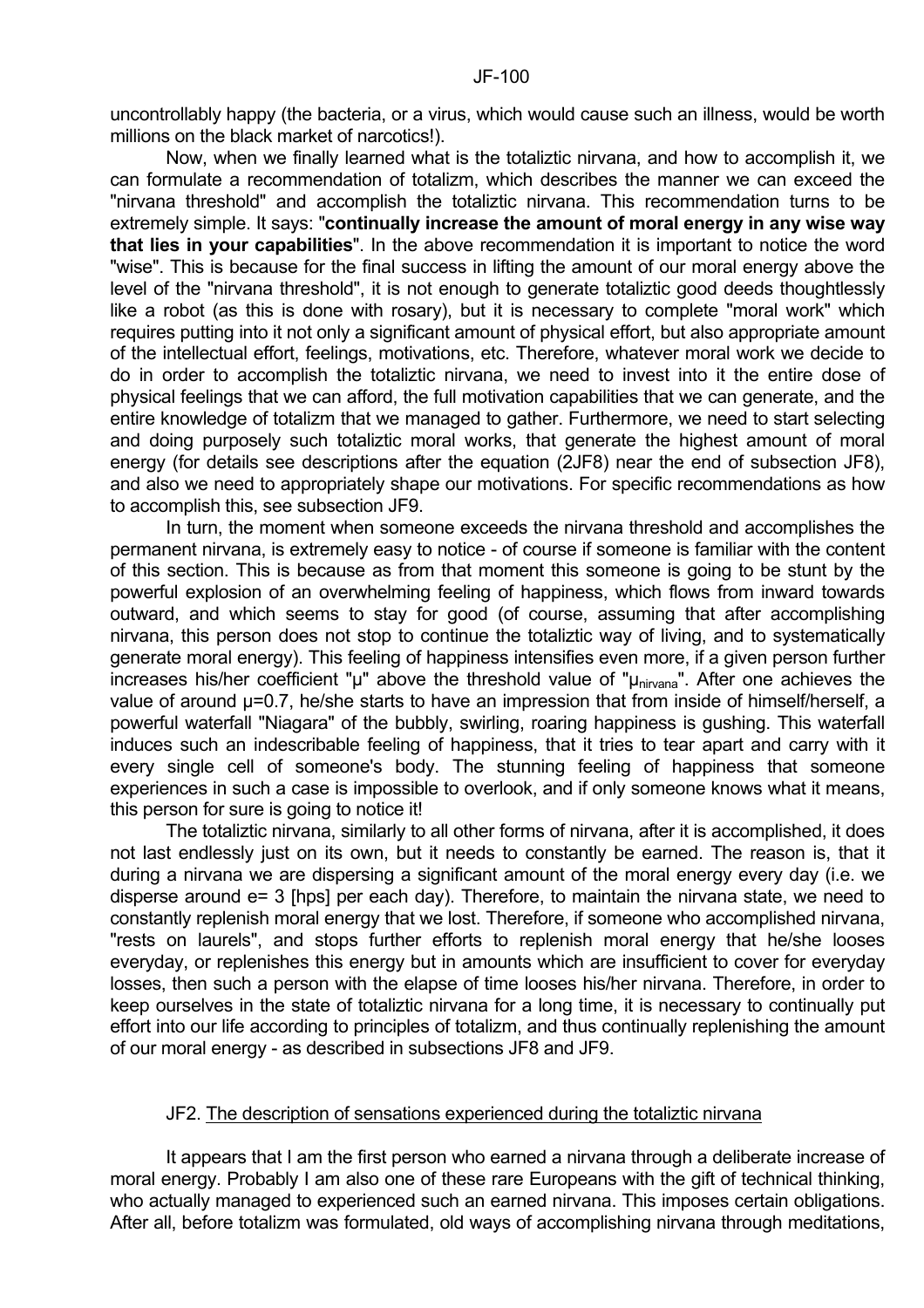uncontrollably happy (the bacteria, or a virus, which would cause such an illness, would be worth millions on the black market of narcotics!).

Now, when we finally learned what is the totaliztic nirvana, and how to accomplish it, we can formulate a recommendation of totalizm, which describes the manner we can exceed the "nirvana threshold" and accomplish the totaliztic nirvana. This recommendation turns to be extremely simple. It says: "**continually increase the amount of moral energy in any wise way that lies in your capabilities**". In the above recommendation it is important to notice the word "wise". This is because for the final success in lifting the amount of our moral energy above the level of the "nirvana threshold", it is not enough to generate totaliztic good deeds thoughtlessly like a robot (as this is done with rosary), but it is necessary to complete "moral work" which requires putting into it not only a significant amount of physical effort, but also appropriate amount of the intellectual effort, feelings, motivations, etc. Therefore, whatever moral work we decide to do in order to accomplish the totaliztic nirvana, we need to invest into it the entire dose of physical feelings that we can afford, the full motivation capabilities that we can generate, and the entire knowledge of totalizm that we managed to gather. Furthermore, we need to start selecting and doing purposely such totaliztic moral works, that generate the highest amount of moral energy (for details see descriptions after the equation (2JF8) near the end of subsection JF8), and also we need to appropriately shape our motivations. For specific recommendations as how to accomplish this, see subsection JF9.

In turn, the moment when someone exceeds the nirvana threshold and accomplishes the permanent nirvana, is extremely easy to notice - of course if someone is familiar with the content of this section. This is because as from that moment this someone is going to be stunt by the powerful explosion of an overwhelming feeling of happiness, which flows from inward towards outward, and which seems to stay for good (of course, assuming that after accomplishing nirvana, this person does not stop to continue the totaliztic way of living, and to systematically generate moral energy). This feeling of happiness intensifies even more, if a given person further increases his/her coefficient "$\mu$" above the threshold value of "$\mu_{nirvana}$". After one achieves the value of around $\mu$=0.7, he/she starts to have an impression that from inside of himself/herself, a powerful waterfall "Niagara" of the bubbly, swirling, roaring happiness is gushing. This waterfall induces such an indescribable feeling of happiness, that it tries to tear apart and carry with it every single cell of someone's body. The stunning feeling of happiness that someone experiences in such a case is impossible to overlook, and if only someone knows what it means, this person for sure is going to notice it!

The totaliztic nirvana, similarly to all other forms of nirvana, after it is accomplished, it does not last endlessly just on its own, but it needs to constantly be earned. The reason is, that it during a nirvana we are dispersing a significant amount of the moral energy every day (i.e. we disperse around e= 3 [hps] per each day). Therefore, to maintain the nirvana state, we need to constantly replenish moral energy that we lost. Therefore, if someone who accomplished nirvana, "rests on laurels", and stops further efforts to replenish moral energy that he/she looses everyday, or replenishes this energy but in amounts which are insufficient to cover for everyday losses, then such a person with the elapse of time looses his/her nirvana. Therefore, in order to keep ourselves in the state of totaliztic nirvana for a long time, it is necessary to continually put effort into our life according to principles of totalizm, and thus continually replenishing the amount of our moral energy - as described in subsections JF8 and JF9.

## JF2. The description of sensations experienced during the totaliztic nirvana

It appears that I am the first person who earned a nirvana through a deliberate increase of moral energy. Probably I am also one of these rare Europeans with the gift of technical thinking, who actually managed to experienced such an earned nirvana. This imposes certain obligations. After all, before totalizm was formulated, old ways of accomplishing nirvana through meditations,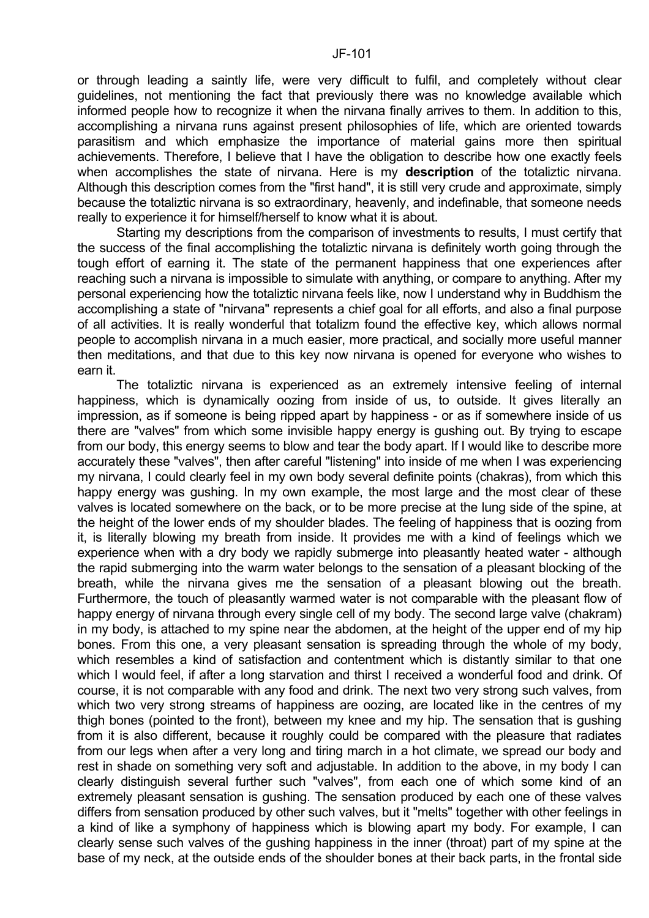or through leading a saintly life, were very difficult to fulfil, and completely without clear guidelines, not mentioning the fact that previously there was no knowledge available which informed people how to recognize it when the nirvana finally arrives to them. In addition to this, accomplishing a nirvana runs against present philosophies of life, which are oriented towards parasitism and which emphasize the importance of material gains more then spiritual achievements. Therefore, I believe that I have the obligation to describe how one exactly feels when accomplishes the state of nirvana. Here is my **description** of the totaliztic nirvana. Although this description comes from the "first hand", it is still very crude and approximate, simply because the totaliztic nirvana is so extraordinary, heavenly, and indefinable, that someone needs really to experience it for himself/herself to know what it is about.

Starting my descriptions from the comparison of investments to results, I must certify that the success of the final accomplishing the totaliztic nirvana is definitely worth going through the tough effort of earning it. The state of the permanent happiness that one experiences after reaching such a nirvana is impossible to simulate with anything, or compare to anything. After my personal experiencing how the totaliztic nirvana feels like, now I understand why in Buddhism the accomplishing a state of "nirvana" represents a chief goal for all efforts, and also a final purpose of all activities. It is really wonderful that totalizm found the effective key, which allows normal people to accomplish nirvana in a much easier, more practical, and socially more useful manner then meditations, and that due to this key now nirvana is opened for everyone who wishes to earn it.

The totaliztic nirvana is experienced as an extremely intensive feeling of internal happiness, which is dynamically oozing from inside of us, to outside. It gives literally an impression, as if someone is being ripped apart by happiness - or as if somewhere inside of us there are "valves" from which some invisible happy energy is gushing out. By trying to escape from our body, this energy seems to blow and tear the body apart. If I would like to describe more accurately these "valves", then after careful "listening" into inside of me when I was experiencing my nirvana, I could clearly feel in my own body several definite points (chakras), from which this happy energy was gushing. In my own example, the most large and the most clear of these valves is located somewhere on the back, or to be more precise at the lung side of the spine, at the height of the lower ends of my shoulder blades. The feeling of happiness that is oozing from it, is literally blowing my breath from inside. It provides me with a kind of feelings which we experience when with a dry body we rapidly submerge into pleasantly heated water - although the rapid submerging into the warm water belongs to the sensation of a pleasant blocking of the breath, while the nirvana gives me the sensation of a pleasant blowing out the breath. Furthermore, the touch of pleasantly warmed water is not comparable with the pleasant flow of happy energy of nirvana through every single cell of my body. The second large valve (chakram) in my body, is attached to my spine near the abdomen, at the height of the upper end of my hip bones. From this one, a very pleasant sensation is spreading through the whole of my body, which resembles a kind of satisfaction and contentment which is distantly similar to that one which I would feel, if after a long starvation and thirst I received a wonderful food and drink. Of course, it is not comparable with any food and drink. The next two very strong such valves, from which two very strong streams of happiness are oozing, are located like in the centres of my thigh bones (pointed to the front), between my knee and my hip. The sensation that is gushing from it is also different, because it roughly could be compared with the pleasure that radiates from our legs when after a very long and tiring march in a hot climate, we spread our body and rest in shade on something very soft and adjustable. In addition to the above, in my body I can clearly distinguish several further such "valves", from each one of which some kind of an extremely pleasant sensation is gushing. The sensation produced by each one of these valves differs from sensation produced by other such valves, but it "melts" together with other feelings in a kind of like a symphony of happiness which is blowing apart my body. For example, I can clearly sense such valves of the gushing happiness in the inner (throat) part of my spine at the base of my neck, at the outside ends of the shoulder bones at their back parts, in the frontal side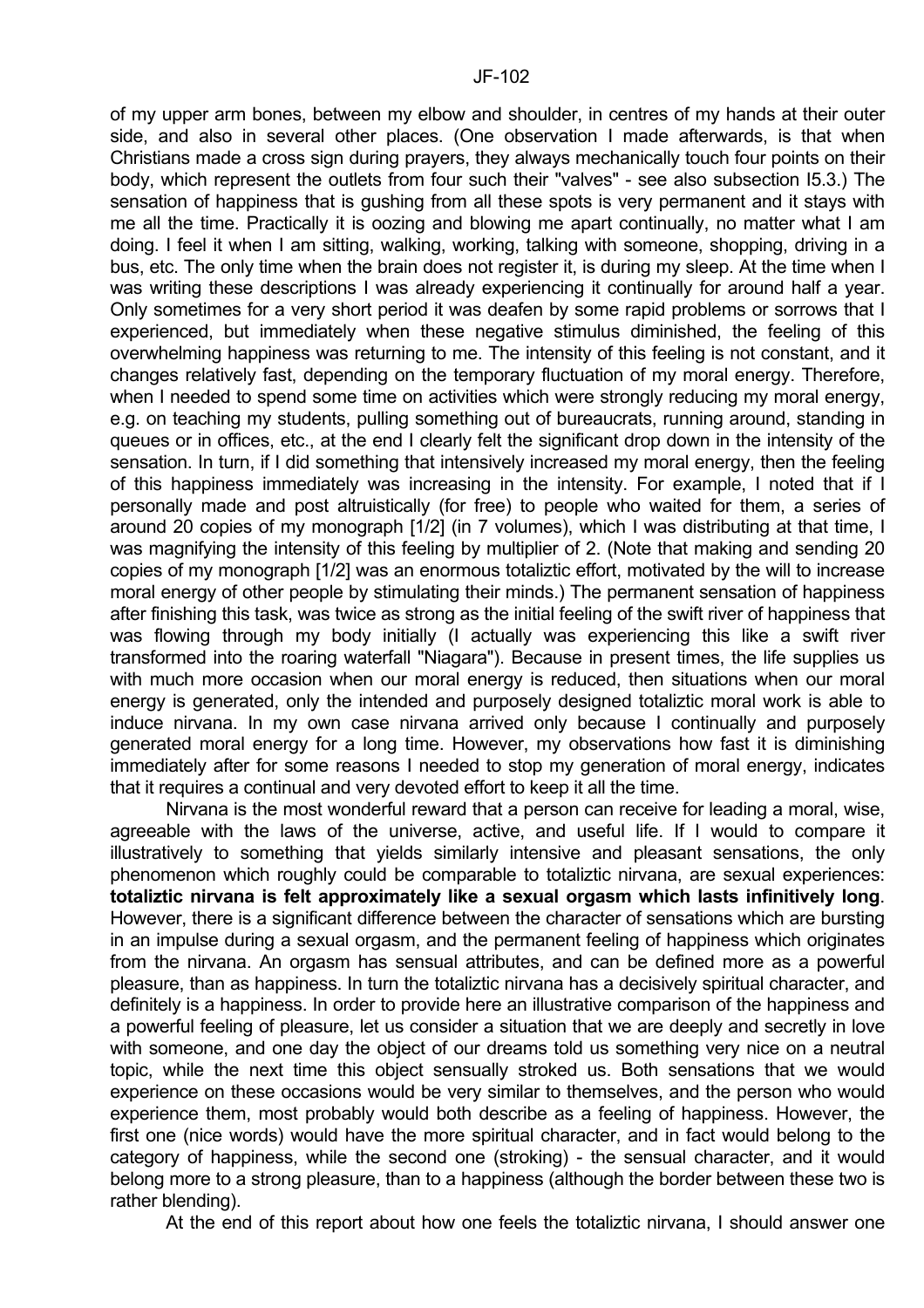of my upper arm bones, between my elbow and shoulder, in centres of my hands at their outer side, and also in several other places. (One observation I made afterwards, is that when Christians made a cross sign during prayers, they always mechanically touch four points on their body, which represent the outlets from four such their "valves" - see also subsection I5.3.) The sensation of happiness that is gushing from all these spots is very permanent and it stays with me all the time. Practically it is oozing and blowing me apart continually, no matter what I am doing. I feel it when I am sitting, walking, working, talking with someone, shopping, driving in a bus, etc. The only time when the brain does not register it, is during my sleep. At the time when I was writing these descriptions I was already experiencing it continually for around half a year. Only sometimes for a very short period it was deafen by some rapid problems or sorrows that I experienced, but immediately when these negative stimulus diminished, the feeling of this overwhelming happiness was returning to me. The intensity of this feeling is not constant, and it changes relatively fast, depending on the temporary fluctuation of my moral energy. Therefore, when I needed to spend some time on activities which were strongly reducing my moral energy, e.g. on teaching my students, pulling something out of bureaucrats, running around, standing in queues or in offices, etc., at the end I clearly felt the significant drop down in the intensity of the sensation. In turn, if I did something that intensively increased my moral energy, then the feeling of this happiness immediately was increasing in the intensity. For example, I noted that if I personally made and post altruistically (for free) to people who waited for them, a series of around 20 copies of my monograph [1/2] (in 7 volumes), which I was distributing at that time, I was magnifying the intensity of this feeling by multiplier of 2. (Note that making and sending 20 copies of my monograph [1/2] was an enormous totaliztic effort, motivated by the will to increase moral energy of other people by stimulating their minds.) The permanent sensation of happiness after finishing this task, was twice as strong as the initial feeling of the swift river of happiness that was flowing through my body initially (I actually was experiencing this like a swift river transformed into the roaring waterfall "Niagara"). Because in present times, the life supplies us with much more occasion when our moral energy is reduced, then situations when our moral energy is generated, only the intended and purposely designed totaliztic moral work is able to induce nirvana. In my own case nirvana arrived only because I continually and purposely generated moral energy for a long time. However, my observations how fast it is diminishing immediately after for some reasons I needed to stop my generation of moral energy, indicates that it requires a continual and very devoted effort to keep it all the time.

Nirvana is the most wonderful reward that a person can receive for leading a moral, wise, agreeable with the laws of the universe, active, and useful life. If I would to compare it illustratively to something that yields similarly intensive and pleasant sensations, the only phenomenon which roughly could be comparable to totaliztic nirvana, are sexual experiences: **totaliztic nirvana is felt approximately like a sexual orgasm which lasts infinitively long**. However, there is a significant difference between the character of sensations which are bursting in an impulse during a sexual orgasm, and the permanent feeling of happiness which originates from the nirvana. An orgasm has sensual attributes, and can be defined more as a powerful pleasure, than as happiness. In turn the totaliztic nirvana has a decisively spiritual character, and definitely is a happiness. In order to provide here an illustrative comparison of the happiness and a powerful feeling of pleasure, let us consider a situation that we are deeply and secretly in love with someone, and one day the object of our dreams told us something very nice on a neutral topic, while the next time this object sensually stroked us. Both sensations that we would experience on these occasions would be very similar to themselves, and the person who would experience them, most probably would both describe as a feeling of happiness. However, the first one (nice words) would have the more spiritual character, and in fact would belong to the category of happiness, while the second one (stroking) - the sensual character, and it would belong more to a strong pleasure, than to a happiness (although the border between these two is rather blending).

At the end of this report about how one feels the totaliztic nirvana, I should answer one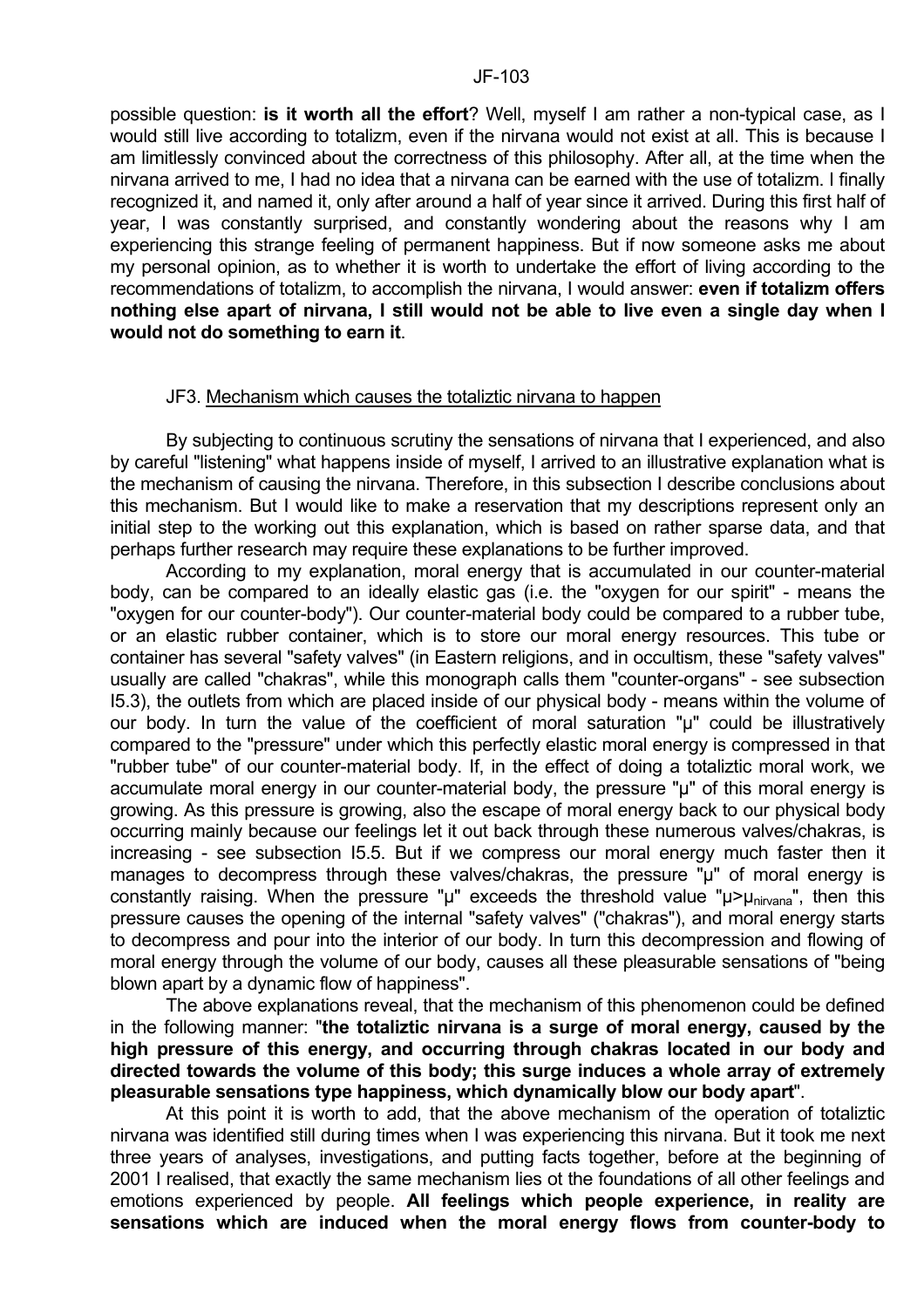possible question: **is it worth all the effort**? Well, myself I am rather a non-typical case, as I would still live according to totalizm, even if the nirvana would not exist at all. This is because I am limitlessly convinced about the correctness of this philosophy. After all, at the time when the nirvana arrived to me, I had no idea that a nirvana can be earned with the use of totalizm. I finally recognized it, and named it, only after around a half of year since it arrived. During this first half of year, I was constantly surprised, and constantly wondering about the reasons why I am experiencing this strange feeling of permanent happiness. But if now someone asks me about my personal opinion, as to whether it is worth to undertake the effort of living according to the recommendations of totalizm, to accomplish the nirvana, I would answer: **even if totalizm offers nothing else apart of nirvana, I still would not be able to live even a single day when I would not do something to earn it**.

## JF3. Mechanism which causes the totaliztic nirvana to happen

By subjecting to continuous scrutiny the sensations of nirvana that I experienced, and also by careful "listening" what happens inside of myself, I arrived to an illustrative explanation what is the mechanism of causing the nirvana. Therefore, in this subsection I describe conclusions about this mechanism. But I would like to make a reservation that my descriptions represent only an initial step to the working out this explanation, which is based on rather sparse data, and that perhaps further research may require these explanations to be further improved.

According to my explanation, moral energy that is accumulated in our counter-material body, can be compared to an ideally elastic gas (i.e. the "oxygen for our spirit" - means the "oxygen for our counter-body"). Our counter-material body could be compared to a rubber tube, or an elastic rubber container, which is to store our moral energy resources. This tube or container has several "safety valves" (in Eastern religions, and in occultism, these "safety valves" usually are called "chakras", while this monograph calls them "counter-organs" - see subsection I5.3), the outlets from which are placed inside of our physical body - means within the volume of our body. In turn the value of the coefficient of moral saturation "$\mu$" could be illustratively compared to the "pressure" under which this perfectly elastic moral energy is compressed in that "rubber tube" of our counter-material body. If, in the effect of doing a totaliztic moral work, we accumulate moral energy in our counter-material body, the pressure "$\mu$" of this moral energy is growing. As this pressure is growing, also the escape of moral energy back to our physical body occurring mainly because our feelings let it out back through these numerous valves/chakras, is increasing - see subsection I5.5. But if we compress our moral energy much faster then it manages to decompress through these valves/chakras, the pressure "$\mu$" of moral energy is constantly raising. When the pressure "$\mu$" exceeds the threshold value "$\mu > \mu_{nirvana}$", then this pressure causes the opening of the internal "safety valves" ("chakras"), and moral energy starts to decompress and pour into the interior of our body. In turn this decompression and flowing of moral energy through the volume of our body, causes all these pleasurable sensations of "being blown apart by a dynamic flow of happiness".

The above explanations reveal, that the mechanism of this phenomenon could be defined in the following manner: "**the totaliztic nirvana is a surge of moral energy, caused by the high pressure of this energy, and occurring through chakras located in our body and directed towards the volume of this body; this surge induces a whole array of extremely pleasurable sensations type happiness, which dynamically blow our body apart**".

At this point it is worth to add, that the above mechanism of the operation of totaliztic nirvana was identified still during times when I was experiencing this nirvana. But it took me next three years of analyses, investigations, and putting facts together, before at the beginning of 2001 I realised, that exactly the same mechanism lies ot the foundations of all other feelings and emotions experienced by people. **All feelings which people experience, in reality are sensations which are induced when the moral energy flows from counter-body to**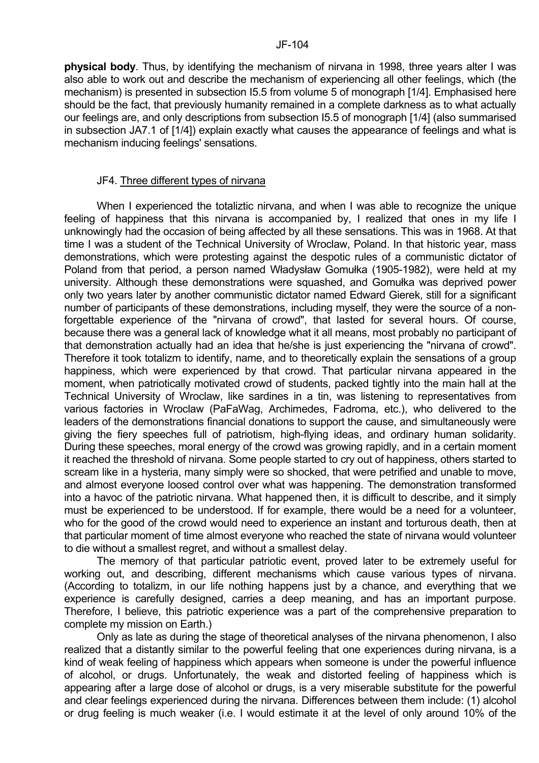**physical body**. Thus, by identifying the mechanism of nirvana in 1998, three years alter I was also able to work out and describe the mechanism of experiencing all other feelings, which (the mechanism) is presented in subsection I5.5 from volume 5 of monograph [1/4]. Emphasised here should be the fact, that previously humanity remained in a complete darkness as to what actually our feelings are, and only descriptions from subsection I5.5 of monograph [1/4] (also summarised in subsection JA7.1 of [1/4]) explain exactly what causes the appearance of feelings and what is mechanism inducing feelings' sensations.

## JF4. Three different types of nirvana

When I experienced the totaliztic nirvana, and when I was able to recognize the unique feeling of happiness that this nirvana is accompanied by, I realized that ones in my life I unknowingly had the occasion of being affected by all these sensations. This was in 1968. At that time I was a student of the Technical University of Wroclaw, Poland. In that historic year, mass demonstrations, which were protesting against the despotic rules of a communistic dictator of Poland from that period, a person named Władysław Gomułka (1905-1982), were held at my university. Although these demonstrations were squashed, and Gomułka was deprived power only two years later by another communistic dictator named Edward Gierek, still for a significant number of participants of these demonstrations, including myself, they were the source of a non-forgettable experience of the "nirvana of crowd", that lasted for several hours. Of course, because there was a general lack of knowledge what it all means, most probably no participant of that demonstration actually had an idea that he/she is just experiencing the "nirvana of crowd". Therefore it took totalizm to identify, name, and to theoretically explain the sensations of a group happiness, which were experienced by that crowd. That particular nirvana appeared in the moment, when patriotically motivated crowd of students, packed tightly into the main hall at the Technical University of Wroclaw, like sardines in a tin, was listening to representatives from various factories in Wroclaw (PaFaWag, Archimedes, Fadroma, etc.), who delivered to the leaders of the demonstrations financial donations to support the cause, and simultaneously were giving the fiery speeches full of patriotism, high-flying ideas, and ordinary human solidarity. During these speeches, moral energy of the crowd was growing rapidly, and in a certain moment it reached the threshold of nirvana. Some people started to cry out of happiness, others started to scream like in a hysteria, many simply were so shocked, that were petrified and unable to move, and almost everyone loosed control over what was happening. The demonstration transformed into a havoc of the patriotic nirvana. What happened then, it is difficult to describe, and it simply must be experienced to be understood. If for example, there would be a need for a volunteer, who for the good of the crowd would need to experience an instant and torturous death, then at that particular moment of time almost everyone who reached the state of nirvana would volunteer to die without a smallest regret, and without a smallest delay.

The memory of that particular patriotic event, proved later to be extremely useful for working out, and describing, different mechanisms which cause various types of nirvana. (According to totalizm, in our life nothing happens just by a chance, and everything that we experience is carefully designed, carries a deep meaning, and has an important purpose. Therefore, I believe, this patriotic experience was a part of the comprehensive preparation to complete my mission on Earth.)

Only as late as during the stage of theoretical analyses of the nirvana phenomenon, I also realized that a distantly similar to the powerful feeling that one experiences during nirvana, is a kind of weak feeling of happiness which appears when someone is under the powerful influence of alcohol, or drugs. Unfortunately, the weak and distorted feeling of happiness which is appearing after a large dose of alcohol or drugs, is a very miserable substitute for the powerful and clear feelings experienced during the nirvana. Differences between them include: (1) alcohol or drug feeling is much weaker (i.e. I would estimate it at the level of only around 10% of the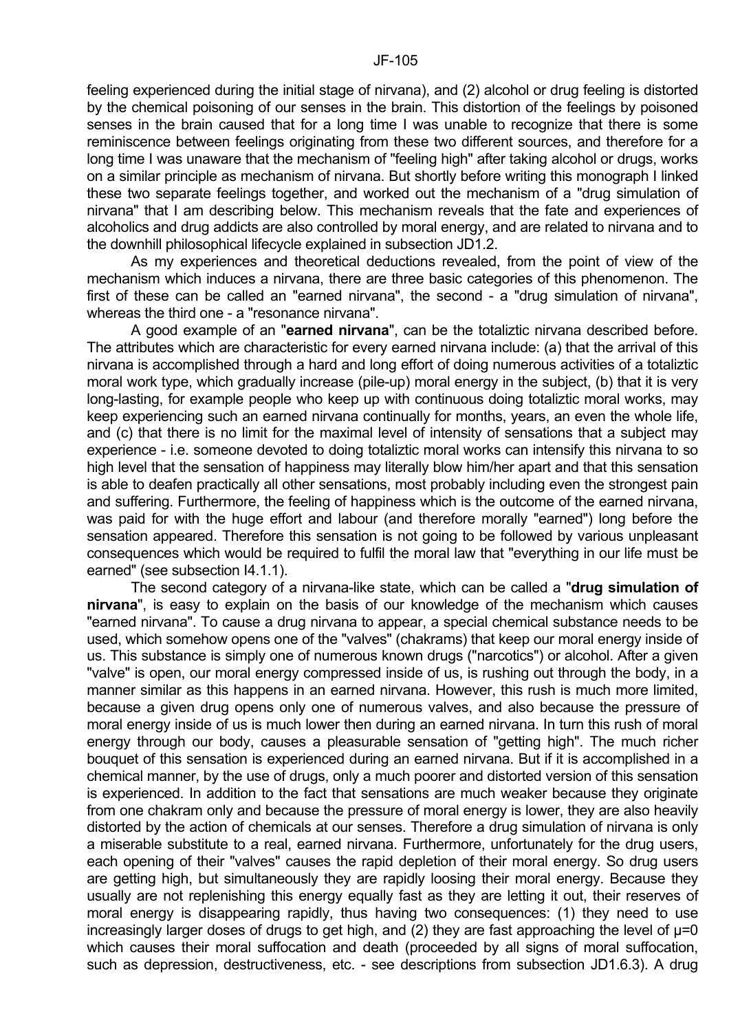feeling experienced during the initial stage of nirvana), and (2) alcohol or drug feeling is distorted by the chemical poisoning of our senses in the brain. This distortion of the feelings by poisoned senses in the brain caused that for a long time I was unable to recognize that there is some reminiscence between feelings originating from these two different sources, and therefore for a long time I was unaware that the mechanism of "feeling high" after taking alcohol or drugs, works on a similar principle as mechanism of nirvana. But shortly before writing this monograph I linked these two separate feelings together, and worked out the mechanism of a "drug simulation of nirvana" that I am describing below. This mechanism reveals that the fate and experiences of alcoholics and drug addicts are also controlled by moral energy, and are related to nirvana and to the downhill philosophical lifecycle explained in subsection JD1.2.

As my experiences and theoretical deductions revealed, from the point of view of the mechanism which induces a nirvana, there are three basic categories of this phenomenon. The first of these can be called an "earned nirvana", the second - a "drug simulation of nirvana", whereas the third one - a "resonance nirvana".

A good example of an "**earned nirvana**", can be the totaliztic nirvana described before. The attributes which are characteristic for every earned nirvana include: (a) that the arrival of this nirvana is accomplished through a hard and long effort of doing numerous activities of a totaliztic moral work type, which gradually increase (pile-up) moral energy in the subject, (b) that it is very long-lasting, for example people who keep up with continuous doing totaliztic moral works, may keep experiencing such an earned nirvana continually for months, years, an even the whole life, and (c) that there is no limit for the maximal level of intensity of sensations that a subject may experience - i.e. someone devoted to doing totaliztic moral works can intensify this nirvana to so high level that the sensation of happiness may literally blow him/her apart and that this sensation is able to deafen practically all other sensations, most probably including even the strongest pain and suffering. Furthermore, the feeling of happiness which is the outcome of the earned nirvana, was paid for with the huge effort and labour (and therefore morally "earned") long before the sensation appeared. Therefore this sensation is not going to be followed by various unpleasant consequences which would be required to fulfil the moral law that "everything in our life must be earned" (see subsection I4.1.1).

The second category of a nirvana-like state, which can be called a "**drug simulation of nirvana**", is easy to explain on the basis of our knowledge of the mechanism which causes "earned nirvana". To cause a drug nirvana to appear, a special chemical substance needs to be used, which somehow opens one of the "valves" (chakrams) that keep our moral energy inside of us. This substance is simply one of numerous known drugs ("narcotics") or alcohol. After a given "valve" is open, our moral energy compressed inside of us, is rushing out through the body, in a manner similar as this happens in an earned nirvana. However, this rush is much more limited, because a given drug opens only one of numerous valves, and also because the pressure of moral energy inside of us is much lower then during an earned nirvana. In turn this rush of moral energy through our body, causes a pleasurable sensation of "getting high". The much richer bouquet of this sensation is experienced during an earned nirvana. But if it is accomplished in a chemical manner, by the use of drugs, only a much poorer and distorted version of this sensation is experienced. In addition to the fact that sensations are much weaker because they originate from one chakram only and because the pressure of moral energy is lower, they are also heavily distorted by the action of chemicals at our senses. Therefore a drug simulation of nirvana is only a miserable substitute to a real, earned nirvana. Furthermore, unfortunately for the drug users, each opening of their "valves" causes the rapid depletion of their moral energy. So drug users are getting high, but simultaneously they are rapidly loosing their moral energy. Because they usually are not replenishing this energy equally fast as they are letting it out, their reserves of moral energy is disappearing rapidly, thus having two consequences: (1) they need to use increasingly larger doses of drugs to get high, and (2) they are fast approaching the level of $\mu=0$ which causes their moral suffocation and death (proceeded by all signs of moral suffocation, such as depression, destructiveness, etc. - see descriptions from subsection JD1.6.3). A drug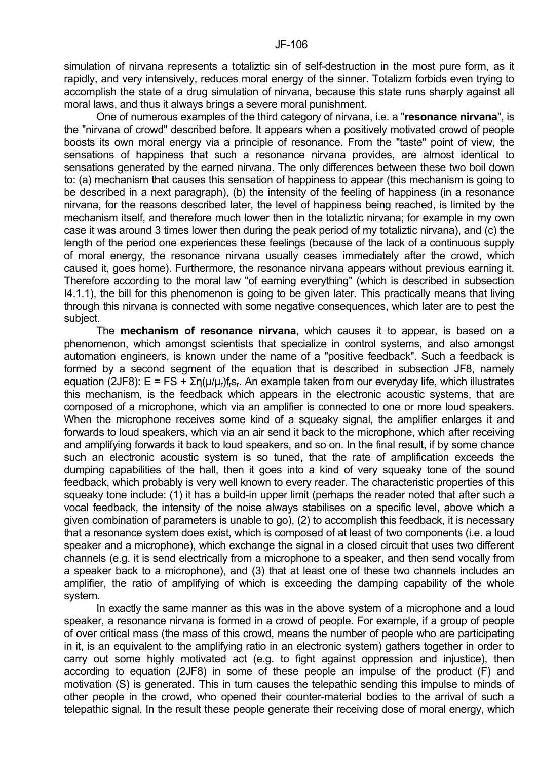simulation of nirvana represents a totaliztic sin of self-destruction in the most pure form, as it rapidly, and very intensively, reduces moral energy of the sinner. Totalizm forbids even trying to accomplish the state of a drug simulation of nirvana, because this state runs sharply against all moral laws, and thus it always brings a severe moral punishment.

One of numerous examples of the third category of nirvana, i.e. a "**resonance nirvana**", is the "nirvana of crowd" described before. It appears when a positively motivated crowd of people boosts its own moral energy via a principle of resonance. From the "taste" point of view, the sensations of happiness that such a resonance nirvana provides, are almost identical to sensations generated by the earned nirvana. The only differences between these two boil down to: (a) mechanism that causes this sensation of happiness to appear (this mechanism is going to be described in a next paragraph), (b) the intensity of the feeling of happiness (in a resonance nirvana, for the reasons described later, the level of happiness being reached, is limited by the mechanism itself, and therefore much lower then in the totaliztic nirvana; for example in my own case it was around 3 times lower then during the peak period of my totaliztic nirvana), and (c) the length of the period one experiences these feelings (because of the lack of a continuous supply of moral energy, the resonance nirvana usually ceases immediately after the crowd, which caused it, goes home). Furthermore, the resonance nirvana appears without previous earning it. Therefore according to the moral law "of earning everything" (which is described in subsection I4.1.1), the bill for this phenomenon is going to be given later. This practically means that living through this nirvana is connected with some negative consequences, which later are to pest the subject.

The **mechanism of resonance nirvana**, which causes it to appear, is based on a phenomenon, which amongst scientists that specialize in control systems, and also amongst automation engineers, is known under the name of a "positive feedback". Such a feedback is formed by a second segment of the equation that is described in subsection JF8, namely equation (2JF8): $E = FS + \Sigma\eta(\mu/\mu_r)f_r s_r$. An example taken from our everyday life, which illustrates this mechanism, is the feedback which appears in the electronic acoustic systems, that are composed of a microphone, which via an amplifier is connected to one or more loud speakers. When the microphone receives some kind of a squeaky signal, the amplifier enlarges it and forwards to loud speakers, which via an air send it back to the microphone, which after receiving and amplifying forwards it back to loud speakers, and so on. In the final result, if by some chance such an electronic acoustic system is so tuned, that the rate of amplification exceeds the dumping capabilities of the hall, then it goes into a kind of very squeaky tone of the sound feedback, which probably is very well known to every reader. The characteristic properties of this squeaky tone include: (1) it has a build-in upper limit (perhaps the reader noted that after such a vocal feedback, the intensity of the noise always stabilises on a specific level, above which a given combination of parameters is unable to go), (2) to accomplish this feedback, it is necessary that a resonance system does exist, which is composed of at least of two components (i.e. a loud speaker and a microphone), which exchange the signal in a closed circuit that uses two different channels (e.g. it is send electrically from a microphone to a speaker, and then send vocally from a speaker back to a microphone), and (3) that at least one of these two channels includes an amplifier, the ratio of amplifying of which is exceeding the damping capability of the whole system.

In exactly the same manner as this was in the above system of a microphone and a loud speaker, a resonance nirvana is formed in a crowd of people. For example, if a group of people of over critical mass (the mass of this crowd, means the number of people who are participating in it, is an equivalent to the amplifying ratio in an electronic system) gathers together in order to carry out some highly motivated act (e.g. to fight against oppression and injustice), then according to equation (2JF8) in some of these people an impulse of the product (F) and motivation (S) is generated. This in turn causes the telepathic sending this impulse to minds of other people in the crowd, who opened their counter-material bodies to the arrival of such a telepathic signal. In the result these people generate their receiving dose of moral energy, which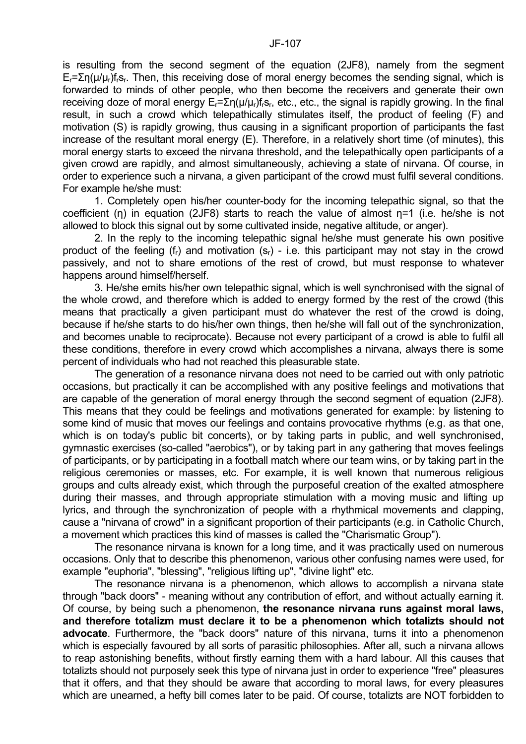is resulting from the second segment of the equation (2JF8), namely from the segment $E_r=\Sigma\eta(\mu/\mu_r)f_rs_r$. Then, this receiving dose of moral energy becomes the sending signal, which is forwarded to minds of other people, who then become the receivers and generate their own receiving doze of moral energy $E_r=\Sigma\eta(\mu/\mu_r)f_rs_r$, etc., etc., the signal is rapidly growing. In the final result, in such a crowd which telepathically stimulates itself, the product of feeling (F) and motivation (S) is rapidly growing, thus causing in a significant proportion of participants the fast increase of the resultant moral energy (E). Therefore, in a relatively short time (of minutes), this moral energy starts to exceed the nirvana threshold, and the telepathically open participants of a given crowd are rapidly, and almost simultaneously, achieving a state of nirvana. Of course, in order to experience such a nirvana, a given participant of the crowd must fulfil several conditions. For example he/she must:

1. Completely open his/her counter-body for the incoming telepathic signal, so that the coefficient ($\eta$) in equation (2JF8) starts to reach the value of almost $\eta=1$ (i.e. he/she is not allowed to block this signal out by some cultivated inside, negative altitude, or anger).

2. In the reply to the incoming telepathic signal he/she must generate his own positive product of the feeling ($f_r$) and motivation ($s_r$) - i.e. this participant may not stay in the crowd passively, and not to share emotions of the rest of crowd, but must response to whatever happens around himself/herself.

3. He/she emits his/her own telepathic signal, which is well synchronised with the signal of the whole crowd, and therefore which is added to energy formed by the rest of the crowd (this means that practically a given participant must do whatever the rest of the crowd is doing, because if he/she starts to do his/her own things, then he/she will fall out of the synchronization, and becomes unable to reciprocate). Because not every participant of a crowd is able to fulfil all these conditions, therefore in every crowd which accomplishes a nirvana, always there is some percent of individuals who had not reached this pleasurable state.

The generation of a resonance nirvana does not need to be carried out with only patriotic occasions, but practically it can be accomplished with any positive feelings and motivations that are capable of the generation of moral energy through the second segment of equation (2JF8). This means that they could be feelings and motivations generated for example: by listening to some kind of music that moves our feelings and contains provocative rhythms (e.g. as that one, which is on today's public bit concerts), or by taking parts in public, and well synchronised, gymnastic exercises (so-called "aerobics"), or by taking part in any gathering that moves feelings of participants, or by participating in a football match where our team wins, or by taking part in the religious ceremonies or masses, etc. For example, it is well known that numerous religious groups and cults already exist, which through the purposeful creation of the exalted atmosphere during their masses, and through appropriate stimulation with a moving music and lifting up lyrics, and through the synchronization of people with a rhythmical movements and clapping, cause a "nirvana of crowd" in a significant proportion of their participants (e.g. in Catholic Church, a movement which practices this kind of masses is called the "Charismatic Group").

The resonance nirvana is known for a long time, and it was practically used on numerous occasions. Only that to describe this phenomenon, various other confusing names were used, for example "euphoria", "blessing", "religious lifting up", "divine light" etc.

The resonance nirvana is a phenomenon, which allows to accomplish a nirvana state through "back doors" - meaning without any contribution of effort, and without actually earning it. Of course, by being such a phenomenon, **the resonance nirvana runs against moral laws, and therefore totalizm must declare it to be a phenomenon which totalizts should not advocate**. Furthermore, the "back doors" nature of this nirvana, turns it into a phenomenon which is especially favoured by all sorts of parasitic philosophies. After all, such a nirvana allows to reap astonishing benefits, without firstly earning them with a hard labour. All this causes that totalizts should not purposely seek this type of nirvana just in order to experience "free" pleasures that it offers, and that they should be aware that according to moral laws, for every pleasures which are unearned, a hefty bill comes later to be paid. Of course, totalizts are NOT forbidden to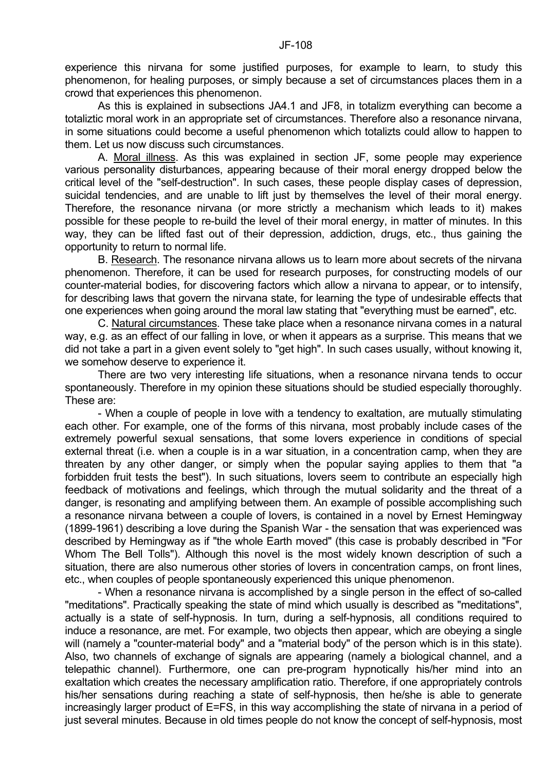experience this nirvana for some justified purposes, for example to learn, to study this phenomenon, for healing purposes, or simply because a set of circumstances places them in a crowd that experiences this phenomenon.

As this is explained in subsections JA4.1 and JF8, in totalizm everything can become a totaliztic moral work in an appropriate set of circumstances. Therefore also a resonance nirvana, in some situations could become a useful phenomenon which totalizts could allow to happen to them. Let us now discuss such circumstances.

A. Moral illness. As this was explained in section JF, some people may experience various personality disturbances, appearing because of their moral energy dropped below the critical level of the "self-destruction". In such cases, these people display cases of depression, suicidal tendencies, and are unable to lift just by themselves the level of their moral energy. Therefore, the resonance nirvana (or more strictly a mechanism which leads to it) makes possible for these people to re-build the level of their moral energy, in matter of minutes. In this way, they can be lifted fast out of their depression, addiction, drugs, etc., thus gaining the opportunity to return to normal life.

B. Research. The resonance nirvana allows us to learn more about secrets of the nirvana phenomenon. Therefore, it can be used for research purposes, for constructing models of our counter-material bodies, for discovering factors which allow a nirvana to appear, or to intensify, for describing laws that govern the nirvana state, for learning the type of undesirable effects that one experiences when going around the moral law stating that "everything must be earned", etc.

C. Natural circumstances. These take place when a resonance nirvana comes in a natural way, e.g. as an effect of our falling in love, or when it appears as a surprise. This means that we did not take a part in a given event solely to "get high". In such cases usually, without knowing it, we somehow deserve to experience it.

There are two very interesting life situations, when a resonance nirvana tends to occur spontaneously. Therefore in my opinion these situations should be studied especially thoroughly. These are:

- When a couple of people in love with a tendency to exaltation, are mutually stimulating each other. For example, one of the forms of this nirvana, most probably include cases of the extremely powerful sexual sensations, that some lovers experience in conditions of special external threat (i.e. when a couple is in a war situation, in a concentration camp, when they are threaten by any other danger, or simply when the popular saying applies to them that "a forbidden fruit tests the best"). In such situations, lovers seem to contribute an especially high feedback of motivations and feelings, which through the mutual solidarity and the threat of a danger, is resonating and amplifying between them. An example of possible accomplishing such a resonance nirvana between a couple of lovers, is contained in a novel by Ernest Hemingway (1899-1961) describing a love during the Spanish War - the sensation that was experienced was described by Hemingway as if "the whole Earth moved" (this case is probably described in "For Whom The Bell Tolls"). Although this novel is the most widely known description of such a situation, there are also numerous other stories of lovers in concentration camps, on front lines, etc., when couples of people spontaneously experienced this unique phenomenon.

- When a resonance nirvana is accomplished by a single person in the effect of so-called "meditations". Practically speaking the state of mind which usually is described as "meditations", actually is a state of self-hypnosis. In turn, during a self-hypnosis, all conditions required to induce a resonance, are met. For example, two objects then appear, which are obeying a single will (namely a "counter-material body" and a "material body" of the person which is in this state). Also, two channels of exchange of signals are appearing (namely a biological channel, and a telepathic channel). Furthermore, one can pre-program hypnotically his/her mind into an exaltation which creates the necessary amplification ratio. Therefore, if one appropriately controls his/her sensations during reaching a state of self-hypnosis, then he/she is able to generate increasingly larger product of E=FS, in this way accomplishing the state of nirvana in a period of just several minutes. Because in old times people do not know the concept of self-hypnosis, most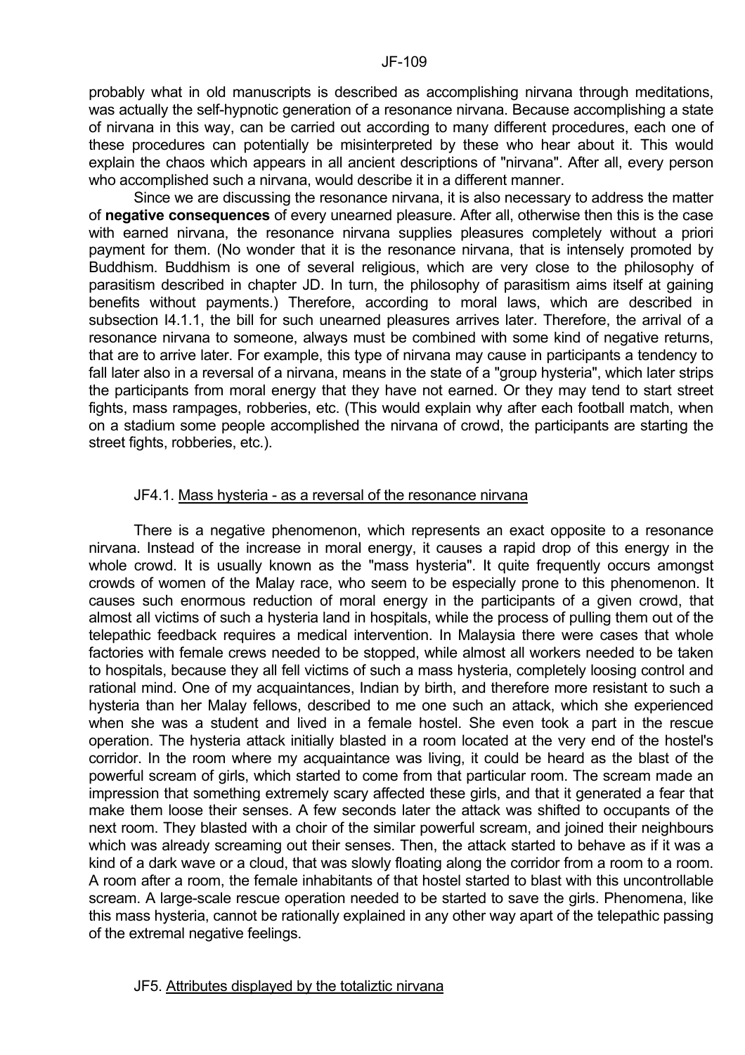probably what in old manuscripts is described as accomplishing nirvana through meditations, was actually the self-hypnotic generation of a resonance nirvana. Because accomplishing a state of nirvana in this way, can be carried out according to many different procedures, each one of these procedures can potentially be misinterpreted by these who hear about it. This would explain the chaos which appears in all ancient descriptions of "nirvana". After all, every person who accomplished such a nirvana, would describe it in a different manner.

Since we are discussing the resonance nirvana, it is also necessary to address the matter of **negative consequences** of every unearned pleasure. After all, otherwise then this is the case with earned nirvana, the resonance nirvana supplies pleasures completely without a priori payment for them. (No wonder that it is the resonance nirvana, that is intensely promoted by Buddhism. Buddhism is one of several religious, which are very close to the philosophy of parasitism described in chapter JD. In turn, the philosophy of parasitism aims itself at gaining benefits without payments.) Therefore, according to moral laws, which are described in subsection I4.1.1, the bill for such unearned pleasures arrives later. Therefore, the arrival of a resonance nirvana to someone, always must be combined with some kind of negative returns, that are to arrive later. For example, this type of nirvana may cause in participants a tendency to fall later also in a reversal of a nirvana, means in the state of a "group hysteria", which later strips the participants from moral energy that they have not earned. Or they may tend to start street fights, mass rampages, robberies, etc. (This would explain why after each football match, when on a stadium some people accomplished the nirvana of crowd, the participants are starting the street fights, robberies, etc.).

### JF4.1. Mass hysteria - as a reversal of the resonance nirvana

There is a negative phenomenon, which represents an exact opposite to a resonance nirvana. Instead of the increase in moral energy, it causes a rapid drop of this energy in the whole crowd. It is usually known as the "mass hysteria". It quite frequently occurs amongst crowds of women of the Malay race, who seem to be especially prone to this phenomenon. It causes such enormous reduction of moral energy in the participants of a given crowd, that almost all victims of such a hysteria land in hospitals, while the process of pulling them out of the telepathic feedback requires a medical intervention. In Malaysia there were cases that whole factories with female crews needed to be stopped, while almost all workers needed to be taken to hospitals, because they all fell victims of such a mass hysteria, completely loosing control and rational mind. One of my acquaintances, Indian by birth, and therefore more resistant to such a hysteria than her Malay fellows, described to me one such an attack, which she experienced when she was a student and lived in a female hostel. She even took a part in the rescue operation. The hysteria attack initially blasted in a room located at the very end of the hostel's corridor. In the room where my acquaintance was living, it could be heard as the blast of the powerful scream of girls, which started to come from that particular room. The scream made an impression that something extremely scary affected these girls, and that it generated a fear that make them loose their senses. A few seconds later the attack was shifted to occupants of the next room. They blasted with a choir of the similar powerful scream, and joined their neighbours which was already screaming out their senses. Then, the attack started to behave as if it was a kind of a dark wave or a cloud, that was slowly floating along the corridor from a room to a room. A room after a room, the female inhabitants of that hostel started to blast with this uncontrollable scream. A large-scale rescue operation needed to be started to save the girls. Phenomena, like this mass hysteria, cannot be rationally explained in any other way apart of the telepathic passing of the extremal negative feelings.

## JF5. Attributes displayed by the totaliztic nirvana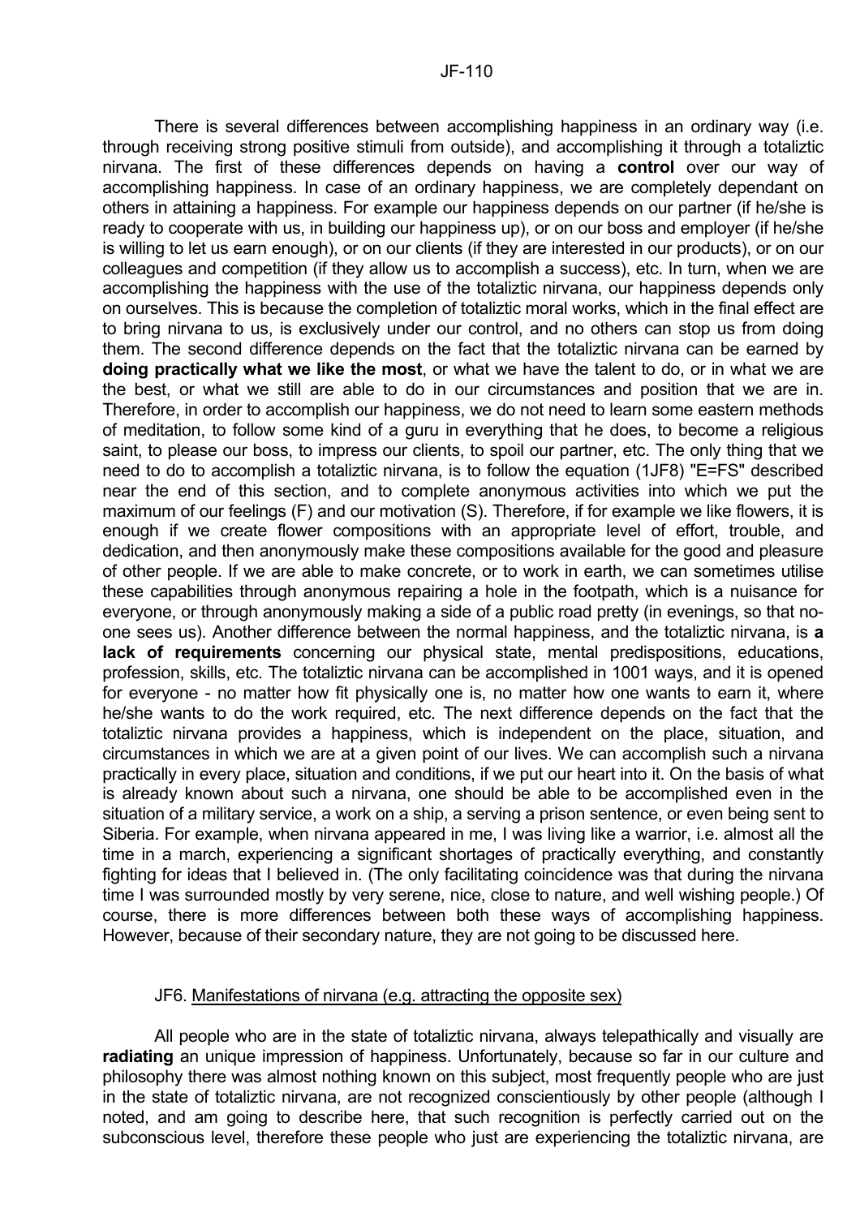There is several differences between accomplishing happiness in an ordinary way (i.e. through receiving strong positive stimuli from outside), and accomplishing it through a totaliztic nirvana. The first of these differences depends on having a **control** over our way of accomplishing happiness. In case of an ordinary happiness, we are completely dependant on others in attaining a happiness. For example our happiness depends on our partner (if he/she is ready to cooperate with us, in building our happiness up), or on our boss and employer (if he/she is willing to let us earn enough), or on our clients (if they are interested in our products), or on our colleagues and competition (if they allow us to accomplish a success), etc. In turn, when we are accomplishing the happiness with the use of the totaliztic nirvana, our happiness depends only on ourselves. This is because the completion of totaliztic moral works, which in the final effect are to bring nirvana to us, is exclusively under our control, and no others can stop us from doing them. The second difference depends on the fact that the totaliztic nirvana can be earned by **doing practically what we like the most**, or what we have the talent to do, or in what we are the best, or what we still are able to do in our circumstances and position that we are in. Therefore, in order to accomplish our happiness, we do not need to learn some eastern methods of meditation, to follow some kind of a guru in everything that he does, to become a religious saint, to please our boss, to impress our clients, to spoil our partner, etc. The only thing that we need to do to accomplish a totaliztic nirvana, is to follow the equation (1JF8) "E=FS" described near the end of this section, and to complete anonymous activities into which we put the maximum of our feelings (F) and our motivation (S). Therefore, if for example we like flowers, it is enough if we create flower compositions with an appropriate level of effort, trouble, and dedication, and then anonymously make these compositions available for the good and pleasure of other people. If we are able to make concrete, or to work in earth, we can sometimes utilise these capabilities through anonymous repairing a hole in the footpath, which is a nuisance for everyone, or through anonymously making a side of a public road pretty (in evenings, so that no-one sees us). Another difference between the normal happiness, and the totaliztic nirvana, is **a lack of requirements** concerning our physical state, mental predispositions, educations, profession, skills, etc. The totaliztic nirvana can be accomplished in 1001 ways, and it is opened for everyone - no matter how fit physically one is, no matter how one wants to earn it, where he/she wants to do the work required, etc. The next difference depends on the fact that the totaliztic nirvana provides a happiness, which is independent on the place, situation, and circumstances in which we are at a given point of our lives. We can accomplish such a nirvana practically in every place, situation and conditions, if we put our heart into it. On the basis of what is already known about such a nirvana, one should be able to be accomplished even in the situation of a military service, a work on a ship, a serving a prison sentence, or even being sent to Siberia. For example, when nirvana appeared in me, I was living like a warrior, i.e. almost all the time in a march, experiencing a significant shortages of practically everything, and constantly fighting for ideas that I believed in. (The only facilitating coincidence was that during the nirvana time I was surrounded mostly by very serene, nice, close to nature, and well wishing people.) Of course, there is more differences between both these ways of accomplishing happiness. However, because of their secondary nature, they are not going to be discussed here.

## JF6. Manifestations of nirvana (e.g. attracting the opposite sex)

All people who are in the state of totaliztic nirvana, always telepathically and visually are **radiating** an unique impression of happiness. Unfortunately, because so far in our culture and philosophy there was almost nothing known on this subject, most frequently people who are just in the state of totaliztic nirvana, are not recognized conscientiously by other people (although I noted, and am going to describe here, that such recognition is perfectly carried out on the subconscious level, therefore these people who just are experiencing the totaliztic nirvana, are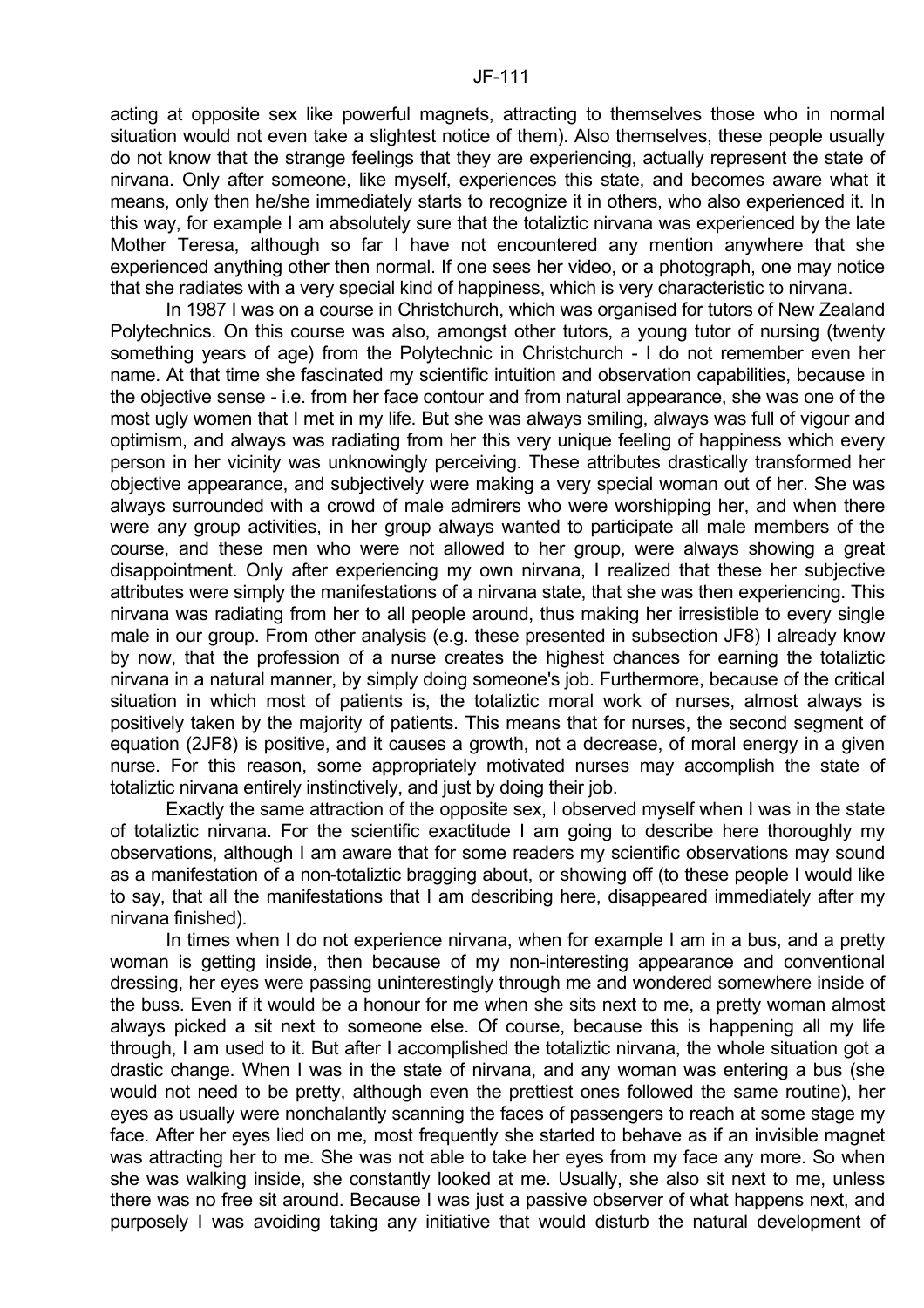acting at opposite sex like powerful magnets, attracting to themselves those who in normal situation would not even take a slightest notice of them). Also themselves, these people usually do not know that the strange feelings that they are experiencing, actually represent the state of nirvana. Only after someone, like myself, experiences this state, and becomes aware what it means, only then he/she immediately starts to recognize it in others, who also experienced it. In this way, for example I am absolutely sure that the totaliztic nirvana was experienced by the late Mother Teresa, although so far I have not encountered any mention anywhere that she experienced anything other then normal. If one sees her video, or a photograph, one may notice that she radiates with a very special kind of happiness, which is very characteristic to nirvana.

In 1987 I was on a course in Christchurch, which was organised for tutors of New Zealand Polytechnics. On this course was also, amongst other tutors, a young tutor of nursing (twenty something years of age) from the Polytechnic in Christchurch - I do not remember even her name. At that time she fascinated my scientific intuition and observation capabilities, because in the objective sense - i.e. from her face contour and from natural appearance, she was one of the most ugly women that I met in my life. But she was always smiling, always was full of vigour and optimism, and always was radiating from her this very unique feeling of happiness which every person in her vicinity was unknowingly perceiving. These attributes drastically transformed her objective appearance, and subjectively were making a very special woman out of her. She was always surrounded with a crowd of male admirers who were worshipping her, and when there were any group activities, in her group always wanted to participate all male members of the course, and these men who were not allowed to her group, were always showing a great disappointment. Only after experiencing my own nirvana, I realized that these her subjective attributes were simply the manifestations of a nirvana state, that she was then experiencing. This nirvana was radiating from her to all people around, thus making her irresistible to every single male in our group. From other analysis (e.g. these presented in subsection JF8) I already know by now, that the profession of a nurse creates the highest chances for earning the totaliztic nirvana in a natural manner, by simply doing someone's job. Furthermore, because of the critical situation in which most of patients is, the totaliztic moral work of nurses, almost always is positively taken by the majority of patients. This means that for nurses, the second segment of equation (2JF8) is positive, and it causes a growth, not a decrease, of moral energy in a given nurse. For this reason, some appropriately motivated nurses may accomplish the state of totaliztic nirvana entirely instinctively, and just by doing their job.

Exactly the same attraction of the opposite sex, I observed myself when I was in the state of totaliztic nirvana. For the scientific exactitude I am going to describe here thoroughly my observations, although I am aware that for some readers my scientific observations may sound as a manifestation of a non-totaliztic bragging about, or showing off (to these people I would like to say, that all the manifestations that I am describing here, disappeared immediately after my nirvana finished).

In times when I do not experience nirvana, when for example I am in a bus, and a pretty woman is getting inside, then because of my non-interesting appearance and conventional dressing, her eyes were passing uninterestingly through me and wondered somewhere inside of the buss. Even if it would be a honour for me when she sits next to me, a pretty woman almost always picked a sit next to someone else. Of course, because this is happening all my life through, I am used to it. But after I accomplished the totaliztic nirvana, the whole situation got a drastic change. When I was in the state of nirvana, and any woman was entering a bus (she would not need to be pretty, although even the prettiest ones followed the same routine), her eyes as usually were nonchalantly scanning the faces of passengers to reach at some stage my face. After her eyes lied on me, most frequently she started to behave as if an invisible magnet was attracting her to me. She was not able to take her eyes from my face any more. So when she was walking inside, she constantly looked at me. Usually, she also sit next to me, unless there was no free sit around. Because I was just a passive observer of what happens next, and purposely I was avoiding taking any initiative that would disturb the natural development of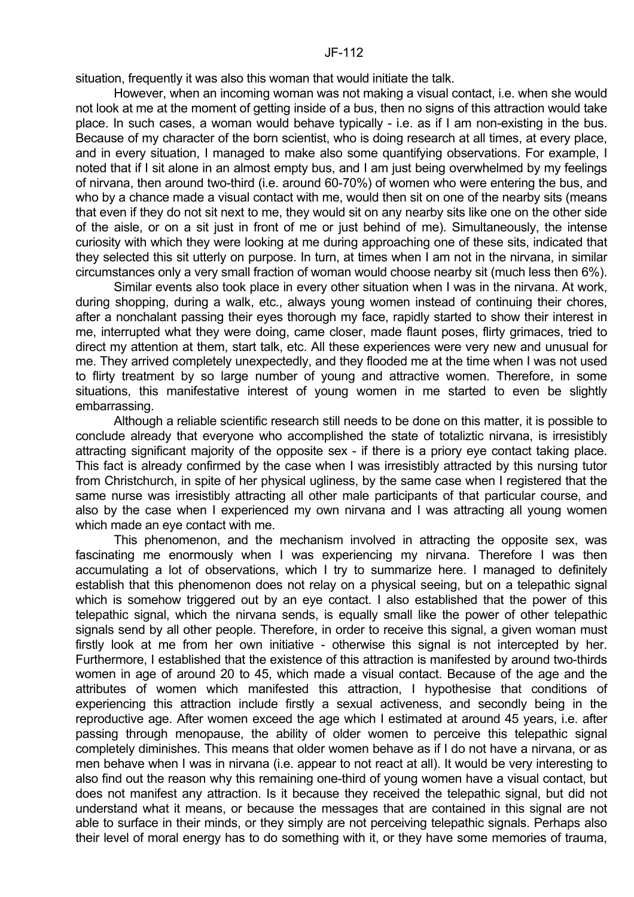situation, frequently it was also this woman that would initiate the talk.

However, when an incoming woman was not making a visual contact, i.e. when she would not look at me at the moment of getting inside of a bus, then no signs of this attraction would take place. In such cases, a woman would behave typically - i.e. as if I am non-existing in the bus. Because of my character of the born scientist, who is doing research at all times, at every place, and in every situation, I managed to make also some quantifying observations. For example, I noted that if I sit alone in an almost empty bus, and I am just being overwhelmed by my feelings of nirvana, then around two-third (i.e. around 60-70%) of women who were entering the bus, and who by a chance made a visual contact with me, would then sit on one of the nearby sits (means that even if they do not sit next to me, they would sit on any nearby sits like one on the other side of the aisle, or on a sit just in front of me or just behind of me). Simultaneously, the intense curiosity with which they were looking at me during approaching one of these sits, indicated that they selected this sit utterly on purpose. In turn, at times when I am not in the nirvana, in similar circumstances only a very small fraction of woman would choose nearby sit (much less then 6%).

Similar events also took place in every other situation when I was in the nirvana. At work, during shopping, during a walk, etc., always young women instead of continuing their chores, after a nonchalant passing their eyes thorough my face, rapidly started to show their interest in me, interrupted what they were doing, came closer, made flaunt poses, flirty grimaces, tried to direct my attention at them, start talk, etc. All these experiences were very new and unusual for me. They arrived completely unexpectedly, and they flooded me at the time when I was not used to flirty treatment by so large number of young and attractive women. Therefore, in some situations, this manifestative interest of young women in me started to even be slightly embarrassing.

Although a reliable scientific research still needs to be done on this matter, it is possible to conclude already that everyone who accomplished the state of totaliztic nirvana, is irresistibly attracting significant majority of the opposite sex - if there is a priory eye contact taking place. This fact is already confirmed by the case when I was irresistibly attracted by this nursing tutor from Christchurch, in spite of her physical ugliness, by the same case when I registered that the same nurse was irresistibly attracting all other male participants of that particular course, and also by the case when I experienced my own nirvana and I was attracting all young women which made an eye contact with me.

This phenomenon, and the mechanism involved in attracting the opposite sex, was fascinating me enormously when I was experiencing my nirvana. Therefore I was then accumulating a lot of observations, which I try to summarize here. I managed to definitely establish that this phenomenon does not relay on a physical seeing, but on a telepathic signal which is somehow triggered out by an eye contact. I also established that the power of this telepathic signal, which the nirvana sends, is equally small like the power of other telepathic signals send by all other people. Therefore, in order to receive this signal, a given woman must firstly look at me from her own initiative - otherwise this signal is not intercepted by her. Furthermore, I established that the existence of this attraction is manifested by around two-thirds women in age of around 20 to 45, which made a visual contact. Because of the age and the attributes of women which manifested this attraction, I hypothesise that conditions of experiencing this attraction include firstly a sexual activeness, and secondly being in the reproductive age. After women exceed the age which I estimated at around 45 years, i.e. after passing through menopause, the ability of older women to perceive this telepathic signal completely diminishes. This means that older women behave as if I do not have a nirvana, or as men behave when I was in nirvana (i.e. appear to not react at all). It would be very interesting to also find out the reason why this remaining one-third of young women have a visual contact, but does not manifest any attraction. Is it because they received the telepathic signal, but did not understand what it means, or because the messages that are contained in this signal are not able to surface in their minds, or they simply are not perceiving telepathic signals. Perhaps also their level of moral energy has to do something with it, or they have some memories of trauma,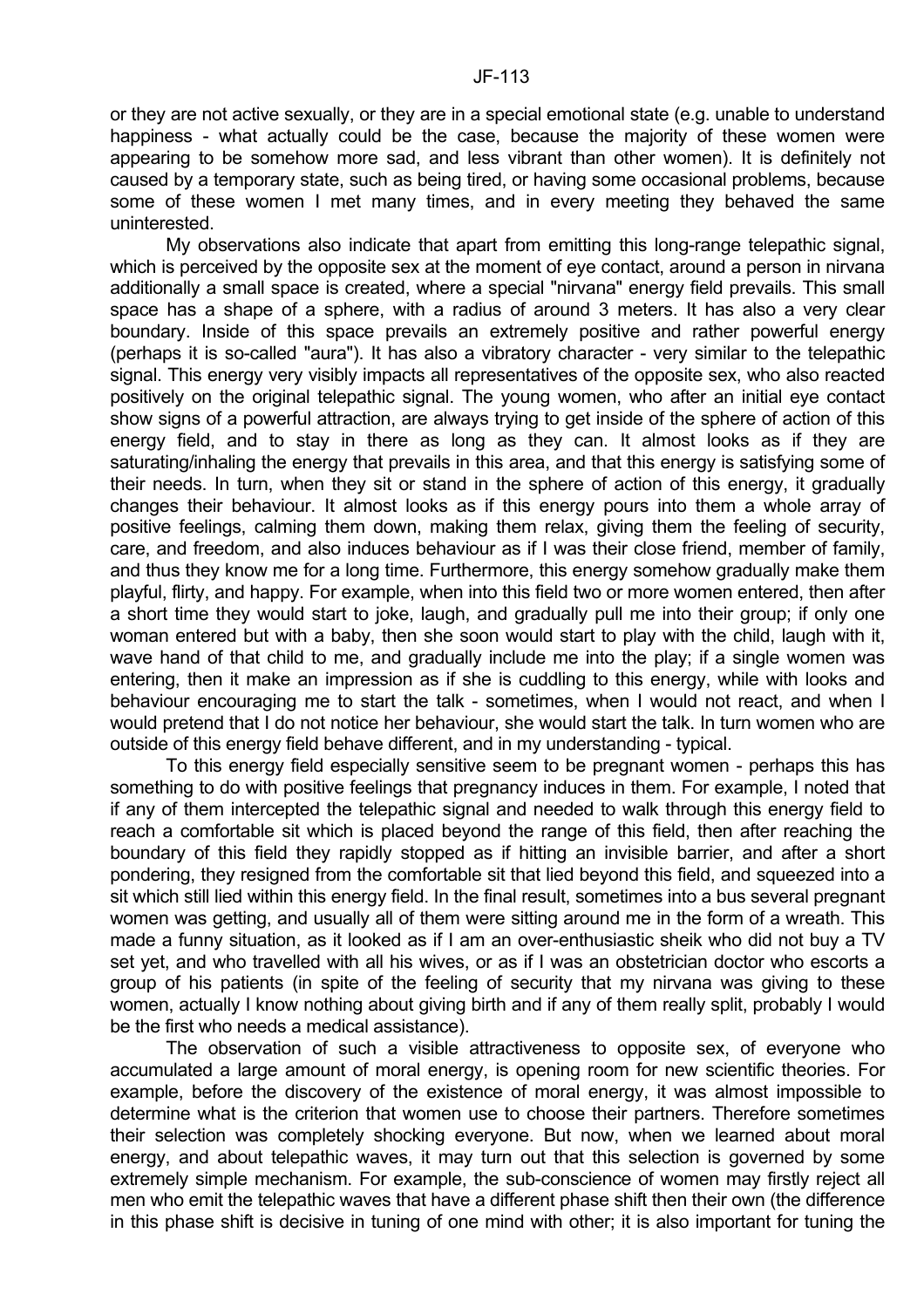or they are not active sexually, or they are in a special emotional state (e.g. unable to understand happiness - what actually could be the case, because the majority of these women were appearing to be somehow more sad, and less vibrant than other women). It is definitely not caused by a temporary state, such as being tired, or having some occasional problems, because some of these women I met many times, and in every meeting they behaved the same uninterested.

My observations also indicate that apart from emitting this long-range telepathic signal, which is perceived by the opposite sex at the moment of eye contact, around a person in nirvana additionally a small space is created, where a special "nirvana" energy field prevails. This small space has a shape of a sphere, with a radius of around 3 meters. It has also a very clear boundary. Inside of this space prevails an extremely positive and rather powerful energy (perhaps it is so-called "aura"). It has also a vibratory character - very similar to the telepathic signal. This energy very visibly impacts all representatives of the opposite sex, who also reacted positively on the original telepathic signal. The young women, who after an initial eye contact show signs of a powerful attraction, are always trying to get inside of the sphere of action of this energy field, and to stay in there as long as they can. It almost looks as if they are saturating/inhaling the energy that prevails in this area, and that this energy is satisfying some of their needs. In turn, when they sit or stand in the sphere of action of this energy, it gradually changes their behaviour. It almost looks as if this energy pours into them a whole array of positive feelings, calming them down, making them relax, giving them the feeling of security, care, and freedom, and also induces behaviour as if I was their close friend, member of family, and thus they know me for a long time. Furthermore, this energy somehow gradually make them playful, flirty, and happy. For example, when into this field two or more women entered, then after a short time they would start to joke, laugh, and gradually pull me into their group; if only one woman entered but with a baby, then she soon would start to play with the child, laugh with it, wave hand of that child to me, and gradually include me into the play; if a single women was entering, then it make an impression as if she is cuddling to this energy, while with looks and behaviour encouraging me to start the talk - sometimes, when I would not react, and when I would pretend that I do not notice her behaviour, she would start the talk. In turn women who are outside of this energy field behave different, and in my understanding - typical.

To this energy field especially sensitive seem to be pregnant women - perhaps this has something to do with positive feelings that pregnancy induces in them. For example, I noted that if any of them intercepted the telepathic signal and needed to walk through this energy field to reach a comfortable sit which is placed beyond the range of this field, then after reaching the boundary of this field they rapidly stopped as if hitting an invisible barrier, and after a short pondering, they resigned from the comfortable sit that lied beyond this field, and squeezed into a sit which still lied within this energy field. In the final result, sometimes into a bus several pregnant women was getting, and usually all of them were sitting around me in the form of a wreath. This made a funny situation, as it looked as if I am an over-enthusiastic sheik who did not buy a TV set yet, and who travelled with all his wives, or as if I was an obstetrician doctor who escorts a group of his patients (in spite of the feeling of security that my nirvana was giving to these women, actually I know nothing about giving birth and if any of them really split, probably I would be the first who needs a medical assistance).

The observation of such a visible attractiveness to opposite sex, of everyone who accumulated a large amount of moral energy, is opening room for new scientific theories. For example, before the discovery of the existence of moral energy, it was almost impossible to determine what is the criterion that women use to choose their partners. Therefore sometimes their selection was completely shocking everyone. But now, when we learned about moral energy, and about telepathic waves, it may turn out that this selection is governed by some extremely simple mechanism. For example, the sub-conscience of women may firstly reject all men who emit the telepathic waves that have a different phase shift then their own (the difference in this phase shift is decisive in tuning of one mind with other; it is also important for tuning the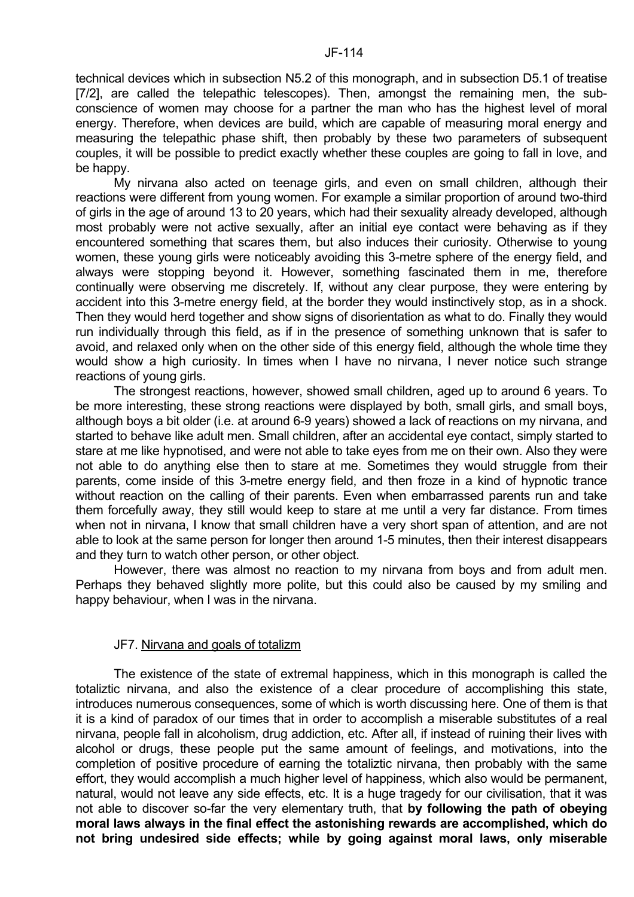technical devices which in subsection N5.2 of this monograph, and in subsection D5.1 of treatise [7/2], are called the telepathic telescopes). Then, amongst the remaining men, the sub-conscience of women may choose for a partner the man who has the highest level of moral energy. Therefore, when devices are build, which are capable of measuring moral energy and measuring the telepathic phase shift, then probably by these two parameters of subsequent couples, it will be possible to predict exactly whether these couples are going to fall in love, and be happy.

My nirvana also acted on teenage girls, and even on small children, although their reactions were different from young women. For example a similar proportion of around two-third of girls in the age of around 13 to 20 years, which had their sexuality already developed, although most probably were not active sexually, after an initial eye contact were behaving as if they encountered something that scares them, but also induces their curiosity. Otherwise to young women, these young girls were noticeably avoiding this 3-metre sphere of the energy field, and always were stopping beyond it. However, something fascinated them in me, therefore continually were observing me discretely. If, without any clear purpose, they were entering by accident into this 3-metre energy field, at the border they would instinctively stop, as in a shock. Then they would herd together and show signs of disorientation as what to do. Finally they would run individually through this field, as if in the presence of something unknown that is safer to avoid, and relaxed only when on the other side of this energy field, although the whole time they would show a high curiosity. In times when I have no nirvana, I never notice such strange reactions of young girls.

The strongest reactions, however, showed small children, aged up to around 6 years. To be more interesting, these strong reactions were displayed by both, small girls, and small boys, although boys a bit older (i.e. at around 6-9 years) showed a lack of reactions on my nirvana, and started to behave like adult men. Small children, after an accidental eye contact, simply started to stare at me like hypnotised, and were not able to take eyes from me on their own. Also they were not able to do anything else then to stare at me. Sometimes they would struggle from their parents, come inside of this 3-metre energy field, and then froze in a kind of hypnotic trance without reaction on the calling of their parents. Even when embarrassed parents run and take them forcefully away, they still would keep to stare at me until a very far distance. From times when not in nirvana, I know that small children have a very short span of attention, and are not able to look at the same person for longer then around 1-5 minutes, then their interest disappears and they turn to watch other person, or other object.

However, there was almost no reaction to my nirvana from boys and from adult men. Perhaps they behaved slightly more polite, but this could also be caused by my smiling and happy behaviour, when I was in the nirvana.

## JF7. Nirvana and goals of totalizm

The existence of the state of extremal happiness, which in this monograph is called the totaliztic nirvana, and also the existence of a clear procedure of accomplishing this state, introduces numerous consequences, some of which is worth discussing here. One of them is that it is a kind of paradox of our times that in order to accomplish a miserable substitutes of a real nirvana, people fall in alcoholism, drug addiction, etc. After all, if instead of ruining their lives with alcohol or drugs, these people put the same amount of feelings, and motivations, into the completion of positive procedure of earning the totaliztic nirvana, then probably with the same effort, they would accomplish a much higher level of happiness, which also would be permanent, natural, would not leave any side effects, etc. It is a huge tragedy for our civilisation, that it was not able to discover so-far the very elementary truth, that **by following the path of obeying moral laws always in the final effect the astonishing rewards are accomplished, which do not bring undesired side effects; while by going against moral laws, only miserable**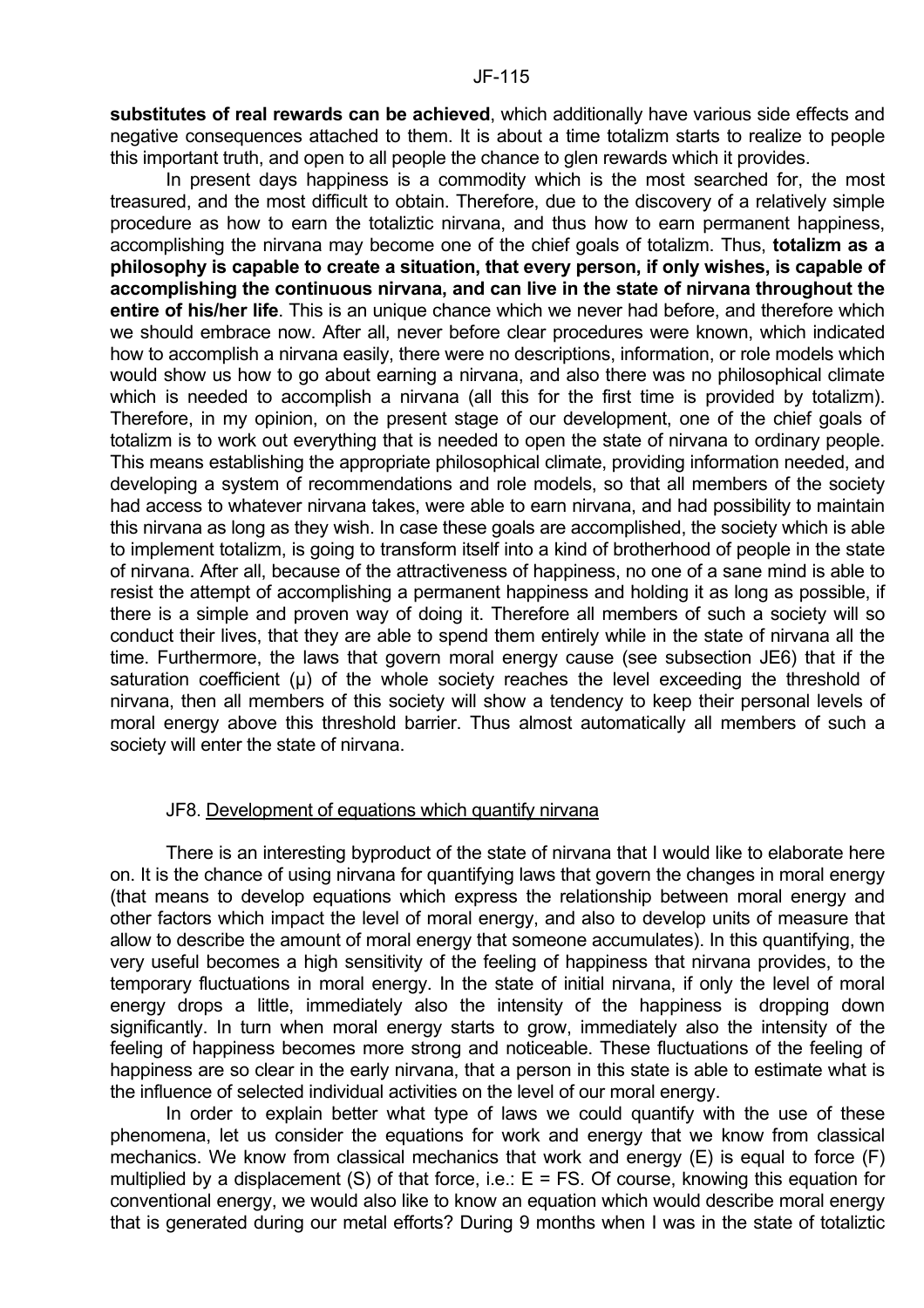**substitutes of real rewards can be achieved**, which additionally have various side effects and negative consequences attached to them. It is about a time totalizm starts to realize to people this important truth, and open to all people the chance to glen rewards which it provides.

In present days happiness is a commodity which is the most searched for, the most treasured, and the most difficult to obtain. Therefore, due to the discovery of a relatively simple procedure as how to earn the totaliztic nirvana, and thus how to earn permanent happiness, accomplishing the nirvana may become one of the chief goals of totalizm. Thus, **totalizm as a philosophy is capable to create a situation, that every person, if only wishes, is capable of accomplishing the continuous nirvana, and can live in the state of nirvana throughout the entire of his/her life**. This is an unique chance which we never had before, and therefore which we should embrace now. After all, never before clear procedures were known, which indicated how to accomplish a nirvana easily, there were no descriptions, information, or role models which would show us how to go about earning a nirvana, and also there was no philosophical climate which is needed to accomplish a nirvana (all this for the first time is provided by totalizm). Therefore, in my opinion, on the present stage of our development, one of the chief goals of totalizm is to work out everything that is needed to open the state of nirvana to ordinary people. This means establishing the appropriate philosophical climate, providing information needed, and developing a system of recommendations and role models, so that all members of the society had access to whatever nirvana takes, were able to earn nirvana, and had possibility to maintain this nirvana as long as they wish. In case these goals are accomplished, the society which is able to implement totalizm, is going to transform itself into a kind of brotherhood of people in the state of nirvana. After all, because of the attractiveness of happiness, no one of a sane mind is able to resist the attempt of accomplishing a permanent happiness and holding it as long as possible, if there is a simple and proven way of doing it. Therefore all members of such a society will so conduct their lives, that they are able to spend them entirely while in the state of nirvana all the time. Furthermore, the laws that govern moral energy cause (see subsection JE6) that if the saturation coefficient ($\mu$) of the whole society reaches the level exceeding the threshold of nirvana, then all members of this society will show a tendency to keep their personal levels of moral energy above this threshold barrier. Thus almost automatically all members of such a society will enter the state of nirvana.

## JF8. Development of equations which quantify nirvana

There is an interesting byproduct of the state of nirvana that I would like to elaborate here on. It is the chance of using nirvana for quantifying laws that govern the changes in moral energy (that means to develop equations which express the relationship between moral energy and other factors which impact the level of moral energy, and also to develop units of measure that allow to describe the amount of moral energy that someone accumulates). In this quantifying, the very useful becomes a high sensitivity of the feeling of happiness that nirvana provides, to the temporary fluctuations in moral energy. In the state of initial nirvana, if only the level of moral energy drops a little, immediately also the intensity of the happiness is dropping down significantly. In turn when moral energy starts to grow, immediately also the intensity of the feeling of happiness becomes more strong and noticeable. These fluctuations of the feeling of happiness are so clear in the early nirvana, that a person in this state is able to estimate what is the influence of selected individual activities on the level of our moral energy.

In order to explain better what type of laws we could quantify with the use of these phenomena, let us consider the equations for work and energy that we know from classical mechanics. We know from classical mechanics that work and energy (E) is equal to force (F) multiplied by a displacement (S) of that force, i.e.: $E = FS$. Of course, knowing this equation for conventional energy, we would also like to know an equation which would describe moral energy that is generated during our metal efforts? During 9 months when I was in the state of totaliztic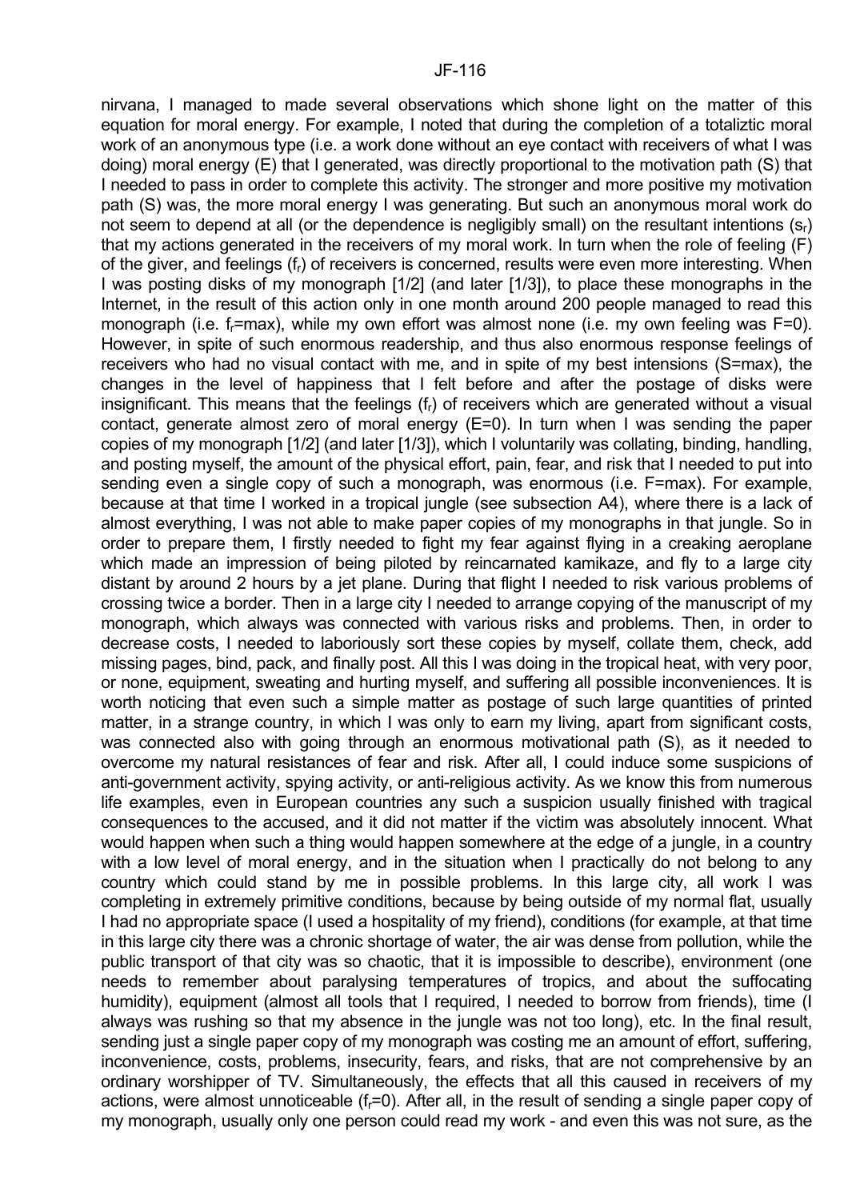nirvana, I managed to made several observations which shone light on the matter of this equation for moral energy. For example, I noted that during the completion of a totaliztic moral work of an anonymous type (i.e. a work done without an eye contact with receivers of what I was doing) moral energy (E) that I generated, was directly proportional to the motivation path (S) that I needed to pass in order to complete this activity. The stronger and more positive my motivation path (S) was, the more moral energy I was generating. But such an anonymous moral work do not seem to depend at all (or the dependence is negligibly small) on the resultant intentions ($s_r$) that my actions generated in the receivers of my moral work. In turn when the role of feeling (F) of the giver, and feelings ($f_r$) of receivers is concerned, results were even more interesting. When I was posting disks of my monograph [1/2] (and later [1/3]), to place these monographs in the Internet, in the result of this action only in one month around 200 people managed to read this monograph (i.e. $f_r$=max), while my own effort was almost none (i.e. my own feeling was F=0). However, in spite of such enormous readership, and thus also enormous response feelings of receivers who had no visual contact with me, and in spite of my best intensions (S=max), the changes in the level of happiness that I felt before and after the postage of disks were insignificant. This means that the feelings ($f_r$) of receivers which are generated without a visual contact, generate almost zero of moral energy (E=0). In turn when I was sending the paper copies of my monograph [1/2] (and later [1/3]), which I voluntarily was collating, binding, handling, and posting myself, the amount of the physical effort, pain, fear, and risk that I needed to put into sending even a single copy of such a monograph, was enormous (i.e. F=max). For example, because at that time I worked in a tropical jungle (see subsection A4), where there is a lack of almost everything, I was not able to make paper copies of my monographs in that jungle. So in order to prepare them, I firstly needed to fight my fear against flying in a creaking aeroplane which made an impression of being piloted by reincarnated kamikaze, and fly to a large city distant by around 2 hours by a jet plane. During that flight I needed to risk various problems of crossing twice a border. Then in a large city I needed to arrange copying of the manuscript of my monograph, which always was connected with various risks and problems. Then, in order to decrease costs, I needed to laboriously sort these copies by myself, collate them, check, add missing pages, bind, pack, and finally post. All this I was doing in the tropical heat, with very poor, or none, equipment, sweating and hurting myself, and suffering all possible inconveniences. It is worth noticing that even such a simple matter as postage of such large quantities of printed matter, in a strange country, in which I was only to earn my living, apart from significant costs, was connected also with going through an enormous motivational path (S), as it needed to overcome my natural resistances of fear and risk. After all, I could induce some suspicions of anti-government activity, spying activity, or anti-religious activity. As we know this from numerous life examples, even in European countries any such a suspicion usually finished with tragical consequences to the accused, and it did not matter if the victim was absolutely innocent. What would happen when such a thing would happen somewhere at the edge of a jungle, in a country with a low level of moral energy, and in the situation when I practically do not belong to any country which could stand by me in possible problems. In this large city, all work I was completing in extremely primitive conditions, because by being outside of my normal flat, usually I had no appropriate space (I used a hospitality of my friend), conditions (for example, at that time in this large city there was a chronic shortage of water, the air was dense from pollution, while the public transport of that city was so chaotic, that it is impossible to describe), environment (one needs to remember about paralysing temperatures of tropics, and about the suffocating humidity), equipment (almost all tools that I required, I needed to borrow from friends), time (I always was rushing so that my absence in the jungle was not too long), etc. In the final result, sending just a single paper copy of my monograph was costing me an amount of effort, suffering, inconvenience, costs, problems, insecurity, fears, and risks, that are not comprehensive by an ordinary worshipper of TV. Simultaneously, the effects that all this caused in receivers of my actions, were almost unnoticeable ($f_r$=0). After all, in the result of sending a single paper copy of my monograph, usually only one person could read my work - and even this was not sure, as the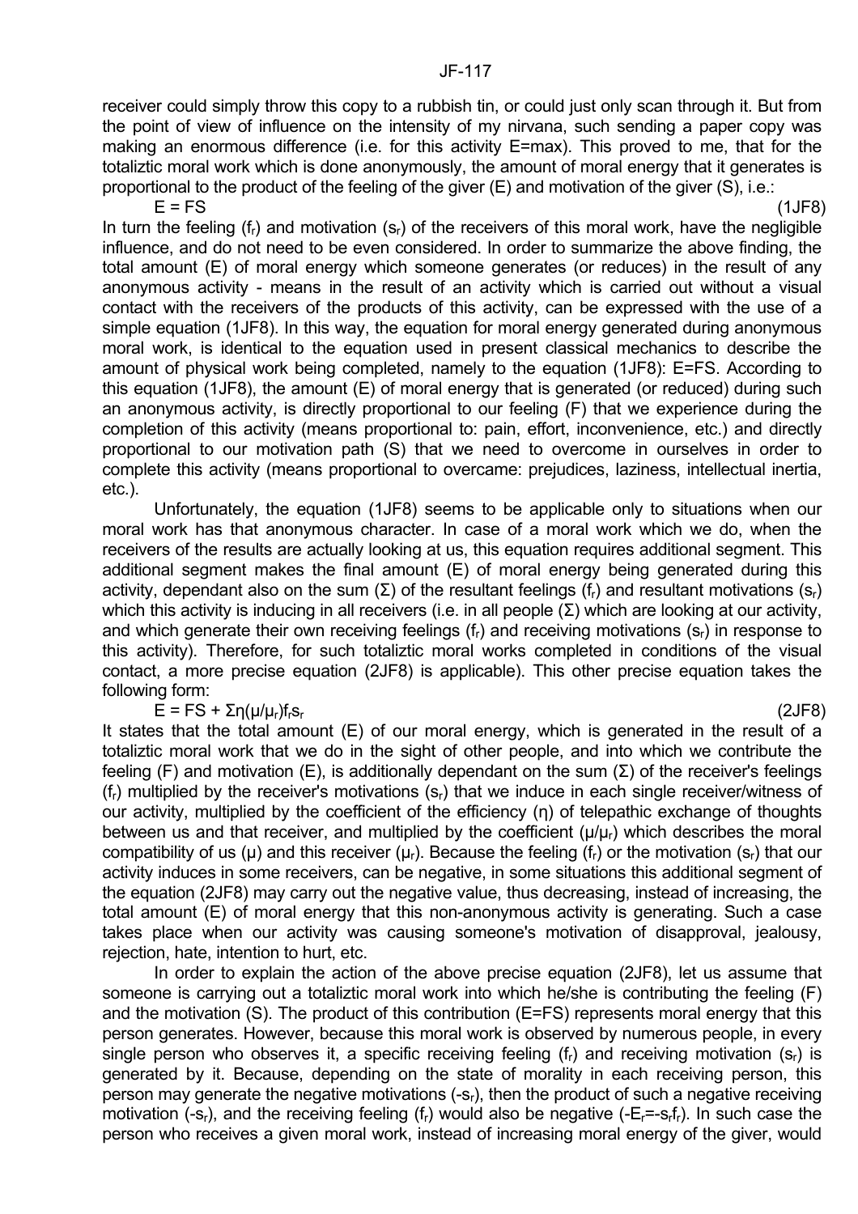receiver could simply throw this copy to a rubbish tin, or could just only scan through it. But from the point of view of influence on the intensity of my nirvana, such sending a paper copy was making an enormous difference (i.e. for this activity E=max). This proved to me, that for the totaliztic moral work which is done anonymously, the amount of moral energy that it generates is proportional to the product of the feeling of the giver (E) and motivation of the giver (S), i.e.:

$$E = FS \qquad (1JF8)$$

In turn the feeling ($f_r$) and motivation ($s_r$) of the receivers of this moral work, have the negligible influence, and do not need to be even considered. In order to summarize the above finding, the total amount (E) of moral energy which someone generates (or reduces) in the result of any anonymous activity - means in the result of an activity which is carried out without a visual contact with the receivers of the products of this activity, can be expressed with the use of a simple equation (1JF8). In this way, the equation for moral energy generated during anonymous moral work, is identical to the equation used in present classical mechanics to describe the amount of physical work being completed, namely to the equation (1JF8): E=FS. According to this equation (1JF8), the amount (E) of moral energy that is generated (or reduced) during such an anonymous activity, is directly proportional to our feeling (F) that we experience during the completion of this activity (means proportional to: pain, effort, inconvenience, etc.) and directly proportional to our motivation path (S) that we need to overcome in ourselves in order to complete this activity (means proportional to overcame: prejudices, laziness, intellectual inertia, etc.).

Unfortunately, the equation (1JF8) seems to be applicable only to situations when our moral work has that anonymous character. In case of a moral work which we do, when the receivers of the results are actually looking at us, this equation requires additional segment. This additional segment makes the final amount (E) of moral energy being generated during this activity, dependant also on the sum (Σ) of the resultant feelings ($f_r$) and resultant motivations ($s_r$) which this activity is inducing in all receivers (i.e. in all people (Σ) which are looking at our activity, and which generate their own receiving feelings ($f_r$) and receiving motivations ($s_r$) in response to this activity). Therefore, for such totaliztic moral works completed in conditions of the visual contact, a more precise equation (2JF8) is applicable). This other precise equation takes the following form:

$$E = FS + \Sigma\eta(\mu/\mu_r)f_r s_r \qquad (2JF8)$$

It states that the total amount (E) of our moral energy, which is generated in the result of a totaliztic moral work that we do in the sight of other people, and into which we contribute the feeling (F) and motivation (E), is additionally dependant on the sum (Σ) of the receiver's feelings ($f_r$) multiplied by the receiver's motivations ($s_r$) that we induce in each single receiver/witness of our activity, multiplied by the coefficient of the efficiency (η) of telepathic exchange of thoughts between us and that receiver, and multiplied by the coefficient ($\mu/\mu_r$) which describes the moral compatibility of us (μ) and this receiver ($\mu_r$). Because the feeling ($f_r$) or the motivation ($s_r$) that our activity induces in some receivers, can be negative, in some situations this additional segment of the equation (2JF8) may carry out the negative value, thus decreasing, instead of increasing, the total amount (E) of moral energy that this non-anonymous activity is generating. Such a case takes place when our activity was causing someone's motivation of disapproval, jealousy, rejection, hate, intention to hurt, etc.

In order to explain the action of the above precise equation (2JF8), let us assume that someone is carrying out a totaliztic moral work into which he/she is contributing the feeling (F) and the motivation (S). The product of this contribution (E=FS) represents moral energy that this person generates. However, because this moral work is observed by numerous people, in every single person who observes it, a specific receiving feeling ($f_r$) and receiving motivation ($s_r$) is generated by it. Because, depending on the state of morality in each receiving person, this person may generate the negative motivations ($-s_r$), then the product of such a negative receiving motivation ($-s_r$), and the receiving feeling ($f_r$) would also be negative ($-E_r=-s_rf_r$). In such case the person who receives a given moral work, instead of increasing moral energy of the giver, would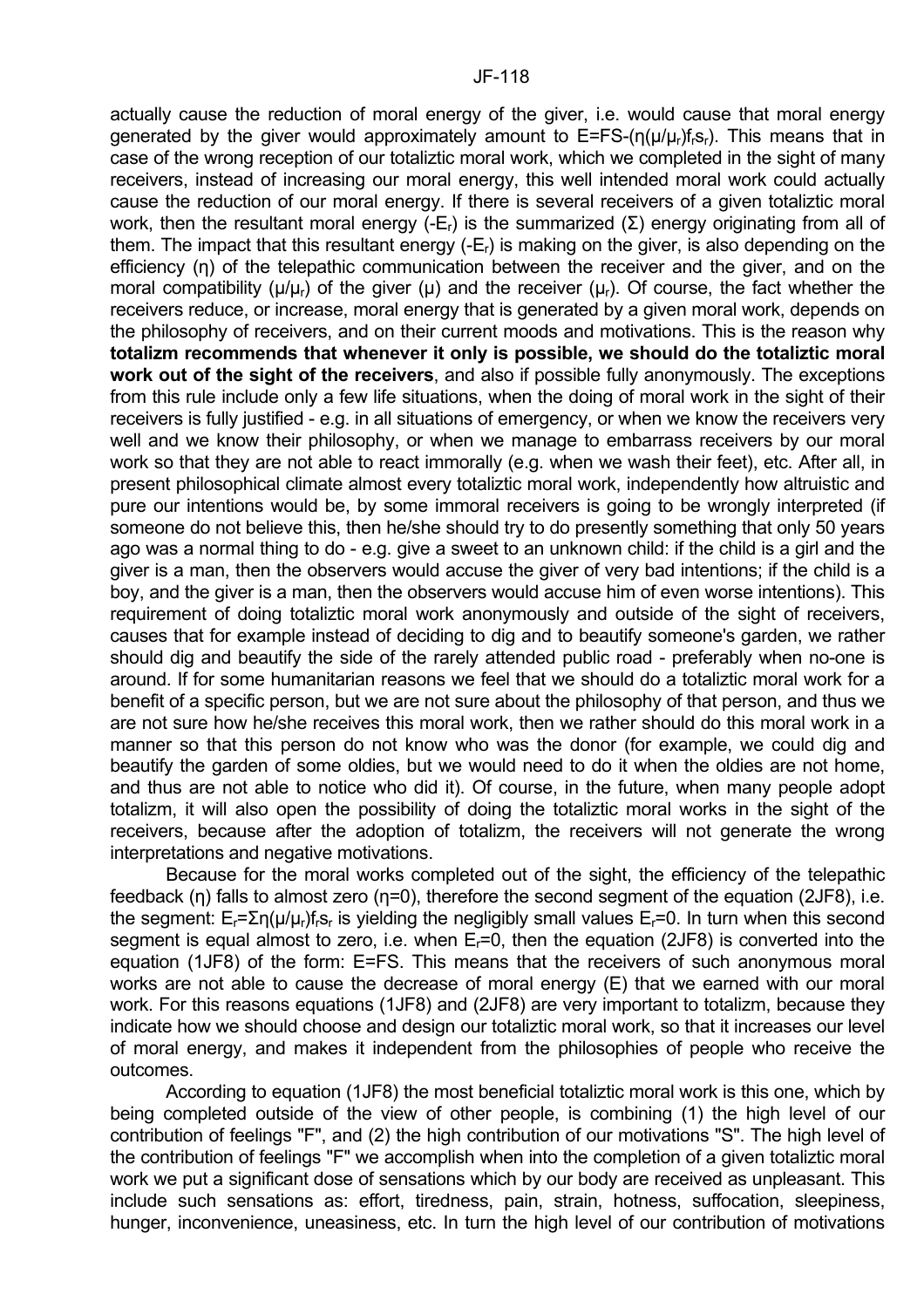actually cause the reduction of moral energy of the giver, i.e. would cause that moral energy generated by the giver would approximately amount to $E=FS-(\eta(\mu/\mu_r)f_r s_r)$. This means that in case of the wrong reception of our totaliztic moral work, which we completed in the sight of many receivers, instead of increasing our moral energy, this well intended moral work could actually cause the reduction of our moral energy. If there is several receivers of a given totaliztic moral work, then the resultant moral energy ($-E_r$) is the summarized ($\Sigma$) energy originating from all of them. The impact that this resultant energy ($-E_r$) is making on the giver, is also depending on the efficiency ($\eta$) of the telepathic communication between the receiver and the giver, and on the moral compatibility ($\mu/\mu_r$) of the giver ($\mu$) and the receiver ($\mu_r$). Of course, the fact whether the receivers reduce, or increase, moral energy that is generated by a given moral work, depends on the philosophy of receivers, and on their current moods and motivations. This is the reason why **totalizm recommends that whenever it only is possible, we should do the totaliztic moral work out of the sight of the receivers**, and also if possible fully anonymously. The exceptions from this rule include only a few life situations, when the doing of moral work in the sight of their receivers is fully justified - e.g. in all situations of emergency, or when we know the receivers very well and we know their philosophy, or when we manage to embarrass receivers by our moral work so that they are not able to react immorally (e.g. when we wash their feet), etc. After all, in present philosophical climate almost every totaliztic moral work, independently how altruistic and pure our intentions would be, by some immoral receivers is going to be wrongly interpreted (if someone do not believe this, then he/she should try to do presently something that only 50 years ago was a normal thing to do - e.g. give a sweet to an unknown child: if the child is a girl and the giver is a man, then the observers would accuse the giver of very bad intentions; if the child is a boy, and the giver is a man, then the observers would accuse him of even worse intentions). This requirement of doing totaliztic moral work anonymously and outside of the sight of receivers, causes that for example instead of deciding to dig and to beautify someone's garden, we rather should dig and beautify the side of the rarely attended public road - preferably when no-one is around. If for some humanitarian reasons we feel that we should do a totaliztic moral work for a benefit of a specific person, but we are not sure about the philosophy of that person, and thus we are not sure how he/she receives this moral work, then we rather should do this moral work in a manner so that this person do not know who was the donor (for example, we could dig and beautify the garden of some oldies, but we would need to do it when the oldies are not home, and thus are not able to notice who did it). Of course, in the future, when many people adopt totalizm, it will also open the possibility of doing the totaliztic moral works in the sight of the receivers, because after the adoption of totalizm, the receivers will not generate the wrong interpretations and negative motivations.

Because for the moral works completed out of the sight, the efficiency of the telepathic feedback ($\eta$) falls to almost zero ($\eta=0$), therefore the second segment of the equation (2JF8), i.e. the segment: $E_r=\Sigma\eta(\mu/\mu_r)f_r s_r$ is yielding the negligibly small values $E_r=0$. In turn when this second segment is equal almost to zero, i.e. when $E_r=0$, then the equation (2JF8) is converted into the equation (1JF8) of the form: $E=FS$. This means that the receivers of such anonymous moral works are not able to cause the decrease of moral energy (E) that we earned with our moral work. For this reasons equations (1JF8) and (2JF8) are very important to totalizm, because they indicate how we should choose and design our totaliztic moral work, so that it increases our level of moral energy, and makes it independent from the philosophies of people who receive the outcomes.

According to equation (1JF8) the most beneficial totaliztic moral work is this one, which by being completed outside of the view of other people, is combining (1) the high level of our contribution of feelings "F", and (2) the high contribution of our motivations "S". The high level of the contribution of feelings "F" we accomplish when into the completion of a given totaliztic moral work we put a significant dose of sensations which by our body are received as unpleasant. This include such sensations as: effort, tiredness, pain, strain, hotness, suffocation, sleepiness, hunger, inconvenience, uneasiness, etc. In turn the high level of our contribution of motivations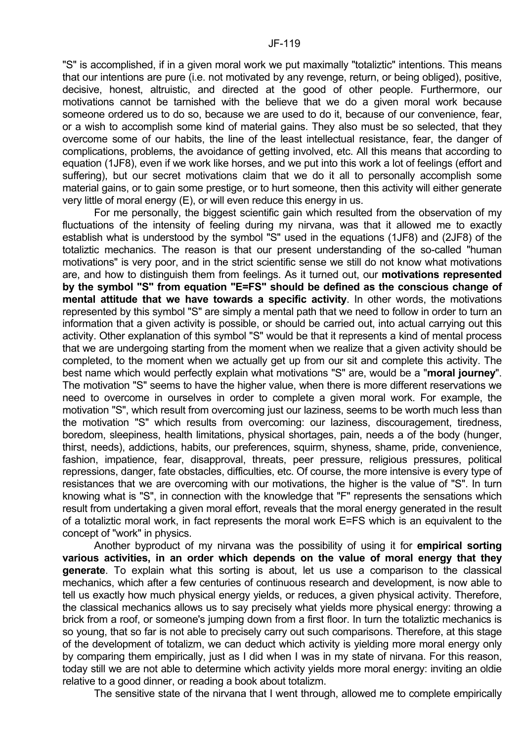"S" is accomplished, if in a given moral work we put maximally "totaliztic" intentions. This means that our intentions are pure (i.e. not motivated by any revenge, return, or being obliged), positive, decisive, honest, altruistic, and directed at the good of other people. Furthermore, our motivations cannot be tarnished with the believe that we do a given moral work because someone ordered us to do so, because we are used to do it, because of our convenience, fear, or a wish to accomplish some kind of material gains. They also must be so selected, that they overcome some of our habits, the line of the least intellectual resistance, fear, the danger of complications, problems, the avoidance of getting involved, etc. All this means that according to equation (1JF8), even if we work like horses, and we put into this work a lot of feelings (effort and suffering), but our secret motivations claim that we do it all to personally accomplish some material gains, or to gain some prestige, or to hurt someone, then this activity will either generate very little of moral energy (E), or will even reduce this energy in us.

For me personally, the biggest scientific gain which resulted from the observation of my fluctuations of the intensity of feeling during my nirvana, was that it allowed me to exactly establish what is understood by the symbol "S" used in the equations (1JF8) and (2JF8) of the totaliztic mechanics. The reason is that our present understanding of the so-called "human motivations" is very poor, and in the strict scientific sense we still do not know what motivations are, and how to distinguish them from feelings. As it turned out, our **motivations represented by the symbol "S" from equation "E=FS" should be defined as the conscious change of mental attitude that we have towards a specific activity**. In other words, the motivations represented by this symbol "S" are simply a mental path that we need to follow in order to turn an information that a given activity is possible, or should be carried out, into actual carrying out this activity. Other explanation of this symbol "S" would be that it represents a kind of mental process that we are undergoing starting from the moment when we realize that a given activity should be completed, to the moment when we actually get up from our sit and complete this activity. The best name which would perfectly explain what motivations "S" are, would be a "**moral journey**". The motivation "S" seems to have the higher value, when there is more different reservations we need to overcome in ourselves in order to complete a given moral work. For example, the motivation "S", which result from overcoming just our laziness, seems to be worth much less than the motivation "S" which results from overcoming: our laziness, discouragement, tiredness, boredom, sleepiness, health limitations, physical shortages, pain, needs a of the body (hunger, thirst, needs), addictions, habits, our preferences, squirm, shyness, shame, pride, convenience, fashion, impatience, fear, disapproval, threats, peer pressure, religious pressures, political repressions, danger, fate obstacles, difficulties, etc. Of course, the more intensive is every type of resistances that we are overcoming with our motivations, the higher is the value of "S". In turn knowing what is "S", in connection with the knowledge that "F" represents the sensations which result from undertaking a given moral effort, reveals that the moral energy generated in the result of a totaliztic moral work, in fact represents the moral work E=FS which is an equivalent to the concept of "work" in physics.

Another byproduct of my nirvana was the possibility of using it for **empirical sorting various activities, in an order which depends on the value of moral energy that they generate**. To explain what this sorting is about, let us use a comparison to the classical mechanics, which after a few centuries of continuous research and development, is now able to tell us exactly how much physical energy yields, or reduces, a given physical activity. Therefore, the classical mechanics allows us to say precisely what yields more physical energy: throwing a brick from a roof, or someone's jumping down from a first floor. In turn the totaliztic mechanics is so young, that so far is not able to precisely carry out such comparisons. Therefore, at this stage of the development of totalizm, we can deduct which activity is yielding more moral energy only by comparing them empirically, just as I did when I was in my state of nirvana. For this reason, today still we are not able to determine which activity yields more moral energy: inviting an oldie relative to a good dinner, or reading a book about totalizm.

The sensitive state of the nirvana that I went through, allowed me to complete empirically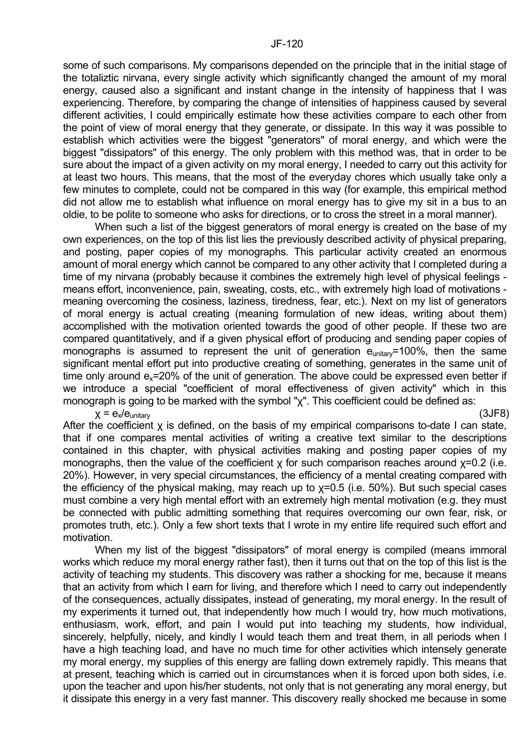some of such comparisons. My comparisons depended on the principle that in the initial stage of the totaliztic nirvana, every single activity which significantly changed the amount of my moral energy, caused also a significant and instant change in the intensity of happiness that I was experiencing. Therefore, by comparing the change of intensities of happiness caused by several different activities, I could empirically estimate how these activities compare to each other from the point of view of moral energy that they generate, or dissipate. In this way it was possible to establish which activities were the biggest "generators" of moral energy, and which were the biggest "dissipators" of this energy. The only problem with this method was, that in order to be sure about the impact of a given activity on my moral energy, I needed to carry out this activity for at least two hours. This means, that the most of the everyday chores which usually take only a few minutes to complete, could not be compared in this way (for example, this empirical method did not allow me to establish what influence on moral energy has to give my sit in a bus to an oldie, to be polite to someone who asks for directions, or to cross the street in a moral manner).

When such a list of the biggest generators of moral energy is created on the base of my own experiences, on the top of this list lies the previously described activity of physical preparing, and posting, paper copies of my monographs. This particular activity created an enormous amount of moral energy which cannot be compared to any other activity that I completed during a time of my nirvana (probably because it combines the extremely high level of physical feelings - means effort, inconvenience, pain, sweating, costs, etc., with extremely high load of motivations - meaning overcoming the cosiness, laziness, tiredness, fear, etc.). Next on my list of generators of moral energy is actual creating (meaning formulation of new ideas, writing about them) accomplished with the motivation oriented towards the good of other people. If these two are compared quantitatively, and if a given physical effort of producing and sending paper copies of monographs is assumed to represent the unit of generation $e_{unitary}$=100%, then the same significant mental effort put into productive creating of something, generates in the same unit of time only around $e_x$=20% of the unit of generation. The above could be expressed even better if we introduce a special "coefficient of moral effectiveness of given activity" which in this monograph is going to be marked with the symbol "χ". This coefficient could be defined as:

$$\chi = e_x/e_{unitary} \qquad \text{(3JF8)}$$

After the coefficient χ is defined, on the basis of my empirical comparisons to-date I can state, that if one compares mental activities of writing a creative text similar to the descriptions contained in this chapter, with physical activities making and posting paper copies of my monographs, then the value of the coefficient χ for such comparison reaches around $\chi$=0.2 (i.e. 20%). However, in very special circumstances, the efficiency of a mental creating compared with the efficiency of the physical making, may reach up to $\chi$=0.5 (i.e. 50%). But such special cases must combine a very high mental effort with an extremely high mental motivation (e.g. they must be connected with public admitting something that requires overcoming our own fear, risk, or promotes truth, etc.). Only a few short texts that I wrote in my entire life required such effort and motivation.

When my list of the biggest "dissipators" of moral energy is compiled (means immoral works which reduce my moral energy rather fast), then it turns out that on the top of this list is the activity of teaching my students. This discovery was rather a shocking for me, because it means that an activity from which I earn for living, and therefore which I need to carry out independently of the consequences, actually dissipates, instead of generating, my moral energy. In the result of my experiments it turned out, that independently how much I would try, how much motivations, enthusiasm, work, effort, and pain I would put into teaching my students, how individual, sincerely, helpfully, nicely, and kindly I would teach them and treat them, in all periods when I have a high teaching load, and have no much time for other activities which intensely generate my moral energy, my supplies of this energy are falling down extremely rapidly. This means that at present, teaching which is carried out in circumstances when it is forced upon both sides, i.e. upon the teacher and upon his/her students, not only that is not generating any moral energy, but it dissipate this energy in a very fast manner. This discovery really shocked me because in some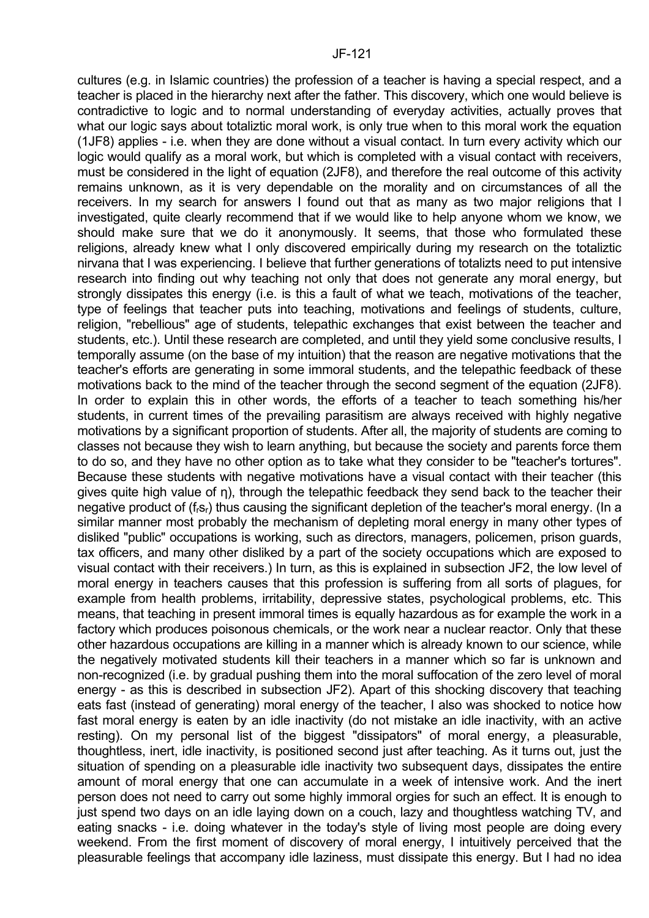cultures (e.g. in Islamic countries) the profession of a teacher is having a special respect, and a teacher is placed in the hierarchy next after the father. This discovery, which one would believe is contradictive to logic and to normal understanding of everyday activities, actually proves that what our logic says about totaliztic moral work, is only true when to this moral work the equation (1JF8) applies - i.e. when they are done without a visual contact. In turn every activity which our logic would qualify as a moral work, but which is completed with a visual contact with receivers, must be considered in the light of equation (2JF8), and therefore the real outcome of this activity remains unknown, as it is very dependable on the morality and on circumstances of all the receivers. In my search for answers I found out that as many as two major religions that I investigated, quite clearly recommend that if we would like to help anyone whom we know, we should make sure that we do it anonymously. It seems, that those who formulated these religions, already knew what I only discovered empirically during my research on the totaliztic nirvana that I was experiencing. I believe that further generations of totalizts need to put intensive research into finding out why teaching not only that does not generate any moral energy, but strongly dissipates this energy (i.e. is this a fault of what we teach, motivations of the teacher, type of feelings that teacher puts into teaching, motivations and feelings of students, culture, religion, "rebellious" age of students, telepathic exchanges that exist between the teacher and students, etc.). Until these research are completed, and until they yield some conclusive results, I temporally assume (on the base of my intuition) that the reason are negative motivations that the teacher's efforts are generating in some immoral students, and the telepathic feedback of these motivations back to the mind of the teacher through the second segment of the equation (2JF8). In order to explain this in other words, the efforts of a teacher to teach something his/her students, in current times of the prevailing parasitism are always received with highly negative motivations by a significant proportion of students. After all, the majority of students are coming to classes not because they wish to learn anything, but because the society and parents force them to do so, and they have no other option as to take what they consider to be "teacher's tortures". Because these students with negative motivations have a visual contact with their teacher (this gives quite high value of $\eta$), through the telepathic feedback they send back to the teacher their negative product of ($f_r s_r$) thus causing the significant depletion of the teacher's moral energy. (In a similar manner most probably the mechanism of depleting moral energy in many other types of disliked "public" occupations is working, such as directors, managers, policemen, prison guards, tax officers, and many other disliked by a part of the society occupations which are exposed to visual contact with their receivers.) In turn, as this is explained in subsection JF2, the low level of moral energy in teachers causes that this profession is suffering from all sorts of plagues, for example from health problems, irritability, depressive states, psychological problems, etc. This means, that teaching in present immoral times is equally hazardous as for example the work in a factory which produces poisonous chemicals, or the work near a nuclear reactor. Only that these other hazardous occupations are killing in a manner which is already known to our science, while the negatively motivated students kill their teachers in a manner which so far is unknown and non-recognized (i.e. by gradual pushing them into the moral suffocation of the zero level of moral energy - as this is described in subsection JF2). Apart of this shocking discovery that teaching eats fast (instead of generating) moral energy of the teacher, I also was shocked to notice how fast moral energy is eaten by an idle inactivity (do not mistake an idle inactivity, with an active resting). On my personal list of the biggest "dissipators" of moral energy, a pleasurable, thoughtless, inert, idle inactivity, is positioned second just after teaching. As it turns out, just the situation of spending on a pleasurable idle inactivity two subsequent days, dissipates the entire amount of moral energy that one can accumulate in a week of intensive work. And the inert person does not need to carry out some highly immoral orgies for such an effect. It is enough to just spend two days on an idle laying down on a couch, lazy and thoughtless watching TV, and eating snacks - i.e. doing whatever in the today's style of living most people are doing every weekend. From the first moment of discovery of moral energy, I intuitively perceived that the pleasurable feelings that accompany idle laziness, must dissipate this energy. But I had no idea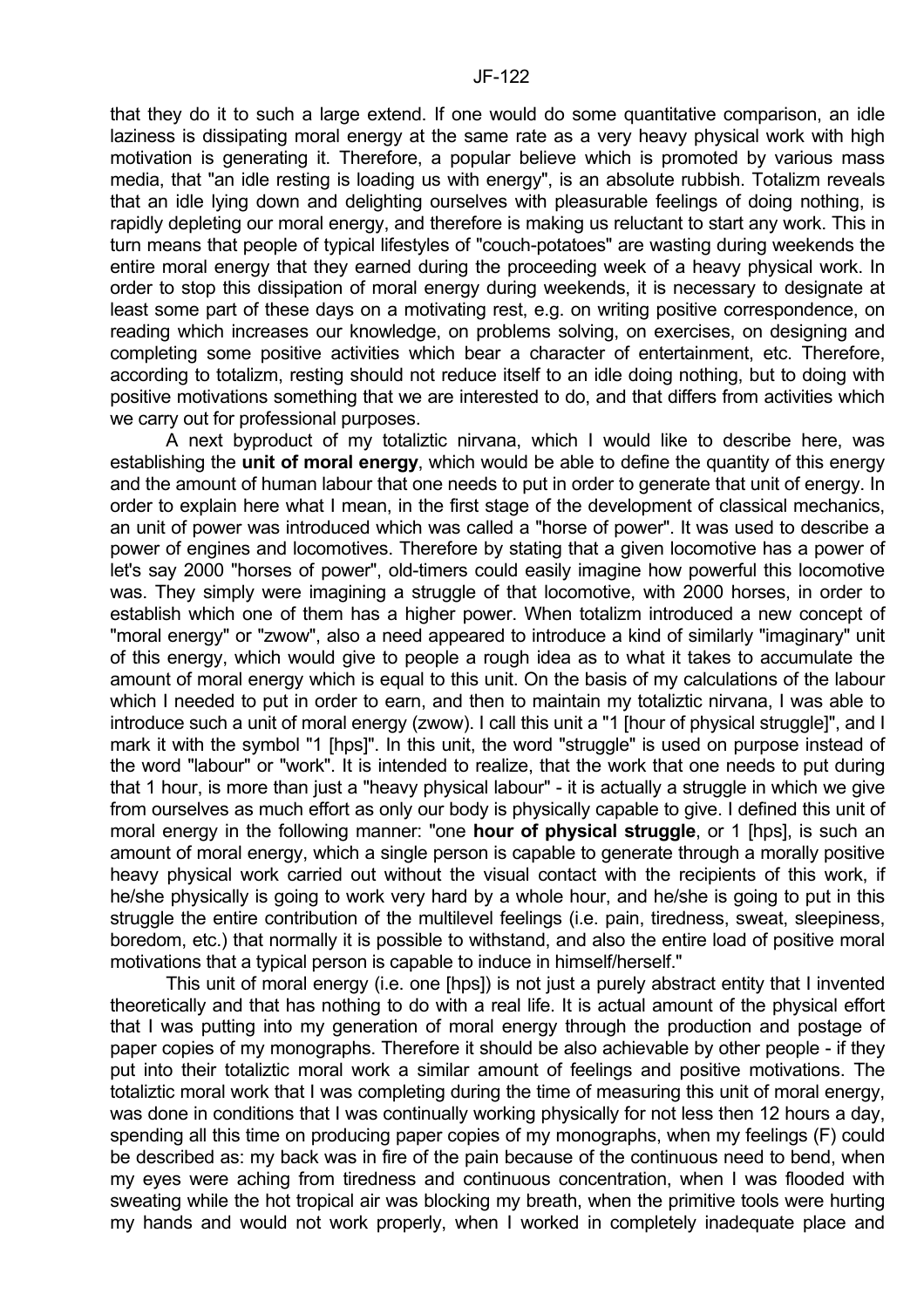that they do it to such a large extend. If one would do some quantitative comparison, an idle laziness is dissipating moral energy at the same rate as a very heavy physical work with high motivation is generating it. Therefore, a popular believe which is promoted by various mass media, that "an idle resting is loading us with energy", is an absolute rubbish. Totalizm reveals that an idle lying down and delighting ourselves with pleasurable feelings of doing nothing, is rapidly depleting our moral energy, and therefore is making us reluctant to start any work. This in turn means that people of typical lifestyles of "couch-potatoes" are wasting during weekends the entire moral energy that they earned during the proceeding week of a heavy physical work. In order to stop this dissipation of moral energy during weekends, it is necessary to designate at least some part of these days on a motivating rest, e.g. on writing positive correspondence, on reading which increases our knowledge, on problems solving, on exercises, on designing and completing some positive activities which bear a character of entertainment, etc. Therefore, according to totalizm, resting should not reduce itself to an idle doing nothing, but to doing with positive motivations something that we are interested to do, and that differs from activities which we carry out for professional purposes.

A next byproduct of my totaliztic nirvana, which I would like to describe here, was establishing the **unit of moral energy**, which would be able to define the quantity of this energy and the amount of human labour that one needs to put in order to generate that unit of energy. In order to explain here what I mean, in the first stage of the development of classical mechanics, an unit of power was introduced which was called a "horse of power". It was used to describe a power of engines and locomotives. Therefore by stating that a given locomotive has a power of let's say 2000 "horses of power", old-timers could easily imagine how powerful this locomotive was. They simply were imagining a struggle of that locomotive, with 2000 horses, in order to establish which one of them has a higher power. When totalizm introduced a new concept of "moral energy" or "zwow", also a need appeared to introduce a kind of similarly "imaginary" unit of this energy, which would give to people a rough idea as to what it takes to accumulate the amount of moral energy which is equal to this unit. On the basis of my calculations of the labour which I needed to put in order to earn, and then to maintain my totaliztic nirvana, I was able to introduce such a unit of moral energy (zwow). I call this unit a "1 [hour of physical struggle]", and I mark it with the symbol "1 [hps]". In this unit, the word "struggle" is used on purpose instead of the word "labour" or "work". It is intended to realize, that the work that one needs to put during that 1 hour, is more than just a "heavy physical labour" - it is actually a struggle in which we give from ourselves as much effort as only our body is physically capable to give. I defined this unit of moral energy in the following manner: "one **hour of physical struggle**, or 1 [hps], is such an amount of moral energy, which a single person is capable to generate through a morally positive heavy physical work carried out without the visual contact with the recipients of this work, if he/she physically is going to work very hard by a whole hour, and he/she is going to put in this struggle the entire contribution of the multilevel feelings (i.e. pain, tiredness, sweat, sleepiness, boredom, etc.) that normally it is possible to withstand, and also the entire load of positive moral motivations that a typical person is capable to induce in himself/herself."

This unit of moral energy (i.e. one [hps]) is not just a purely abstract entity that I invented theoretically and that has nothing to do with a real life. It is actual amount of the physical effort that I was putting into my generation of moral energy through the production and postage of paper copies of my monographs. Therefore it should be also achievable by other people - if they put into their totaliztic moral work a similar amount of feelings and positive motivations. The totaliztic moral work that I was completing during the time of measuring this unit of moral energy, was done in conditions that I was continually working physically for not less then 12 hours a day, spending all this time on producing paper copies of my monographs, when my feelings (F) could be described as: my back was in fire of the pain because of the continuous need to bend, when my eyes were aching from tiredness and continuous concentration, when I was flooded with sweating while the hot tropical air was blocking my breath, when the primitive tools were hurting my hands and would not work properly, when I worked in completely inadequate place and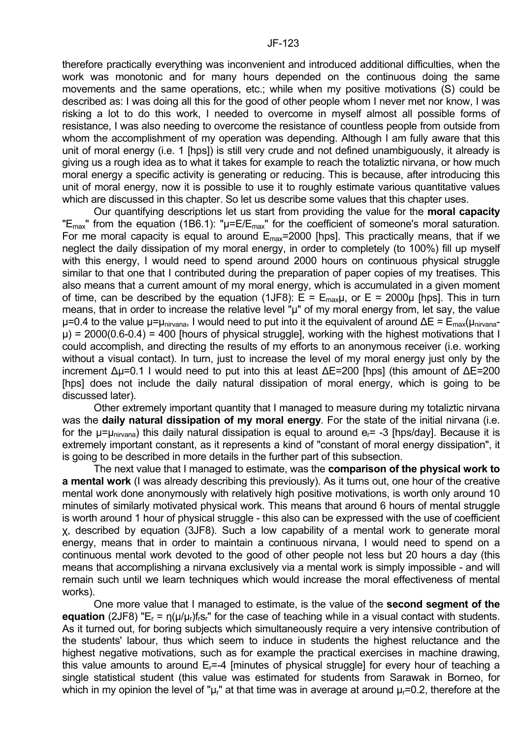therefore practically everything was inconvenient and introduced additional difficulties, when the work was monotonic and for many hours depended on the continuous doing the same movements and the same operations, etc.; while when my positive motivations (S) could be described as: I was doing all this for the good of other people whom I never met nor know, I was risking a lot to do this work, I needed to overcome in myself almost all possible forms of resistance, I was also needing to overcome the resistance of countless people from outside from whom the accomplishment of my operation was depending. Although I am fully aware that this unit of moral energy (i.e. 1 [hps]) is still very crude and not defined unambiguously, it already is giving us a rough idea as to what it takes for example to reach the totaliztic nirvana, or how much moral energy a specific activity is generating or reducing. This is because, after introducing this unit of moral energy, now it is possible to use it to roughly estimate various quantitative values which are discussed in this chapter. So let us describe some values that this chapter uses.

Our quantifying descriptions let us start from providing the value for the **moral capacity** "$E_{max}$" from the equation (1B6.1): "$\mu=E/E_{max}$" for the coefficient of someone's moral saturation. For me moral capacity is equal to around $E_{max}=2000$ [hps]. This practically means, that if we neglect the daily dissipation of my moral energy, in order to completely (to 100%) fill up myself with this energy, I would need to spend around 2000 hours on continuous physical struggle similar to that one that I contributed during the preparation of paper copies of my treatises. This also means that a current amount of my moral energy, which is accumulated in a given moment of time, can be described by the equation (1JF8): $E = E_{max}\mu$, or $E = 2000\mu$ [hps]. This in turn means, that in order to increase the relative level "$\mu$" of my moral energy from, let say, the value $\mu=0.4$ to the value $\mu=\mu_{nirvana}$, I would need to put into it the equivalent of around $\Delta E = E_{max}(\mu_{nirvana}-\mu) = 2000(0.6-0.4) = 400$ [hours of physical struggle], working with the highest motivations that I could accomplish, and directing the results of my efforts to an anonymous receiver (i.e. working without a visual contact). In turn, just to increase the level of my moral energy just only by the increment $\Delta\mu=0.1$ I would need to put into this at least $\Delta E=200$ [hps] (this amount of $\Delta E=200$ [hps] does not include the daily natural dissipation of moral energy, which is going to be discussed later).

Other extremely important quantity that I managed to measure during my totaliztic nirvana was the **daily natural dissipation of my moral energy**. For the state of the initial nirvana (i.e. for the $\mu=\mu_{nirvana}$) this daily natural dissipation is equal to around $e_r= -3$ [hps/day]. Because it is extremely important constant, as it represents a kind of "constant of moral energy dissipation", it is going to be described in more details in the further part of this subsection.

The next value that I managed to estimate, was the **comparison of the physical work to a mental work** (I was already describing this previously). As it turns out, one hour of the creative mental work done anonymously with relatively high positive motivations, is worth only around 10 minutes of similarly motivated physical work. This means that around 6 hours of mental struggle is worth around 1 hour of physical struggle - this also can be expressed with the use of coefficient $\chi$, described by equation (3JF8). Such a low capability of a mental work to generate moral energy, means that in order to maintain a continuous nirvana, I would need to spend on a continuous mental work devoted to the good of other people not less but 20 hours a day (this means that accomplishing a nirvana exclusively via a mental work is simply impossible - and will remain such until we learn techniques which would increase the moral effectiveness of mental works).

One more value that I managed to estimate, is the value of the **second segment of the equation** (2JF8) "$E_r = \eta(\mu/\mu_r)f_r s_r$" for the case of teaching while in a visual contact with students. As it turned out, for boring subjects which simultaneously require a very intensive contribution of the students' labour, thus which seem to induce in students the highest reluctance and the highest negative motivations, such as for example the practical exercises in machine drawing, this value amounts to around $E_r=-4$ [minutes of physical struggle] for every hour of teaching a single statistical student (this value was estimated for students from Sarawak in Borneo, for which in my opinion the level of "$\mu_r$" at that time was in average at around $\mu_r=0.2$, therefore at the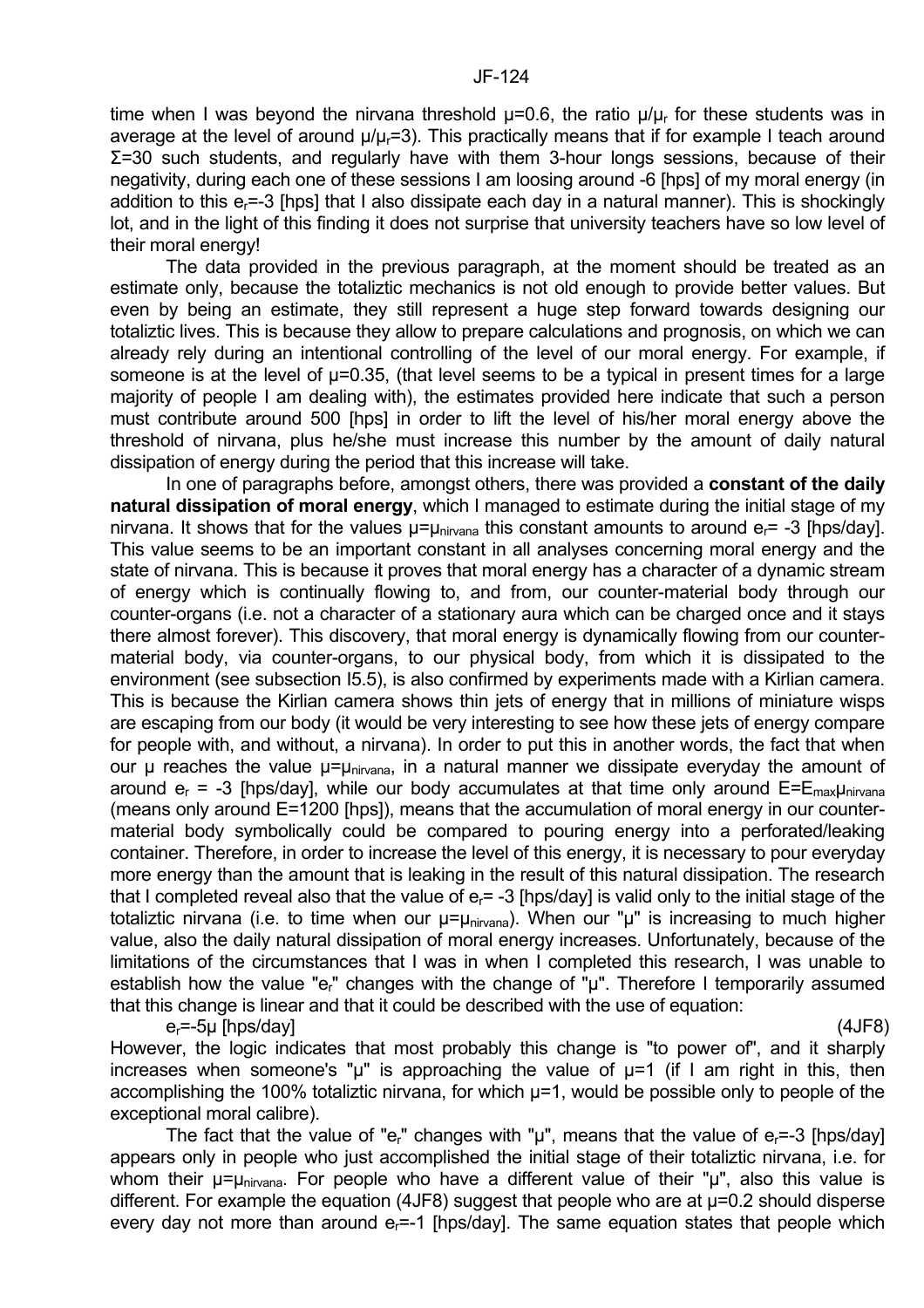time when I was beyond the nirvana threshold $\mu=0.6$, the ratio $\mu/\mu_r$ for these students was in average at the level of around $\mu/\mu_r=3$). This practically means that if for example I teach around $\Sigma=30$ such students, and regularly have with them 3-hour longs sessions, because of their negativity, during each one of these sessions I am loosing around -6 [hps] of my moral energy (in addition to this $e_r=-3$ [hps] that I also dissipate each day in a natural manner). This is shockingly lot, and in the light of this finding it does not surprise that university teachers have so low level of their moral energy!

The data provided in the previous paragraph, at the moment should be treated as an estimate only, because the totaliztic mechanics is not old enough to provide better values. But even by being an estimate, they still represent a huge step forward towards designing our totaliztic lives. This is because they allow to prepare calculations and prognosis, on which we can already rely during an intentional controlling of the level of our moral energy. For example, if someone is at the level of $\mu=0.35$, (that level seems to be a typical in present times for a large majority of people I am dealing with), the estimates provided here indicate that such a person must contribute around 500 [hps] in order to lift the level of his/her moral energy above the threshold of nirvana, plus he/she must increase this number by the amount of daily natural dissipation of energy during the period that this increase will take.

In one of paragraphs before, amongst others, there was provided a **constant of the daily natural dissipation of moral energy**, which I managed to estimate during the initial stage of my nirvana. It shows that for the values $\mu=\mu_{nirvana}$ this constant amounts to around $e_r=-3$ [hps/day]. This value seems to be an important constant in all analyses concerning moral energy and the state of nirvana. This is because it proves that moral energy has a character of a dynamic stream of energy which is continually flowing to, and from, our counter-material body through our counter-organs (i.e. not a character of a stationary aura which can be charged once and it stays there almost forever). This discovery, that moral energy is dynamically flowing from our counter-material body, via counter-organs, to our physical body, from which it is dissipated to the environment (see subsection I5.5), is also confirmed by experiments made with a Kirlian camera. This is because the Kirlian camera shows thin jets of energy that in millions of miniature wisps are escaping from our body (it would be very interesting to see how these jets of energy compare for people with, and without, a nirvana). In order to put this in another words, the fact that when our $\mu$ reaches the value $\mu=\mu_{nirvana}$, in a natural manner we dissipate everyday the amount of around $e_r=-3$ [hps/day], while our body accumulates at that time only around $E=E_{max}\mu_{nirvana}$ (means only around $E=1200$ [hps]), means that the accumulation of moral energy in our counter-material body symbolically could be compared to pouring energy into a perforated/leaking container. Therefore, in order to increase the level of this energy, it is necessary to pour everyday more energy than the amount that is leaking in the result of this natural dissipation. The research that I completed reveal also that the value of $e_r=-3$ [hps/day] is valid only to the initial stage of the totaliztic nirvana (i.e. to time when our $\mu=\mu_{nirvana}$). When our "$\mu$" is increasing to much higher value, also the daily natural dissipation of moral energy increases. Unfortunately, because of the limitations of the circumstances that I was in when I completed this research, I was unable to establish how the value "$e_r$" changes with the change of "$\mu$". Therefore I temporarily assumed that this change is linear and that it could be described with the use of equation:

$$e_r=-5\mu \text{ [hps/day]} \qquad (4JF8)$$

However, the logic indicates that most probably this change is "to power of", and it sharply increases when someone's "$\mu$" is approaching the value of $\mu=1$ (if I am right in this, then accomplishing the 100% totaliztic nirvana, for which $\mu=1$, would be possible only to people of the exceptional moral calibre).

The fact that the value of "$e_r$" changes with "$\mu$", means that the value of $e_r=-3$ [hps/day] appears only in people who just accomplished the initial stage of their totaliztic nirvana, i.e. for whom their $\mu=\mu_{nirvana}$. For people who have a different value of their "$\mu$", also this value is different. For example the equation (4JF8) suggest that people who are at $\mu=0.2$ should disperse every day not more than around $e_r=-1$ [hps/day]. The same equation states that people which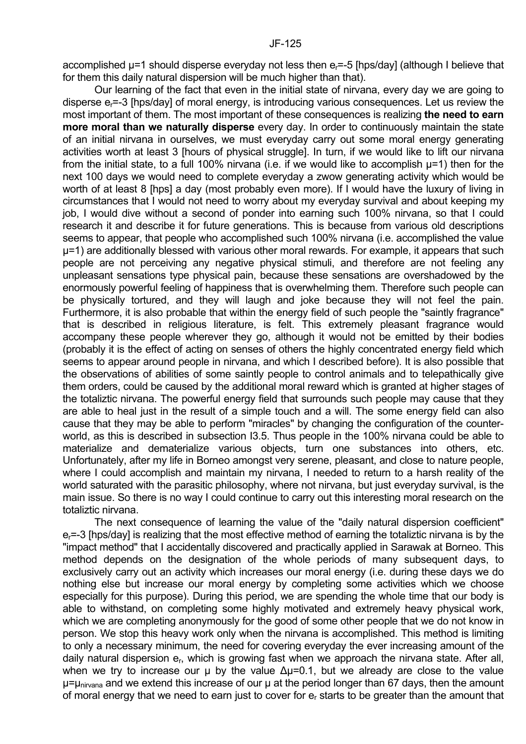accomplished $\mu=1$ should disperse everyday not less then $e_r=-5$ [hps/day] (although I believe that for them this daily natural dispersion will be much higher than that).

Our learning of the fact that even in the initial state of nirvana, every day we are going to disperse $e_r=-3$ [hps/day] of moral energy, is introducing various consequences. Let us review the most important of them. The most important of these consequences is realizing **the need to earn more moral than we naturally disperse** every day. In order to continuously maintain the state of an initial nirvana in ourselves, we must everyday carry out some moral energy generating activities worth at least 3 [hours of physical struggle]. In turn, if we would like to lift our nirvana from the initial state, to a full 100% nirvana (i.e. if we would like to accomplish $\mu=1$) then for the next 100 days we would need to complete everyday a zwow generating activity which would be worth of at least 8 [hps] a day (most probably even more). If I would have the luxury of living in circumstances that I would not need to worry about my everyday survival and about keeping my job, I would dive without a second of ponder into earning such 100% nirvana, so that I could research it and describe it for future generations. This is because from various old descriptions seems to appear, that people who accomplished such 100% nirvana (i.e. accomplished the value $\mu=1$) are additionally blessed with various other moral rewards. For example, it appears that such people are not perceiving any negative physical stimuli, and therefore are not feeling any unpleasant sensations type physical pain, because these sensations are overshadowed by the enormously powerful feeling of happiness that is overwhelming them. Therefore such people can be physically tortured, and they will laugh and joke because they will not feel the pain. Furthermore, it is also probable that within the energy field of such people the "saintly fragrance" that is described in religious literature, is felt. This extremely pleasant fragrance would accompany these people wherever they go, although it would not be emitted by their bodies (probably it is the effect of acting on senses of others the highly concentrated energy field which seems to appear around people in nirvana, and which I described before). It is also possible that the observations of abilities of some saintly people to control animals and to telepathically give them orders, could be caused by the additional moral reward which is granted at higher stages of the totaliztic nirvana. The powerful energy field that surrounds such people may cause that they are able to heal just in the result of a simple touch and a will. The some energy field can also cause that they may be able to perform "miracles" by changing the configuration of the counter-world, as this is described in subsection I3.5. Thus people in the 100% nirvana could be able to materialize and dematerialize various objects, turn one substances into others, etc. Unfortunately, after my life in Borneo amongst very serene, pleasant, and close to nature people, where I could accomplish and maintain my nirvana, I needed to return to a harsh reality of the world saturated with the parasitic philosophy, where not nirvana, but just everyday survival, is the main issue. So there is no way I could continue to carry out this interesting moral research on the totaliztic nirvana.

The next consequence of learning the value of the "daily natural dispersion coefficient" $e_r=-3$ [hps/day] is realizing that the most effective method of earning the totaliztic nirvana is by the "impact method" that I accidentally discovered and practically applied in Sarawak at Borneo. This method depends on the designation of the whole periods of many subsequent days, to exclusively carry out an activity which increases our moral energy (i.e. during these days we do nothing else but increase our moral energy by completing some activities which we choose especially for this purpose). During this period, we are spending the whole time that our body is able to withstand, on completing some highly motivated and extremely heavy physical work, which we are completing anonymously for the good of some other people that we do not know in person. We stop this heavy work only when the nirvana is accomplished. This method is limiting to only a necessary minimum, the need for covering everyday the ever increasing amount of the daily natural dispersion $e_r$, which is growing fast when we approach the nirvana state. After all, when we try to increase our $\mu$ by the value $\Delta\mu=0.1$, but we already are close to the value $\mu=\mu_{nirvana}$ and we extend this increase of our $\mu$ at the period longer than 67 days, then the amount of moral energy that we need to earn just to cover for $e_r$ starts to be greater than the amount that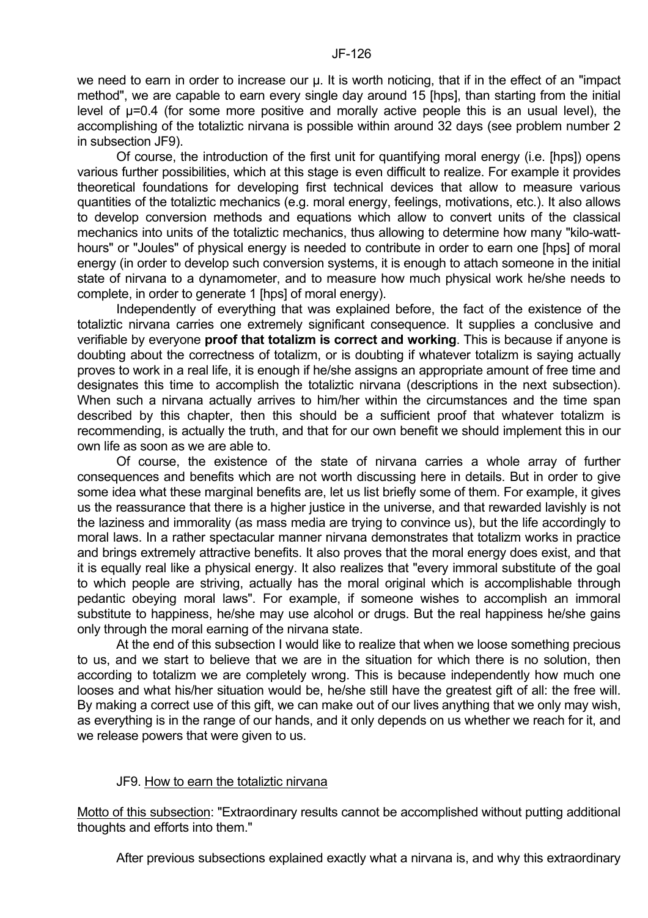we need to earn in order to increase our $\mu$. It is worth noticing, that if in the effect of an "impact method", we are capable to earn every single day around 15 [hps], than starting from the initial level of $\mu=0.4$ (for some more positive and morally active people this is an usual level), the accomplishing of the totaliztic nirvana is possible within around 32 days (see problem number 2 in subsection JF9).

Of course, the introduction of the first unit for quantifying moral energy (i.e. [hps]) opens various further possibilities, which at this stage is even difficult to realize. For example it provides theoretical foundations for developing first technical devices that allow to measure various quantities of the totaliztic mechanics (e.g. moral energy, feelings, motivations, etc.). It also allows to develop conversion methods and equations which allow to convert units of the classical mechanics into units of the totaliztic mechanics, thus allowing to determine how many "kilo-watt-hours" or "Joules" of physical energy is needed to contribute in order to earn one [hps] of moral energy (in order to develop such conversion systems, it is enough to attach someone in the initial state of nirvana to a dynamometer, and to measure how much physical work he/she needs to complete, in order to generate 1 [hps] of moral energy).

Independently of everything that was explained before, the fact of the existence of the totaliztic nirvana carries one extremely significant consequence. It supplies a conclusive and verifiable by everyone **proof that totalizm is correct and working**. This is because if anyone is doubting about the correctness of totalizm, or is doubting if whatever totalizm is saying actually proves to work in a real life, it is enough if he/she assigns an appropriate amount of free time and designates this time to accomplish the totaliztic nirvana (descriptions in the next subsection). When such a nirvana actually arrives to him/her within the circumstances and the time span described by this chapter, then this should be a sufficient proof that whatever totalizm is recommending, is actually the truth, and that for our own benefit we should implement this in our own life as soon as we are able to.

Of course, the existence of the state of nirvana carries a whole array of further consequences and benefits which are not worth discussing here in details. But in order to give some idea what these marginal benefits are, let us list briefly some of them. For example, it gives us the reassurance that there is a higher justice in the universe, and that rewarded lavishly is not the laziness and immorality (as mass media are trying to convince us), but the life accordingly to moral laws. In a rather spectacular manner nirvana demonstrates that totalizm works in practice and brings extremely attractive benefits. It also proves that the moral energy does exist, and that it is equally real like a physical energy. It also realizes that "every immoral substitute of the goal to which people are striving, actually has the moral original which is accomplishable through pedantic obeying moral laws". For example, if someone wishes to accomplish an immoral substitute to happiness, he/she may use alcohol or drugs. But the real happiness he/she gains only through the moral earning of the nirvana state.

At the end of this subsection I would like to realize that when we loose something precious to us, and we start to believe that we are in the situation for which there is no solution, then according to totalizm we are completely wrong. This is because independently how much one looses and what his/her situation would be, he/she still have the greatest gift of all: the free will. By making a correct use of this gift, we can make out of our lives anything that we only may wish, as everything is in the range of our hands, and it only depends on us whether we reach for it, and we release powers that were given to us.

## JF9. How to earn the totaliztic nirvana

Motto of this subsection: "Extraordinary results cannot be accomplished without putting additional thoughts and efforts into them."

After previous subsections explained exactly what a nirvana is, and why this extraordinary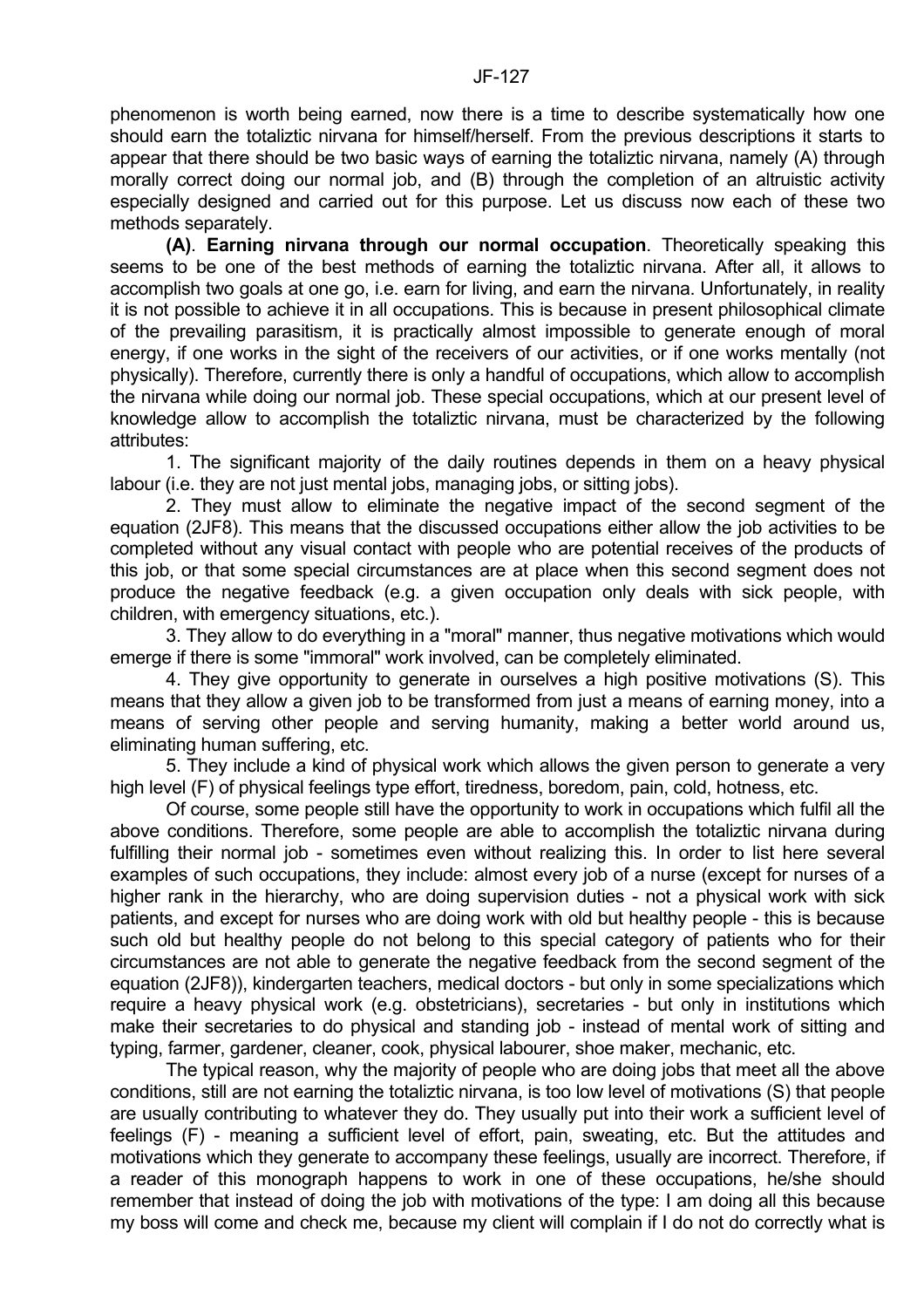phenomenon is worth being earned, now there is a time to describe systematically how one should earn the totaliztic nirvana for himself/herself. From the previous descriptions it starts to appear that there should be two basic ways of earning the totaliztic nirvana, namely (A) through morally correct doing our normal job, and (B) through the completion of an altruistic activity especially designed and carried out for this purpose. Let us discuss now each of these two methods separately.

**(A)**. **Earning nirvana through our normal occupation**. Theoretically speaking this seems to be one of the best methods of earning the totaliztic nirvana. After all, it allows to accomplish two goals at one go, i.e. earn for living, and earn the nirvana. Unfortunately, in reality it is not possible to achieve it in all occupations. This is because in present philosophical climate of the prevailing parasitism, it is practically almost impossible to generate enough of moral energy, if one works in the sight of the receivers of our activities, or if one works mentally (not physically). Therefore, currently there is only a handful of occupations, which allow to accomplish the nirvana while doing our normal job. These special occupations, which at our present level of knowledge allow to accomplish the totaliztic nirvana, must be characterized by the following attributes:

1. The significant majority of the daily routines depends in them on a heavy physical labour (i.e. they are not just mental jobs, managing jobs, or sitting jobs).

2. They must allow to eliminate the negative impact of the second segment of the equation (2JF8). This means that the discussed occupations either allow the job activities to be completed without any visual contact with people who are potential receives of the products of this job, or that some special circumstances are at place when this second segment does not produce the negative feedback (e.g. a given occupation only deals with sick people, with children, with emergency situations, etc.).

3. They allow to do everything in a "moral" manner, thus negative motivations which would emerge if there is some "immoral" work involved, can be completely eliminated.

4. They give opportunity to generate in ourselves a high positive motivations (S). This means that they allow a given job to be transformed from just a means of earning money, into a means of serving other people and serving humanity, making a better world around us, eliminating human suffering, etc.

5. They include a kind of physical work which allows the given person to generate a very high level (F) of physical feelings type effort, tiredness, boredom, pain, cold, hotness, etc.

Of course, some people still have the opportunity to work in occupations which fulfil all the above conditions. Therefore, some people are able to accomplish the totaliztic nirvana during fulfilling their normal job - sometimes even without realizing this. In order to list here several examples of such occupations, they include: almost every job of a nurse (except for nurses of a higher rank in the hierarchy, who are doing supervision duties - not a physical work with sick patients, and except for nurses who are doing work with old but healthy people - this is because such old but healthy people do not belong to this special category of patients who for their circumstances are not able to generate the negative feedback from the second segment of the equation (2JF8)), kindergarten teachers, medical doctors - but only in some specializations which require a heavy physical work (e.g. obstetricians), secretaries - but only in institutions which make their secretaries to do physical and standing job - instead of mental work of sitting and typing, farmer, gardener, cleaner, cook, physical labourer, shoe maker, mechanic, etc.

The typical reason, why the majority of people who are doing jobs that meet all the above conditions, still are not earning the totaliztic nirvana, is too low level of motivations (S) that people are usually contributing to whatever they do. They usually put into their work a sufficient level of feelings (F) - meaning a sufficient level of effort, pain, sweating, etc. But the attitudes and motivations which they generate to accompany these feelings, usually are incorrect. Therefore, if a reader of this monograph happens to work in one of these occupations, he/she should remember that instead of doing the job with motivations of the type: I am doing all this because my boss will come and check me, because my client will complain if I do not do correctly what is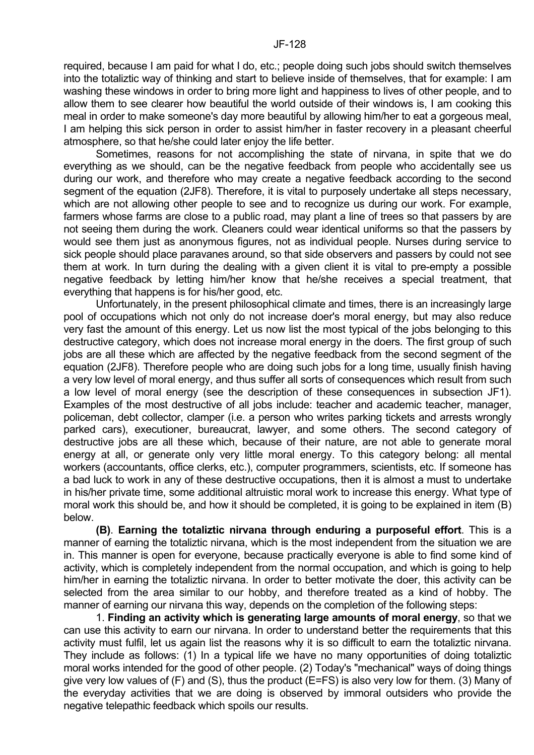required, because I am paid for what I do, etc.; people doing such jobs should switch themselves into the totaliztic way of thinking and start to believe inside of themselves, that for example: I am washing these windows in order to bring more light and happiness to lives of other people, and to allow them to see clearer how beautiful the world outside of their windows is, I am cooking this meal in order to make someone's day more beautiful by allowing him/her to eat a gorgeous meal, I am helping this sick person in order to assist him/her in faster recovery in a pleasant cheerful atmosphere, so that he/she could later enjoy the life better.

Sometimes, reasons for not accomplishing the state of nirvana, in spite that we do everything as we should, can be the negative feedback from people who accidentally see us during our work, and therefore who may create a negative feedback according to the second segment of the equation (2JF8). Therefore, it is vital to purposely undertake all steps necessary, which are not allowing other people to see and to recognize us during our work. For example, farmers whose farms are close to a public road, may plant a line of trees so that passers by are not seeing them during the work. Cleaners could wear identical uniforms so that the passers by would see them just as anonymous figures, not as individual people. Nurses during service to sick people should place paravanes around, so that side observers and passers by could not see them at work. In turn during the dealing with a given client it is vital to pre-empty a possible negative feedback by letting him/her know that he/she receives a special treatment, that everything that happens is for his/her good, etc.

Unfortunately, in the present philosophical climate and times, there is an increasingly large pool of occupations which not only do not increase doer's moral energy, but may also reduce very fast the amount of this energy. Let us now list the most typical of the jobs belonging to this destructive category, which does not increase moral energy in the doers. The first group of such jobs are all these which are affected by the negative feedback from the second segment of the equation (2JF8). Therefore people who are doing such jobs for a long time, usually finish having a very low level of moral energy, and thus suffer all sorts of consequences which result from such a low level of moral energy (see the description of these consequences in subsection JF1). Examples of the most destructive of all jobs include: teacher and academic teacher, manager, policeman, debt collector, clamper (i.e. a person who writes parking tickets and arrests wrongly parked cars), executioner, bureaucrat, lawyer, and some others. The second category of destructive jobs are all these which, because of their nature, are not able to generate moral energy at all, or generate only very little moral energy. To this category belong: all mental workers (accountants, office clerks, etc.), computer programmers, scientists, etc. If someone has a bad luck to work in any of these destructive occupations, then it is almost a must to undertake in his/her private time, some additional altruistic moral work to increase this energy. What type of moral work this should be, and how it should be completed, it is going to be explained in item (B) below.

**(B)**. **Earning the totaliztic nirvana through enduring a purposeful effort**. This is a manner of earning the totaliztic nirvana, which is the most independent from the situation we are in. This manner is open for everyone, because practically everyone is able to find some kind of activity, which is completely independent from the normal occupation, and which is going to help him/her in earning the totaliztic nirvana. In order to better motivate the doer, this activity can be selected from the area similar to our hobby, and therefore treated as a kind of hobby. The manner of earning our nirvana this way, depends on the completion of the following steps:

1. **Finding an activity which is generating large amounts of moral energy**, so that we can use this activity to earn our nirvana. In order to understand better the requirements that this activity must fulfil, let us again list the reasons why it is so difficult to earn the totaliztic nirvana. They include as follows: (1) In a typical life we have no many opportunities of doing totaliztic moral works intended for the good of other people. (2) Today's "mechanical" ways of doing things give very low values of (F) and (S), thus the product (E=FS) is also very low for them. (3) Many of the everyday activities that we are doing is observed by immoral outsiders who provide the negative telepathic feedback which spoils our results.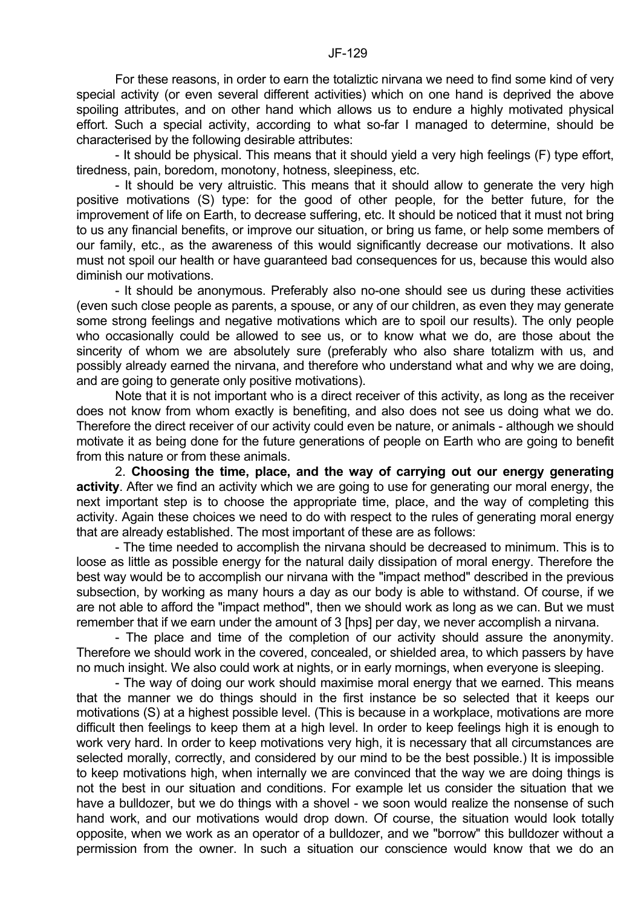For these reasons, in order to earn the totaliztic nirvana we need to find some kind of very special activity (or even several different activities) which on one hand is deprived the above spoiling attributes, and on other hand which allows us to endure a highly motivated physical effort. Such a special activity, according to what so-far I managed to determine, should be characterised by the following desirable attributes:

- It should be physical. This means that it should yield a very high feelings (F) type effort, tiredness, pain, boredom, monotony, hotness, sleepiness, etc.

- It should be very altruistic. This means that it should allow to generate the very high positive motivations (S) type: for the good of other people, for the better future, for the improvement of life on Earth, to decrease suffering, etc. It should be noticed that it must not bring to us any financial benefits, or improve our situation, or bring us fame, or help some members of our family, etc., as the awareness of this would significantly decrease our motivations. It also must not spoil our health or have guaranteed bad consequences for us, because this would also diminish our motivations.

- It should be anonymous. Preferably also no-one should see us during these activities (even such close people as parents, a spouse, or any of our children, as even they may generate some strong feelings and negative motivations which are to spoil our results). The only people who occasionally could be allowed to see us, or to know what we do, are those about the sincerity of whom we are absolutely sure (preferably who also share totalizm with us, and possibly already earned the nirvana, and therefore who understand what and why we are doing, and are going to generate only positive motivations).

Note that it is not important who is a direct receiver of this activity, as long as the receiver does not know from whom exactly is benefiting, and also does not see us doing what we do. Therefore the direct receiver of our activity could even be nature, or animals - although we should motivate it as being done for the future generations of people on Earth who are going to benefit from this nature or from these animals.

2. **Choosing the time, place, and the way of carrying out our energy generating activity**. After we find an activity which we are going to use for generating our moral energy, the next important step is to choose the appropriate time, place, and the way of completing this activity. Again these choices we need to do with respect to the rules of generating moral energy that are already established. The most important of these are as follows:

- The time needed to accomplish the nirvana should be decreased to minimum. This is to loose as little as possible energy for the natural daily dissipation of moral energy. Therefore the best way would be to accomplish our nirvana with the "impact method" described in the previous subsection, by working as many hours a day as our body is able to withstand. Of course, if we are not able to afford the "impact method", then we should work as long as we can. But we must remember that if we earn under the amount of 3 [hps] per day, we never accomplish a nirvana.

- The place and time of the completion of our activity should assure the anonymity. Therefore we should work in the covered, concealed, or shielded area, to which passers by have no much insight. We also could work at nights, or in early mornings, when everyone is sleeping.

- The way of doing our work should maximise moral energy that we earned. This means that the manner we do things should in the first instance be so selected that it keeps our motivations (S) at a highest possible level. (This is because in a workplace, motivations are more difficult then feelings to keep them at a high level. In order to keep feelings high it is enough to work very hard. In order to keep motivations very high, it is necessary that all circumstances are selected morally, correctly, and considered by our mind to be the best possible.) It is impossible to keep motivations high, when internally we are convinced that the way we are doing things is not the best in our situation and conditions. For example let us consider the situation that we have a bulldozer, but we do things with a shovel - we soon would realize the nonsense of such hand work, and our motivations would drop down. Of course, the situation would look totally opposite, when we work as an operator of a bulldozer, and we "borrow" this bulldozer without a permission from the owner. In such a situation our conscience would know that we do an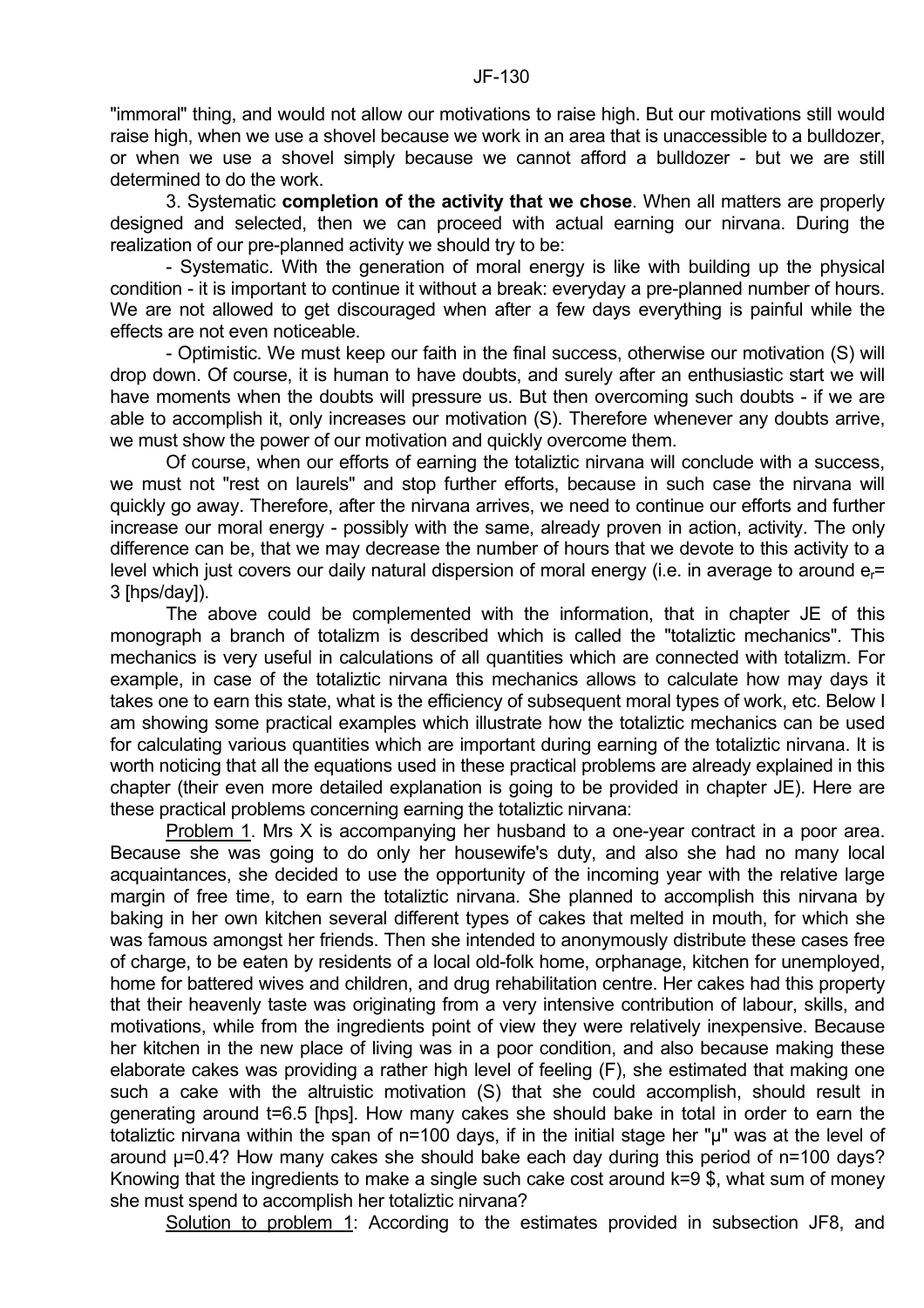"immoral" thing, and would not allow our motivations to raise high. But our motivations still would raise high, when we use a shovel because we work in an area that is unaccessible to a bulldozer, or when we use a shovel simply because we cannot afford a bulldozer - but we are still determined to do the work.

3. Systematic **completion of the activity that we chose**. When all matters are properly designed and selected, then we can proceed with actual earning our nirvana. During the realization of our pre-planned activity we should try to be:

- Systematic. With the generation of moral energy is like with building up the physical condition - it is important to continue it without a break: everyday a pre-planned number of hours. We are not allowed to get discouraged when after a few days everything is painful while the effects are not even noticeable.

- Optimistic. We must keep our faith in the final success, otherwise our motivation (S) will drop down. Of course, it is human to have doubts, and surely after an enthusiastic start we will have moments when the doubts will pressure us. But then overcoming such doubts - if we are able to accomplish it, only increases our motivation (S). Therefore whenever any doubts arrive, we must show the power of our motivation and quickly overcome them.

Of course, when our efforts of earning the totaliztic nirvana will conclude with a success, we must not "rest on laurels" and stop further efforts, because in such case the nirvana will quickly go away. Therefore, after the nirvana arrives, we need to continue our efforts and further increase our moral energy - possibly with the same, already proven in action, activity. The only difference can be, that we may decrease the number of hours that we devote to this activity to a level which just covers our daily natural dispersion of moral energy (i.e. in average to around $e_r$= 3 [hps/day]).

The above could be complemented with the information, that in chapter JE of this monograph a branch of totalizm is described which is called the "totaliztic mechanics". This mechanics is very useful in calculations of all quantities which are connected with totalizm. For example, in case of the totaliztic nirvana this mechanics allows to calculate how may days it takes one to earn this state, what is the efficiency of subsequent moral types of work, etc. Below I am showing some practical examples which illustrate how the totaliztic mechanics can be used for calculating various quantities which are important during earning of the totaliztic nirvana. It is worth noticing that all the equations used in these practical problems are already explained in this chapter (their even more detailed explanation is going to be provided in chapter JE). Here are these practical problems concerning earning the totaliztic nirvana:

Problem 1. Mrs X is accompanying her husband to a one-year contract in a poor area. Because she was going to do only her housewife's duty, and also she had no many local acquaintances, she decided to use the opportunity of the incoming year with the relative large margin of free time, to earn the totaliztic nirvana. She planned to accomplish this nirvana by baking in her own kitchen several different types of cakes that melted in mouth, for which she was famous amongst her friends. Then she intended to anonymously distribute these cases free of charge, to be eaten by residents of a local old-folk home, orphanage, kitchen for unemployed, home for battered wives and children, and drug rehabilitation centre. Her cakes had this property that their heavenly taste was originating from a very intensive contribution of labour, skills, and motivations, while from the ingredients point of view they were relatively inexpensive. Because her kitchen in the new place of living was in a poor condition, and also because making these elaborate cakes was providing a rather high level of feeling (F), she estimated that making one such a cake with the altruistic motivation (S) that she could accomplish, should result in generating around t=6.5 [hps]. How many cakes she should bake in total in order to earn the totaliztic nirvana within the span of n=100 days, if in the initial stage her "μ" was at the level of around μ=0.4? How many cakes she should bake each day during this period of n=100 days? Knowing that the ingredients to make a single such cake cost around k=9 $, what sum of money she must spend to accomplish her totaliztic nirvana?

Solution to problem 1: According to the estimates provided in subsection JF8, and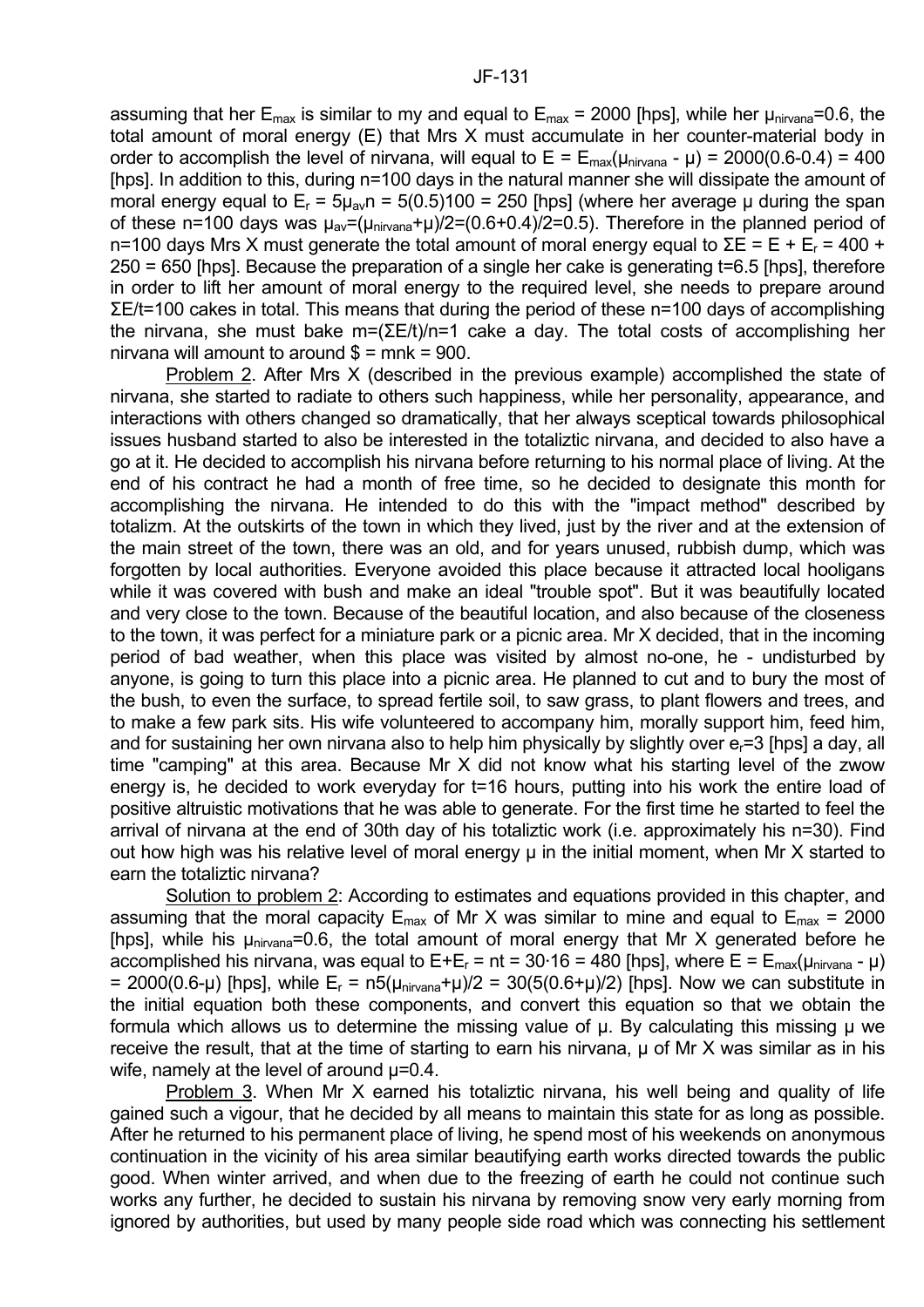assuming that her $E_{max}$ is similar to my and equal to $E_{max}$ = 2000 [hps], while her $\mu_{nirvana}$=0.6, the total amount of moral energy (E) that Mrs X must accumulate in her counter-material body in order to accomplish the level of nirvana, will equal to $E = E_{max}(\mu_{nirvana} - \mu) = 2000(0.6\text{-}0.4) = 400$ [hps]. In addition to this, during n=100 days in the natural manner she will dissipate the amount of moral energy equal to $E_r = 5\mu_{av}n = 5(0.5)100 = 250$ [hps] (where her average μ during the span of these n=100 days was $\mu_{av}=(\mu_{nirvana}+\mu)/2=(0.6+0.4)/2=0.5$). Therefore in the planned period of n=100 days Mrs X must generate the total amount of moral energy equal to $\Sigma E = E + E_r = 400 + 250 = 650$ [hps]. Because the preparation of a single her cake is generating t=6.5 [hps], therefore in order to lift her amount of moral energy to the required level, she needs to prepare around ΣE/t=100 cakes in total. This means that during the period of these n=100 days of accomplishing the nirvana, she must bake m=(ΣE/t)/n=1 cake a day. The total costs of accomplishing her nirvana will amount to around \$ = mnk = 900.

Problem 2. After Mrs X (described in the previous example) accomplished the state of nirvana, she started to radiate to others such happiness, while her personality, appearance, and interactions with others changed so dramatically, that her always sceptical towards philosophical issues husband started to also be interested in the totaliztic nirvana, and decided to also have a go at it. He decided to accomplish his nirvana before returning to his normal place of living. At the end of his contract he had a month of free time, so he decided to designate this month for accomplishing the nirvana. He intended to do this with the "impact method" described by totalizm. At the outskirts of the town in which they lived, just by the river and at the extension of the main street of the town, there was an old, and for years unused, rubbish dump, which was forgotten by local authorities. Everyone avoided this place because it attracted local hooligans while it was covered with bush and make an ideal "trouble spot". But it was beautifully located and very close to the town. Because of the beautiful location, and also because of the closeness to the town, it was perfect for a miniature park or a picnic area. Mr X decided, that in the incoming period of bad weather, when this place was visited by almost no-one, he - undisturbed by anyone, is going to turn this place into a picnic area. He planned to cut and to bury the most of the bush, to even the surface, to spread fertile soil, to saw grass, to plant flowers and trees, and to make a few park sits. His wife volunteered to accompany him, morally support him, feed him, and for sustaining her own nirvana also to help him physically by slightly over $e_r$=3 [hps] a day, all time "camping" at this area. Because Mr X did not know what his starting level of the zwow energy is, he decided to work everyday for t=16 hours, putting into his work the entire load of positive altruistic motivations that he was able to generate. For the first time he started to feel the arrival of nirvana at the end of 30th day of his totaliztic work (i.e. approximately his n=30). Find out how high was his relative level of moral energy μ in the initial moment, when Mr X started to earn the totaliztic nirvana?

Solution to problem 2: According to estimates and equations provided in this chapter, and assuming that the moral capacity $E_{max}$ of Mr X was similar to mine and equal to $E_{max}$ = 2000 [hps], while his $\mu_{nirvana}$=0.6, the total amount of moral energy that Mr X generated before he accomplished his nirvana, was equal to $E+E_r = nt = 30\cdot16 = 480$ [hps], where $E = E_{max}(\mu_{nirvana} - \mu) = 2000(0.6\text{-}\mu)$ [hps], while $E_r = n5(\mu_{nirvana}+\mu)/2 = 30(5(0.6+\mu)/2)$ [hps]. Now we can substitute in the initial equation both these components, and convert this equation so that we obtain the formula which allows us to determine the missing value of μ. By calculating this missing μ we receive the result, that at the time of starting to earn his nirvana, μ of Mr X was similar as in his wife, namely at the level of around μ=0.4.

Problem 3. When Mr X earned his totaliztic nirvana, his well being and quality of life gained such a vigour, that he decided by all means to maintain this state for as long as possible. After he returned to his permanent place of living, he spend most of his weekends on anonymous continuation in the vicinity of his area similar beautifying earth works directed towards the public good. When winter arrived, and when due to the freezing of earth he could not continue such works any further, he decided to sustain his nirvana by removing snow very early morning from ignored by authorities, but used by many people side road which was connecting his settlement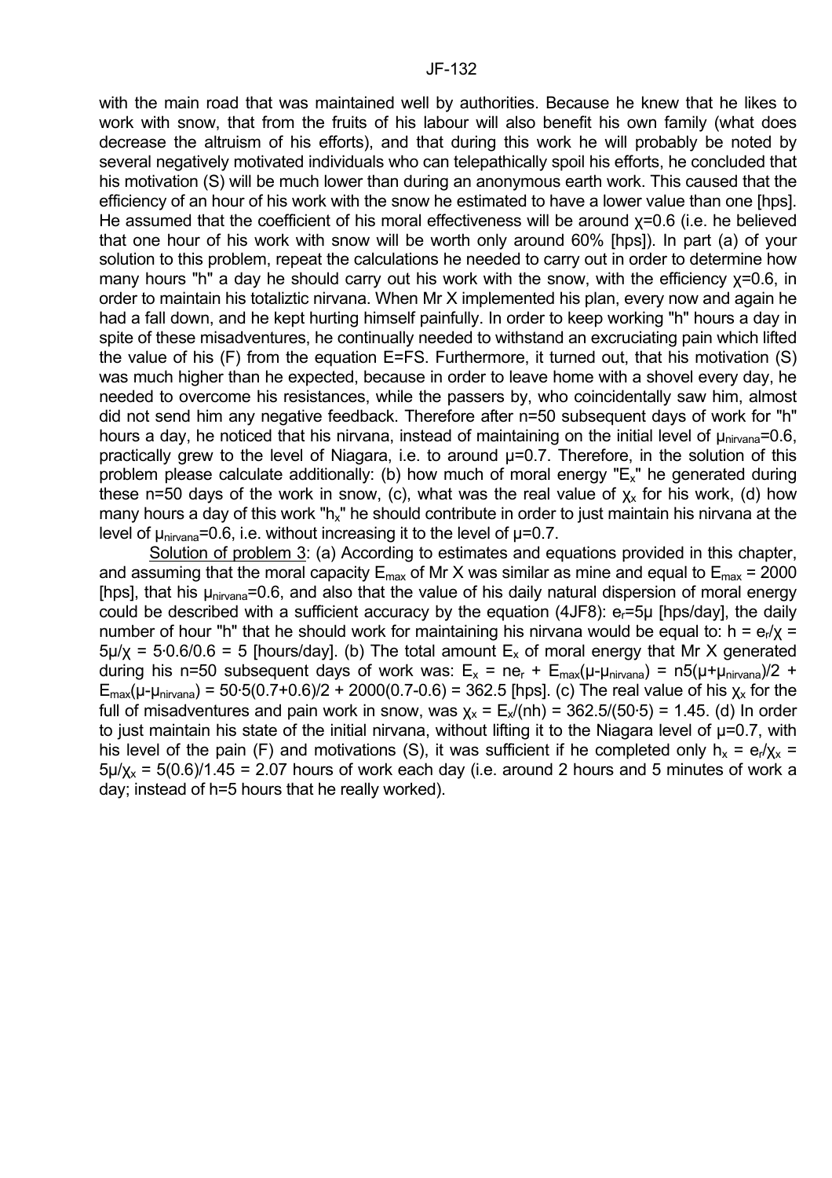with the main road that was maintained well by authorities. Because he knew that he likes to work with snow, that from the fruits of his labour will also benefit his own family (what does decrease the altruism of his efforts), and that during this work he will probably be noted by several negatively motivated individuals who can telepathically spoil his efforts, he concluded that his motivation (S) will be much lower than during an anonymous earth work. This caused that the efficiency of an hour of his work with the snow he estimated to have a lower value than one [hps]. He assumed that the coefficient of his moral effectiveness will be around $\chi$=0.6 (i.e. he believed that one hour of his work with snow will be worth only around 60% [hps]). In part (a) of your solution to this problem, repeat the calculations he needed to carry out in order to determine how many hours "h" a day he should carry out his work with the snow, with the efficiency $\chi$=0.6, in order to maintain his totaliztic nirvana. When Mr X implemented his plan, every now and again he had a fall down, and he kept hurting himself painfully. In order to keep working "h" hours a day in spite of these misadventures, he continually needed to withstand an excruciating pain which lifted the value of his (F) from the equation E=FS. Furthermore, it turned out, that his motivation (S) was much higher than he expected, because in order to leave home with a shovel every day, he needed to overcome his resistances, while the passers by, who coincidentally saw him, almost did not send him any negative feedback. Therefore after n=50 subsequent days of work for "h" hours a day, he noticed that his nirvana, instead of maintaining on the initial level of $\mu_{nirvana}$=0.6, practically grew to the level of Niagara, i.e. to around $\mu$=0.7. Therefore, in the solution of this problem please calculate additionally: (b) how much of moral energy "$E_x$" he generated during these n=50 days of the work in snow, (c), what was the real value of $\chi_x$ for his work, (d) how many hours a day of this work "$h_x$" he should contribute in order to just maintain his nirvana at the level of $\mu_{nirvana}$=0.6, i.e. without increasing it to the level of $\mu$=0.7.

Solution of problem 3: (a) According to estimates and equations provided in this chapter, and assuming that the moral capacity $E_{max}$ of Mr X was similar as mine and equal to $E_{max}$ = 2000 [hps], that his $\mu_{nirvana}$=0.6, and also that the value of his daily natural dispersion of moral energy could be described with a sufficient accuracy by the equation (4JF8): $e_r$=5$\mu$ [hps/day], the daily number of hour "h" that he should work for maintaining his nirvana would be equal to: $h = e_r/\chi = 5\mu/\chi = 5\cdot 0.6/0.6 = 5$ [hours/day]. (b) The total amount $E_x$ of moral energy that Mr X generated during his n=50 subsequent days of work was: $E_x = ne_r + E_{max}(\mu-\mu_{nirvana}) = n5(\mu+\mu_{nirvana})/2 + E_{max}(\mu-\mu_{nirvana}) = 50\cdot 5(0.7+0.6)/2 + 2000(0.7-0.6) = 362.5$ [hps]. (c) The real value of his $\chi_x$ for the full of misadventures and pain work in snow, was $\chi_x = E_x/(nh) = 362.5/(50\cdot 5) = 1.45$. (d) In order to just maintain his state of the initial nirvana, without lifting it to the Niagara level of $\mu$=0.7, with his level of the pain (F) and motivations (S), it was sufficient if he completed only $h_x = e_r/\chi_x = 5\mu/\chi_x = 5(0.6)/1.45 = 2.07$ hours of work each day (i.e. around 2 hours and 5 minutes of work a day; instead of h=5 hours that he really worked).